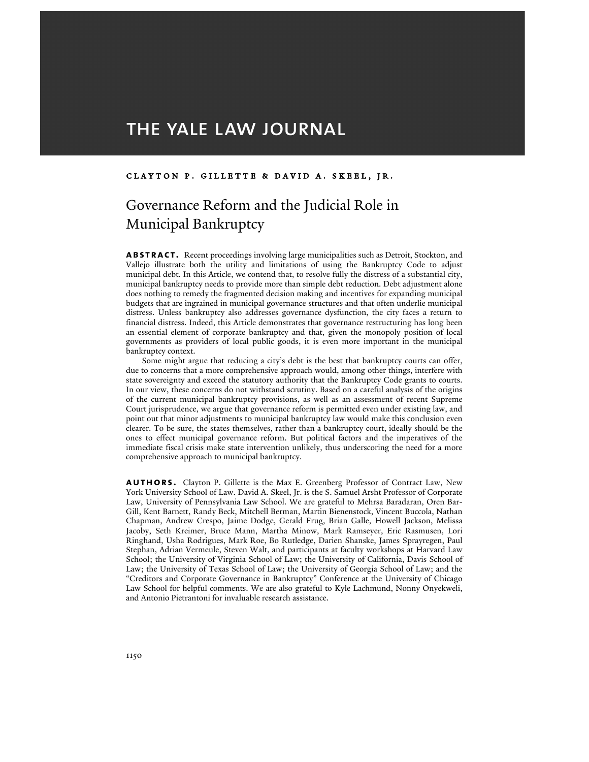# THE YALE LAW JOURNAL

**CLAYTON P. GILLETTE & DAVID A. SKEEL, JR.**

## Governance Reform and the Judicial Role in Municipal Bankruptcy

**ABSTRACT.** Recent proceedings involving large municipalities such as Detroit, Stockton, and Vallejo illustrate both the utility and limitations of using the Bankruptcy Code to adjust municipal debt. In this Article, we contend that, to resolve fully the distress of a substantial city, municipal bankruptcy needs to provide more than simple debt reduction. Debt adjustment alone does nothing to remedy the fragmented decision making and incentives for expanding municipal budgets that are ingrained in municipal governance structures and that often underlie municipal distress. Unless bankruptcy also addresses governance dysfunction, the city faces a return to financial distress. Indeed, this Article demonstrates that governance restructuring has long been an essential element of corporate bankruptcy and that, given the monopoly position of local governments as providers of local public goods, it is even more important in the municipal bankruptcy context.

Some might argue that reducing a city's debt is the best that bankruptcy courts can offer, due to concerns that a more comprehensive approach would, among other things, interfere with state sovereignty and exceed the statutory authority that the Bankruptcy Code grants to courts. In our view, these concerns do not withstand scrutiny. Based on a careful analysis of the origins of the current municipal bankruptcy provisions, as well as an assessment of recent Supreme Court jurisprudence, we argue that governance reform is permitted even under existing law, and point out that minor adjustments to municipal bankruptcy law would make this conclusion even clearer. To be sure, the states themselves, rather than a bankruptcy court, ideally should be the ones to effect municipal governance reform. But political factors and the imperatives of the immediate fiscal crisis make state intervention unlikely, thus underscoring the need for a more comprehensive approach to municipal bankruptcy.

**AUTHORS.** Clayton P. Gillette is the Max E. Greenberg Professor of Contract Law, New York University School of Law. David A. Skeel, Jr. is the S. Samuel Arsht Professor of Corporate Law, University of Pennsylvania Law School. We are grateful to Mehrsa Baradaran, Oren Bar-Gill, Kent Barnett, Randy Beck, Mitchell Berman, Martin Bienenstock, Vincent Buccola, Nathan Chapman, Andrew Crespo, Jaime Dodge, Gerald Frug, Brian Galle, Howell Jackson, Melissa Jacoby, Seth Kreimer, Bruce Mann, Martha Minow, Mark Ramseyer, Eric Rasmusen, Lori Ringhand, Usha Rodrigues, Mark Roe, Bo Rutledge, Darien Shanske, James Sprayregen, Paul Stephan, Adrian Vermeule, Steven Walt, and participants at faculty workshops at Harvard Law School; the University of Virginia School of Law; the University of California, Davis School of Law; the University of Texas School of Law; the University of Georgia School of Law; and the "Creditors and Corporate Governance in Bankruptcy" Conference at the University of Chicago Law School for helpful comments. We are also grateful to Kyle Lachmund, Nonny Onyekweli, and Antonio Pietrantoni for invaluable research assistance.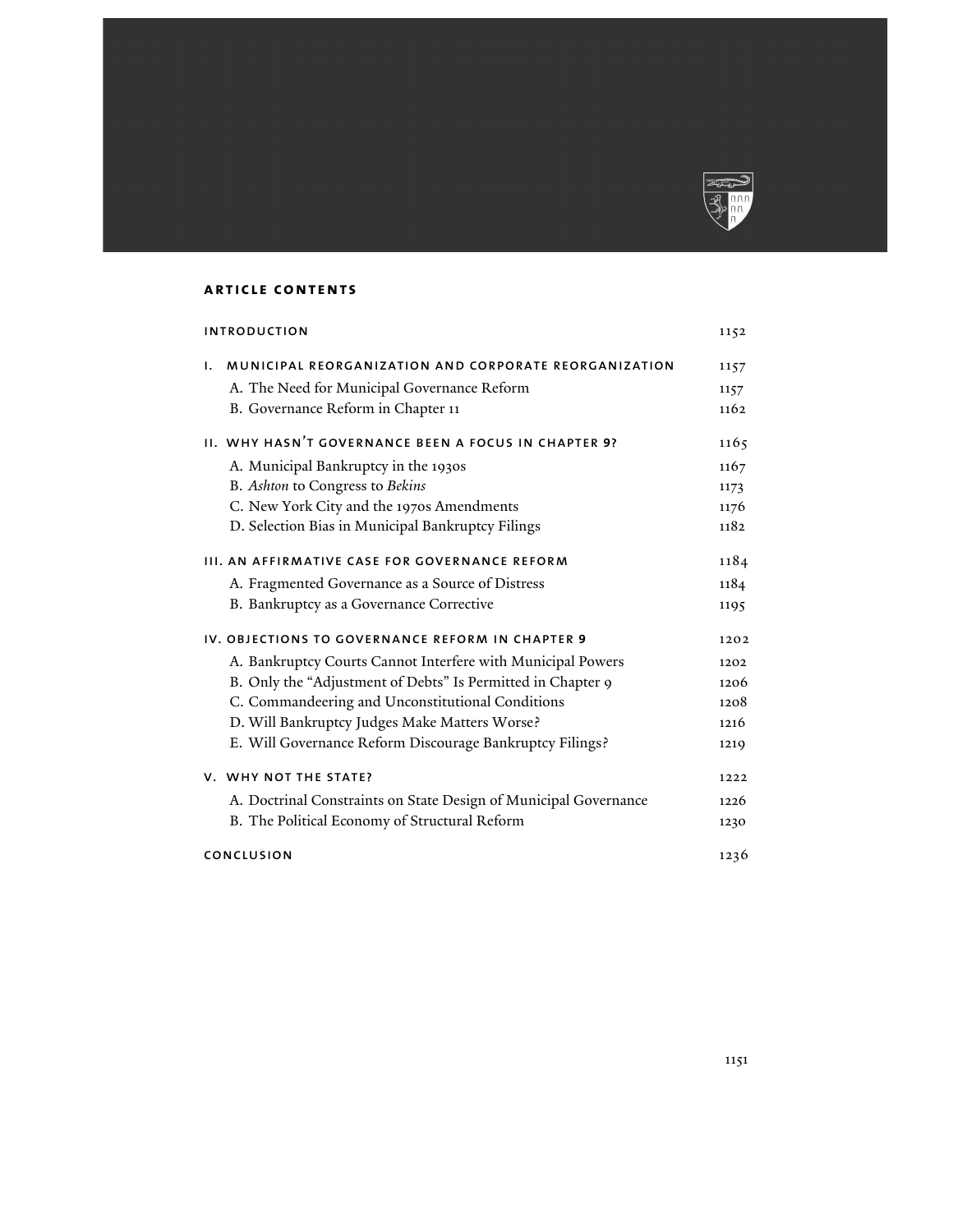## ARTICLE CONTENTS

| | |
|---|---|
| INTRODUCTION | 1152 |
| I. MUNICIPAL REORGANIZATION AND CORPORATE REORGANIZATION | 1157 |
| A. The Need for Municipal Governance Reform | 1157 |
| B. Governance Reform in Chapter 11 | 1162 |
| II. WHY HASN'T GOVERNANCE BEEN A FOCUS IN CHAPTER 9? | 1165 |
| A. Municipal Bankruptcy in the 1930s | 1167 |
| B. *Ashton* to Congress to *Bekins* | 1173 |
| C. New York City and the 1970s Amendments | 1176 |
| D. Selection Bias in Municipal Bankruptcy Filings | 1182 |
| III. AN AFFIRMATIVE CASE FOR GOVERNANCE REFORM | 1184 |
| A. Fragmented Governance as a Source of Distress | 1184 |
| B. Bankruptcy as a Governance Corrective | 1195 |
| IV. OBJECTIONS TO GOVERNANCE REFORM IN CHAPTER 9 | 1202 |
| A. Bankruptcy Courts Cannot Interfere with Municipal Powers | 1202 |
| B. Only the "Adjustment of Debts" Is Permitted in Chapter 9 | 1206 |
| C. Commandeering and Unconstitutional Conditions | 1208 |
| D. Will Bankruptcy Judges Make Matters Worse? | 1216 |
| E. Will Governance Reform Discourage Bankruptcy Filings? | 1219 |
| V. WHY NOT THE STATE? | 1222 |
| A. Doctrinal Constraints on State Design of Municipal Governance | 1226 |
| B. The Political Economy of Structural Reform | 1230 |
| CONCLUSION | 1236 |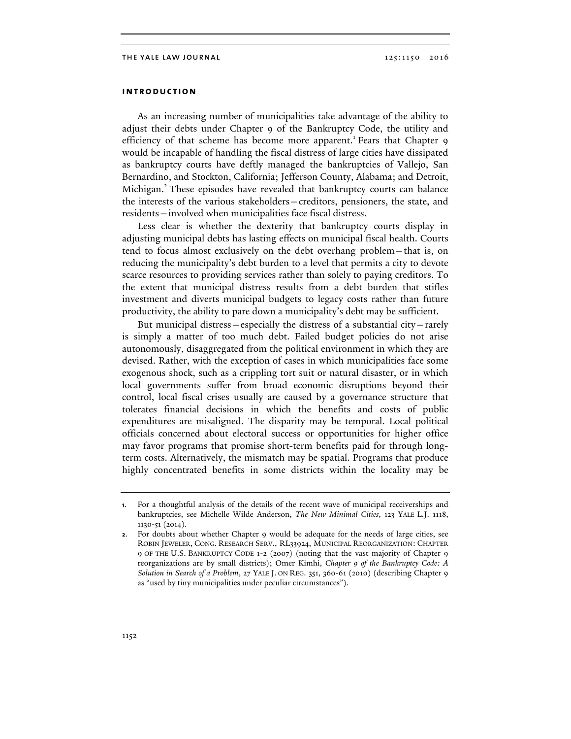## INTRODUCTION

As an increasing number of municipalities take advantage of the ability to adjust their debts under Chapter 9 of the Bankruptcy Code, the utility and efficiency of that scheme has become more apparent.[1] Fears that Chapter 9 would be incapable of handling the fiscal distress of large cities have dissipated as bankruptcy courts have deftly managed the bankruptcies of Vallejo, San Bernardino, and Stockton, California; Jefferson County, Alabama; and Detroit, Michigan.[2] These episodes have revealed that bankruptcy courts can balance the interests of the various stakeholders—creditors, pensioners, the state, and residents—involved when municipalities face fiscal distress.

Less clear is whether the dexterity that bankruptcy courts display in adjusting municipal debts has lasting effects on municipal fiscal health. Courts tend to focus almost exclusively on the debt overhang problem—that is, on reducing the municipality's debt burden to a level that permits a city to devote scarce resources to providing services rather than solely to paying creditors. To the extent that municipal distress results from a debt burden that stifles investment and diverts municipal budgets to legacy costs rather than future productivity, the ability to pare down a municipality's debt may be sufficient.

But municipal distress—especially the distress of a substantial city—rarely is simply a matter of too much debt. Failed budget policies do not arise autonomously, disaggregated from the political environment in which they are devised. Rather, with the exception of cases in which municipalities face some exogenous shock, such as a crippling tort suit or natural disaster, or in which local governments suffer from broad economic disruptions beyond their control, local fiscal crises usually are caused by a governance structure that tolerates financial decisions in which the benefits and costs of public expenditures are misaligned. The disparity may be temporal. Local political officials concerned about electoral success or opportunities for higher office may favor programs that promise short-term benefits paid for through long-term costs. Alternatively, the mismatch may be spatial. Programs that produce highly concentrated benefits in some districts within the locality may be

---

1. For a thoughtful analysis of the details of the recent wave of municipal receiverships and bankruptcies, see Michelle Wilde Anderson, *The New Minimal Cities*, 123 YALE L.J. 1118, 1130-51 (2014).

2. For doubts about whether Chapter 9 would be adequate for the needs of large cities, see ROBIN JEWELER, CONG. RESEARCH SERV., RL33924, MUNICIPAL REORGANIZATION: CHAPTER 9 OF THE U.S. BANKRUPTCY CODE 1-2 (2007) (noting that the vast majority of Chapter 9 reorganizations are by small districts); Omer Kimhi, *Chapter 9 of the Bankruptcy Code: A Solution in Search of a Problem*, 27 YALE J. ON REG. 351, 360-61 (2010) (describing Chapter 9 as "used by tiny municipalities under peculiar circumstances").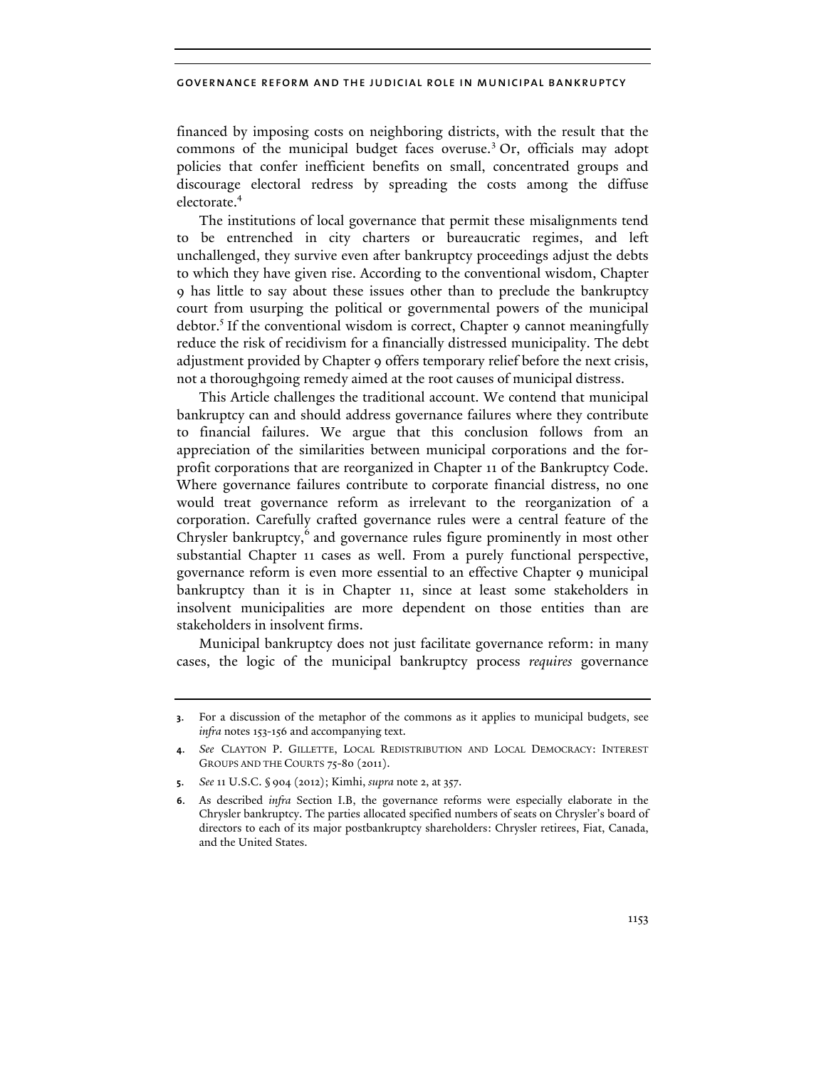financed by imposing costs on neighboring districts, with the result that the commons of the municipal budget faces overuse.[3] Or, officials may adopt policies that confer inefficient benefits on small, concentrated groups and discourage electoral redress by spreading the costs among the diffuse electorate.[4]

The institutions of local governance that permit these misalignments tend to be entrenched in city charters or bureaucratic regimes, and left unchallenged, they survive even after bankruptcy proceedings adjust the debts to which they have given rise. According to the conventional wisdom, Chapter 9 has little to say about these issues other than to preclude the bankruptcy court from usurping the political or governmental powers of the municipal debtor.[5] If the conventional wisdom is correct, Chapter 9 cannot meaningfully reduce the risk of recidivism for a financially distressed municipality. The debt adjustment provided by Chapter 9 offers temporary relief before the next crisis, not a thoroughgoing remedy aimed at the root causes of municipal distress.

This Article challenges the traditional account. We contend that municipal bankruptcy can and should address governance failures where they contribute to financial failures. We argue that this conclusion follows from an appreciation of the similarities between municipal corporations and the for-profit corporations that are reorganized in Chapter 11 of the Bankruptcy Code. Where governance failures contribute to corporate financial distress, no one would treat governance reform as irrelevant to the reorganization of a corporation. Carefully crafted governance rules were a central feature of the Chrysler bankruptcy,[6] and governance rules figure prominently in most other substantial Chapter 11 cases as well. From a purely functional perspective, governance reform is even more essential to an effective Chapter 9 municipal bankruptcy than it is in Chapter 11, since at least some stakeholders in insolvent municipalities are more dependent on those entities than are stakeholders in insolvent firms.

Municipal bankruptcy does not just facilitate governance reform: in many cases, the logic of the municipal bankruptcy process *requires* governance

---

3. For a discussion of the metaphor of the commons as it applies to municipal budgets, see *infra* notes 153-156 and accompanying text.

4. *See* CLAYTON P. GILLETTE, LOCAL REDISTRIBUTION AND LOCAL DEMOCRACY: INTEREST GROUPS AND THE COURTS 75-80 (2011).

5. *See* 11 U.S.C. § 904 (2012); Kimhi, *supra* note 2, at 357.

6. As described *infra* Section I.B, the governance reforms were especially elaborate in the Chrysler bankruptcy. The parties allocated specified numbers of seats on Chrysler's board of directors to each of its major postbankruptcy shareholders: Chrysler retirees, Fiat, Canada, and the United States.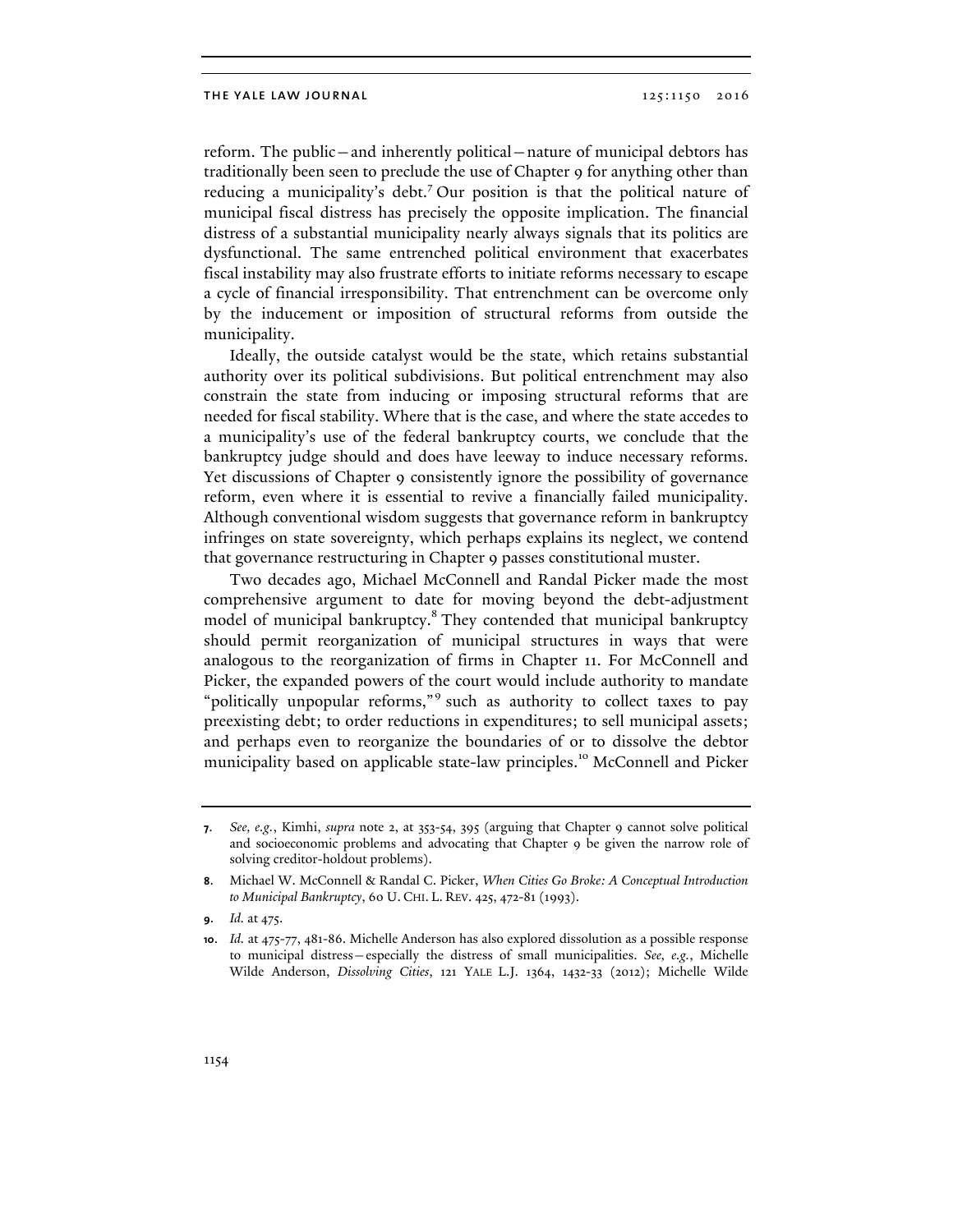reform. The public—and inherently political—nature of municipal debtors has traditionally been seen to preclude the use of Chapter 9 for anything other than reducing a municipality's debt.[7] Our position is that the political nature of municipal fiscal distress has precisely the opposite implication. The financial distress of a substantial municipality nearly always signals that its politics are dysfunctional. The same entrenched political environment that exacerbates fiscal instability may also frustrate efforts to initiate reforms necessary to escape a cycle of financial irresponsibility. That entrenchment can be overcome only by the inducement or imposition of structural reforms from outside the municipality.

Ideally, the outside catalyst would be the state, which retains substantial authority over its political subdivisions. But political entrenchment may also constrain the state from inducing or imposing structural reforms that are needed for fiscal stability. Where that is the case, and where the state accedes to a municipality's use of the federal bankruptcy courts, we conclude that the bankruptcy judge should and does have leeway to induce necessary reforms. Yet discussions of Chapter 9 consistently ignore the possibility of governance reform, even where it is essential to revive a financially failed municipality. Although conventional wisdom suggests that governance reform in bankruptcy infringes on state sovereignty, which perhaps explains its neglect, we contend that governance restructuring in Chapter 9 passes constitutional muster.

Two decades ago, Michael McConnell and Randal Picker made the most comprehensive argument to date for moving beyond the debt-adjustment model of municipal bankruptcy.[8] They contended that municipal bankruptcy should permit reorganization of municipal structures in ways that were analogous to the reorganization of firms in Chapter 11. For McConnell and Picker, the expanded powers of the court would include authority to mandate "politically unpopular reforms,"[9] such as authority to collect taxes to pay preexisting debt; to order reductions in expenditures; to sell municipal assets; and perhaps even to reorganize the boundaries of or to dissolve the debtor municipality based on applicable state-law principles.[10] McConnell and Picker

---

7. *See, e.g.*, Kimhi, *supra* note 2, at 353-54, 395 (arguing that Chapter 9 cannot solve political and socioeconomic problems and advocating that Chapter 9 be given the narrow role of solving creditor-holdout problems).

8. Michael W. McConnell & Randal C. Picker, *When Cities Go Broke: A Conceptual Introduction to Municipal Bankruptcy*, 60 U. CHI. L. REV. 425, 472-81 (1993).

9. *Id.* at 475.

10. *Id.* at 475-77, 481-86. Michelle Anderson has also explored dissolution as a possible response to municipal distress—especially the distress of small municipalities. *See, e.g.*, Michelle Wilde Anderson, *Dissolving Cities*, 121 YALE L.J. 1364, 1432-33 (2012); Michelle Wilde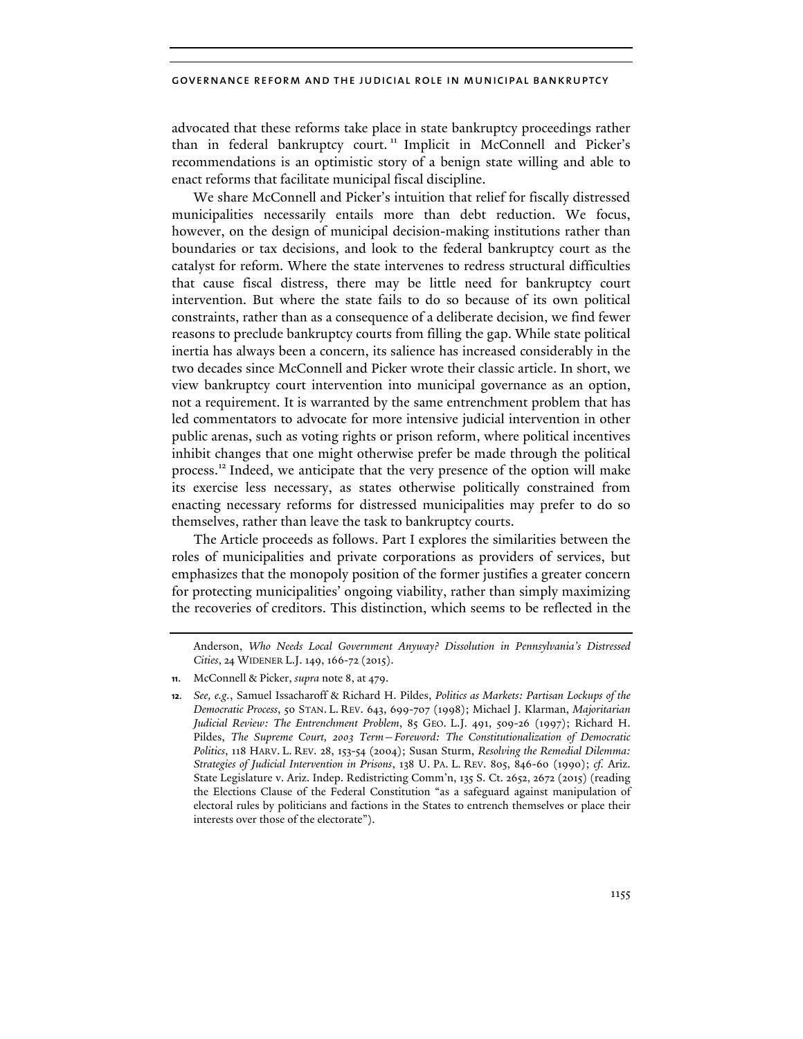advocated that these reforms take place in state bankruptcy proceedings rather than in federal bankruptcy court.[11] Implicit in McConnell and Picker's recommendations is an optimistic story of a benign state willing and able to enact reforms that facilitate municipal fiscal discipline.

We share McConnell and Picker's intuition that relief for fiscally distressed municipalities necessarily entails more than debt reduction. We focus, however, on the design of municipal decision-making institutions rather than boundaries or tax decisions, and look to the federal bankruptcy court as the catalyst for reform. Where the state intervenes to redress structural difficulties that cause fiscal distress, there may be little need for bankruptcy court intervention. But where the state fails to do so because of its own political constraints, rather than as a consequence of a deliberate decision, we find fewer reasons to preclude bankruptcy courts from filling the gap. While state political inertia has always been a concern, its salience has increased considerably in the two decades since McConnell and Picker wrote their classic article. In short, we view bankruptcy court intervention into municipal governance as an option, not a requirement. It is warranted by the same entrenchment problem that has led commentators to advocate for more intensive judicial intervention in other public arenas, such as voting rights or prison reform, where political incentives inhibit changes that one might otherwise prefer be made through the political process.[12] Indeed, we anticipate that the very presence of the option will make its exercise less necessary, as states otherwise politically constrained from enacting necessary reforms for distressed municipalities may prefer to do so themselves, rather than leave the task to bankruptcy courts.

The Article proceeds as follows. Part I explores the similarities between the roles of municipalities and private corporations as providers of services, but emphasizes that the monopoly position of the former justifies a greater concern for protecting municipalities' ongoing viability, rather than simply maximizing the recoveries of creditors. This distinction, which seems to be reflected in the

---

Anderson, *Who Needs Local Government Anyway? Dissolution in Pennsylvania's Distressed Cities*, 24 WIDENER L.J. 149, 166-72 (2015).

11. McConnell & Picker, *supra* note 8, at 479.

12. *See, e.g.*, Samuel Issacharoff & Richard H. Pildes, *Politics as Markets: Partisan Lockups of the Democratic Process*, 50 STAN. L. REV. 643, 699-707 (1998); Michael J. Klarman, *Majoritarian Judicial Review: The Entrenchment Problem*, 85 GEO. L.J. 491, 509-26 (1997); Richard H. Pildes, *The Supreme Court, 2003 Term—Foreword: The Constitutionalization of Democratic Politics*, 118 HARV. L. REV. 28, 153-54 (2004); Susan Sturm, *Resolving the Remedial Dilemma: Strategies of Judicial Intervention in Prisons*, 138 U. PA. L. REV. 805, 846-60 (1990); *cf.* Ariz. State Legislature v. Ariz. Indep. Redistricting Comm'n, 135 S. Ct. 2652, 2672 (2015) (reading the Elections Clause of the Federal Constitution "as a safeguard against manipulation of electoral rules by politicians and factions in the States to entrench themselves or place their interests over those of the electorate").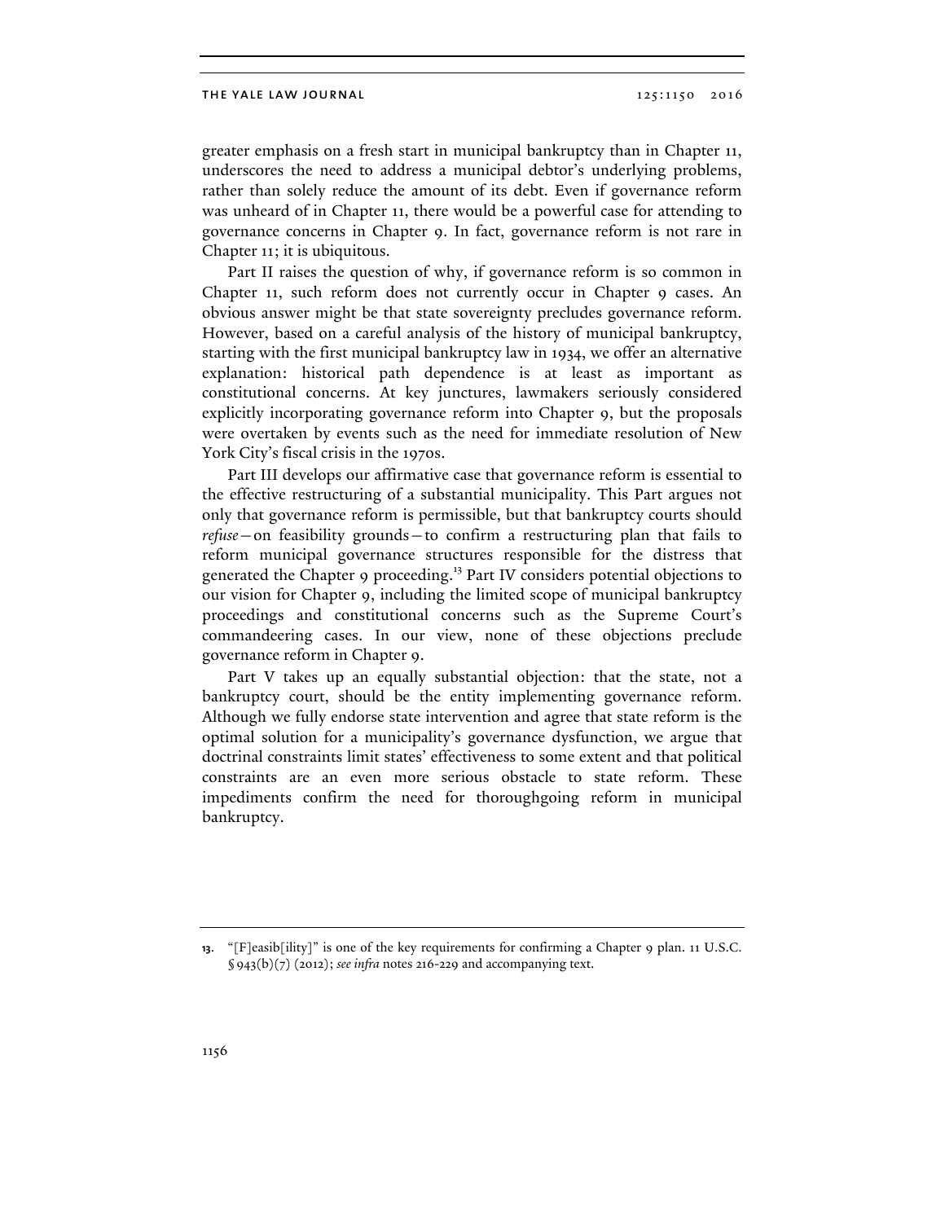greater emphasis on a fresh start in municipal bankruptcy than in Chapter 11, underscores the need to address a municipal debtor's underlying problems, rather than solely reduce the amount of its debt. Even if governance reform was unheard of in Chapter 11, there would be a powerful case for attending to governance concerns in Chapter 9. In fact, governance reform is not rare in Chapter 11; it is ubiquitous.

Part II raises the question of why, if governance reform is so common in Chapter 11, such reform does not currently occur in Chapter 9 cases. An obvious answer might be that state sovereignty precludes governance reform. However, based on a careful analysis of the history of municipal bankruptcy, starting with the first municipal bankruptcy law in 1934, we offer an alternative explanation: historical path dependence is at least as important as constitutional concerns. At key junctures, lawmakers seriously considered explicitly incorporating governance reform into Chapter 9, but the proposals were overtaken by events such as the need for immediate resolution of New York City's fiscal crisis in the 1970s.

Part III develops our affirmative case that governance reform is essential to the effective restructuring of a substantial municipality. This Part argues not only that governance reform is permissible, but that bankruptcy courts should *refuse*—on feasibility grounds—to confirm a restructuring plan that fails to reform municipal governance structures responsible for the distress that generated the Chapter 9 proceeding.[13] Part IV considers potential objections to our vision for Chapter 9, including the limited scope of municipal bankruptcy proceedings and constitutional concerns such as the Supreme Court's commandeering cases. In our view, none of these objections preclude governance reform in Chapter 9.

Part V takes up an equally substantial objection: that the state, not a bankruptcy court, should be the entity implementing governance reform. Although we fully endorse state intervention and agree that state reform is the optimal solution for a municipality's governance dysfunction, we argue that doctrinal constraints limit states' effectiveness to some extent and that political constraints are an even more serious obstacle to state reform. These impediments confirm the need for thoroughgoing reform in municipal bankruptcy.

---

13. "[F]easib[ility]" is one of the key requirements for confirming a Chapter 9 plan. 11 U.S.C. § 943(b)(7) (2012); *see infra* notes 216-229 and accompanying text.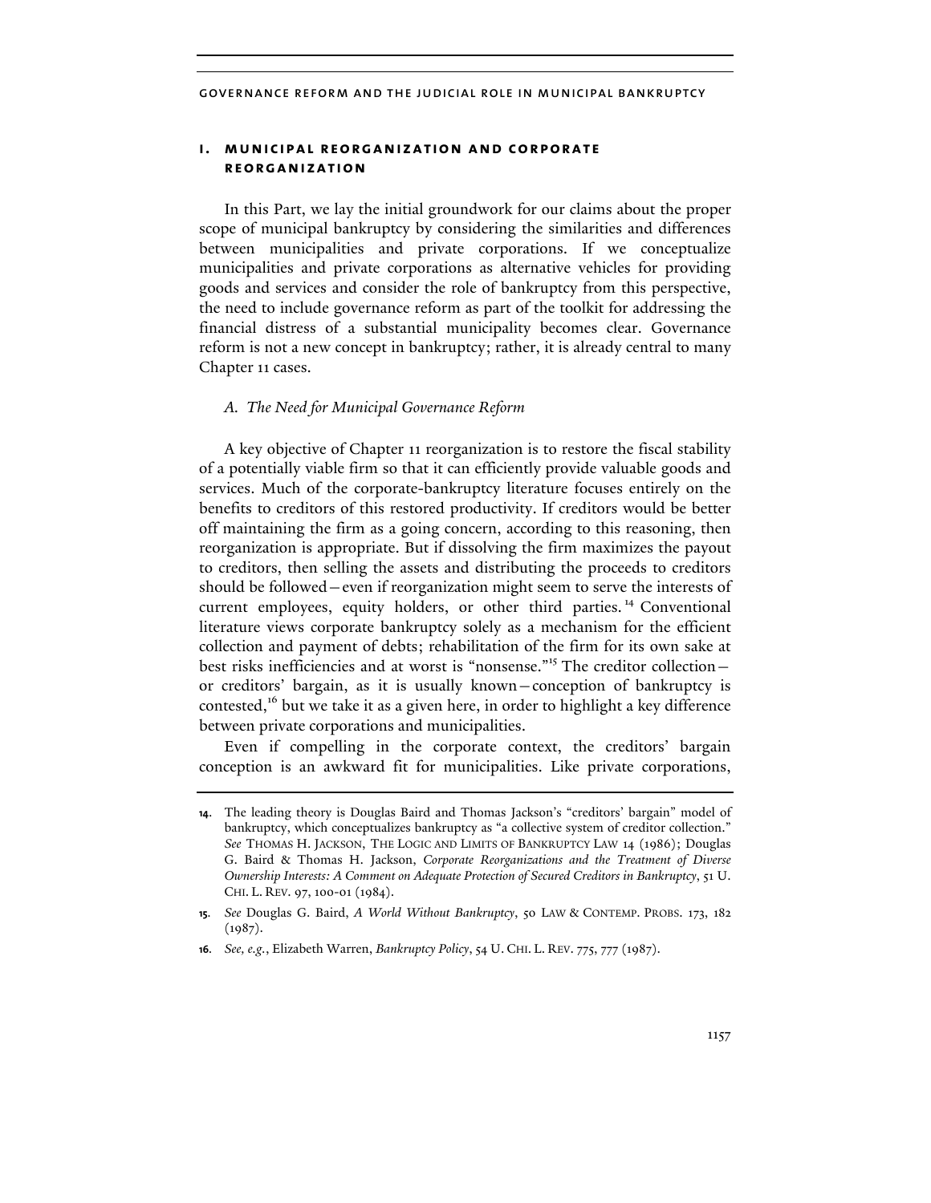## I. MUNICIPAL REORGANIZATION AND CORPORATE REORGANIZATION

In this Part, we lay the initial groundwork for our claims about the proper scope of municipal bankruptcy by considering the similarities and differences between municipalities and private corporations. If we conceptualize municipalities and private corporations as alternative vehicles for providing goods and services and consider the role of bankruptcy from this perspective, the need to include governance reform as part of the toolkit for addressing the financial distress of a substantial municipality becomes clear. Governance reform is not a new concept in bankruptcy; rather, it is already central to many Chapter 11 cases.

### *A. The Need for Municipal Governance Reform*

A key objective of Chapter 11 reorganization is to restore the fiscal stability of a potentially viable firm so that it can efficiently provide valuable goods and services. Much of the corporate-bankruptcy literature focuses entirely on the benefits to creditors of this restored productivity. If creditors would be better off maintaining the firm as a going concern, according to this reasoning, then reorganization is appropriate. But if dissolving the firm maximizes the payout to creditors, then selling the assets and distributing the proceeds to creditors should be followed—even if reorganization might seem to serve the interests of current employees, equity holders, or other third parties.[14] Conventional literature views corporate bankruptcy solely as a mechanism for the efficient collection and payment of debts; rehabilitation of the firm for its own sake at best risks inefficiencies and at worst is "nonsense."[15] The creditor collection—or creditors' bargain, as it is usually known—conception of bankruptcy is contested,[16] but we take it as a given here, in order to highlight a key difference between private corporations and municipalities.

Even if compelling in the corporate context, the creditors' bargain conception is an awkward fit for municipalities. Like private corporations,

14. The leading theory is Douglas Baird and Thomas Jackson's "creditors' bargain" model of bankruptcy, which conceptualizes bankruptcy as "a collective system of creditor collection." *See* THOMAS H. JACKSON, THE LOGIC AND LIMITS OF BANKRUPTCY LAW 14 (1986); Douglas G. Baird & Thomas H. Jackson, *Corporate Reorganizations and the Treatment of Diverse Ownership Interests: A Comment on Adequate Protection of Secured Creditors in Bankruptcy*, 51 U. CHI. L. REV. 97, 100-01 (1984).

15. *See* Douglas G. Baird, *A World Without Bankruptcy*, 50 LAW & CONTEMP. PROBS. 173, 182 (1987).

16. *See, e.g.*, Elizabeth Warren, *Bankruptcy Policy*, 54 U. CHI. L. REV. 775, 777 (1987).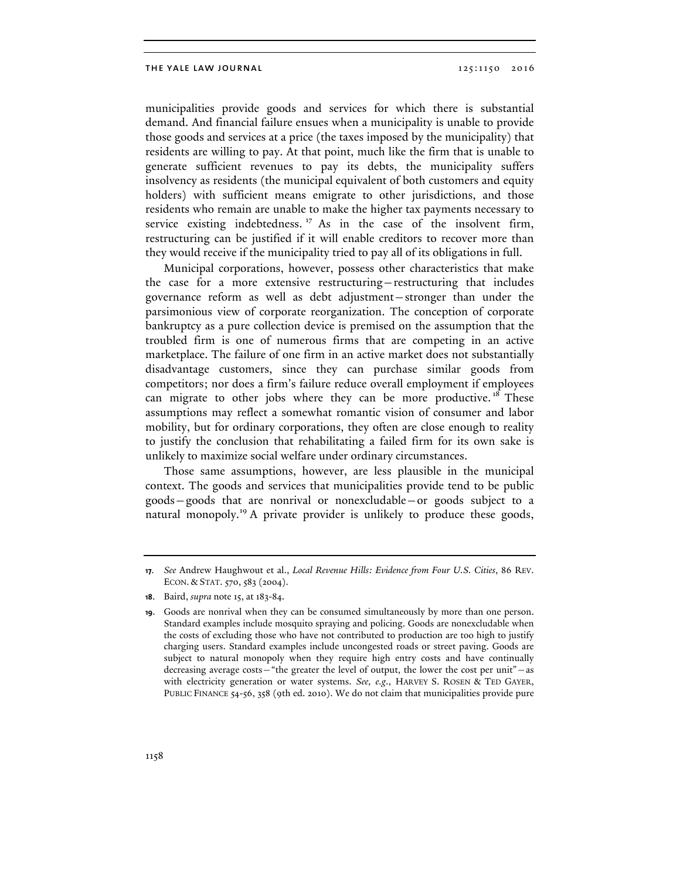municipalities provide goods and services for which there is substantial demand. And financial failure ensues when a municipality is unable to provide those goods and services at a price (the taxes imposed by the municipality) that residents are willing to pay. At that point, much like the firm that is unable to generate sufficient revenues to pay its debts, the municipality suffers insolvency as residents (the municipal equivalent of both customers and equity holders) with sufficient means emigrate to other jurisdictions, and those residents who remain are unable to make the higher tax payments necessary to service existing indebtedness.[17] As in the case of the insolvent firm, restructuring can be justified if it will enable creditors to recover more than they would receive if the municipality tried to pay all of its obligations in full.

Municipal corporations, however, possess other characteristics that make the case for a more extensive restructuring—restructuring that includes governance reform as well as debt adjustment—stronger than under the parsimonious view of corporate reorganization. The conception of corporate bankruptcy as a pure collection device is premised on the assumption that the troubled firm is one of numerous firms that are competing in an active marketplace. The failure of one firm in an active market does not substantially disadvantage customers, since they can purchase similar goods from competitors; nor does a firm's failure reduce overall employment if employees can migrate to other jobs where they can be more productive.[18] These assumptions may reflect a somewhat romantic vision of consumer and labor mobility, but for ordinary corporations, they often are close enough to reality to justify the conclusion that rehabilitating a failed firm for its own sake is unlikely to maximize social welfare under ordinary circumstances.

Those same assumptions, however, are less plausible in the municipal context. The goods and services that municipalities provide tend to be public goods—goods that are nonrival or nonexcludable—or goods subject to a natural monopoly.[19] A private provider is unlikely to produce these goods,

---

17. *See* Andrew Haughwout et al., *Local Revenue Hills: Evidence from Four U.S. Cities*, 86 REV. ECON. & STAT. 570, 583 (2004).

18. Baird, *supra* note 15, at 183-84.

19. Goods are nonrival when they can be consumed simultaneously by more than one person. Standard examples include mosquito spraying and policing. Goods are nonexcludable when the costs of excluding those who have not contributed to production are too high to justify charging users. Standard examples include uncongested roads or street paving. Goods are subject to natural monopoly when they require high entry costs and have continually decreasing average costs—"the greater the level of output, the lower the cost per unit"—as with electricity generation or water systems. *See, e.g.*, HARVEY S. ROSEN & TED GAYER, PUBLIC FINANCE 54-56, 358 (9th ed. 2010). We do not claim that municipalities provide pure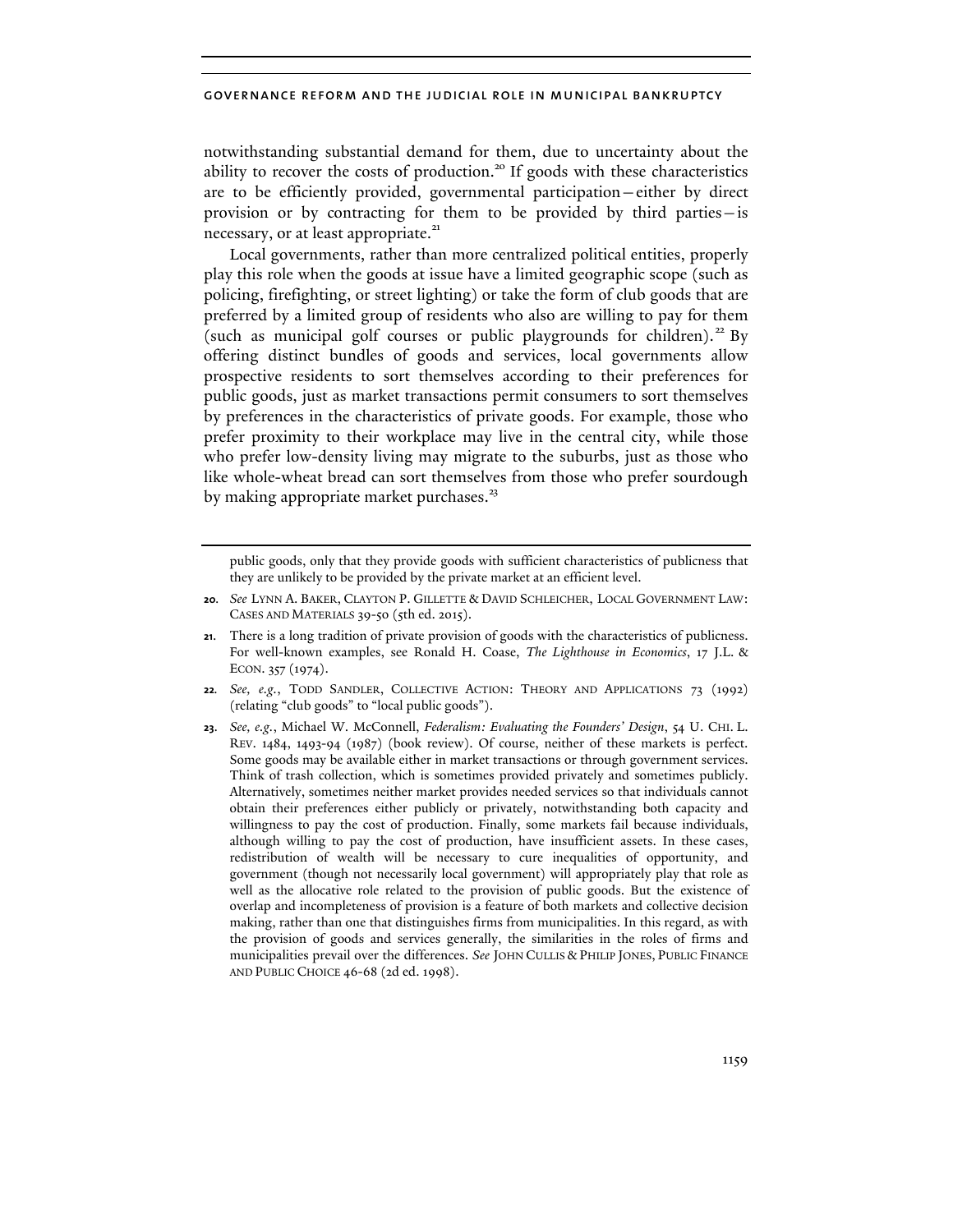notwithstanding substantial demand for them, due to uncertainty about the ability to recover the costs of production.[20] If goods with these characteristics are to be efficiently provided, governmental participation—either by direct provision or by contracting for them to be provided by third parties—is necessary, or at least appropriate.[21]

Local governments, rather than more centralized political entities, properly play this role when the goods at issue have a limited geographic scope (such as policing, firefighting, or street lighting) or take the form of club goods that are preferred by a limited group of residents who also are willing to pay for them (such as municipal golf courses or public playgrounds for children).[22] By offering distinct bundles of goods and services, local governments allow prospective residents to sort themselves according to their preferences for public goods, just as market transactions permit consumers to sort themselves by preferences in the characteristics of private goods. For example, those who prefer proximity to their workplace may live in the central city, while those who prefer low-density living may migrate to the suburbs, just as those who like whole-wheat bread can sort themselves from those who prefer sourdough by making appropriate market purchases.[23]

---

public goods, only that they provide goods with sufficient characteristics of publicness that they are unlikely to be provided by the private market at an efficient level.

20. *See* LYNN A. BAKER, CLAYTON P. GILLETTE & DAVID SCHLEICHER, LOCAL GOVERNMENT LAW: CASES AND MATERIALS 39-50 (5th ed. 2015).

21. There is a long tradition of private provision of goods with the characteristics of publicness. For well-known examples, see Ronald H. Coase, *The Lighthouse in Economics*, 17 J.L. & ECON. 357 (1974).

22. *See, e.g.*, TODD SANDLER, COLLECTIVE ACTION: THEORY AND APPLICATIONS 73 (1992) (relating "club goods" to "local public goods").

23. *See, e.g.*, Michael W. McConnell, *Federalism: Evaluating the Founders' Design*, 54 U. CHI. L. REV. 1484, 1493-94 (1987) (book review). Of course, neither of these markets is perfect. Some goods may be available either in market transactions or through government services. Think of trash collection, which is sometimes provided privately and sometimes publicly. Alternatively, sometimes neither market provides needed services so that individuals cannot obtain their preferences either publicly or privately, notwithstanding both capacity and willingness to pay the cost of production. Finally, some markets fail because individuals, although willing to pay the cost of production, have insufficient assets. In these cases, redistribution of wealth will be necessary to cure inequalities of opportunity, and government (though not necessarily local government) will appropriately play that role as well as the allocative role related to the provision of public goods. But the existence of overlap and incompleteness of provision is a feature of both markets and collective decision making, rather than one that distinguishes firms from municipalities. In this regard, as with the provision of goods and services generally, the similarities in the roles of firms and municipalities prevail over the differences. *See* JOHN CULLIS & PHILIP JONES, PUBLIC FINANCE AND PUBLIC CHOICE 46-68 (2d ed. 1998).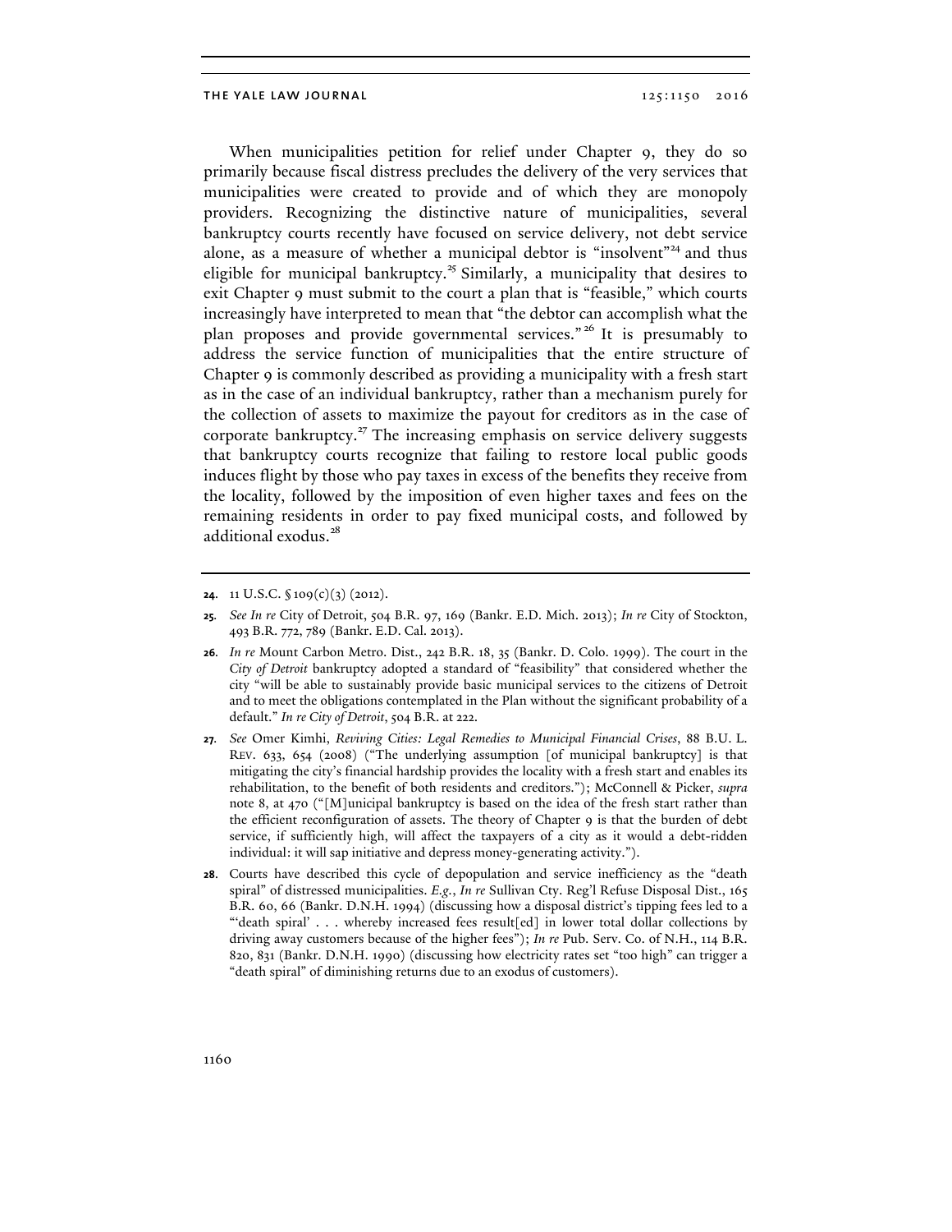When municipalities petition for relief under Chapter 9, they do so primarily because fiscal distress precludes the delivery of the very services that municipalities were created to provide and of which they are monopoly providers. Recognizing the distinctive nature of municipalities, several bankruptcy courts recently have focused on service delivery, not debt service alone, as a measure of whether a municipal debtor is "insolvent"[24] and thus eligible for municipal bankruptcy.[25] Similarly, a municipality that desires to exit Chapter 9 must submit to the court a plan that is "feasible," which courts increasingly have interpreted to mean that "the debtor can accomplish what the plan proposes and provide governmental services."[26] It is presumably to address the service function of municipalities that the entire structure of Chapter 9 is commonly described as providing a municipality with a fresh start as in the case of an individual bankruptcy, rather than a mechanism purely for the collection of assets to maximize the payout for creditors as in the case of corporate bankruptcy.[27] The increasing emphasis on service delivery suggests that bankruptcy courts recognize that failing to restore local public goods induces flight by those who pay taxes in excess of the benefits they receive from the locality, followed by the imposition of even higher taxes and fees on the remaining residents in order to pay fixed municipal costs, and followed by additional exodus.[28]

---

**24.** 11 U.S.C. § 109(c)(3) (2012).

**25.** *See In re* City of Detroit, 504 B.R. 97, 169 (Bankr. E.D. Mich. 2013); *In re* City of Stockton, 493 B.R. 772, 789 (Bankr. E.D. Cal. 2013).

**26.** *In re* Mount Carbon Metro. Dist., 242 B.R. 18, 35 (Bankr. D. Colo. 1999). The court in the *City of Detroit* bankruptcy adopted a standard of "feasibility" that considered whether the city "will be able to sustainably provide basic municipal services to the citizens of Detroit and to meet the obligations contemplated in the Plan without the significant probability of a default." *In re City of Detroit*, 504 B.R. at 222.

**27.** *See* Omer Kimhi, *Reviving Cities: Legal Remedies to Municipal Financial Crises*, 88 B.U. L. REV. 633, 654 (2008) ("The underlying assumption [of municipal bankruptcy] is that mitigating the city's financial hardship provides the locality with a fresh start and enables its rehabilitation, to the benefit of both residents and creditors."); McConnell & Picker, *supra* note 8, at 470 ("[M]unicipal bankruptcy is based on the idea of the fresh start rather than the efficient reconfiguration of assets. The theory of Chapter 9 is that the burden of debt service, if sufficiently high, will affect the taxpayers of a city as it would a debt-ridden individual: it will sap initiative and depress money-generating activity.").

**28.** Courts have described this cycle of depopulation and service inefficiency as the "death spiral" of distressed municipalities. *E.g.*, *In re* Sullivan Cty. Reg'l Refuse Disposal Dist., 165 B.R. 60, 66 (Bankr. D.N.H. 1994) (discussing how a disposal district's tipping fees led to a "'death spiral' . . . whereby increased fees result[ed] in lower total dollar collections by driving away customers because of the higher fees"); *In re* Pub. Serv. Co. of N.H., 114 B.R. 820, 831 (Bankr. D.N.H. 1990) (discussing how electricity rates set "too high" can trigger a "death spiral" of diminishing returns due to an exodus of customers).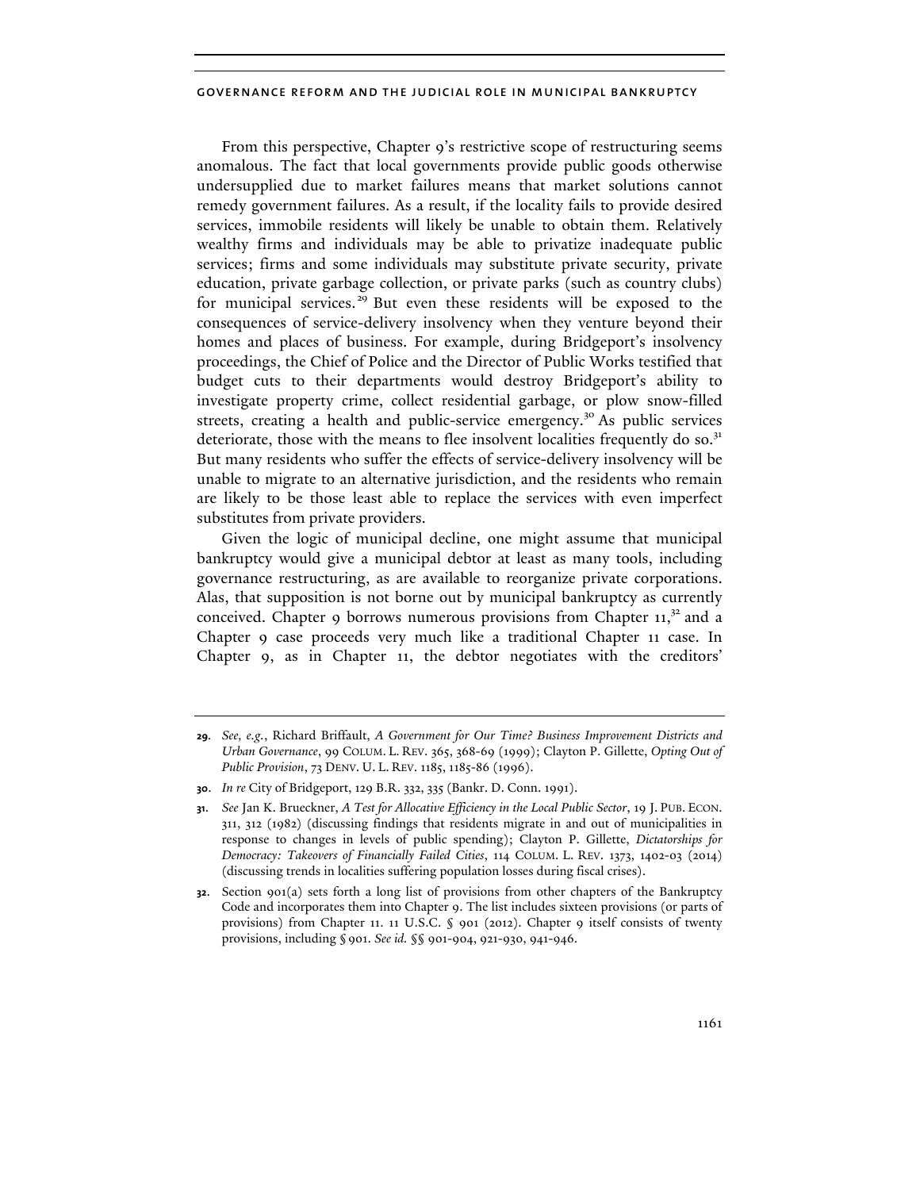From this perspective, Chapter 9's restrictive scope of restructuring seems anomalous. The fact that local governments provide public goods otherwise undersupplied due to market failures means that market solutions cannot remedy government failures. As a result, if the locality fails to provide desired services, immobile residents will likely be unable to obtain them. Relatively wealthy firms and individuals may be able to privatize inadequate public services; firms and some individuals may substitute private security, private education, private garbage collection, or private parks (such as country clubs) for municipal services.[29] But even these residents will be exposed to the consequences of service-delivery insolvency when they venture beyond their homes and places of business. For example, during Bridgeport's insolvency proceedings, the Chief of Police and the Director of Public Works testified that budget cuts to their departments would destroy Bridgeport's ability to investigate property crime, collect residential garbage, or plow snow-filled streets, creating a health and public-service emergency.[30] As public services deteriorate, those with the means to flee insolvent localities frequently do so.[31] But many residents who suffer the effects of service-delivery insolvency will be unable to migrate to an alternative jurisdiction, and the residents who remain are likely to be those least able to replace the services with even imperfect substitutes from private providers.

Given the logic of municipal decline, one might assume that municipal bankruptcy would give a municipal debtor at least as many tools, including governance restructuring, as are available to reorganize private corporations. Alas, that supposition is not borne out by municipal bankruptcy as currently conceived. Chapter 9 borrows numerous provisions from Chapter 11,[32] and a Chapter 9 case proceeds very much like a traditional Chapter 11 case. In Chapter 9, as in Chapter 11, the debtor negotiates with the creditors'

---

**29.** *See, e.g.*, Richard Briffault, *A Government for Our Time? Business Improvement Districts and Urban Governance*, 99 COLUM. L. REV. 365, 368-69 (1999); Clayton P. Gillette, *Opting Out of Public Provision*, 73 DENV. U. L. REV. 1185, 1185-86 (1996).

**30.** *In re* City of Bridgeport, 129 B.R. 332, 335 (Bankr. D. Conn. 1991).

**31.** *See* Jan K. Brueckner, *A Test for Allocative Efficiency in the Local Public Sector*, 19 J. PUB. ECON. 311, 312 (1982) (discussing findings that residents migrate in and out of municipalities in response to changes in levels of public spending); Clayton P. Gillette, *Dictatorships for Democracy: Takeovers of Financially Failed Cities*, 114 COLUM. L. REV. 1373, 1402-03 (2014) (discussing trends in localities suffering population losses during fiscal crises).

**32.** Section 901(a) sets forth a long list of provisions from other chapters of the Bankruptcy Code and incorporates them into Chapter 9. The list includes sixteen provisions (or parts of provisions) from Chapter 11. 11 U.S.C. § 901 (2012). Chapter 9 itself consists of twenty provisions, including § 901. *See id.* §§ 901-904, 921-930, 941-946.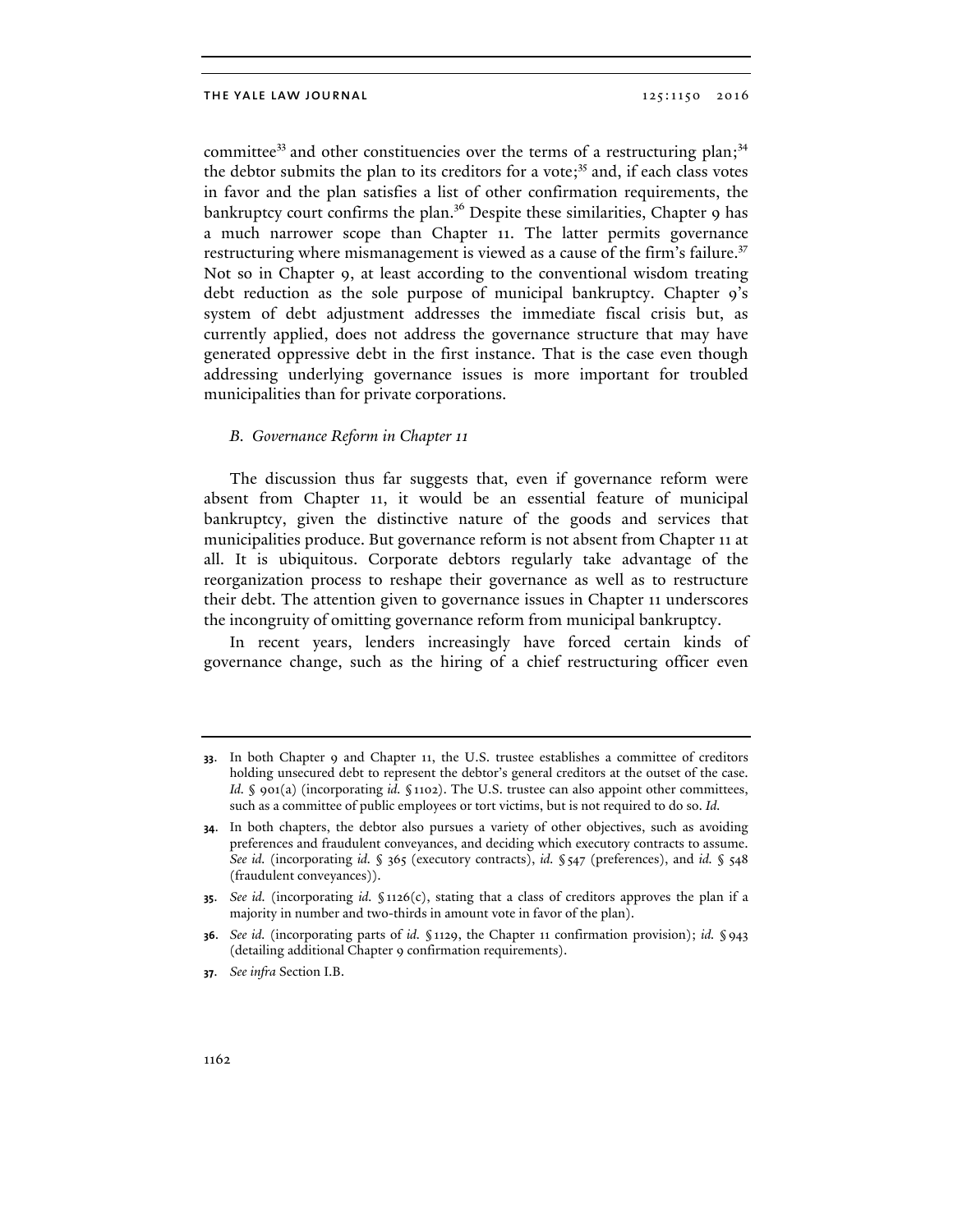committee[33] and other constituencies over the terms of a restructuring plan;[34] the debtor submits the plan to its creditors for a vote;[35] and, if each class votes in favor and the plan satisfies a list of other confirmation requirements, the bankruptcy court confirms the plan.[36] Despite these similarities, Chapter 9 has a much narrower scope than Chapter 11. The latter permits governance restructuring where mismanagement is viewed as a cause of the firm's failure.[37] Not so in Chapter 9, at least according to the conventional wisdom treating debt reduction as the sole purpose of municipal bankruptcy. Chapter 9's system of debt adjustment addresses the immediate fiscal crisis but, as currently applied, does not address the governance structure that may have generated oppressive debt in the first instance. That is the case even though addressing underlying governance issues is more important for troubled municipalities than for private corporations.

### *B. Governance Reform in Chapter 11*

The discussion thus far suggests that, even if governance reform were absent from Chapter 11, it would be an essential feature of municipal bankruptcy, given the distinctive nature of the goods and services that municipalities produce. But governance reform is not absent from Chapter 11 at all. It is ubiquitous. Corporate debtors regularly take advantage of the reorganization process to reshape their governance as well as to restructure their debt. The attention given to governance issues in Chapter 11 underscores the incongruity of omitting governance reform from municipal bankruptcy.

In recent years, lenders increasingly have forced certain kinds of governance change, such as the hiring of a chief restructuring officer even

---

**33.** In both Chapter 9 and Chapter 11, the U.S. trustee establishes a committee of creditors holding unsecured debt to represent the debtor's general creditors at the outset of the case. *Id.* § 901(a) (incorporating *id.* § 1102). The U.S. trustee can also appoint other committees, such as a committee of public employees or tort victims, but is not required to do so. *Id.*

**34.** In both chapters, the debtor also pursues a variety of other objectives, such as avoiding preferences and fraudulent conveyances, and deciding which executory contracts to assume. *See id.* (incorporating *id.* § 365 (executory contracts), *id.* § 547 (preferences), and *id.* § 548 (fraudulent conveyances)).

**35.** *See id.* (incorporating *id.* § 1126(c), stating that a class of creditors approves the plan if a majority in number and two-thirds in amount vote in favor of the plan).

**36.** *See id.* (incorporating parts of *id.* § 1129, the Chapter 11 confirmation provision); *id.* § 943 (detailing additional Chapter 9 confirmation requirements).

**37.** *See infra* Section I.B.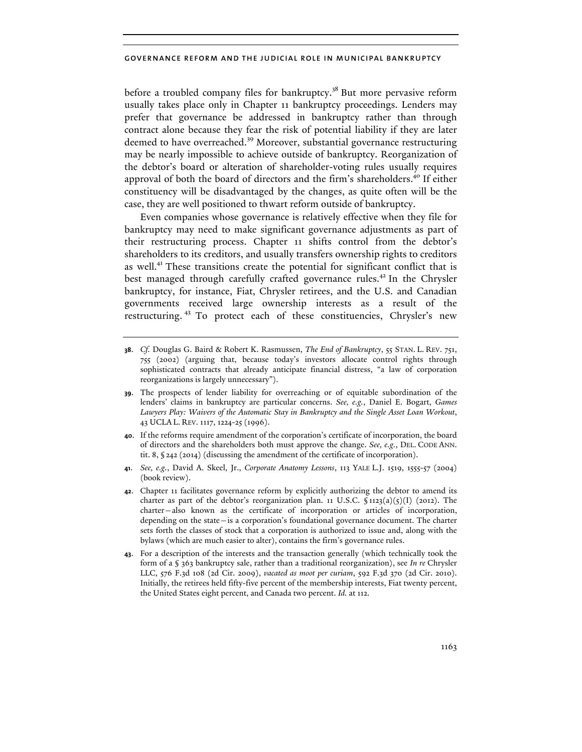before a troubled company files for bankruptcy.[38] But more pervasive reform usually takes place only in Chapter 11 bankruptcy proceedings. Lenders may prefer that governance be addressed in bankruptcy rather than through contract alone because they fear the risk of potential liability if they are later deemed to have overreached.[39] Moreover, substantial governance restructuring may be nearly impossible to achieve outside of bankruptcy. Reorganization of the debtor's board or alteration of shareholder-voting rules usually requires approval of both the board of directors and the firm's shareholders.[40] If either constituency will be disadvantaged by the changes, as quite often will be the case, they are well positioned to thwart reform outside of bankruptcy.

Even companies whose governance is relatively effective when they file for bankruptcy may need to make significant governance adjustments as part of their restructuring process. Chapter 11 shifts control from the debtor's shareholders to its creditors, and usually transfers ownership rights to creditors as well.[41] These transitions create the potential for significant conflict that is best managed through carefully crafted governance rules.[42] In the Chrysler bankruptcy, for instance, Fiat, Chrysler retirees, and the U.S. and Canadian governments received large ownership interests as a result of the restructuring.[43] To protect each of these constituencies, Chrysler's new

---

**38**. *Cf.* Douglas G. Baird & Robert K. Rasmussen, *The End of Bankruptcy*, 55 STAN. L. REV. 751, 755 (2002) (arguing that, because today's investors allocate control rights through sophisticated contracts that already anticipate financial distress, "a law of corporation reorganizations is largely unnecessary").

**39**. The prospects of lender liability for overreaching or of equitable subordination of the lenders' claims in bankruptcy are particular concerns. *See, e.g.*, Daniel E. Bogart, *Games Lawyers Play: Waivers of the Automatic Stay in Bankruptcy and the Single Asset Loan Workout*, 43 UCLA L. REV. 1117, 1224-25 (1996).

**40**. If the reforms require amendment of the corporation's certificate of incorporation, the board of directors and the shareholders both must approve the change. *See, e.g.*, DEL. CODE ANN. tit. 8, § 242 (2014) (discussing the amendment of the certificate of incorporation).

**41**. *See, e.g.*, David A. Skeel, Jr., *Corporate Anatomy Lessons*, 113 YALE L.J. 1519, 1555-57 (2004) (book review).

**42**. Chapter 11 facilitates governance reform by explicitly authorizing the debtor to amend its charter as part of the debtor's reorganization plan. 11 U.S.C. § 1123(a)(5)(I) (2012). The charter—also known as the certificate of incorporation or articles of incorporation, depending on the state—is a corporation's foundational governance document. The charter sets forth the classes of stock that a corporation is authorized to issue and, along with the bylaws (which are much easier to alter), contains the firm's governance rules.

**43**. For a description of the interests and the transaction generally (which technically took the form of a § 363 bankruptcy sale, rather than a traditional reorganization), see *In re* Chrysler LLC, 576 F.3d 108 (2d Cir. 2009), *vacated as moot per curiam*, 592 F.3d 370 (2d Cir. 2010). Initially, the retirees held fifty-five percent of the membership interests, Fiat twenty percent, the United States eight percent, and Canada two percent. *Id.* at 112.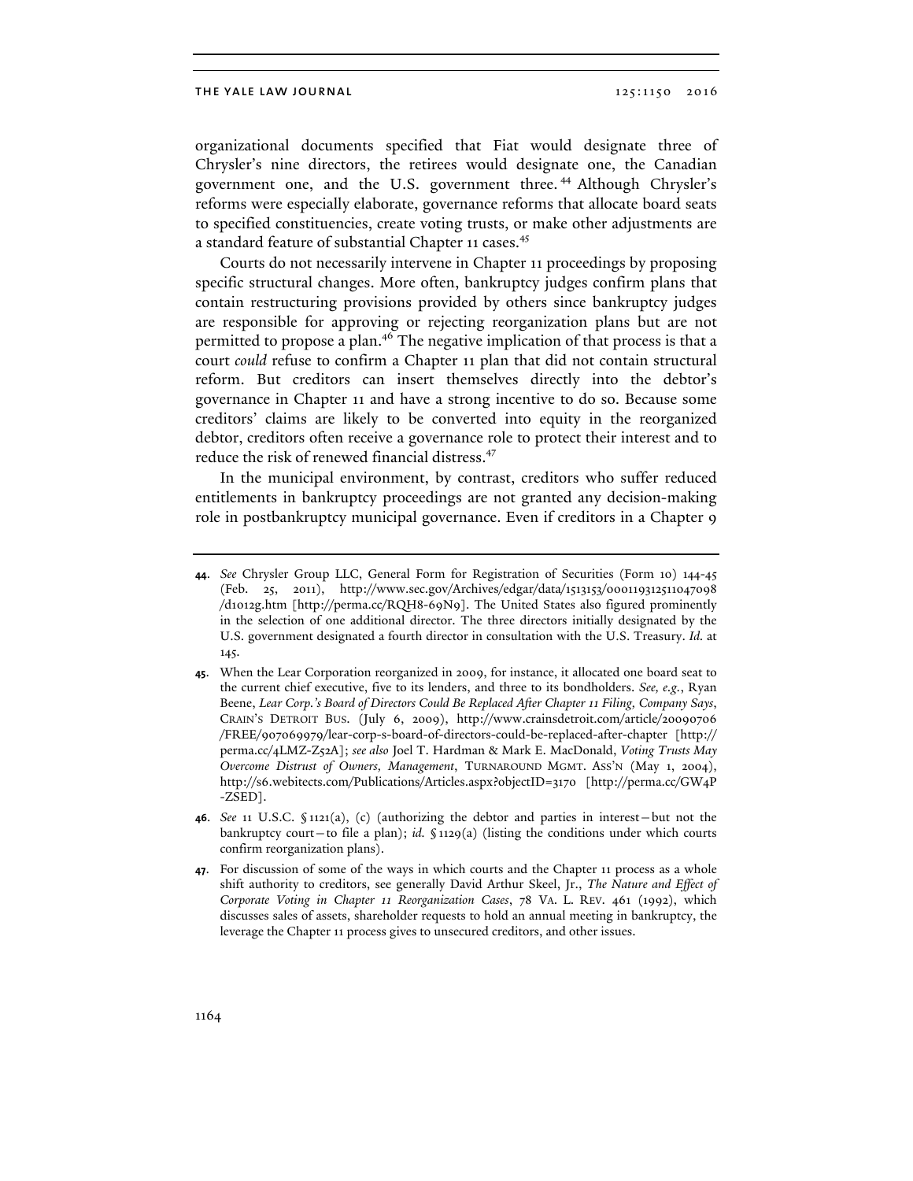organizational documents specified that Fiat would designate three of Chrysler's nine directors, the retirees would designate one, the Canadian government one, and the U.S. government three.[44] Although Chrysler's reforms were especially elaborate, governance reforms that allocate board seats to specified constituencies, create voting trusts, or make other adjustments are a standard feature of substantial Chapter 11 cases.[45]

Courts do not necessarily intervene in Chapter 11 proceedings by proposing specific structural changes. More often, bankruptcy judges confirm plans that contain restructuring provisions provided by others since bankruptcy judges are responsible for approving or rejecting reorganization plans but are not permitted to propose a plan.[46] The negative implication of that process is that a court *could* refuse to confirm a Chapter 11 plan that did not contain structural reform. But creditors can insert themselves directly into the debtor's governance in Chapter 11 and have a strong incentive to do so. Because some creditors' claims are likely to be converted into equity in the reorganized debtor, creditors often receive a governance role to protect their interest and to reduce the risk of renewed financial distress.[47]

In the municipal environment, by contrast, creditors who suffer reduced entitlements in bankruptcy proceedings are not granted any decision-making role in postbankruptcy municipal governance. Even if creditors in a Chapter 9

---

44. *See* Chrysler Group LLC, General Form for Registration of Securities (Form 10) 144-45 (Feb. 25, 2011), http://www.sec.gov/Archives/edgar/data/1513153/000119312511047098/d1012g.htm [http://perma.cc/RQH8-69N9]. The United States also figured prominently in the selection of one additional director. The three directors initially designated by the U.S. government designated a fourth director in consultation with the U.S. Treasury. *Id.* at 145.

45. When the Lear Corporation reorganized in 2009, for instance, it allocated one board seat to the current chief executive, five to its lenders, and three to its bondholders. *See, e.g.*, Ryan Beene, *Lear Corp.'s Board of Directors Could Be Replaced After Chapter 11 Filing, Company Says*, CRAIN'S DETROIT BUS. (July 6, 2009), http://www.crainsdetroit.com/article/20090706/FREE/907069979/lear-corp-s-board-of-directors-could-be-replaced-after-chapter [http://perma.cc/4LMZ-Z52A]; *see also* Joel T. Hardman & Mark E. MacDonald, *Voting Trusts May Overcome Distrust of Owners, Management*, TURNAROUND MGMT. ASS'N (May 1, 2004), http://s6.webitects.com/Publications/Articles.aspx?objectID=3170 [http://perma.cc/GW4P-ZSED].

46. *See* 11 U.S.C. § 1121(a), (c) (authorizing the debtor and parties in interest—but not the bankruptcy court—to file a plan); *id.* § 1129(a) (listing the conditions under which courts confirm reorganization plans).

47. For discussion of some of the ways in which courts and the Chapter 11 process as a whole shift authority to creditors, see generally David Arthur Skeel, Jr., *The Nature and Effect of Corporate Voting in Chapter 11 Reorganization Cases*, 78 VA. L. REV. 461 (1992), which discusses sales of assets, shareholder requests to hold an annual meeting in bankruptcy, the leverage the Chapter 11 process gives to unsecured creditors, and other issues.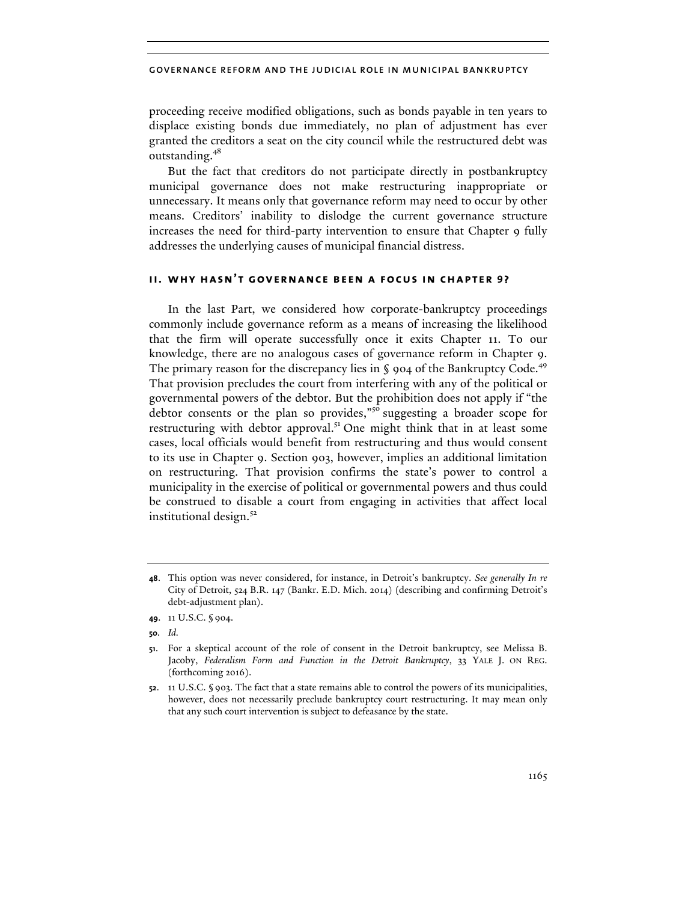proceeding receive modified obligations, such as bonds payable in ten years to displace existing bonds due immediately, no plan of adjustment has ever granted the creditors a seat on the city council while the restructured debt was outstanding.[48]

But the fact that creditors do not participate directly in postbankruptcy municipal governance does not make restructuring inappropriate or unnecessary. It means only that governance reform may need to occur by other means. Creditors' inability to dislodge the current governance structure increases the need for third-party intervention to ensure that Chapter 9 fully addresses the underlying causes of municipal financial distress.

## ii. why hasn't governance been a focus in chapter 9?

In the last Part, we considered how corporate-bankruptcy proceedings commonly include governance reform as a means of increasing the likelihood that the firm will operate successfully once it exits Chapter 11. To our knowledge, there are no analogous cases of governance reform in Chapter 9. The primary reason for the discrepancy lies in § 904 of the Bankruptcy Code.[49] That provision precludes the court from interfering with any of the political or governmental powers of the debtor. But the prohibition does not apply if "the debtor consents or the plan so provides,"[50] suggesting a broader scope for restructuring with debtor approval.[51] One might think that in at least some cases, local officials would benefit from restructuring and thus would consent to its use in Chapter 9. Section 903, however, implies an additional limitation on restructuring. That provision confirms the state's power to control a municipality in the exercise of political or governmental powers and thus could be construed to disable a court from engaging in activities that affect local institutional design.[52]

---

**48.** This option was never considered, for instance, in Detroit's bankruptcy. *See generally In re* City of Detroit, 524 B.R. 147 (Bankr. E.D. Mich. 2014) (describing and confirming Detroit's debt-adjustment plan).

**49.** 11 U.S.C. § 904.

**50.** *Id.*

**51.** For a skeptical account of the role of consent in the Detroit bankruptcy, see Melissa B. Jacoby, *Federalism Form and Function in the Detroit Bankruptcy*, 33 YALE J. ON REG. (forthcoming 2016).

**52.** 11 U.S.C. § 903. The fact that a state remains able to control the powers of its municipalities, however, does not necessarily preclude bankruptcy court restructuring. It may mean only that any such court intervention is subject to defeasance by the state.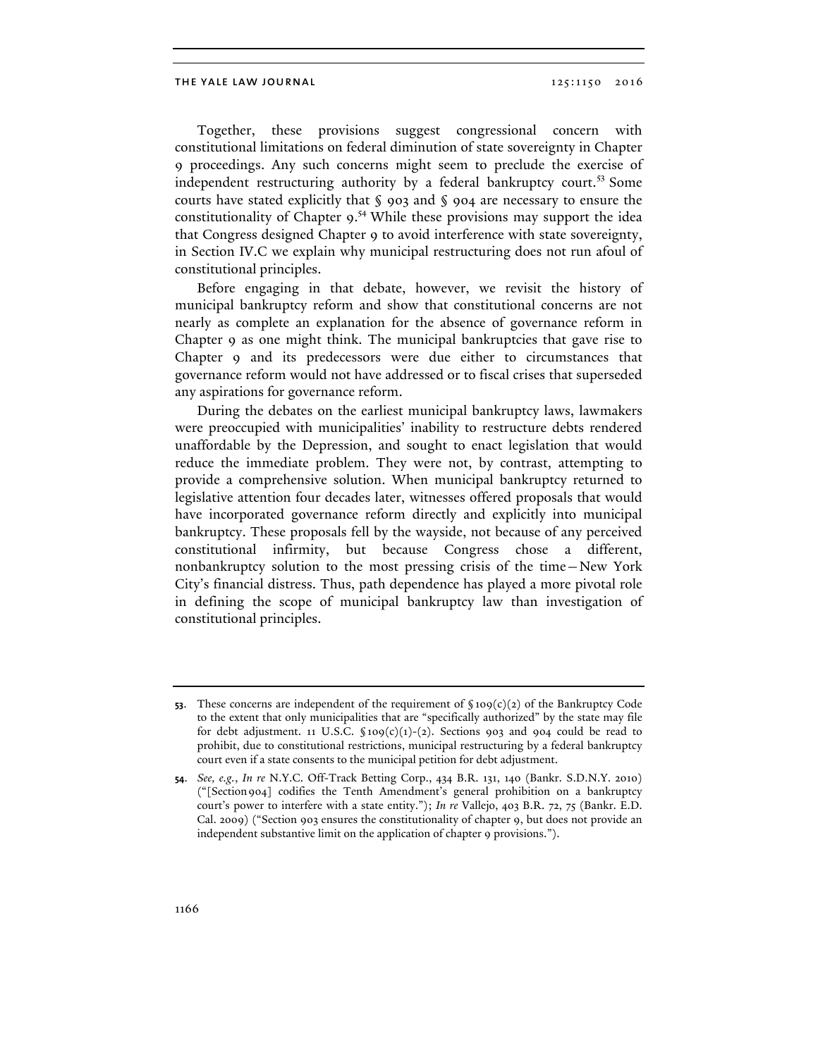Together, these provisions suggest congressional concern with constitutional limitations on federal diminution of state sovereignty in Chapter 9 proceedings. Any such concerns might seem to preclude the exercise of independent restructuring authority by a federal bankruptcy court.[53] Some courts have stated explicitly that § 903 and § 904 are necessary to ensure the constitutionality of Chapter 9.[54] While these provisions may support the idea that Congress designed Chapter 9 to avoid interference with state sovereignty, in Section IV.C we explain why municipal restructuring does not run afoul of constitutional principles.

Before engaging in that debate, however, we revisit the history of municipal bankruptcy reform and show that constitutional concerns are not nearly as complete an explanation for the absence of governance reform in Chapter 9 as one might think. The municipal bankruptcies that gave rise to Chapter 9 and its predecessors were due either to circumstances that governance reform would not have addressed or to fiscal crises that superseded any aspirations for governance reform.

During the debates on the earliest municipal bankruptcy laws, lawmakers were preoccupied with municipalities' inability to restructure debts rendered unaffordable by the Depression, and sought to enact legislation that would reduce the immediate problem. They were not, by contrast, attempting to provide a comprehensive solution. When municipal bankruptcy returned to legislative attention four decades later, witnesses offered proposals that would have incorporated governance reform directly and explicitly into municipal bankruptcy. These proposals fell by the wayside, not because of any perceived constitutional infirmity, but because Congress chose a different, nonbankruptcy solution to the most pressing crisis of the time—New York City's financial distress. Thus, path dependence has played a more pivotal role in defining the scope of municipal bankruptcy law than investigation of constitutional principles.

---

**53.** These concerns are independent of the requirement of § 109(c)(2) of the Bankruptcy Code to the extent that only municipalities that are "specifically authorized" by the state may file for debt adjustment. 11 U.S.C. § 109(c)(1)-(2). Sections 903 and 904 could be read to prohibit, due to constitutional restrictions, municipal restructuring by a federal bankruptcy court even if a state consents to the municipal petition for debt adjustment.

**54.** *See, e.g.*, *In re* N.Y.C. Off-Track Betting Corp., 434 B.R. 131, 140 (Bankr. S.D.N.Y. 2010) ("[Section 904] codifies the Tenth Amendment's general prohibition on a bankruptcy court's power to interfere with a state entity."); *In re* Vallejo, 403 B.R. 72, 75 (Bankr. E.D. Cal. 2009) ("Section 903 ensures the constitutionality of chapter 9, but does not provide an independent substantive limit on the application of chapter 9 provisions.").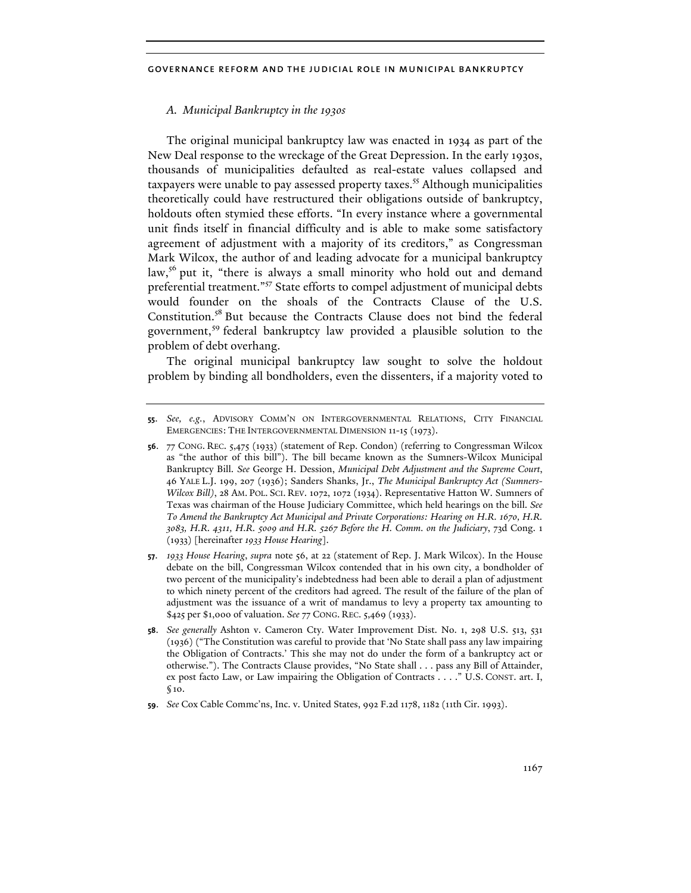### A. Municipal Bankruptcy in the 1930s

The original municipal bankruptcy law was enacted in 1934 as part of the New Deal response to the wreckage of the Great Depression. In the early 1930s, thousands of municipalities defaulted as real-estate values collapsed and taxpayers were unable to pay assessed property taxes.[55] Although municipalities theoretically could have restructured their obligations outside of bankruptcy, holdouts often stymied these efforts. "In every instance where a governmental unit finds itself in financial difficulty and is able to make some satisfactory agreement of adjustment with a majority of its creditors," as Congressman Mark Wilcox, the author of and leading advocate for a municipal bankruptcy law,[56] put it, "there is always a small minority who hold out and demand preferential treatment."[57] State efforts to compel adjustment of municipal debts would founder on the shoals of the Contracts Clause of the U.S. Constitution.[58] But because the Contracts Clause does not bind the federal government,[59] federal bankruptcy law provided a plausible solution to the problem of debt overhang.

The original municipal bankruptcy law sought to solve the holdout problem by binding all bondholders, even the dissenters, if a majority voted to

---

55. *See, e.g.*, ADVISORY COMM'N ON INTERGOVERNMENTAL RELATIONS, CITY FINANCIAL EMERGENCIES: THE INTERGOVERNMENTAL DIMENSION 11-15 (1973).

56. 77 CONG. REC. 5,475 (1933) (statement of Rep. Condon) (referring to Congressman Wilcox as "the author of this bill"). The bill became known as the Sumners-Wilcox Municipal Bankruptcy Bill. *See* George H. Dession, *Municipal Debt Adjustment and the Supreme Court*, 46 YALE L.J. 199, 207 (1936); Sanders Shanks, Jr., *The Municipal Bankruptcy Act (Sumners-Wilcox Bill)*, 28 AM. POL. SCI. REV. 1072, 1072 (1934). Representative Hatton W. Sumners of Texas was chairman of the House Judiciary Committee, which held hearings on the bill. *See To Amend the Bankruptcy Act Municipal and Private Corporations: Hearing on H.R. 1670, H.R. 3083, H.R. 4311, H.R. 5009 and H.R. 5267 Before the H. Comm. on the Judiciary*, 73d Cong. 1 (1933) [hereinafter *1933 House Hearing*].

57. *1933 House Hearing*, *supra* note 56, at 22 (statement of Rep. J. Mark Wilcox). In the House debate on the bill, Congressman Wilcox contended that in his own city, a bondholder of two percent of the municipality's indebtedness had been able to derail a plan of adjustment to which ninety percent of the creditors had agreed. The result of the failure of the plan of adjustment was the issuance of a writ of mandamus to levy a property tax amounting to $425 per $1,000 of valuation. *See* 77 CONG. REC. 5,469 (1933).

58. *See generally* Ashton v. Cameron Cty. Water Improvement Dist. No. 1, 298 U.S. 513, 531 (1936) ("The Constitution was careful to provide that 'No State shall pass any law impairing the Obligation of Contracts.' This she may not do under the form of a bankruptcy act or otherwise."). The Contracts Clause provides, "No State shall . . . pass any Bill of Attainder, ex post facto Law, or Law impairing the Obligation of Contracts . . . ." U.S. CONST. art. I, § 10.

59. *See* Cox Cable Commc'ns, Inc. v. United States, 992 F.2d 1178, 1182 (11th Cir. 1993).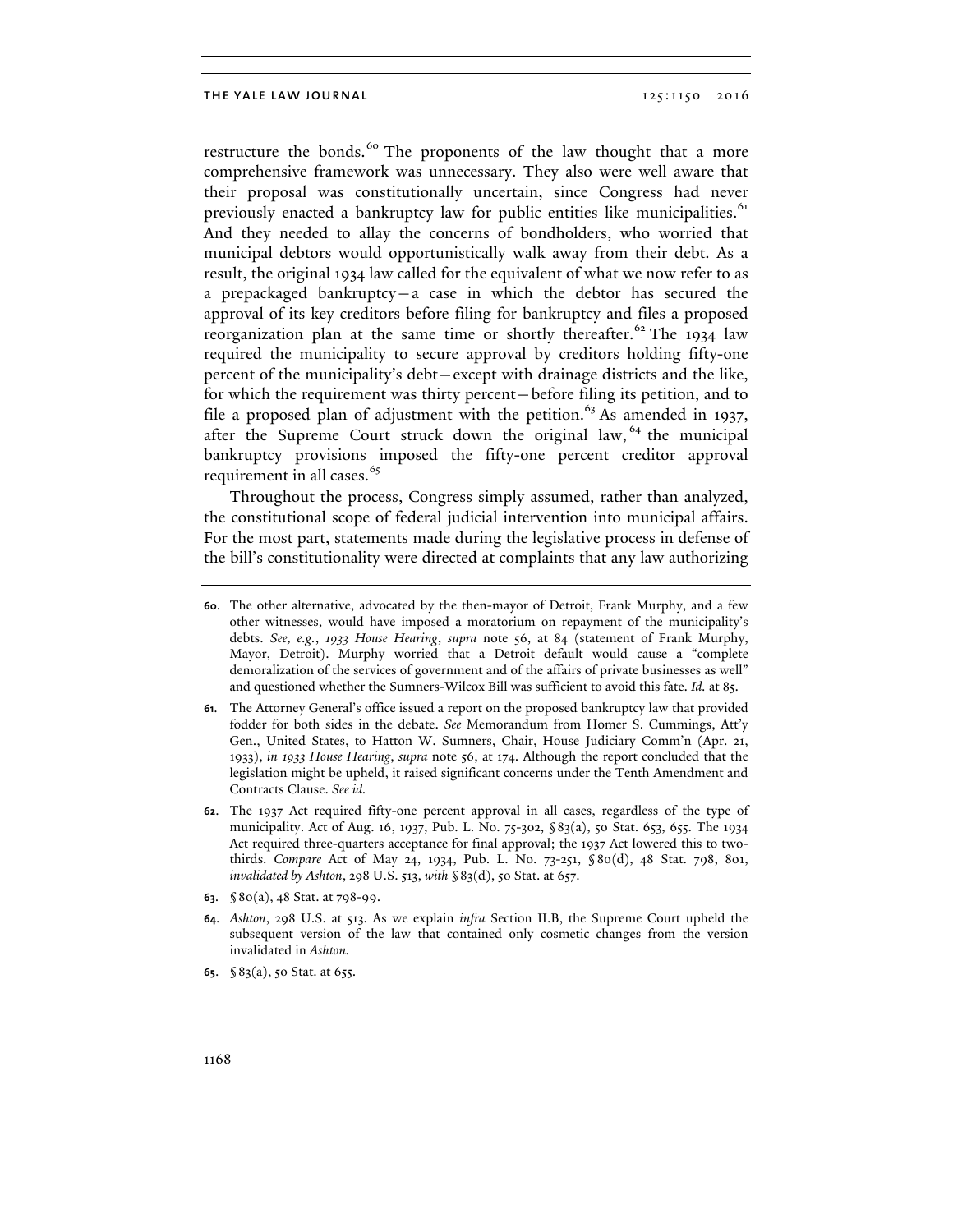restructure the bonds.[60] The proponents of the law thought that a more comprehensive framework was unnecessary. They also were well aware that their proposal was constitutionally uncertain, since Congress had never previously enacted a bankruptcy law for public entities like municipalities.[61] And they needed to allay the concerns of bondholders, who worried that municipal debtors would opportunistically walk away from their debt. As a result, the original 1934 law called for the equivalent of what we now refer to as a prepackaged bankruptcy—a case in which the debtor has secured the approval of its key creditors before filing for bankruptcy and files a proposed reorganization plan at the same time or shortly thereafter.[62] The 1934 law required the municipality to secure approval by creditors holding fifty-one percent of the municipality's debt—except with drainage districts and the like, for which the requirement was thirty percent—before filing its petition, and to file a proposed plan of adjustment with the petition.[63] As amended in 1937, after the Supreme Court struck down the original law,[64] the municipal bankruptcy provisions imposed the fifty-one percent creditor approval requirement in all cases.[65]

Throughout the process, Congress simply assumed, rather than analyzed, the constitutional scope of federal judicial intervention into municipal affairs. For the most part, statements made during the legislative process in defense of the bill's constitutionality were directed at complaints that any law authorizing

---

60. The other alternative, advocated by the then-mayor of Detroit, Frank Murphy, and a few other witnesses, would have imposed a moratorium on repayment of the municipality's debts. *See, e.g.*, *1933 House Hearing*, *supra* note 56, at 84 (statement of Frank Murphy, Mayor, Detroit). Murphy worried that a Detroit default would cause a "complete demoralization of the services of government and of the affairs of private businesses as well" and questioned whether the Sumners-Wilcox Bill was sufficient to avoid this fate. *Id.* at 85.

61. The Attorney General's office issued a report on the proposed bankruptcy law that provided fodder for both sides in the debate. *See* Memorandum from Homer S. Cummings, Att'y Gen., United States, to Hatton W. Sumners, Chair, House Judiciary Comm'n (Apr. 21, 1933), *in 1933 House Hearing*, *supra* note 56, at 174. Although the report concluded that the legislation might be upheld, it raised significant concerns under the Tenth Amendment and Contracts Clause. *See id.*

62. The 1937 Act required fifty-one percent approval in all cases, regardless of the type of municipality. Act of Aug. 16, 1937, Pub. L. No. 75-302, § 83(a), 50 Stat. 653, 655. The 1934 Act required three-quarters acceptance for final approval; the 1937 Act lowered this to two-thirds. *Compare* Act of May 24, 1934, Pub. L. No. 73-251, § 80(d), 48 Stat. 798, 801, *invalidated by Ashton*, 298 U.S. 513, *with* § 83(d), 50 Stat. at 657.

63. § 80(a), 48 Stat. at 798-99.

64. *Ashton*, 298 U.S. at 513. As we explain *infra* Section II.B, the Supreme Court upheld the subsequent version of the law that contained only cosmetic changes from the version invalidated in *Ashton*.

65. § 83(a), 50 Stat. at 655.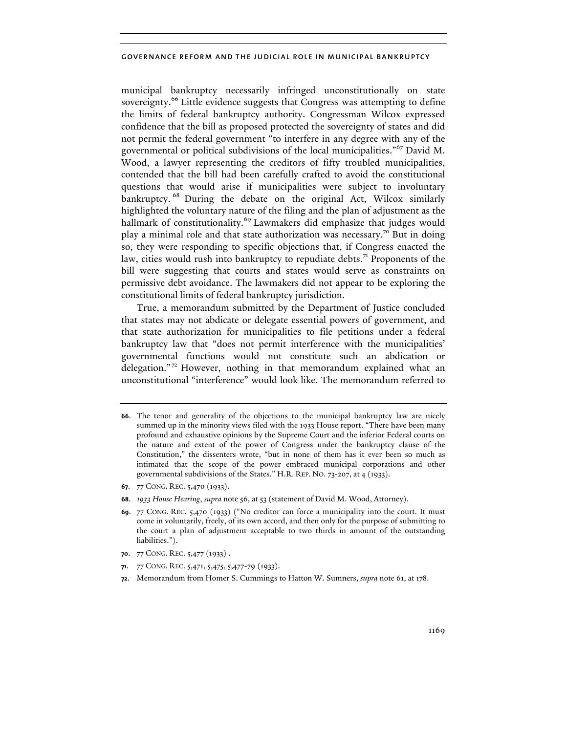municipal bankruptcy necessarily infringed unconstitutionally on state sovereignty.[66] Little evidence suggests that Congress was attempting to define the limits of federal bankruptcy authority. Congressman Wilcox expressed confidence that the bill as proposed protected the sovereignty of states and did not permit the federal government "to interfere in any degree with any of the governmental or political subdivisions of the local municipalities."[67] David M. Wood, a lawyer representing the creditors of fifty troubled municipalities, contended that the bill had been carefully crafted to avoid the constitutional questions that would arise if municipalities were subject to involuntary bankruptcy.[68] During the debate on the original Act, Wilcox similarly highlighted the voluntary nature of the filing and the plan of adjustment as the hallmark of constitutionality.[69] Lawmakers did emphasize that judges would play a minimal role and that state authorization was necessary.[70] But in doing so, they were responding to specific objections that, if Congress enacted the law, cities would rush into bankruptcy to repudiate debts.[71] Proponents of the bill were suggesting that courts and states would serve as constraints on permissive debt avoidance. The lawmakers did not appear to be exploring the constitutional limits of federal bankruptcy jurisdiction.

True, a memorandum submitted by the Department of Justice concluded that states may not abdicate or delegate essential powers of government, and that state authorization for municipalities to file petitions under a federal bankruptcy law that "does not permit interference with the municipalities' governmental functions would not constitute such an abdication or delegation."[72] However, nothing in that memorandum explained what an unconstitutional "interference" would look like. The memorandum referred to

---

**66**. The tenor and generality of the objections to the municipal bankruptcy law are nicely summed up in the minority views filed with the 1933 House report. "There have been many profound and exhaustive opinions by the Supreme Court and the inferior Federal courts on the nature and extent of the power of Congress under the bankruptcy clause of the Constitution," the dissenters wrote, "but in none of them has it ever been so much as intimated that the scope of the power embraced municipal corporations and other governmental subdivisions of the States." H.R. REP. NO. 73-207, at 4 (1933).

**67**. 77 CONG. REC. 5,470 (1933).

**68**. *1933 House Hearing*, *supra* note 56, at 53 (statement of David M. Wood, Attorney).

**69**. 77 CONG. REC. 5,470 (1933) ("No creditor can force a municipality into the court. It must come in voluntarily, freely, of its own accord, and then only for the purpose of submitting to the court a plan of adjustment acceptable to two thirds in amount of the outstanding liabilities.").

**70**. 77 CONG. REC. 5,477 (1933) .

**71**. 77 CONG. REC. 5,471, 5,475, 5,477-79 (1933).

**72**. Memorandum from Homer S. Cummings to Hatton W. Sumners, *supra* note 61, at 178.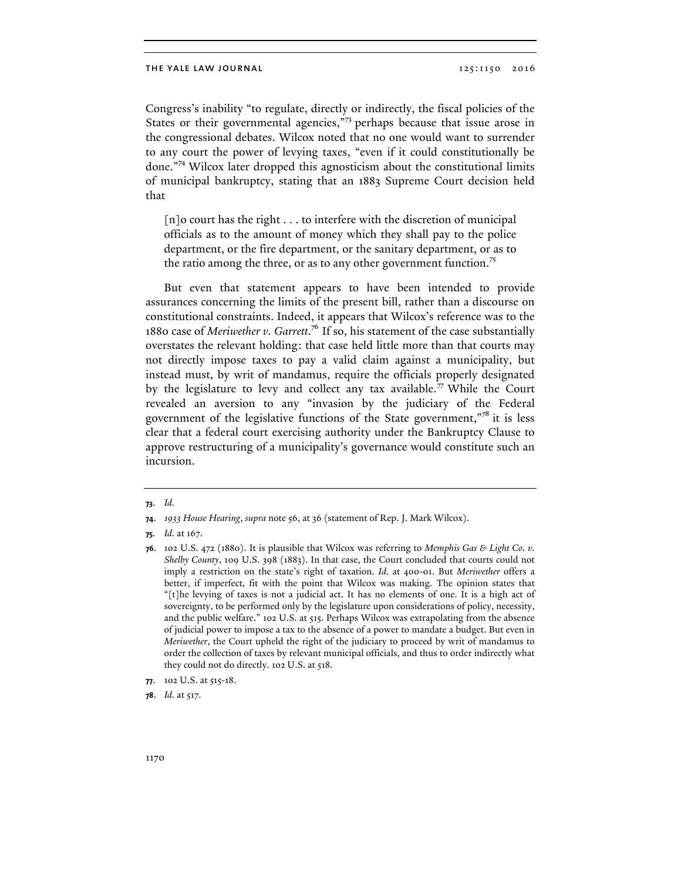Congress's inability "to regulate, directly or indirectly, the fiscal policies of the States or their governmental agencies,"[73] perhaps because that issue arose in the congressional debates. Wilcox noted that no one would want to surrender to any court the power of levying taxes, "even if it could constitutionally be done."[74] Wilcox later dropped this agnosticism about the constitutional limits of municipal bankruptcy, stating that an 1883 Supreme Court decision held that

> [n]o court has the right . . . to interfere with the discretion of municipal officials as to the amount of money which they shall pay to the police department, or the fire department, or the sanitary department, or as to the ratio among the three, or as to any other government function.[75]

But even that statement appears to have been intended to provide assurances concerning the limits of the present bill, rather than a discourse on constitutional constraints. Indeed, it appears that Wilcox's reference was to the 1880 case of *Meriwether v. Garrett*.[76] If so, his statement of the case substantially overstates the relevant holding: that case held little more than that courts may not directly impose taxes to pay a valid claim against a municipality, but instead must, by writ of mandamus, require the officials properly designated by the legislature to levy and collect any tax available.[77] While the Court revealed an aversion to any "invasion by the judiciary of the Federal government of the legislative functions of the State government,"[78] it is less clear that a federal court exercising authority under the Bankruptcy Clause to approve restructuring of a municipality's governance would constitute such an incursion.

---

**73.** *Id.*

**74.** *1933 House Hearing*, *supra* note 56, at 36 (statement of Rep. J. Mark Wilcox).

**75.** *Id.* at 167.

**76.** 102 U.S. 472 (1880). It is plausible that Wilcox was referring to *Memphis Gas & Light Co. v. Shelby County*, 109 U.S. 398 (1883). In that case, the Court concluded that courts could not imply a restriction on the state's right of taxation. *Id.* at 400-01. But *Meriwether* offers a better, if imperfect, fit with the point that Wilcox was making. The opinion states that "[t]he levying of taxes is not a judicial act. It has no elements of one. It is a high act of sovereignty, to be performed only by the legislature upon considerations of policy, necessity, and the public welfare." 102 U.S. at 515. Perhaps Wilcox was extrapolating from the absence of judicial power to impose a tax to the absence of a power to mandate a budget. But even in *Meriwether*, the Court upheld the right of the judiciary to proceed by writ of mandamus to order the collection of taxes by relevant municipal officials, and thus to order indirectly what they could not do directly. 102 U.S. at 518.

**77.** 102 U.S. at 515-18.

**78.** *Id.* at 517.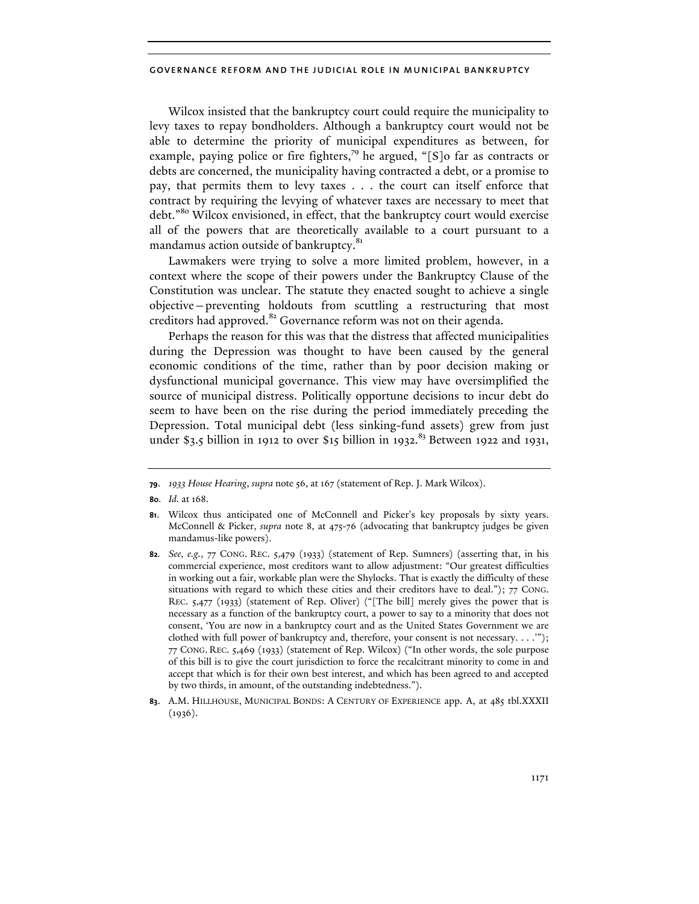Wilcox insisted that the bankruptcy court could require the municipality to levy taxes to repay bondholders. Although a bankruptcy court would not be able to determine the priority of municipal expenditures as between, for example, paying police or fire fighters,[79] he argued, "[S]o far as contracts or debts are concerned, the municipality having contracted a debt, or a promise to pay, that permits them to levy taxes . . . the court can itself enforce that contract by requiring the levying of whatever taxes are necessary to meet that debt."[80] Wilcox envisioned, in effect, that the bankruptcy court would exercise all of the powers that are theoretically available to a court pursuant to a mandamus action outside of bankruptcy.[81]

Lawmakers were trying to solve a more limited problem, however, in a context where the scope of their powers under the Bankruptcy Clause of the Constitution was unclear. The statute they enacted sought to achieve a single objective—preventing holdouts from scuttling a restructuring that most creditors had approved.[82] Governance reform was not on their agenda.

Perhaps the reason for this was that the distress that affected municipalities during the Depression was thought to have been caused by the general economic conditions of the time, rather than by poor decision making or dysfunctional municipal governance. This view may have oversimplified the source of municipal distress. Politically opportune decisions to incur debt do seem to have been on the rise during the period immediately preceding the Depression. Total municipal debt (less sinking-fund assets) grew from just under $3.5 billion in 1912 to over $15 billion in 1932.[83] Between 1922 and 1931,

---

**79.** *1933 House Hearing*, *supra* note 56, at 167 (statement of Rep. J. Mark Wilcox).

**80.** *Id.* at 168.

**81.** Wilcox thus anticipated one of McConnell and Picker's key proposals by sixty years. McConnell & Picker, *supra* note 8, at 475-76 (advocating that bankruptcy judges be given mandamus-like powers).

**82.** *See, e.g.*, 77 CONG. REC. 5,479 (1933) (statement of Rep. Sumners) (asserting that, in his commercial experience, most creditors want to allow adjustment: "Our greatest difficulties in working out a fair, workable plan were the Shylocks. That is exactly the difficulty of these situations with regard to which these cities and their creditors have to deal."); 77 CONG. REC. 5,477 (1933) (statement of Rep. Oliver) ("[The bill] merely gives the power that is necessary as a function of the bankruptcy court, a power to say to a minority that does not consent, 'You are now in a bankruptcy court and as the United States Government we are clothed with full power of bankruptcy and, therefore, your consent is not necessary. . . .'"); 77 CONG. REC. 5,469 (1933) (statement of Rep. Wilcox) ("In other words, the sole purpose of this bill is to give the court jurisdiction to force the recalcitrant minority to come in and accept that which is for their own best interest, and which has been agreed to and accepted by two thirds, in amount, of the outstanding indebtedness.").

**83.** A.M. HILLHOUSE, MUNICIPAL BONDS: A CENTURY OF EXPERIENCE app. A, at 485 tbl.XXXII (1936).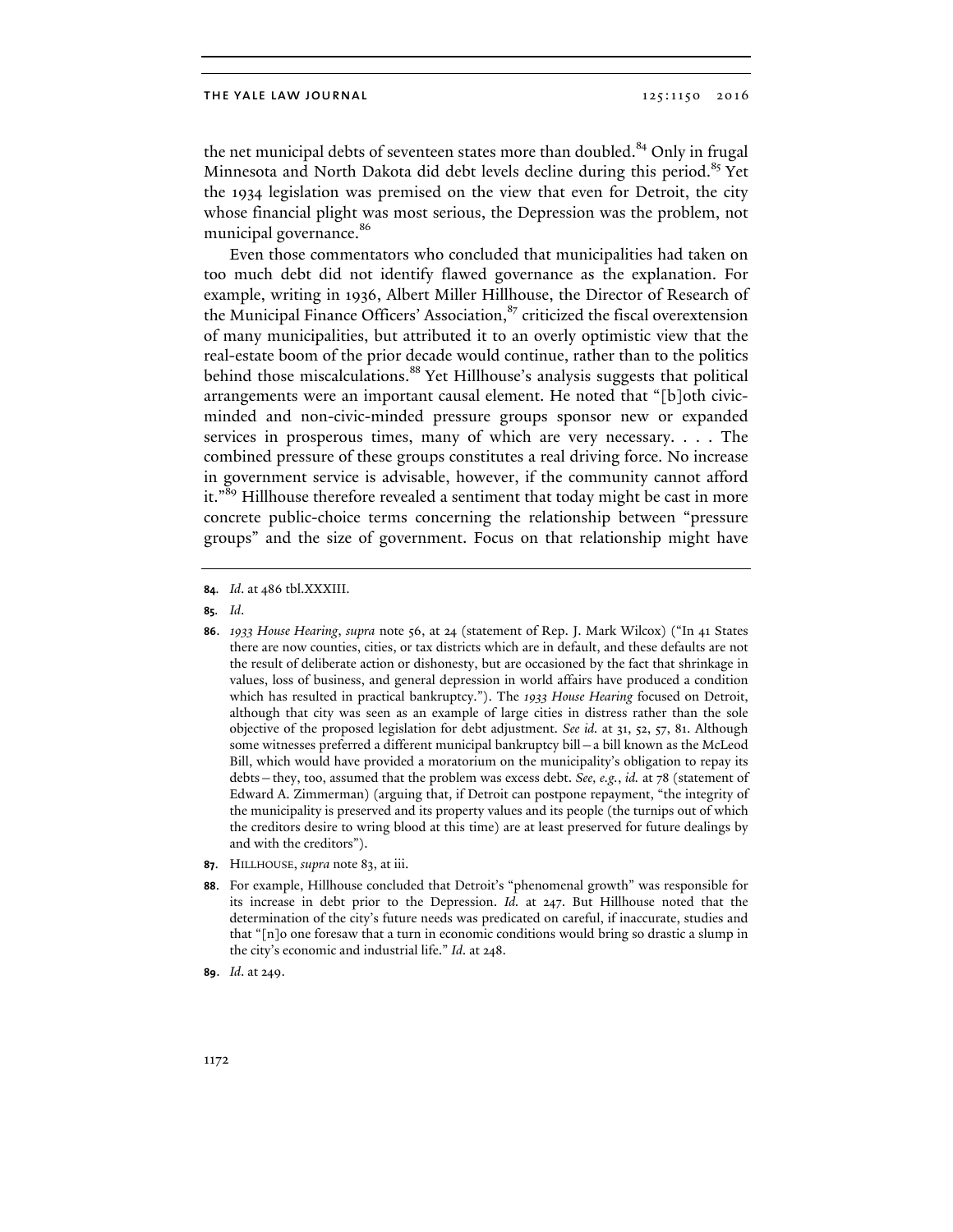the net municipal debts of seventeen states more than doubled.[84] Only in frugal Minnesota and North Dakota did debt levels decline during this period.[85] Yet the 1934 legislation was premised on the view that even for Detroit, the city whose financial plight was most serious, the Depression was the problem, not municipal governance.[86]

Even those commentators who concluded that municipalities had taken on too much debt did not identify flawed governance as the explanation. For example, writing in 1936, Albert Miller Hillhouse, the Director of Research of the Municipal Finance Officers' Association,[87] criticized the fiscal overextension of many municipalities, but attributed it to an overly optimistic view that the real-estate boom of the prior decade would continue, rather than to the politics behind those miscalculations.[88] Yet Hillhouse's analysis suggests that political arrangements were an important causal element. He noted that "[b]oth civic-minded and non-civic-minded pressure groups sponsor new or expanded services in prosperous times, many of which are very necessary. . . . The combined pressure of these groups constitutes a real driving force. No increase in government service is advisable, however, if the community cannot afford it."[89] Hillhouse therefore revealed a sentiment that today might be cast in more concrete public-choice terms concerning the relationship between "pressure groups" and the size of government. Focus on that relationship might have

---

**84.** *Id*. at 486 tbl.XXXIII.

**85.** *Id*.

**86.** *1933 House Hearing*, *supra* note 56, at 24 (statement of Rep. J. Mark Wilcox) ("In 41 States there are now counties, cities, or tax districts which are in default, and these defaults are not the result of deliberate action or dishonesty, but are occasioned by the fact that shrinkage in values, loss of business, and general depression in world affairs have produced a condition which has resulted in practical bankruptcy."). The *1933 House Hearing* focused on Detroit, although that city was seen as an example of large cities in distress rather than the sole objective of the proposed legislation for debt adjustment. *See id.* at 31, 52, 57, 81. Although some witnesses preferred a different municipal bankruptcy bill—a bill known as the McLeod Bill, which would have provided a moratorium on the municipality's obligation to repay its debts—they, too, assumed that the problem was excess debt. *See, e.g.*, *id.* at 78 (statement of Edward A. Zimmerman) (arguing that, if Detroit can postpone repayment, "the integrity of the municipality is preserved and its property values and its people (the turnips out of which the creditors desire to wring blood at this time) are at least preserved for future dealings by and with the creditors").

**87.** HILLHOUSE, *supra* note 83, at iii.

**88.** For example, Hillhouse concluded that Detroit's "phenomenal growth" was responsible for its increase in debt prior to the Depression. *Id.* at 247. But Hillhouse noted that the determination of the city's future needs was predicated on careful, if inaccurate, studies and that "[n]o one foresaw that a turn in economic conditions would bring so drastic a slump in the city's economic and industrial life." *Id.* at 248.

**89.** *Id*. at 249.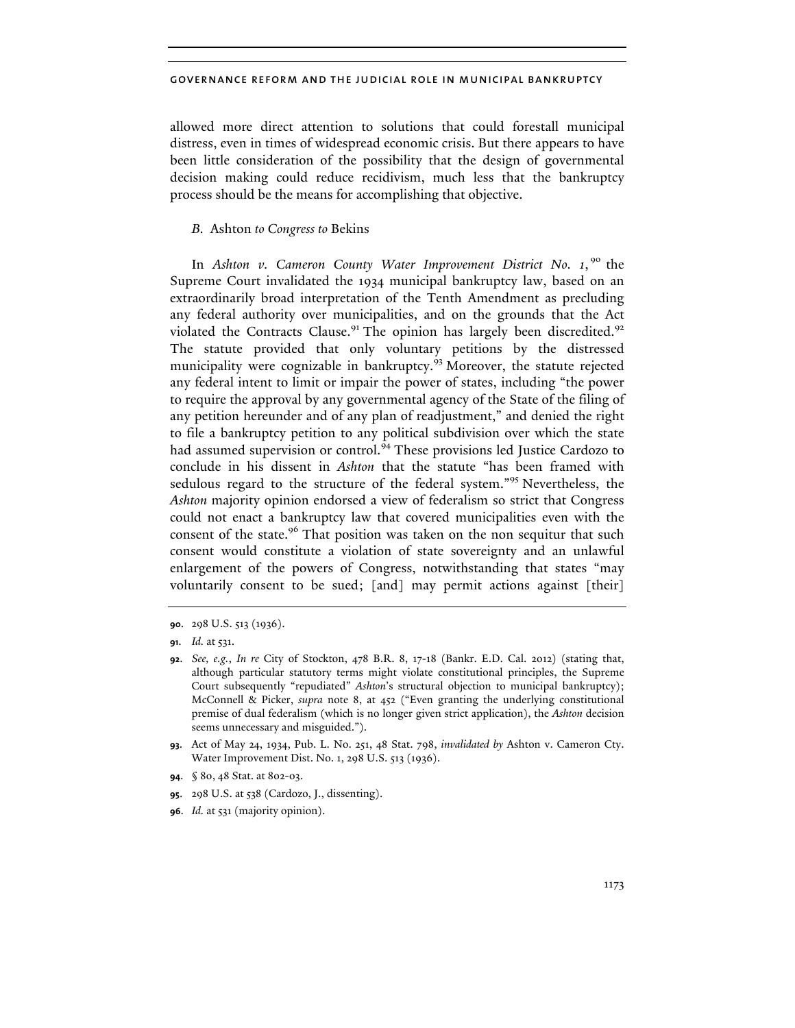allowed more direct attention to solutions that could forestall municipal distress, even in times of widespread economic crisis. But there appears to have been little consideration of the possibility that the design of governmental decision making could reduce recidivism, much less that the bankruptcy process should be the means for accomplishing that objective.

### *B.* Ashton *to Congress to* Bekins

In *Ashton v. Cameron County Water Improvement District No. 1*,[90] the Supreme Court invalidated the 1934 municipal bankruptcy law, based on an extraordinarily broad interpretation of the Tenth Amendment as precluding any federal authority over municipalities, and on the grounds that the Act violated the Contracts Clause.[91] The opinion has largely been discredited.[92] The statute provided that only voluntary petitions by the distressed municipality were cognizable in bankruptcy.[93] Moreover, the statute rejected any federal intent to limit or impair the power of states, including "the power to require the approval by any governmental agency of the State of the filing of any petition hereunder and of any plan of readjustment," and denied the right to file a bankruptcy petition to any political subdivision over which the state had assumed supervision or control.[94] These provisions led Justice Cardozo to conclude in his dissent in *Ashton* that the statute "has been framed with sedulous regard to the structure of the federal system."[95] Nevertheless, the *Ashton* majority opinion endorsed a view of federalism so strict that Congress could not enact a bankruptcy law that covered municipalities even with the consent of the state.[96] That position was taken on the non sequitur that such consent would constitute a violation of state sovereignty and an unlawful enlargement of the powers of Congress, notwithstanding that states "may voluntarily consent to be sued; [and] may permit actions against [their]

---

**90.** 298 U.S. 513 (1936).

**91.** *Id.* at 531.

**92.** *See, e.g.*, *In re* City of Stockton, 478 B.R. 8, 17-18 (Bankr. E.D. Cal. 2012) (stating that, although particular statutory terms might violate constitutional principles, the Supreme Court subsequently "repudiated" *Ashton*'s structural objection to municipal bankruptcy); McConnell & Picker, *supra* note 8, at 452 ("Even granting the underlying constitutional premise of dual federalism (which is no longer given strict application), the *Ashton* decision seems unnecessary and misguided.").

**93.** Act of May 24, 1934, Pub. L. No. 251, 48 Stat. 798, *invalidated by* Ashton v. Cameron Cty. Water Improvement Dist. No. 1, 298 U.S. 513 (1936).

**94.** § 80, 48 Stat. at 802-03.

**95.** 298 U.S. at 538 (Cardozo, J., dissenting).

**96.** *Id.* at 531 (majority opinion).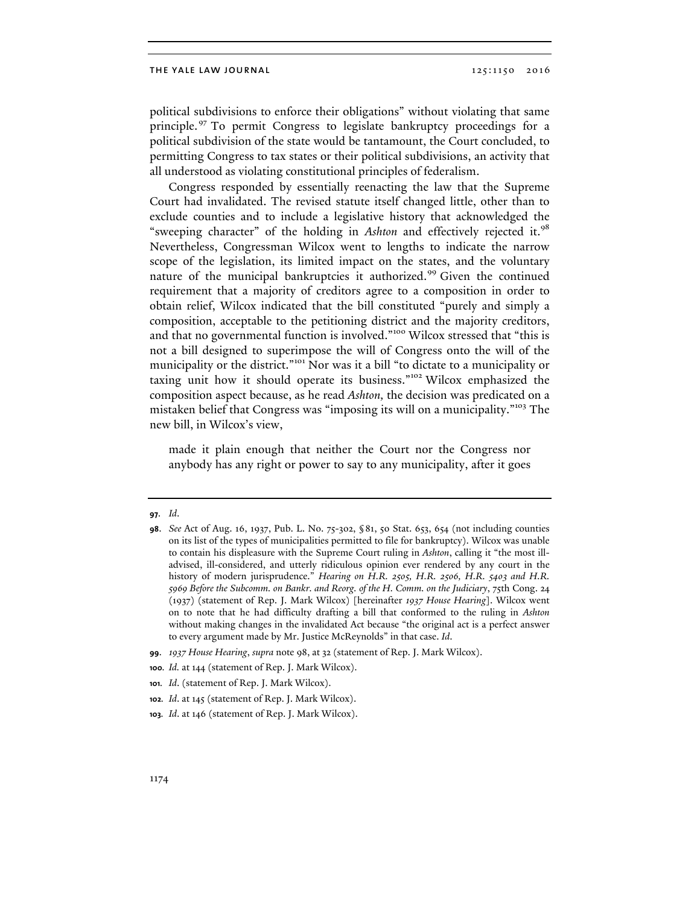political subdivisions to enforce their obligations" without violating that same principle.[97] To permit Congress to legislate bankruptcy proceedings for a political subdivision of the state would be tantamount, the Court concluded, to permitting Congress to tax states or their political subdivisions, an activity that all understood as violating constitutional principles of federalism.

Congress responded by essentially reenacting the law that the Supreme Court had invalidated. The revised statute itself changed little, other than to exclude counties and to include a legislative history that acknowledged the "sweeping character" of the holding in *Ashton* and effectively rejected it.[98] Nevertheless, Congressman Wilcox went to lengths to indicate the narrow scope of the legislation, its limited impact on the states, and the voluntary nature of the municipal bankruptcies it authorized.[99] Given the continued requirement that a majority of creditors agree to a composition in order to obtain relief, Wilcox indicated that the bill constituted "purely and simply a composition, acceptable to the petitioning district and the majority creditors, and that no governmental function is involved."[100] Wilcox stressed that "this is not a bill designed to superimpose the will of Congress onto the will of the municipality or the district."[101] Nor was it a bill "to dictate to a municipality or taxing unit how it should operate its business."[102] Wilcox emphasized the composition aspect because, as he read *Ashton*, the decision was predicated on a mistaken belief that Congress was "imposing its will on a municipality."[103] The new bill, in Wilcox's view,

> made it plain enough that neither the Court nor the Congress nor anybody has any right or power to say to any municipality, after it goes

---

**97.** *Id.*

**98.** *See* Act of Aug. 16, 1937, Pub. L. No. 75-302, § 81, 50 Stat. 653, 654 (not including counties on its list of the types of municipalities permitted to file for bankruptcy). Wilcox was unable to contain his displeasure with the Supreme Court ruling in *Ashton*, calling it "the most ill-advised, ill-considered, and utterly ridiculous opinion ever rendered by any court in the history of modern jurisprudence." *Hearing on H.R. 2505, H.R. 2506, H.R. 5403 and H.R. 5969 Before the Subcomm. on Bankr. and Reorg. of the H. Comm. on the Judiciary*, 75th Cong. 24 (1937) (statement of Rep. J. Mark Wilcox) [hereinafter *1937 House Hearing*]. Wilcox went on to note that he had difficulty drafting a bill that conformed to the ruling in *Ashton* without making changes in the invalidated Act because "the original act is a perfect answer to every argument made by Mr. Justice McReynolds" in that case. *Id.*

**99.** *1937 House Hearing*, *supra* note 98, at 32 (statement of Rep. J. Mark Wilcox).

**100.** *Id.* at 144 (statement of Rep. J. Mark Wilcox).

**101.** *Id.* (statement of Rep. J. Mark Wilcox).

**102.** *Id.* at 145 (statement of Rep. J. Mark Wilcox).

**103.** *Id.* at 146 (statement of Rep. J. Mark Wilcox).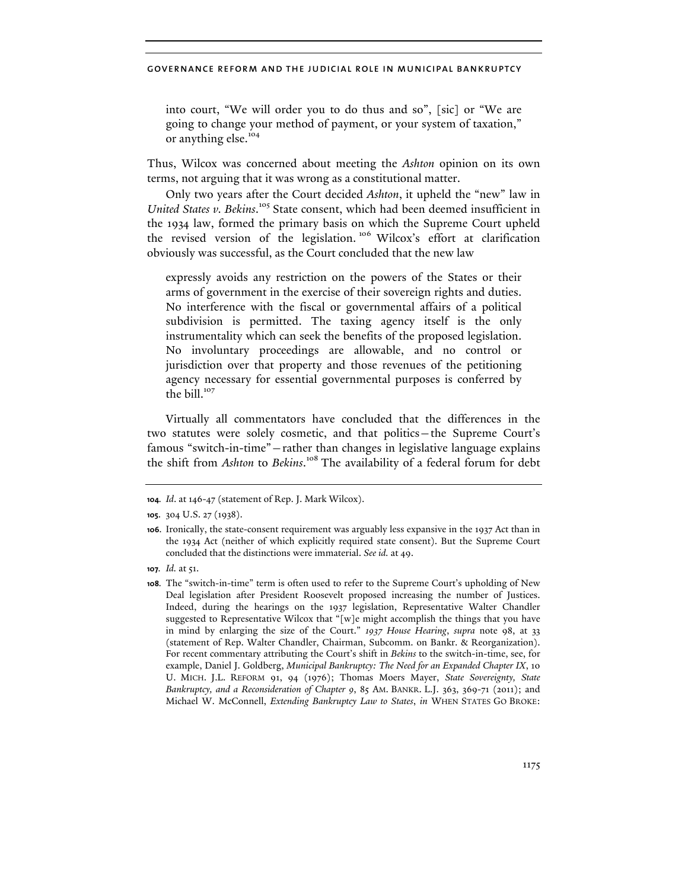> into court, "We will order you to do thus and so", [sic] or "We are going to change your method of payment, or your system of taxation," or anything else.[104]

Thus, Wilcox was concerned about meeting the *Ashton* opinion on its own terms, not arguing that it was wrong as a constitutional matter.

Only two years after the Court decided *Ashton*, it upheld the "new" law in *United States v. Bekins*.[105] State consent, which had been deemed insufficient in the 1934 law, formed the primary basis on which the Supreme Court upheld the revised version of the legislation.[106] Wilcox's effort at clarification obviously was successful, as the Court concluded that the new law

> expressly avoids any restriction on the powers of the States or their arms of government in the exercise of their sovereign rights and duties. No interference with the fiscal or governmental affairs of a political subdivision is permitted. The taxing agency itself is the only instrumentality which can seek the benefits of the proposed legislation. No involuntary proceedings are allowable, and no control or jurisdiction over that property and those revenues of the petitioning agency necessary for essential governmental purposes is conferred by the bill.[107]

Virtually all commentators have concluded that the differences in the two statutes were solely cosmetic, and that politics—the Supreme Court's famous "switch-in-time"—rather than changes in legislative language explains the shift from *Ashton* to *Bekins*.[108] The availability of a federal forum for debt

---

**104.** *Id*. at 146-47 (statement of Rep. J. Mark Wilcox).

**105.** 304 U.S. 27 (1938).

**106.** Ironically, the state-consent requirement was arguably less expansive in the 1937 Act than in the 1934 Act (neither of which explicitly required state consent). But the Supreme Court concluded that the distinctions were immaterial. *See id.* at 49.

**107.** *Id.* at 51.

**108.** The "switch-in-time" term is often used to refer to the Supreme Court's upholding of New Deal legislation after President Roosevelt proposed increasing the number of Justices. Indeed, during the hearings on the 1937 legislation, Representative Walter Chandler suggested to Representative Wilcox that "[w]e might accomplish the things that you have in mind by enlarging the size of the Court." *1937 House Hearing*, *supra* note 98, at 33 (statement of Rep. Walter Chandler, Chairman, Subcomm. on Bankr. & Reorganization). For recent commentary attributing the Court's shift in *Bekins* to the switch-in-time, see, for example, Daniel J. Goldberg, *Municipal Bankruptcy: The Need for an Expanded Chapter IX*, 10 U. MICH. J.L. REFORM 91, 94 (1976); Thomas Moers Mayer, *State Sovereignty, State Bankruptcy, and a Reconsideration of Chapter 9*, 85 AM. BANKR. L.J. 363, 369-71 (2011); and Michael W. McConnell, *Extending Bankruptcy Law to States*, *in* WHEN STATES GO BROKE: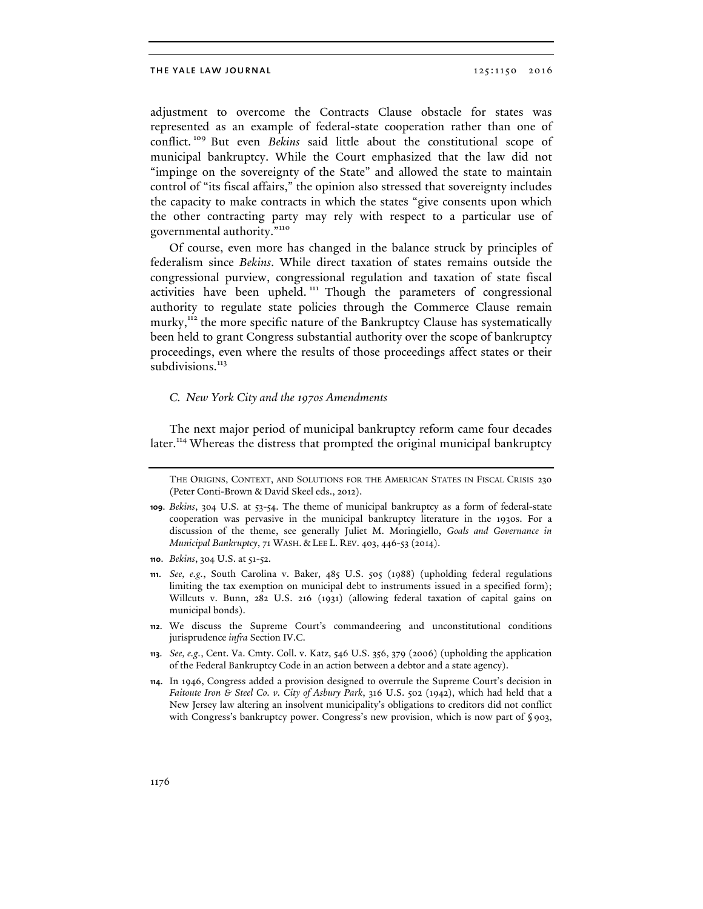adjustment to overcome the Contracts Clause obstacle for states was represented as an example of federal-state cooperation rather than one of conflict.[109] But even *Bekins* said little about the constitutional scope of municipal bankruptcy. While the Court emphasized that the law did not "impinge on the sovereignty of the State" and allowed the state to maintain control of "its fiscal affairs," the opinion also stressed that sovereignty includes the capacity to make contracts in which the states "give consents upon which the other contracting party may rely with respect to a particular use of governmental authority."[110]

Of course, even more has changed in the balance struck by principles of federalism since *Bekins*. While direct taxation of states remains outside the congressional purview, congressional regulation and taxation of state fiscal activities have been upheld.[111] Though the parameters of congressional authority to regulate state policies through the Commerce Clause remain murky,[112] the more specific nature of the Bankruptcy Clause has systematically been held to grant Congress substantial authority over the scope of bankruptcy proceedings, even where the results of those proceedings affect states or their subdivisions.[113]

### *C. New York City and the 1970s Amendments*

The next major period of municipal bankruptcy reform came four decades later.[114] Whereas the distress that prompted the original municipal bankruptcy

---

THE ORIGINS, CONTEXT, AND SOLUTIONS FOR THE AMERICAN STATES IN FISCAL CRISIS 230 (Peter Conti-Brown & David Skeel eds., 2012).

109. *Bekins*, 304 U.S. at 53-54. The theme of municipal bankruptcy as a form of federal-state cooperation was pervasive in the municipal bankruptcy literature in the 1930s. For a discussion of the theme, see generally Juliet M. Moringiello, *Goals and Governance in Municipal Bankruptcy*, 71 WASH. & LEE L. REV. 403, 446-53 (2014).

110. *Bekins*, 304 U.S. at 51-52.

111. *See, e.g.*, South Carolina v. Baker, 485 U.S. 505 (1988) (upholding federal regulations limiting the tax exemption on municipal debt to instruments issued in a specified form); Willcuts v. Bunn, 282 U.S. 216 (1931) (allowing federal taxation of capital gains on municipal bonds).

112. We discuss the Supreme Court's commandeering and unconstitutional conditions jurisprudence *infra* Section IV.C.

113. *See, e.g.*, Cent. Va. Cmty. Coll. v. Katz, 546 U.S. 356, 379 (2006) (upholding the application of the Federal Bankruptcy Code in an action between a debtor and a state agency).

114. In 1946, Congress added a provision designed to overrule the Supreme Court's decision in *Faitoute Iron & Steel Co. v. City of Asbury Park*, 316 U.S. 502 (1942), which had held that a New Jersey law altering an insolvent municipality's obligations to creditors did not conflict with Congress's bankruptcy power. Congress's new provision, which is now part of § 903,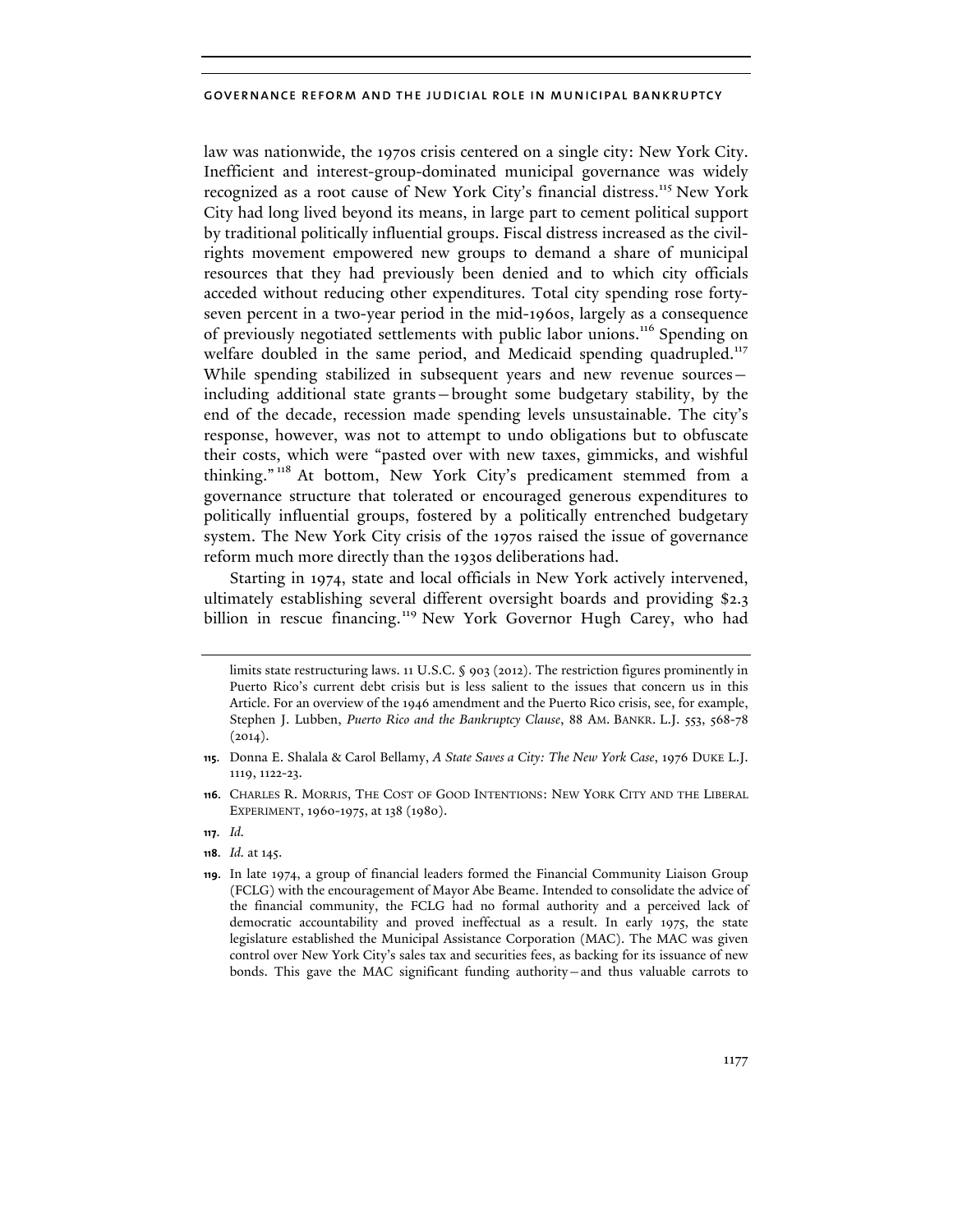law was nationwide, the 1970s crisis centered on a single city: New York City. Inefficient and interest-group-dominated municipal governance was widely recognized as a root cause of New York City's financial distress.[115] New York City had long lived beyond its means, in large part to cement political support by traditional politically influential groups. Fiscal distress increased as the civil-rights movement empowered new groups to demand a share of municipal resources that they had previously been denied and to which city officials acceded without reducing other expenditures. Total city spending rose forty-seven percent in a two-year period in the mid-1960s, largely as a consequence of previously negotiated settlements with public labor unions.[116] Spending on welfare doubled in the same period, and Medicaid spending quadrupled.[117] While spending stabilized in subsequent years and new revenue sources—including additional state grants—brought some budgetary stability, by the end of the decade, recession made spending levels unsustainable. The city's response, however, was not to attempt to undo obligations but to obfuscate their costs, which were "pasted over with new taxes, gimmicks, and wishful thinking."[118] At bottom, New York City's predicament stemmed from a governance structure that tolerated or encouraged generous expenditures to politically influential groups, fostered by a politically entrenched budgetary system. The New York City crisis of the 1970s raised the issue of governance reform much more directly than the 1930s deliberations had.

Starting in 1974, state and local officials in New York actively intervened, ultimately establishing several different oversight boards and providing $2.3 billion in rescue financing.[119] New York Governor Hugh Carey, who had

---

limits state restructuring laws. 11 U.S.C. § 903 (2012). The restriction figures prominently in Puerto Rico's current debt crisis but is less salient to the issues that concern us in this Article. For an overview of the 1946 amendment and the Puerto Rico crisis, see, for example, Stephen J. Lubben, *Puerto Rico and the Bankruptcy Clause*, 88 AM. BANKR. L.J. 553, 568-78 (2014).

115. Donna E. Shalala & Carol Bellamy, *A State Saves a City: The New York Case*, 1976 DUKE L.J. 1119, 1122-23.

116. CHARLES R. MORRIS, THE COST OF GOOD INTENTIONS: NEW YORK CITY AND THE LIBERAL EXPERIMENT, 1960-1975, at 138 (1980).

117. *Id.*

118. *Id.* at 145.

119. In late 1974, a group of financial leaders formed the Financial Community Liaison Group (FCLG) with the encouragement of Mayor Abe Beame. Intended to consolidate the advice of the financial community, the FCLG had no formal authority and a perceived lack of democratic accountability and proved ineffectual as a result. In early 1975, the state legislature established the Municipal Assistance Corporation (MAC). The MAC was given control over New York City's sales tax and securities fees, as backing for its issuance of new bonds. This gave the MAC significant funding authority—and thus valuable carrots to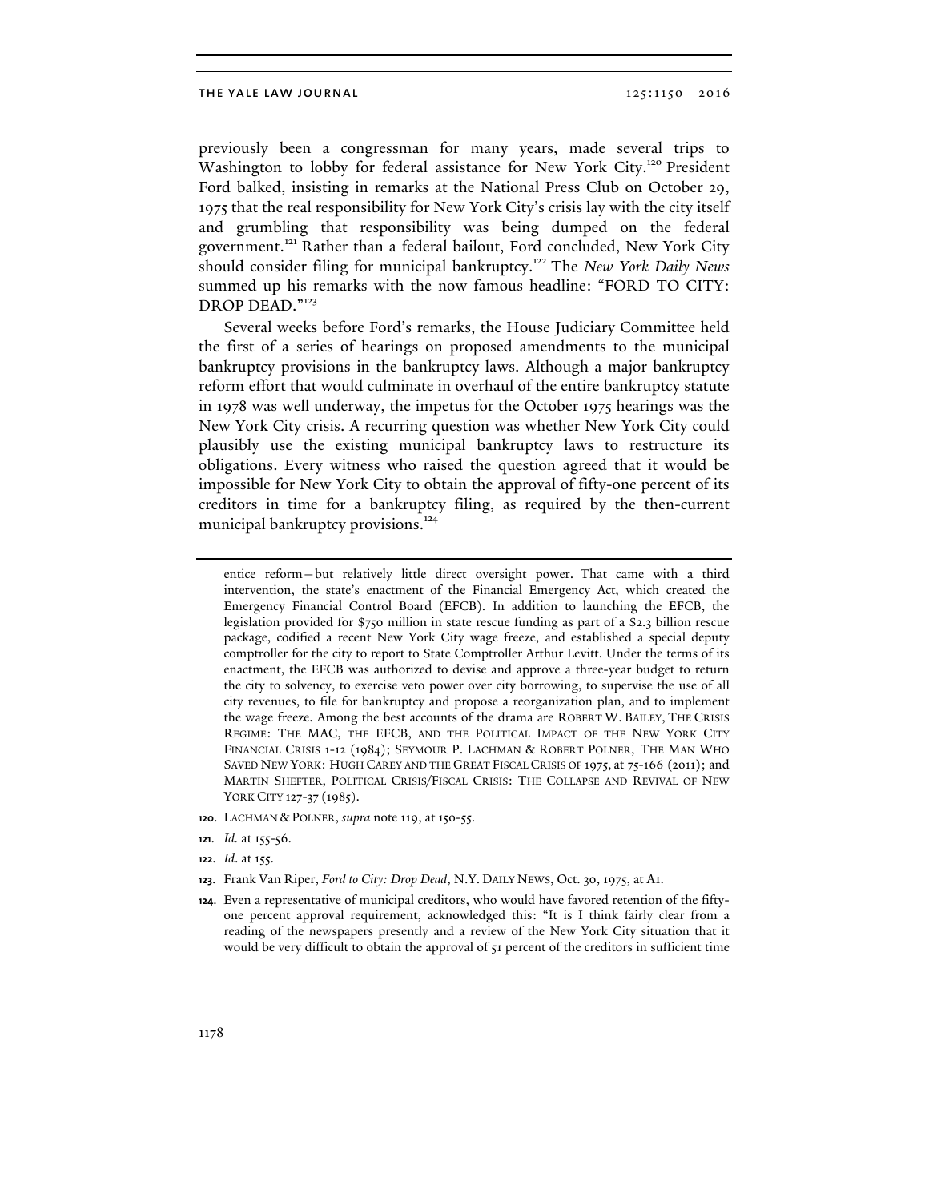previously been a congressman for many years, made several trips to Washington to lobby for federal assistance for New York City.[120] President Ford balked, insisting in remarks at the National Press Club on October 29, 1975 that the real responsibility for New York City's crisis lay with the city itself and grumbling that responsibility was being dumped on the federal government.[121] Rather than a federal bailout, Ford concluded, New York City should consider filing for municipal bankruptcy.[122] The *New York Daily News* summed up his remarks with the now famous headline: "FORD TO CITY: DROP DEAD."[123]

Several weeks before Ford's remarks, the House Judiciary Committee held the first of a series of hearings on proposed amendments to the municipal bankruptcy provisions in the bankruptcy laws. Although a major bankruptcy reform effort that would culminate in overhaul of the entire bankruptcy statute in 1978 was well underway, the impetus for the October 1975 hearings was the New York City crisis. A recurring question was whether New York City could plausibly use the existing municipal bankruptcy laws to restructure its obligations. Every witness who raised the question agreed that it would be impossible for New York City to obtain the approval of fifty-one percent of its creditors in time for a bankruptcy filing, as required by the then-current municipal bankruptcy provisions.[124]

---

entice reform—but relatively little direct oversight power. That came with a third intervention, the state's enactment of the Financial Emergency Act, which created the Emergency Financial Control Board (EFCB). In addition to launching the EFCB, the legislation provided for $750 million in state rescue funding as part of a $2.3 billion rescue package, codified a recent New York City wage freeze, and established a special deputy comptroller for the city to report to State Comptroller Arthur Levitt. Under the terms of its enactment, the EFCB was authorized to devise and approve a three-year budget to return the city to solvency, to exercise veto power over city borrowing, to supervise the use of all city revenues, to file for bankruptcy and propose a reorganization plan, and to implement the wage freeze. Among the best accounts of the drama are ROBERT W. BAILEY, THE CRISIS REGIME: THE MAC, THE EFCB, AND THE POLITICAL IMPACT OF THE NEW YORK CITY FINANCIAL CRISIS 1-12 (1984); SEYMOUR P. LACHMAN & ROBERT POLNER, THE MAN WHO SAVED NEW YORK: HUGH CAREY AND THE GREAT FISCAL CRISIS OF 1975, at 75-166 (2011); and MARTIN SHEFTER, POLITICAL CRISIS/FISCAL CRISIS: THE COLLAPSE AND REVIVAL OF NEW YORK CITY 127-37 (1985).

120. LACHMAN & POLNER, *supra* note 119, at 150-55.

121. *Id.* at 155-56.

122. *Id*. at 155.

123. Frank Van Riper, *Ford to City: Drop Dead*, N.Y. DAILY NEWS, Oct. 30, 1975, at A1.

124. Even a representative of municipal creditors, who would have favored retention of the fifty-one percent approval requirement, acknowledged this: "It is I think fairly clear from a reading of the newspapers presently and a review of the New York City situation that it would be very difficult to obtain the approval of 51 percent of the creditors in sufficient time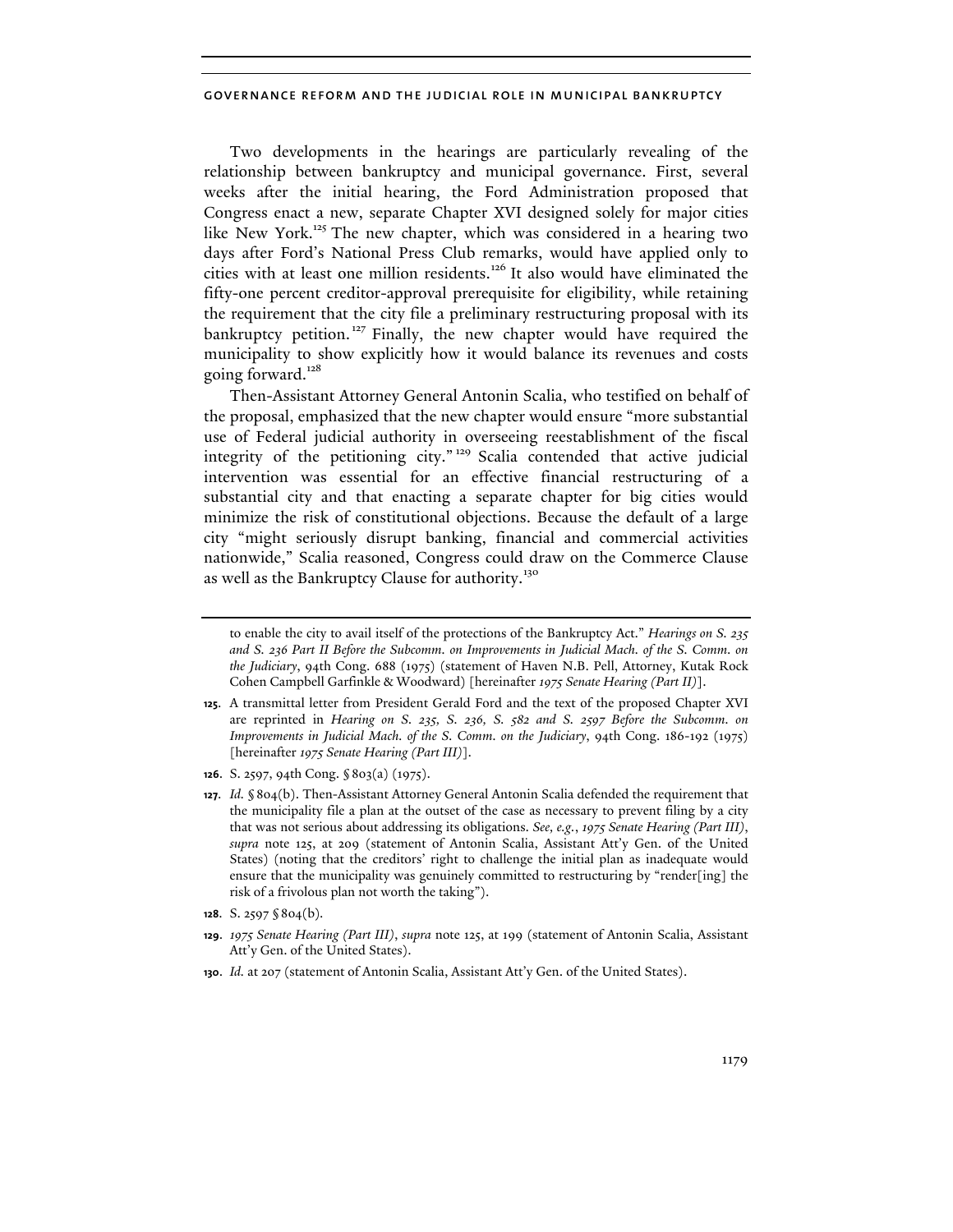Two developments in the hearings are particularly revealing of the relationship between bankruptcy and municipal governance. First, several weeks after the initial hearing, the Ford Administration proposed that Congress enact a new, separate Chapter XVI designed solely for major cities like New York.[125] The new chapter, which was considered in a hearing two days after Ford's National Press Club remarks, would have applied only to cities with at least one million residents.[126] It also would have eliminated the fifty-one percent creditor-approval prerequisite for eligibility, while retaining the requirement that the city file a preliminary restructuring proposal with its bankruptcy petition.[127] Finally, the new chapter would have required the municipality to show explicitly how it would balance its revenues and costs going forward.[128]

Then-Assistant Attorney General Antonin Scalia, who testified on behalf of the proposal, emphasized that the new chapter would ensure "more substantial use of Federal judicial authority in overseeing reestablishment of the fiscal integrity of the petitioning city."[129] Scalia contended that active judicial intervention was essential for an effective financial restructuring of a substantial city and that enacting a separate chapter for big cities would minimize the risk of constitutional objections. Because the default of a large city "might seriously disrupt banking, financial and commercial activities nationwide," Scalia reasoned, Congress could draw on the Commerce Clause as well as the Bankruptcy Clause for authority.[130]

---

to enable the city to avail itself of the protections of the Bankruptcy Act." *Hearings on S. 235 and S. 236 Part II Before the Subcomm. on Improvements in Judicial Mach. of the S. Comm. on the Judiciary*, 94th Cong. 688 (1975) (statement of Haven N.B. Pell, Attorney, Kutak Rock Cohen Campbell Garfinkle & Woodward) [hereinafter *1975 Senate Hearing (Part II)*].

**125.** A transmittal letter from President Gerald Ford and the text of the proposed Chapter XVI are reprinted in *Hearing on S. 235, S. 236, S. 582 and S. 2597 Before the Subcomm. on Improvements in Judicial Mach. of the S. Comm. on the Judiciary*, 94th Cong. 186-192 (1975) [hereinafter *1975 Senate Hearing (Part III)*].

**126.** S. 2597, 94th Cong. § 803(a) (1975).

**127.** *Id.* § 804(b). Then-Assistant Attorney General Antonin Scalia defended the requirement that the municipality file a plan at the outset of the case as necessary to prevent filing by a city that was not serious about addressing its obligations. *See, e.g.*, *1975 Senate Hearing (Part III)*, *supra* note 125, at 209 (statement of Antonin Scalia, Assistant Att'y Gen. of the United States) (noting that the creditors' right to challenge the initial plan as inadequate would ensure that the municipality was genuinely committed to restructuring by "render[ing] the risk of a frivolous plan not worth the taking").

**128.** S. 2597 § 804(b).

**129.** *1975 Senate Hearing (Part III)*, *supra* note 125, at 199 (statement of Antonin Scalia, Assistant Att'y Gen. of the United States).

**130.** *Id.* at 207 (statement of Antonin Scalia, Assistant Att'y Gen. of the United States).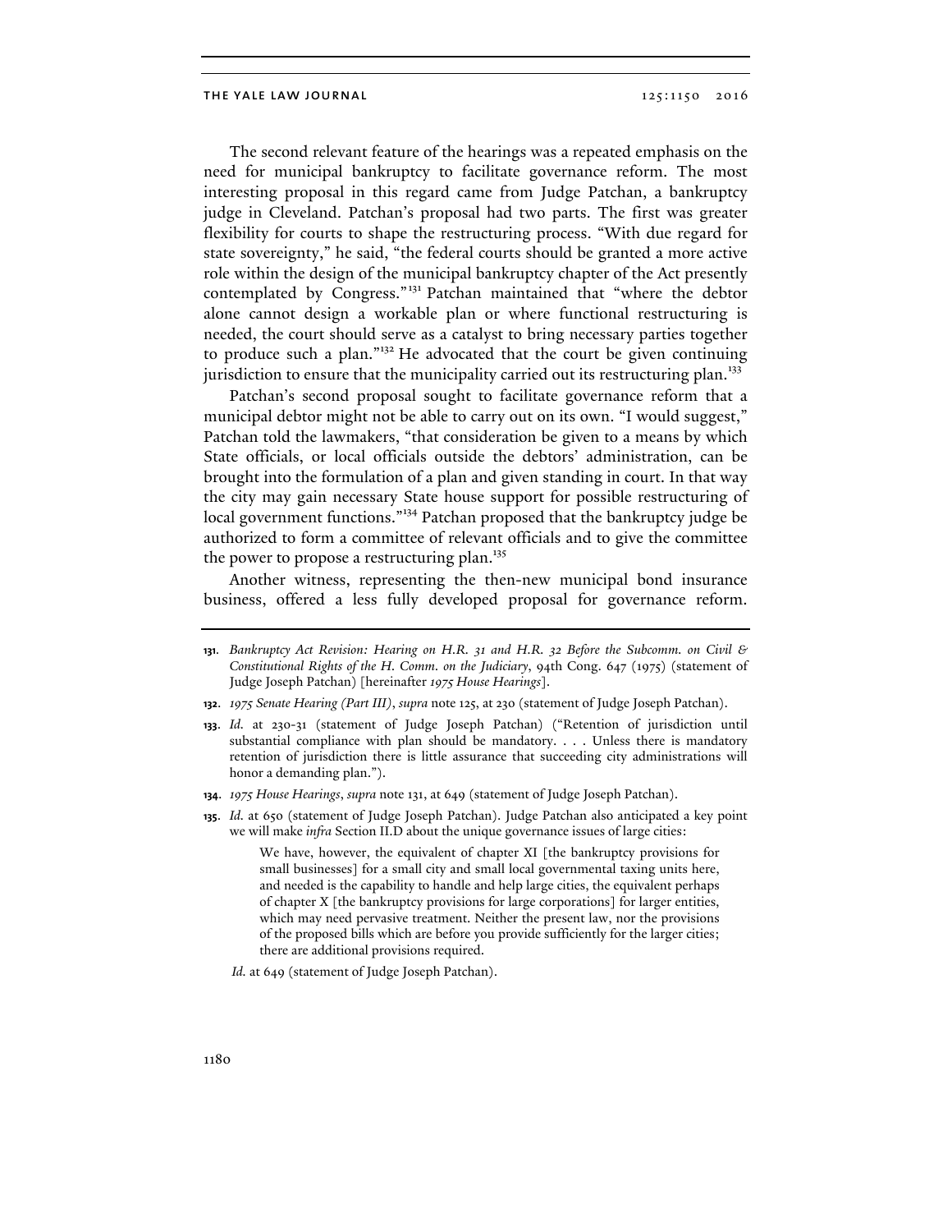The second relevant feature of the hearings was a repeated emphasis on the need for municipal bankruptcy to facilitate governance reform. The most interesting proposal in this regard came from Judge Patchan, a bankruptcy judge in Cleveland. Patchan's proposal had two parts. The first was greater flexibility for courts to shape the restructuring process. "With due regard for state sovereignty," he said, "the federal courts should be granted a more active role within the design of the municipal bankruptcy chapter of the Act presently contemplated by Congress."[131] Patchan maintained that "where the debtor alone cannot design a workable plan or where functional restructuring is needed, the court should serve as a catalyst to bring necessary parties together to produce such a plan."[132] He advocated that the court be given continuing jurisdiction to ensure that the municipality carried out its restructuring plan.[133]

Patchan's second proposal sought to facilitate governance reform that a municipal debtor might not be able to carry out on its own. "I would suggest," Patchan told the lawmakers, "that consideration be given to a means by which State officials, or local officials outside the debtors' administration, can be brought into the formulation of a plan and given standing in court. In that way the city may gain necessary State house support for possible restructuring of local government functions."[134] Patchan proposed that the bankruptcy judge be authorized to form a committee of relevant officials and to give the committee the power to propose a restructuring plan.[135]

Another witness, representing the then-new municipal bond insurance business, offered a less fully developed proposal for governance reform.

---

**131.** *Bankruptcy Act Revision: Hearing on H.R. 31 and H.R. 32 Before the Subcomm. on Civil & Constitutional Rights of the H. Comm. on the Judiciary*, 94th Cong. 647 (1975) (statement of Judge Joseph Patchan) [hereinafter *1975 House Hearings*].

**132.** *1975 Senate Hearing (Part III)*, *supra* note 125, at 230 (statement of Judge Joseph Patchan).

**133.** *Id.* at 230-31 (statement of Judge Joseph Patchan) ("Retention of jurisdiction until substantial compliance with plan should be mandatory. . . . Unless there is mandatory retention of jurisdiction there is little assurance that succeeding city administrations will honor a demanding plan.").

**134.** *1975 House Hearings*, *supra* note 131, at 649 (statement of Judge Joseph Patchan).

**135.** *Id.* at 650 (statement of Judge Joseph Patchan). Judge Patchan also anticipated a key point we will make *infra* Section II.D about the unique governance issues of large cities:

> We have, however, the equivalent of chapter XI [the bankruptcy provisions for small businesses] for a small city and small local governmental taxing units here, and needed is the capability to handle and help large cities, the equivalent perhaps of chapter X [the bankruptcy provisions for large corporations] for larger entities, which may need pervasive treatment. Neither the present law, nor the provisions of the proposed bills which are before you provide sufficiently for the larger cities; there are additional provisions required.

*Id.* at 649 (statement of Judge Joseph Patchan).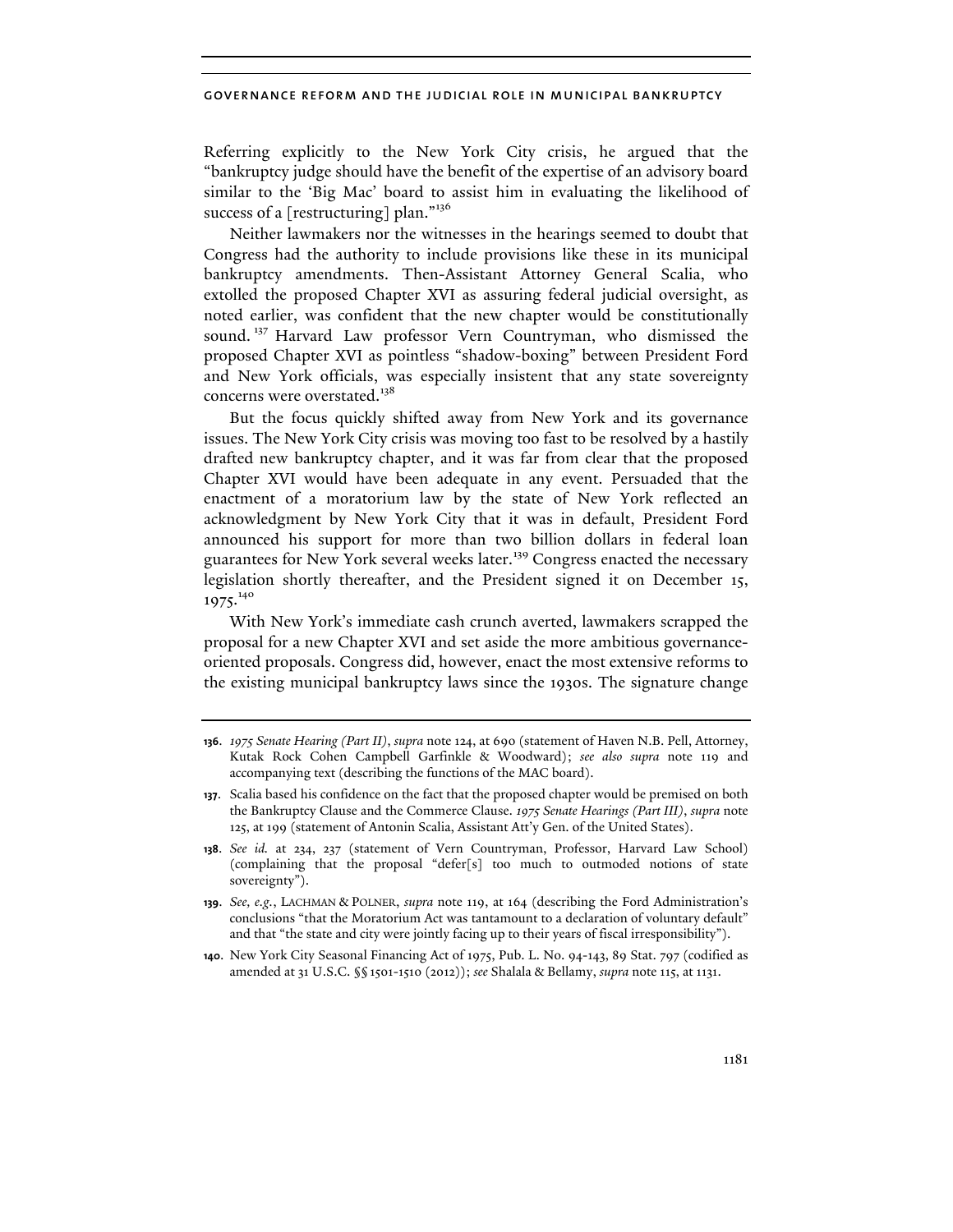Referring explicitly to the New York City crisis, he argued that the "bankruptcy judge should have the benefit of the expertise of an advisory board similar to the 'Big Mac' board to assist him in evaluating the likelihood of success of a [restructuring] plan."[136]

Neither lawmakers nor the witnesses in the hearings seemed to doubt that Congress had the authority to include provisions like these in its municipal bankruptcy amendments. Then-Assistant Attorney General Scalia, who extolled the proposed Chapter XVI as assuring federal judicial oversight, as noted earlier, was confident that the new chapter would be constitutionally sound.[137] Harvard Law professor Vern Countryman, who dismissed the proposed Chapter XVI as pointless "shadow-boxing" between President Ford and New York officials, was especially insistent that any state sovereignty concerns were overstated.[138]

But the focus quickly shifted away from New York and its governance issues. The New York City crisis was moving too fast to be resolved by a hastily drafted new bankruptcy chapter, and it was far from clear that the proposed Chapter XVI would have been adequate in any event. Persuaded that the enactment of a moratorium law by the state of New York reflected an acknowledgment by New York City that it was in default, President Ford announced his support for more than two billion dollars in federal loan guarantees for New York several weeks later.[139] Congress enacted the necessary legislation shortly thereafter, and the President signed it on December 15, 1975.[140]

With New York's immediate cash crunch averted, lawmakers scrapped the proposal for a new Chapter XVI and set aside the more ambitious governance-oriented proposals. Congress did, however, enact the most extensive reforms to the existing municipal bankruptcy laws since the 1930s. The signature change

---

136. *1975 Senate Hearing (Part II)*, *supra* note 124, at 690 (statement of Haven N.B. Pell, Attorney, Kutak Rock Cohen Campbell Garfinkle & Woodward); *see also supra* note 119 and accompanying text (describing the functions of the MAC board).

137. Scalia based his confidence on the fact that the proposed chapter would be premised on both the Bankruptcy Clause and the Commerce Clause. *1975 Senate Hearings (Part III)*, *supra* note 125, at 199 (statement of Antonin Scalia, Assistant Att'y Gen. of the United States).

138. *See id.* at 234, 237 (statement of Vern Countryman, Professor, Harvard Law School) (complaining that the proposal "defer[s] too much to outmoded notions of state sovereignty").

139. *See, e.g.*, LACHMAN & POLNER, *supra* note 119, at 164 (describing the Ford Administration's conclusions "that the Moratorium Act was tantamount to a declaration of voluntary default" and that "the state and city were jointly facing up to their years of fiscal irresponsibility").

140. New York City Seasonal Financing Act of 1975, Pub. L. No. 94-143, 89 Stat. 797 (codified as amended at 31 U.S.C. §§ 1501-1510 (2012)); *see* Shalala & Bellamy, *supra* note 115, at 1131.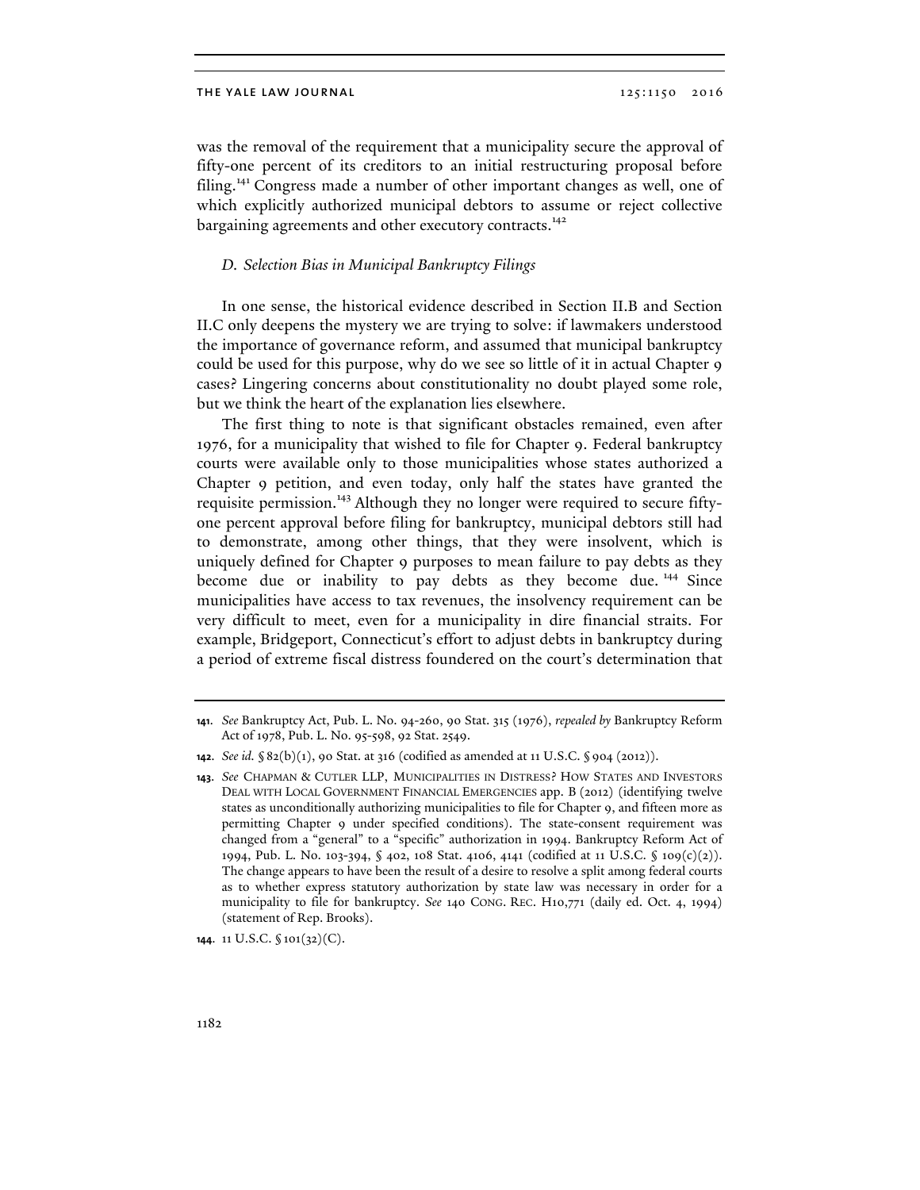was the removal of the requirement that a municipality secure the approval of fifty-one percent of its creditors to an initial restructuring proposal before filing.[141] Congress made a number of other important changes as well, one of which explicitly authorized municipal debtors to assume or reject collective bargaining agreements and other executory contracts.[142]

### *D. Selection Bias in Municipal Bankruptcy Filings*

In one sense, the historical evidence described in Section II.B and Section II.C only deepens the mystery we are trying to solve: if lawmakers understood the importance of governance reform, and assumed that municipal bankruptcy could be used for this purpose, why do we see so little of it in actual Chapter 9 cases? Lingering concerns about constitutionality no doubt played some role, but we think the heart of the explanation lies elsewhere.

The first thing to note is that significant obstacles remained, even after 1976, for a municipality that wished to file for Chapter 9. Federal bankruptcy courts were available only to those municipalities whose states authorized a Chapter 9 petition, and even today, only half the states have granted the requisite permission.[143] Although they no longer were required to secure fifty-one percent approval before filing for bankruptcy, municipal debtors still had to demonstrate, among other things, that they were insolvent, which is uniquely defined for Chapter 9 purposes to mean failure to pay debts as they become due or inability to pay debts as they become due.[144] Since municipalities have access to tax revenues, the insolvency requirement can be very difficult to meet, even for a municipality in dire financial straits. For example, Bridgeport, Connecticut's effort to adjust debts in bankruptcy during a period of extreme fiscal distress foundered on the court's determination that

---

**141.** *See* Bankruptcy Act, Pub. L. No. 94-260, 90 Stat. 315 (1976), *repealed by* Bankruptcy Reform Act of 1978, Pub. L. No. 95-598, 92 Stat. 2549.

**142.** *See id.* § 82(b)(1), 90 Stat. at 316 (codified as amended at 11 U.S.C. § 904 (2012)).

**143.** *See* CHAPMAN & CUTLER LLP, MUNICIPALITIES IN DISTRESS? HOW STATES AND INVESTORS DEAL WITH LOCAL GOVERNMENT FINANCIAL EMERGENCIES app. B (2012) (identifying twelve states as unconditionally authorizing municipalities to file for Chapter 9, and fifteen more as permitting Chapter 9 under specified conditions). The state-consent requirement was changed from a "general" to a "specific" authorization in 1994. Bankruptcy Reform Act of 1994, Pub. L. No. 103-394, § 402, 108 Stat. 4106, 4141 (codified at 11 U.S.C. § 109(c)(2)). The change appears to have been the result of a desire to resolve a split among federal courts as to whether express statutory authorization by state law was necessary in order for a municipality to file for bankruptcy. *See* 140 CONG. REC. H10,771 (daily ed. Oct. 4, 1994) (statement of Rep. Brooks).

**144.** 11 U.S.C. § 101(32)(C).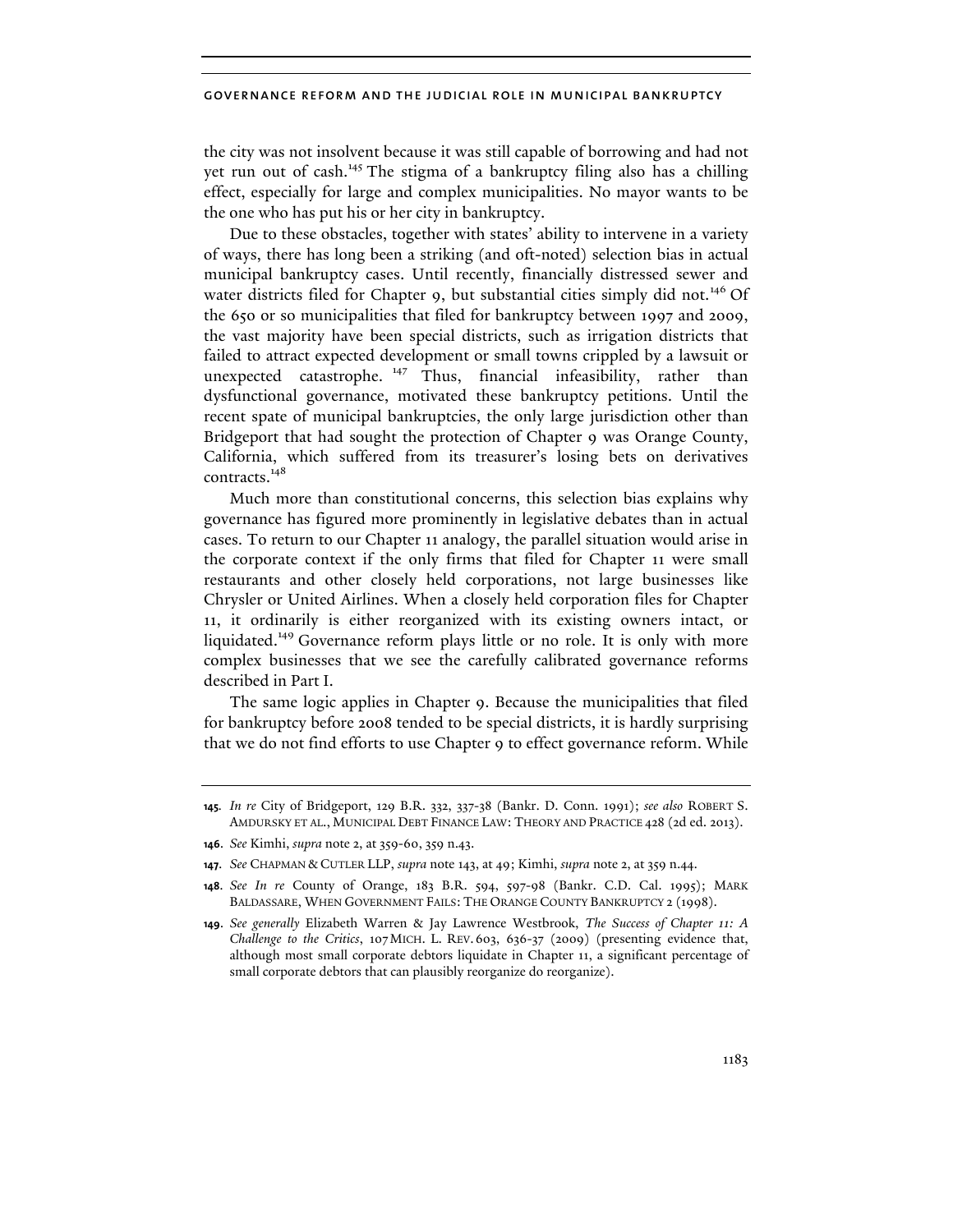the city was not insolvent because it was still capable of borrowing and had not yet run out of cash.[145] The stigma of a bankruptcy filing also has a chilling effect, especially for large and complex municipalities. No mayor wants to be the one who has put his or her city in bankruptcy.

Due to these obstacles, together with states' ability to intervene in a variety of ways, there has long been a striking (and oft-noted) selection bias in actual municipal bankruptcy cases. Until recently, financially distressed sewer and water districts filed for Chapter 9, but substantial cities simply did not.[146] Of the 650 or so municipalities that filed for bankruptcy between 1997 and 2009, the vast majority have been special districts, such as irrigation districts that failed to attract expected development or small towns crippled by a lawsuit or unexpected catastrophe.[147] Thus, financial infeasibility, rather than dysfunctional governance, motivated these bankruptcy petitions. Until the recent spate of municipal bankruptcies, the only large jurisdiction other than Bridgeport that had sought the protection of Chapter 9 was Orange County, California, which suffered from its treasurer's losing bets on derivatives contracts.[148]

Much more than constitutional concerns, this selection bias explains why governance has figured more prominently in legislative debates than in actual cases. To return to our Chapter 11 analogy, the parallel situation would arise in the corporate context if the only firms that filed for Chapter 11 were small restaurants and other closely held corporations, not large businesses like Chrysler or United Airlines. When a closely held corporation files for Chapter 11, it ordinarily is either reorganized with its existing owners intact, or liquidated.[149] Governance reform plays little or no role. It is only with more complex businesses that we see the carefully calibrated governance reforms described in Part I.

The same logic applies in Chapter 9. Because the municipalities that filed for bankruptcy before 2008 tended to be special districts, it is hardly surprising that we do not find efforts to use Chapter 9 to effect governance reform. While

---

145. *In re* City of Bridgeport, 129 B.R. 332, 337-38 (Bankr. D. Conn. 1991); *see also* ROBERT S. AMDURSKY ET AL., MUNICIPAL DEBT FINANCE LAW: THEORY AND PRACTICE 428 (2d ed. 2013).

146. *See* Kimhi, *supra* note 2, at 359-60, 359 n.43.

147. *See* CHAPMAN & CUTLER LLP, *supra* note 143, at 49; Kimhi, *supra* note 2, at 359 n.44.

148. *See In re* County of Orange, 183 B.R. 594, 597-98 (Bankr. C.D. Cal. 1995); MARK BALDASSARE, WHEN GOVERNMENT FAILS: THE ORANGE COUNTY BANKRUPTCY 2 (1998).

149. *See generally* Elizabeth Warren & Jay Lawrence Westbrook, *The Success of Chapter 11: A Challenge to the Critics*, 107 MICH. L. REV. 603, 636-37 (2009) (presenting evidence that, although most small corporate debtors liquidate in Chapter 11, a significant percentage of small corporate debtors that can plausibly reorganize do reorganize).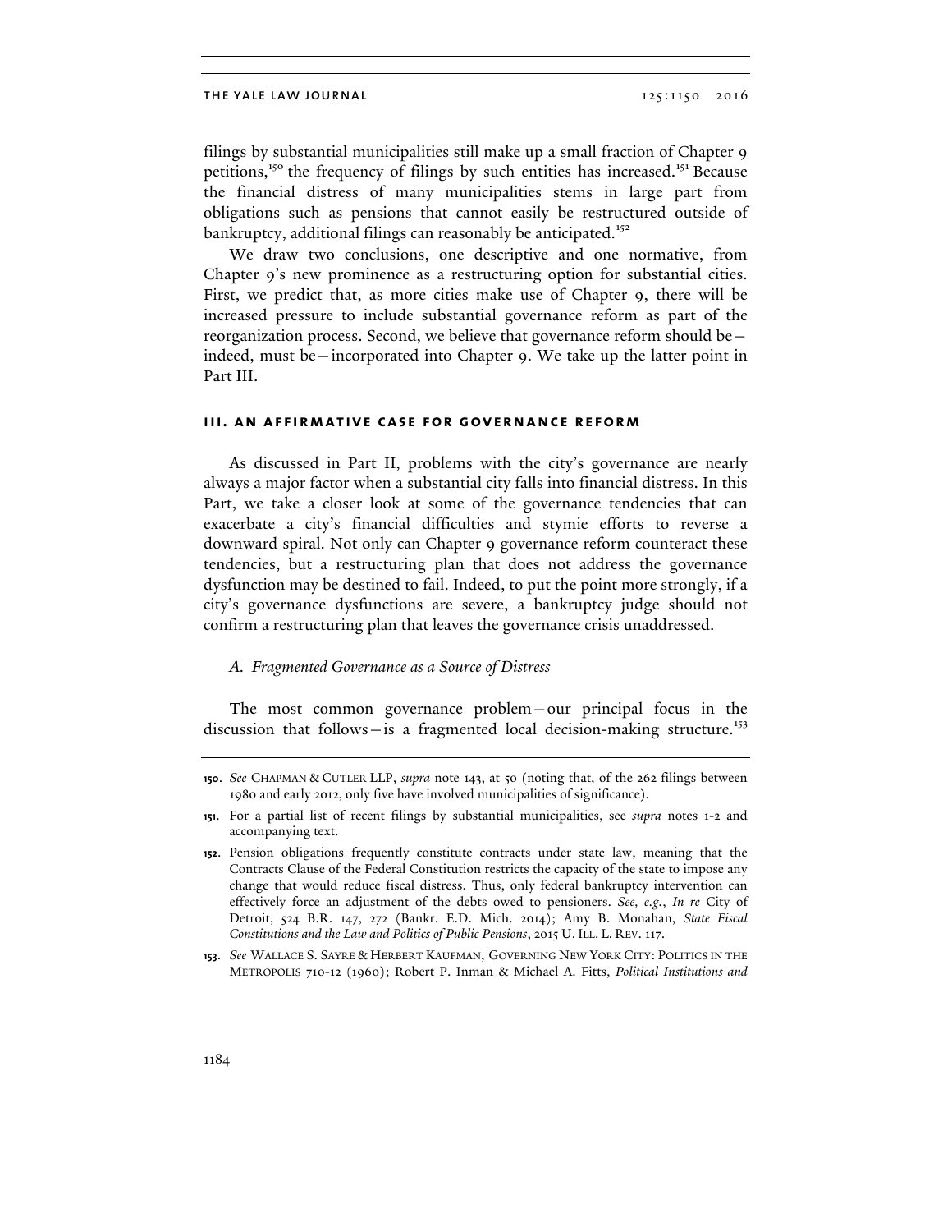filings by substantial municipalities still make up a small fraction of Chapter 9 petitions,[150] the frequency of filings by such entities has increased.[151] Because the financial distress of many municipalities stems in large part from obligations such as pensions that cannot easily be restructured outside of bankruptcy, additional filings can reasonably be anticipated.[152]

We draw two conclusions, one descriptive and one normative, from Chapter 9's new prominence as a restructuring option for substantial cities. First, we predict that, as more cities make use of Chapter 9, there will be increased pressure to include substantial governance reform as part of the reorganization process. Second, we believe that governance reform should be—indeed, must be—incorporated into Chapter 9. We take up the latter point in Part III.

## III. AN AFFIRMATIVE CASE FOR GOVERNANCE REFORM

As discussed in Part II, problems with the city's governance are nearly always a major factor when a substantial city falls into financial distress. In this Part, we take a closer look at some of the governance tendencies that can exacerbate a city's financial difficulties and stymie efforts to reverse a downward spiral. Not only can Chapter 9 governance reform counteract these tendencies, but a restructuring plan that does not address the governance dysfunction may be destined to fail. Indeed, to put the point more strongly, if a city's governance dysfunctions are severe, a bankruptcy judge should not confirm a restructuring plan that leaves the governance crisis unaddressed.

### *A. Fragmented Governance as a Source of Distress*

The most common governance problem—our principal focus in the discussion that follows—is a fragmented local decision-making structure.[153]

---

**150.** *See* CHAPMAN & CUTLER LLP, *supra* note 143, at 50 (noting that, of the 262 filings between 1980 and early 2012, only five have involved municipalities of significance).

**151.** For a partial list of recent filings by substantial municipalities, see *supra* notes 1-2 and accompanying text.

**152.** Pension obligations frequently constitute contracts under state law, meaning that the Contracts Clause of the Federal Constitution restricts the capacity of the state to impose any change that would reduce fiscal distress. Thus, only federal bankruptcy intervention can effectively force an adjustment of the debts owed to pensioners. *See, e.g.*, *In re* City of Detroit, 524 B.R. 147, 272 (Bankr. E.D. Mich. 2014); Amy B. Monahan, *State Fiscal Constitutions and the Law and Politics of Public Pensions*, 2015 U. ILL. L. REV. 117.

**153.** *See* WALLACE S. SAYRE & HERBERT KAUFMAN, GOVERNING NEW YORK CITY: POLITICS IN THE METROPOLIS 710-12 (1960); Robert P. Inman & Michael A. Fitts, *Political Institutions and*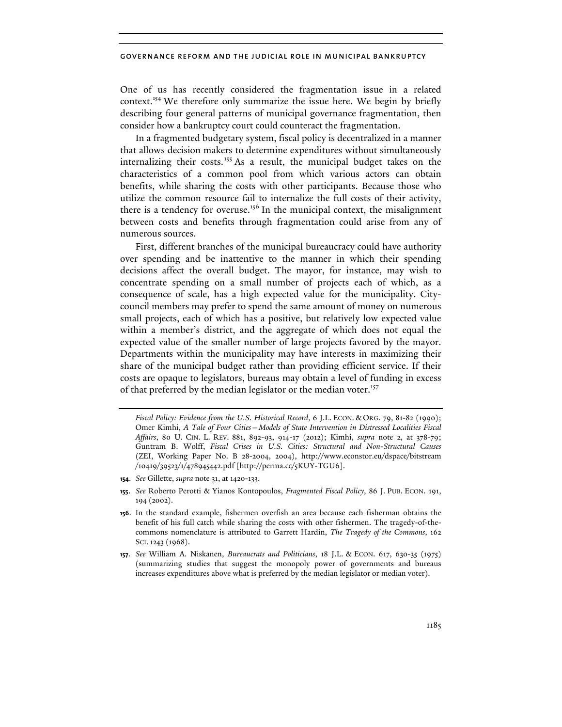One of us has recently considered the fragmentation issue in a related context.[154] We therefore only summarize the issue here. We begin by briefly describing four general patterns of municipal governance fragmentation, then consider how a bankruptcy court could counteract the fragmentation.

In a fragmented budgetary system, fiscal policy is decentralized in a manner that allows decision makers to determine expenditures without simultaneously internalizing their costs.[155] As a result, the municipal budget takes on the characteristics of a common pool from which various actors can obtain benefits, while sharing the costs with other participants. Because those who utilize the common resource fail to internalize the full costs of their activity, there is a tendency for overuse.[156] In the municipal context, the misalignment between costs and benefits through fragmentation could arise from any of numerous sources.

First, different branches of the municipal bureaucracy could have authority over spending and be inattentive to the manner in which their spending decisions affect the overall budget. The mayor, for instance, may wish to concentrate spending on a small number of projects each of which, as a consequence of scale, has a high expected value for the municipality. City-council members may prefer to spend the same amount of money on numerous small projects, each of which has a positive, but relatively low expected value within a member's district, and the aggregate of which does not equal the expected value of the smaller number of large projects favored by the mayor. Departments within the municipality may have interests in maximizing their share of the municipal budget rather than providing efficient service. If their costs are opaque to legislators, bureaus may obtain a level of funding in excess of that preferred by the median legislator or the median voter.[157]

---

*Fiscal Policy: Evidence from the U.S. Historical Record*, 6 J.L. ECON. & ORG. 79, 81-82 (1990); Omer Kimhi, *A Tale of Four Cities—Models of State Intervention in Distressed Localities Fiscal Affairs*, 80 U. CIN. L. REV. 881, 892-93, 914-17 (2012); Kimhi, *supra* note 2, at 378-79; Guntram B. Wolff, *Fiscal Crises in U.S. Cities: Structural and Non-Structural Causes* (ZEI, Working Paper No. B 28-2004, 2004), http://www.econstor.eu/dspace/bitstream/10419/39523/1/478945442.pdf [http://perma.cc/5KUY-TGU6].

154. *See* Gillette, *supra* note 31, at 1420-133.

155. *See* Roberto Perotti & Yianos Kontopoulos, *Fragmented Fiscal Policy*, 86 J. PUB. ECON. 191, 194 (2002).

156. In the standard example, fishermen overfish an area because each fisherman obtains the benefit of his full catch while sharing the costs with other fishermen. The tragedy-of-the-commons nomenclature is attributed to Garrett Hardin, *The Tragedy of the Commons*, 162 SCI. 1243 (1968).

157. *See* William A. Niskanen, *Bureaucrats and Politicians*, 18 J.L. & ECON. 617, 630-35 (1975) (summarizing studies that suggest the monopoly power of governments and bureaus increases expenditures above what is preferred by the median legislator or median voter).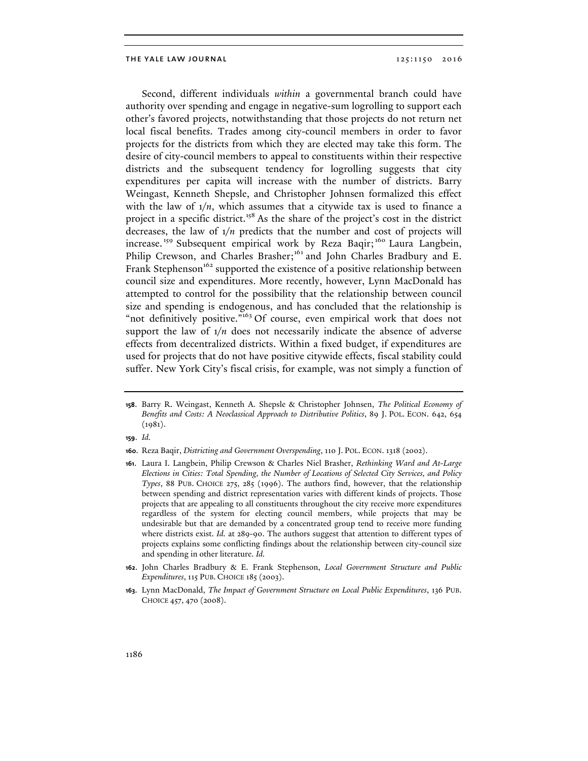Second, different individuals *within* a governmental branch could have authority over spending and engage in negative-sum logrolling to support each other's favored projects, notwithstanding that those projects do not return net local fiscal benefits. Trades among city-council members in order to favor projects for the districts from which they are elected may take this form. The desire of city-council members to appeal to constituents within their respective districts and the subsequent tendency for logrolling suggests that city expenditures per capita will increase with the number of districts. Barry Weingast, Kenneth Shepsle, and Christopher Johnsen formalized this effect with the law of $1/n$, which assumes that a citywide tax is used to finance a project in a specific district.[158] As the share of the project's cost in the district decreases, the law of $1/n$ predicts that the number and cost of projects will increase.[159] Subsequent empirical work by Reza Baqir;[160] Laura Langbein, Philip Crewson, and Charles Brasher;[161] and John Charles Bradbury and E. Frank Stephenson[162] supported the existence of a positive relationship between council size and expenditures. More recently, however, Lynn MacDonald has attempted to control for the possibility that the relationship between council size and spending is endogenous, and has concluded that the relationship is "not definitively positive."[163] Of course, even empirical work that does not support the law of $1/n$ does not necessarily indicate the absence of adverse effects from decentralized districts. Within a fixed budget, if expenditures are used for projects that do not have positive citywide effects, fiscal stability could suffer. New York City's fiscal crisis, for example, was not simply a function of

---

**158.** Barry R. Weingast, Kenneth A. Shepsle & Christopher Johnsen, *The Political Economy of Benefits and Costs: A Neoclassical Approach to Distributive Politics*, 89 J. POL. ECON. 642, 654 (1981).

**159.** *Id.*

**160.** Reza Baqir, *Districting and Government Overspending*, 110 J. POL. ECON. 1318 (2002).

**161.** Laura I. Langbein, Philip Crewson & Charles Niel Brasher, *Rethinking Ward and At-Large Elections in Cities: Total Spending, the Number of Locations of Selected City Services, and Policy Types*, 88 PUB. CHOICE 275, 285 (1996). The authors find, however, that the relationship between spending and district representation varies with different kinds of projects. Those projects that are appealing to all constituents throughout the city receive more expenditures regardless of the system for electing council members, while projects that may be undesirable but that are demanded by a concentrated group tend to receive more funding where districts exist. *Id.* at 289-90. The authors suggest that attention to different types of projects explains some conflicting findings about the relationship between city-council size and spending in other literature. *Id.*

**162.** John Charles Bradbury & E. Frank Stephenson, *Local Government Structure and Public Expenditures*, 115 PUB. CHOICE 185 (2003).

**163.** Lynn MacDonald, *The Impact of Government Structure on Local Public Expenditures*, 136 PUB. CHOICE 457, 470 (2008).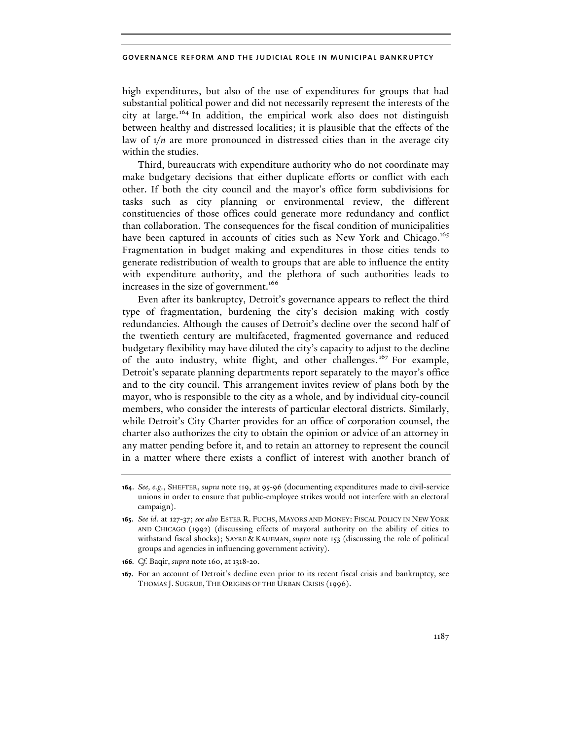high expenditures, but also of the use of expenditures for groups that had substantial political power and did not necessarily represent the interests of the city at large.[164] In addition, the empirical work also does not distinguish between healthy and distressed localities; it is plausible that the effects of the law of $1/n$ are more pronounced in distressed cities than in the average city within the studies.

Third, bureaucrats with expenditure authority who do not coordinate may make budgetary decisions that either duplicate efforts or conflict with each other. If both the city council and the mayor's office form subdivisions for tasks such as city planning or environmental review, the different constituencies of those offices could generate more redundancy and conflict than collaboration. The consequences for the fiscal condition of municipalities have been captured in accounts of cities such as New York and Chicago.[165] Fragmentation in budget making and expenditures in those cities tends to generate redistribution of wealth to groups that are able to influence the entity with expenditure authority, and the plethora of such authorities leads to increases in the size of government.[166]

Even after its bankruptcy, Detroit's governance appears to reflect the third type of fragmentation, burdening the city's decision making with costly redundancies. Although the causes of Detroit's decline over the second half of the twentieth century are multifaceted, fragmented governance and reduced budgetary flexibility may have diluted the city's capacity to adjust to the decline of the auto industry, white flight, and other challenges.[167] For example, Detroit's separate planning departments report separately to the mayor's office and to the city council. This arrangement invites review of plans both by the mayor, who is responsible to the city as a whole, and by individual city-council members, who consider the interests of particular electoral districts. Similarly, while Detroit's City Charter provides for an office of corporation counsel, the charter also authorizes the city to obtain the opinion or advice of an attorney in any matter pending before it, and to retain an attorney to represent the council in a matter where there exists a conflict of interest with another branch of

---

**164.** *See, e.g.*, SHEFTER, *supra* note 119, at 95-96 (documenting expenditures made to civil-service unions in order to ensure that public-employee strikes would not interfere with an electoral campaign).

**165.** *See id.* at 127-37; *see also* ESTER R. FUCHS, MAYORS AND MONEY: FISCAL POLICY IN NEW YORK AND CHICAGO (1992) (discussing effects of mayoral authority on the ability of cities to withstand fiscal shocks); SAYRE & KAUFMAN, *supra* note 153 (discussing the role of political groups and agencies in influencing government activity).

**166.** *Cf.* Baqir, *supra* note 160, at 1318-20.

**167.** For an account of Detroit's decline even prior to its recent fiscal crisis and bankruptcy, see THOMAS J. SUGRUE, THE ORIGINS OF THE URBAN CRISIS (1996).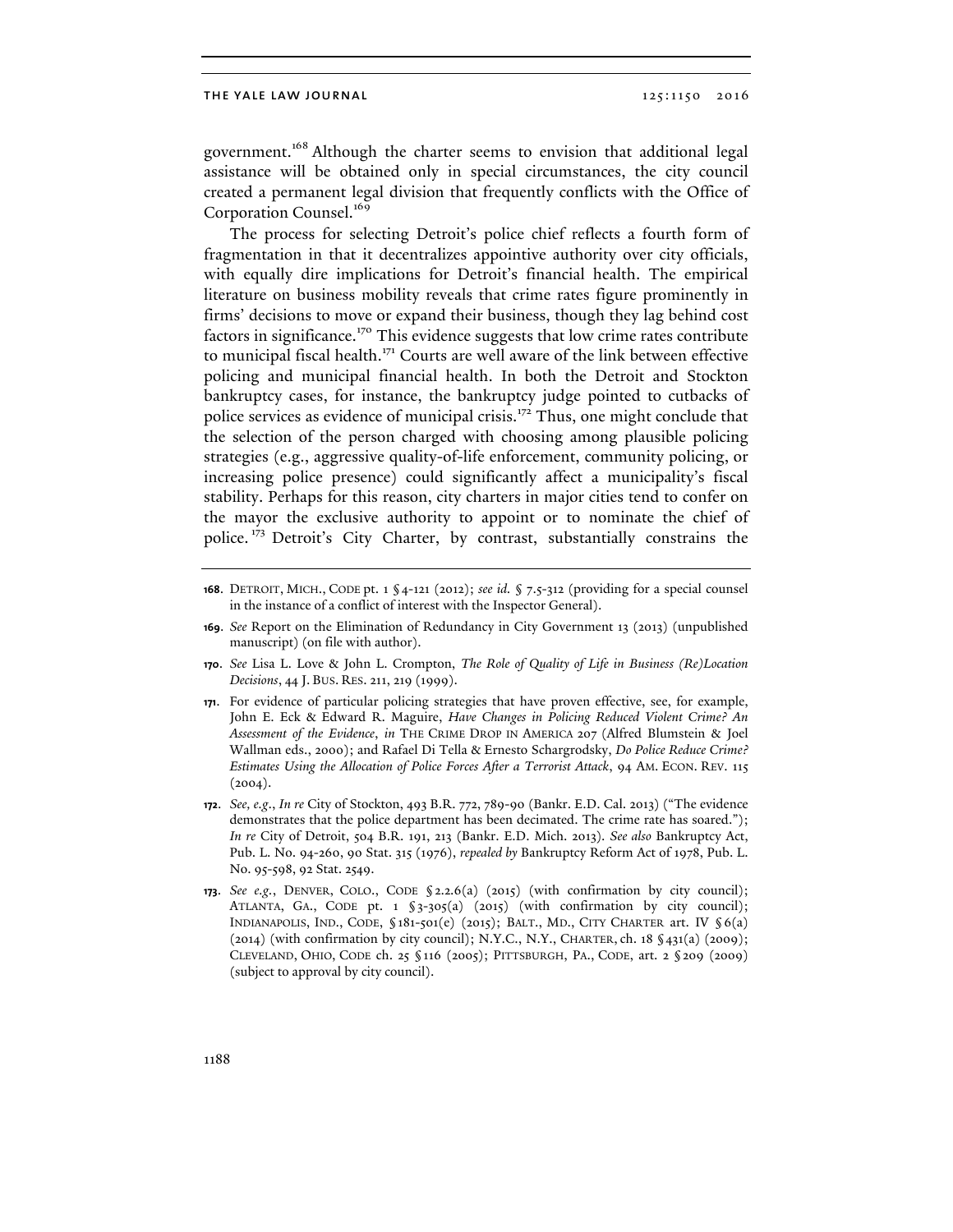government.[168] Although the charter seems to envision that additional legal assistance will be obtained only in special circumstances, the city council created a permanent legal division that frequently conflicts with the Office of Corporation Counsel.[169]

The process for selecting Detroit's police chief reflects a fourth form of fragmentation in that it decentralizes appointive authority over city officials, with equally dire implications for Detroit's financial health. The empirical literature on business mobility reveals that crime rates figure prominently in firms' decisions to move or expand their business, though they lag behind cost factors in significance.[170] This evidence suggests that low crime rates contribute to municipal fiscal health.[171] Courts are well aware of the link between effective policing and municipal financial health. In both the Detroit and Stockton bankruptcy cases, for instance, the bankruptcy judge pointed to cutbacks of police services as evidence of municipal crisis.[172] Thus, one might conclude that the selection of the person charged with choosing among plausible policing strategies (e.g., aggressive quality-of-life enforcement, community policing, or increasing police presence) could significantly affect a municipality's fiscal stability. Perhaps for this reason, city charters in major cities tend to confer on the mayor the exclusive authority to appoint or to nominate the chief of police.[173] Detroit's City Charter, by contrast, substantially constrains the

---

**168.** DETROIT, MICH., CODE pt. 1 § 4-121 (2012); *see id.* § 7.5-312 (providing for a special counsel in the instance of a conflict of interest with the Inspector General).

**169.** *See* Report on the Elimination of Redundancy in City Government 13 (2013) (unpublished manuscript) (on file with author).

**170.** *See* Lisa L. Love & John L. Crompton, *The Role of Quality of Life in Business (Re)Location Decisions*, 44 J. BUS. RES. 211, 219 (1999).

**171.** For evidence of particular policing strategies that have proven effective, see, for example, John E. Eck & Edward R. Maguire, *Have Changes in Policing Reduced Violent Crime? An Assessment of the Evidence*, *in* THE CRIME DROP IN AMERICA 207 (Alfred Blumstein & Joel Wallman eds., 2000); and Rafael Di Tella & Ernesto Schargrodsky, *Do Police Reduce Crime? Estimates Using the Allocation of Police Forces After a Terrorist Attack*, 94 AM. ECON. REV. 115 (2004).

**172.** *See, e.g.*, *In re* City of Stockton, 493 B.R. 772, 789-90 (Bankr. E.D. Cal. 2013) ("The evidence demonstrates that the police department has been decimated. The crime rate has soared."); *In re* City of Detroit, 504 B.R. 191, 213 (Bankr. E.D. Mich. 2013). *See also* Bankruptcy Act, Pub. L. No. 94-260, 90 Stat. 315 (1976), *repealed by* Bankruptcy Reform Act of 1978, Pub. L. No. 95-598, 92 Stat. 2549.

**173.** *See e.g.*, DENVER, COLO., CODE § 2.2.6(a) (2015) (with confirmation by city council); ATLANTA, GA., CODE pt. 1 § 3-305(a) (2015) (with confirmation by city council); INDIANAPOLIS, IND., CODE, § 181-501(e) (2015); BALT., MD., CITY CHARTER art. IV § 6(a) (2014) (with confirmation by city council); N.Y.C., N.Y., CHARTER, ch. 18 § 431(a) (2009); CLEVELAND, OHIO, CODE ch. 25 § 116 (2005); PITTSBURGH, PA., CODE, art. 2 § 209 (2009) (subject to approval by city council).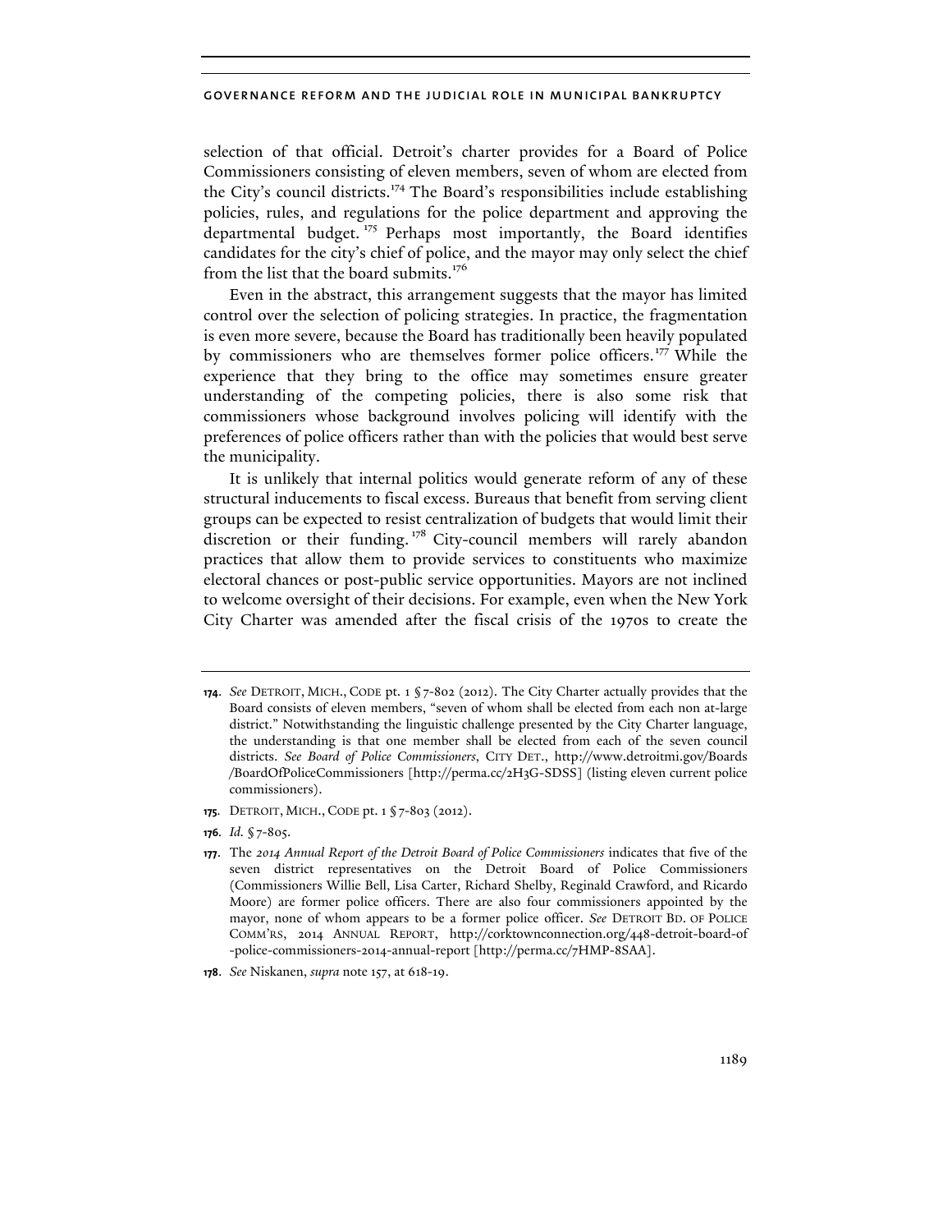selection of that official. Detroit's charter provides for a Board of Police Commissioners consisting of eleven members, seven of whom are elected from the City's council districts.[174] The Board's responsibilities include establishing policies, rules, and regulations for the police department and approving the departmental budget.[175] Perhaps most importantly, the Board identifies candidates for the city's chief of police, and the mayor may only select the chief from the list that the board submits.[176]

Even in the abstract, this arrangement suggests that the mayor has limited control over the selection of policing strategies. In practice, the fragmentation is even more severe, because the Board has traditionally been heavily populated by commissioners who are themselves former police officers.[177] While the experience that they bring to the office may sometimes ensure greater understanding of the competing policies, there is also some risk that commissioners whose background involves policing will identify with the preferences of police officers rather than with the policies that would best serve the municipality.

It is unlikely that internal politics would generate reform of any of these structural inducements to fiscal excess. Bureaus that benefit from serving client groups can be expected to resist centralization of budgets that would limit their discretion or their funding.[178] City-council members will rarely abandon practices that allow them to provide services to constituents who maximize electoral chances or post-public service opportunities. Mayors are not inclined to welcome oversight of their decisions. For example, even when the New York City Charter was amended after the fiscal crisis of the 1970s to create the

---

**174.** *See* DETROIT, MICH., CODE pt. 1 § 7-802 (2012). The City Charter actually provides that the Board consists of eleven members, "seven of whom shall be elected from each non at-large district." Notwithstanding the linguistic challenge presented by the City Charter language, the understanding is that one member shall be elected from each of the seven council districts. *See Board of Police Commissioners*, CITY DET., http://www.detroitmi.gov/Boards/BoardOfPoliceCommissioners [http://perma.cc/2H3G-SDSS] (listing eleven current police commissioners).

**175.** DETROIT, MICH., CODE pt. 1 § 7-803 (2012).

**176.** *Id.* § 7-805.

**177.** The *2014 Annual Report of the Detroit Board of Police Commissioners* indicates that five of the seven district representatives on the Detroit Board of Police Commissioners (Commissioners Willie Bell, Lisa Carter, Richard Shelby, Reginald Crawford, and Ricardo Moore) are former police officers. There are also four commissioners appointed by the mayor, none of whom appears to be a former police officer. *See* DETROIT BD. OF POLICE COMM'RS, 2014 ANNUAL REPORT, http://corktownconnection.org/448-detroit-board-of-police-commissioners-2014-annual-report [http://perma.cc/7HMP-8SAA].

**178.** *See* Niskanen, *supra* note 157, at 618-19.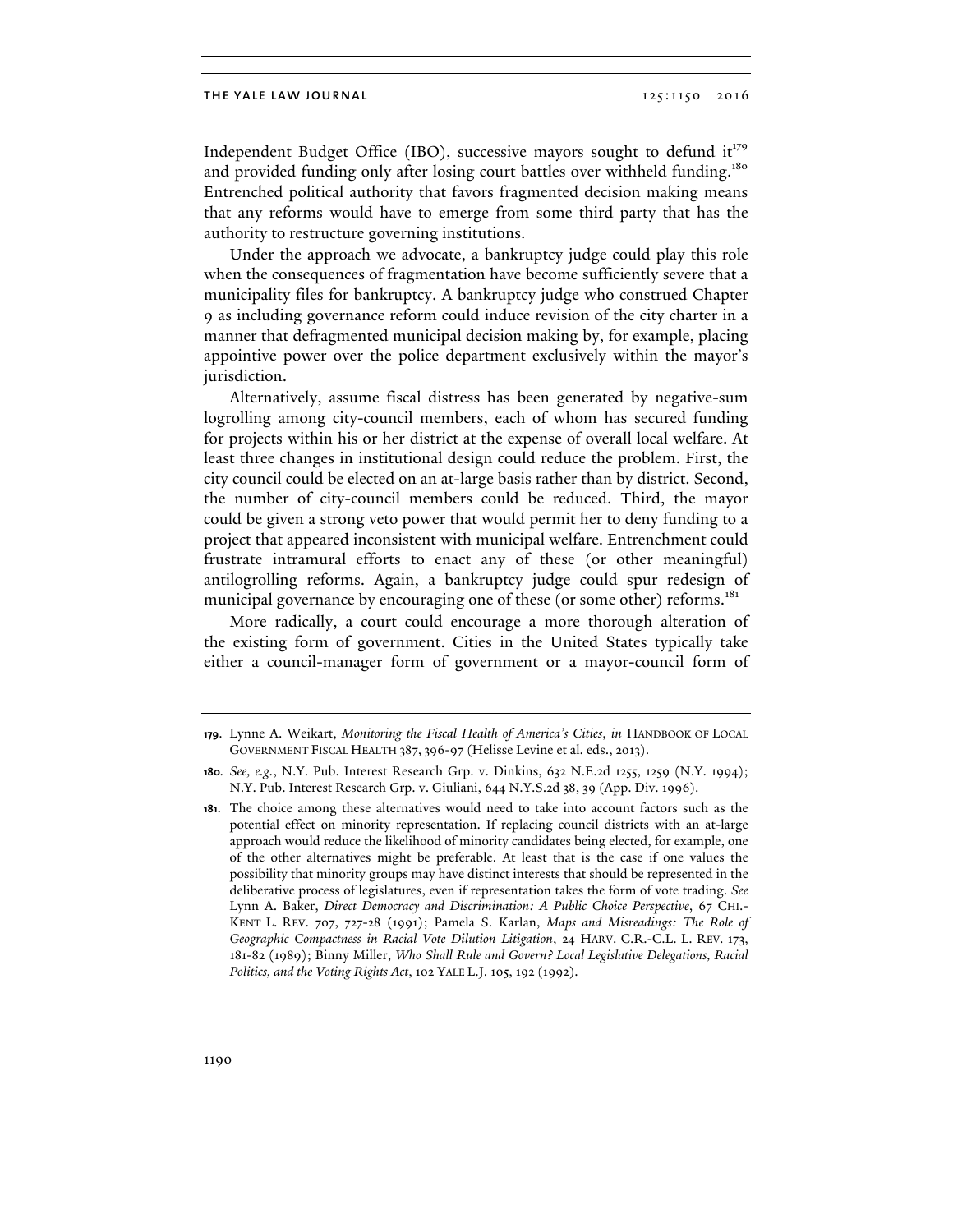Independent Budget Office (IBO), successive mayors sought to defund it[179] and provided funding only after losing court battles over withheld funding.[180] Entrenched political authority that favors fragmented decision making means that any reforms would have to emerge from some third party that has the authority to restructure governing institutions.

Under the approach we advocate, a bankruptcy judge could play this role when the consequences of fragmentation have become sufficiently severe that a municipality files for bankruptcy. A bankruptcy judge who construed Chapter 9 as including governance reform could induce revision of the city charter in a manner that defragmented municipal decision making by, for example, placing appointive power over the police department exclusively within the mayor's jurisdiction.

Alternatively, assume fiscal distress has been generated by negative-sum logrolling among city-council members, each of whom has secured funding for projects within his or her district at the expense of overall local welfare. At least three changes in institutional design could reduce the problem. First, the city council could be elected on an at-large basis rather than by district. Second, the number of city-council members could be reduced. Third, the mayor could be given a strong veto power that would permit her to deny funding to a project that appeared inconsistent with municipal welfare. Entrenchment could frustrate intramural efforts to enact any of these (or other meaningful) antilogrolling reforms. Again, a bankruptcy judge could spur redesign of municipal governance by encouraging one of these (or some other) reforms.[181]

More radically, a court could encourage a more thorough alteration of the existing form of government. Cities in the United States typically take either a council-manager form of government or a mayor-council form of

---

**179.** Lynne A. Weikart, *Monitoring the Fiscal Health of America's Cities*, *in* HANDBOOK OF LOCAL GOVERNMENT FISCAL HEALTH 387, 396-97 (Helisse Levine et al. eds., 2013).

**180.** *See, e.g.*, N.Y. Pub. Interest Research Grp. v. Dinkins, 632 N.E.2d 1255, 1259 (N.Y. 1994); N.Y. Pub. Interest Research Grp. v. Giuliani, 644 N.Y.S.2d 38, 39 (App. Div. 1996).

**181.** The choice among these alternatives would need to take into account factors such as the potential effect on minority representation. If replacing council districts with an at-large approach would reduce the likelihood of minority candidates being elected, for example, one of the other alternatives might be preferable. At least that is the case if one values the possibility that minority groups may have distinct interests that should be represented in the deliberative process of legislatures, even if representation takes the form of vote trading. *See* Lynn A. Baker, *Direct Democracy and Discrimination: A Public Choice Perspective*, 67 CHI.-KENT L. REV. 707, 727-28 (1991); Pamela S. Karlan, *Maps and Misreadings: The Role of Geographic Compactness in Racial Vote Dilution Litigation*, 24 HARV. C.R.-C.L. L. REV. 173, 181-82 (1989); Binny Miller, *Who Shall Rule and Govern? Local Legislative Delegations, Racial Politics, and the Voting Rights Act*, 102 YALE L.J. 105, 192 (1992).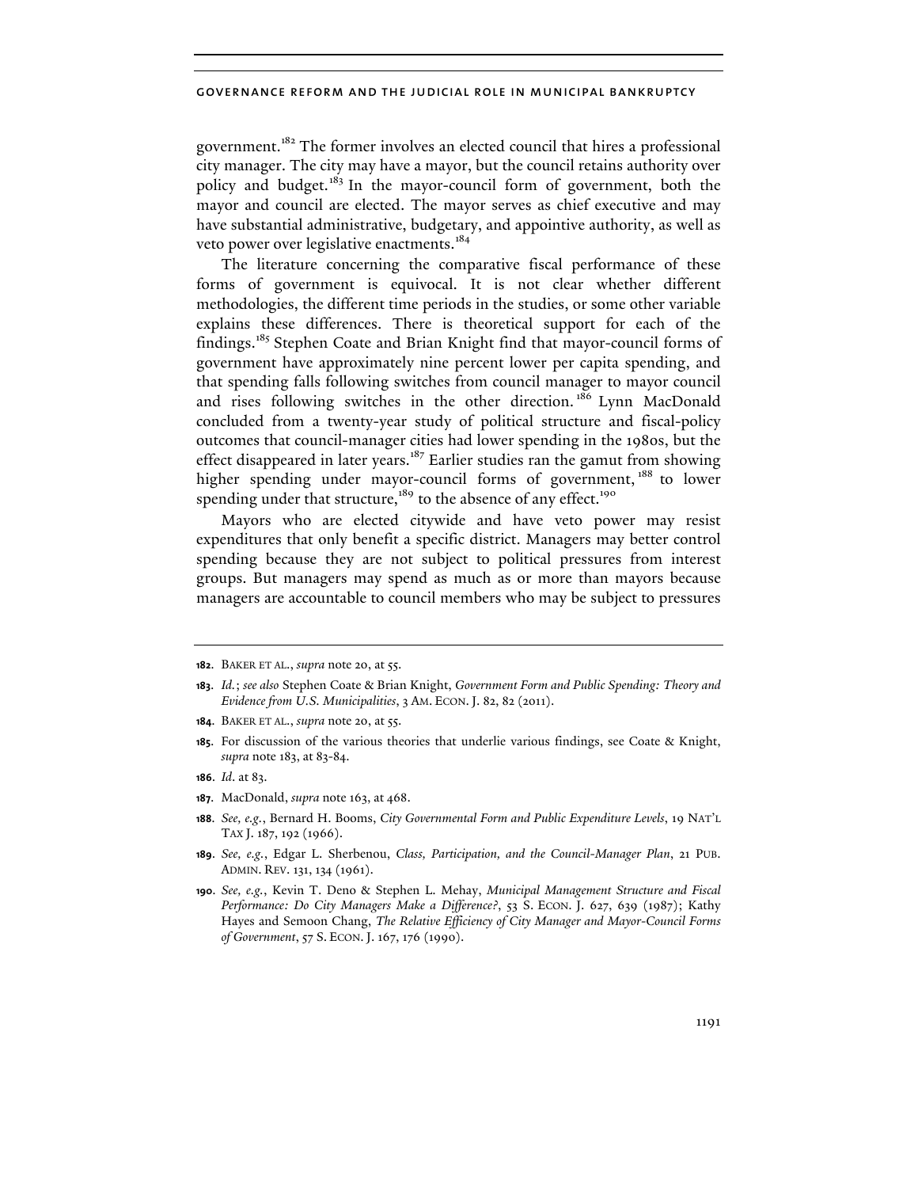government.[182] The former involves an elected council that hires a professional city manager. The city may have a mayor, but the council retains authority over policy and budget.[183] In the mayor-council form of government, both the mayor and council are elected. The mayor serves as chief executive and may have substantial administrative, budgetary, and appointive authority, as well as veto power over legislative enactments.[184]

The literature concerning the comparative fiscal performance of these forms of government is equivocal. It is not clear whether different methodologies, the different time periods in the studies, or some other variable explains these differences. There is theoretical support for each of the findings.[185] Stephen Coate and Brian Knight find that mayor-council forms of government have approximately nine percent lower per capita spending, and that spending falls following switches from council manager to mayor council and rises following switches in the other direction.[186] Lynn MacDonald concluded from a twenty-year study of political structure and fiscal-policy outcomes that council-manager cities had lower spending in the 1980s, but the effect disappeared in later years.[187] Earlier studies ran the gamut from showing higher spending under mayor-council forms of government,[188] to lower spending under that structure,[189] to the absence of any effect.[190]

Mayors who are elected citywide and have veto power may resist expenditures that only benefit a specific district. Managers may better control spending because they are not subject to political pressures from interest groups. But managers may spend as much as or more than mayors because managers are accountable to council members who may be subject to pressures

---

**182.** BAKER ET AL., *supra* note 20, at 55.

**183.** *Id.*; *see also* Stephen Coate & Brian Knight, *Government Form and Public Spending: Theory and Evidence from U.S. Municipalities*, 3 AM. ECON. J. 82, 82 (2011).

**184.** BAKER ET AL., *supra* note 20, at 55.

**185.** For discussion of the various theories that underlie various findings, see Coate & Knight, *supra* note 183, at 83-84.

**186.** *Id*. at 83.

**187.** MacDonald, *supra* note 163, at 468.

**188.** *See, e.g.*, Bernard H. Booms, *City Governmental Form and Public Expenditure Levels*, 19 NAT'L TAX J. 187, 192 (1966).

**189.** *See, e.g.*, Edgar L. Sherbenou, *Class, Participation, and the Council-Manager Plan*, 21 PUB. ADMIN. REV. 131, 134 (1961).

**190.** *See, e.g.*, Kevin T. Deno & Stephen L. Mehay, *Municipal Management Structure and Fiscal Performance: Do City Managers Make a Difference?*, 53 S. ECON. J. 627, 639 (1987); Kathy Hayes and Semoon Chang, *The Relative Efficiency of City Manager and Mayor-Council Forms of Government*, 57 S. ECON. J. 167, 176 (1990).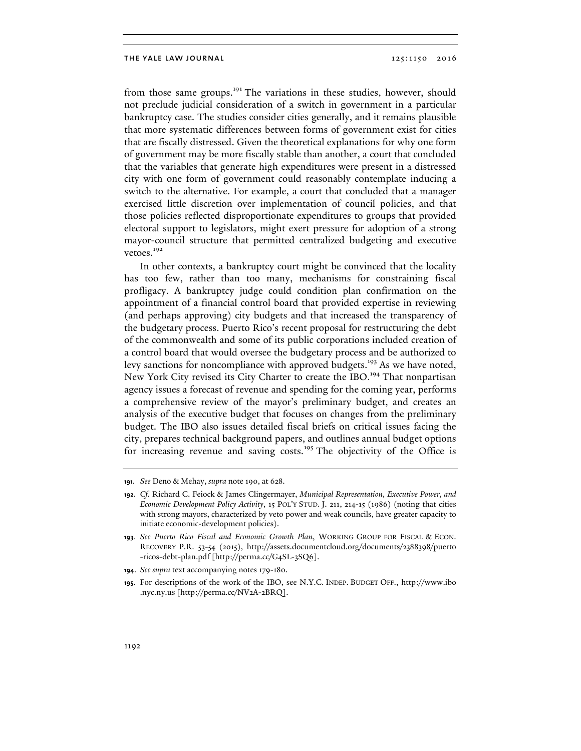from those same groups.[191] The variations in these studies, however, should not preclude judicial consideration of a switch in government in a particular bankruptcy case. The studies consider cities generally, and it remains plausible that more systematic differences between forms of government exist for cities that are fiscally distressed. Given the theoretical explanations for why one form of government may be more fiscally stable than another, a court that concluded that the variables that generate high expenditures were present in a distressed city with one form of government could reasonably contemplate inducing a switch to the alternative. For example, a court that concluded that a manager exercised little discretion over implementation of council policies, and that those policies reflected disproportionate expenditures to groups that provided electoral support to legislators, might exert pressure for adoption of a strong mayor-council structure that permitted centralized budgeting and executive vetoes.[192]

In other contexts, a bankruptcy court might be convinced that the locality has too few, rather than too many, mechanisms for constraining fiscal profligacy. A bankruptcy judge could condition plan confirmation on the appointment of a financial control board that provided expertise in reviewing (and perhaps approving) city budgets and that increased the transparency of the budgetary process. Puerto Rico's recent proposal for restructuring the debt of the commonwealth and some of its public corporations included creation of a control board that would oversee the budgetary process and be authorized to levy sanctions for noncompliance with approved budgets.[193] As we have noted, New York City revised its City Charter to create the IBO.[194] That nonpartisan agency issues a forecast of revenue and spending for the coming year, performs a comprehensive review of the mayor's preliminary budget, and creates an analysis of the executive budget that focuses on changes from the preliminary budget. The IBO also issues detailed fiscal briefs on critical issues facing the city, prepares technical background papers, and outlines annual budget options for increasing revenue and saving costs.[195] The objectivity of the Office is

---

**191.** *See* Deno & Mehay, *supra* note 190, at 628.

**192.** *Cf.* Richard C. Feiock & James Clingermayer, *Municipal Representation, Executive Power, and Economic Development Policy Activity*, 15 POL'Y STUD. J. 211, 214-15 (1986) (noting that cities with strong mayors, characterized by veto power and weak councils, have greater capacity to initiate economic-development policies).

**193.** *See Puerto Rico Fiscal and Economic Growth Plan*, WORKING GROUP FOR FISCAL & ECON. RECOVERY P.R. 53-54 (2015), http://assets.documentcloud.org/documents/2388398/puerto-ricos-debt-plan.pdf [http://perma.cc/G4SL-3SQ6].

**194.** *See supra* text accompanying notes 179-180.

**195.** For descriptions of the work of the IBO, see N.Y.C. INDEP. BUDGET OFF., http://www.ibo.nyc.ny.us [http://perma.cc/NV2A-2BRQ].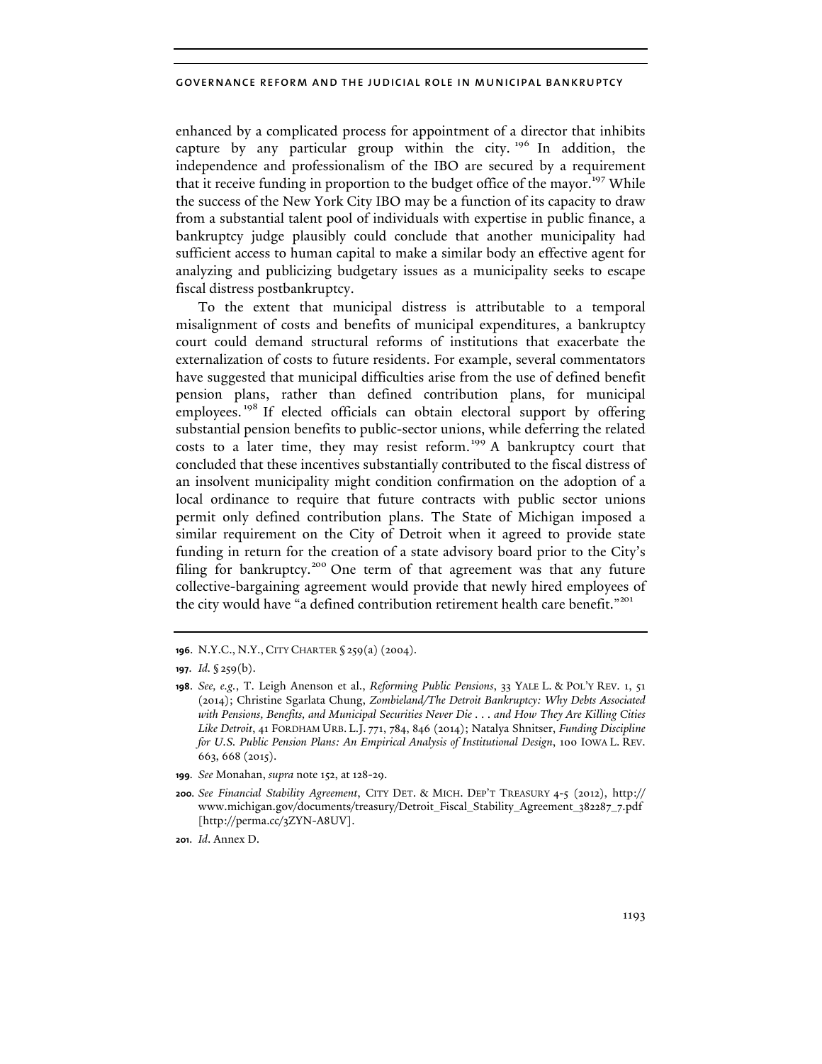enhanced by a complicated process for appointment of a director that inhibits capture by any particular group within the city.[196] In addition, the independence and professionalism of the IBO are secured by a requirement that it receive funding in proportion to the budget office of the mayor.[197] While the success of the New York City IBO may be a function of its capacity to draw from a substantial talent pool of individuals with expertise in public finance, a bankruptcy judge plausibly could conclude that another municipality had sufficient access to human capital to make a similar body an effective agent for analyzing and publicizing budgetary issues as a municipality seeks to escape fiscal distress postbankruptcy.

To the extent that municipal distress is attributable to a temporal misalignment of costs and benefits of municipal expenditures, a bankruptcy court could demand structural reforms of institutions that exacerbate the externalization of costs to future residents. For example, several commentators have suggested that municipal difficulties arise from the use of defined benefit pension plans, rather than defined contribution plans, for municipal employees.[198] If elected officials can obtain electoral support by offering substantial pension benefits to public-sector unions, while deferring the related costs to a later time, they may resist reform.[199] A bankruptcy court that concluded that these incentives substantially contributed to the fiscal distress of an insolvent municipality might condition confirmation on the adoption of a local ordinance to require that future contracts with public sector unions permit only defined contribution plans. The State of Michigan imposed a similar requirement on the City of Detroit when it agreed to provide state funding in return for the creation of a state advisory board prior to the City's filing for bankruptcy.[200] One term of that agreement was that any future collective-bargaining agreement would provide that newly hired employees of the city would have "a defined contribution retirement health care benefit."[201]

---

**196.** N.Y.C., N.Y., CITY CHARTER § 259(a) (2004).

**197.** *Id.* § 259(b).

**198.** *See, e.g.*, T. Leigh Anenson et al., *Reforming Public Pensions*, 33 YALE L. & POL'Y REV. 1, 51 (2014); Christine Sgarlata Chung, *Zombieland/The Detroit Bankruptcy: Why Debts Associated with Pensions, Benefits, and Municipal Securities Never Die . . . and How They Are Killing Cities Like Detroit*, 41 FORDHAM URB. L.J. 771, 784, 846 (2014); Natalya Shnitser, *Funding Discipline for U.S. Public Pension Plans: An Empirical Analysis of Institutional Design*, 100 IOWA L. REV. 663, 668 (2015).

**199.** *See* Monahan, *supra* note 152, at 128-29.

**200.** *See Financial Stability Agreement*, CITY DET. & MICH. DEP'T TREASURY 4-5 (2012), http://www.michigan.gov/documents/treasury/Detroit_Fiscal_Stability_Agreement_382287_7.pdf [http://perma.cc/3ZYN-A8UV].

**201.** *Id*. Annex D.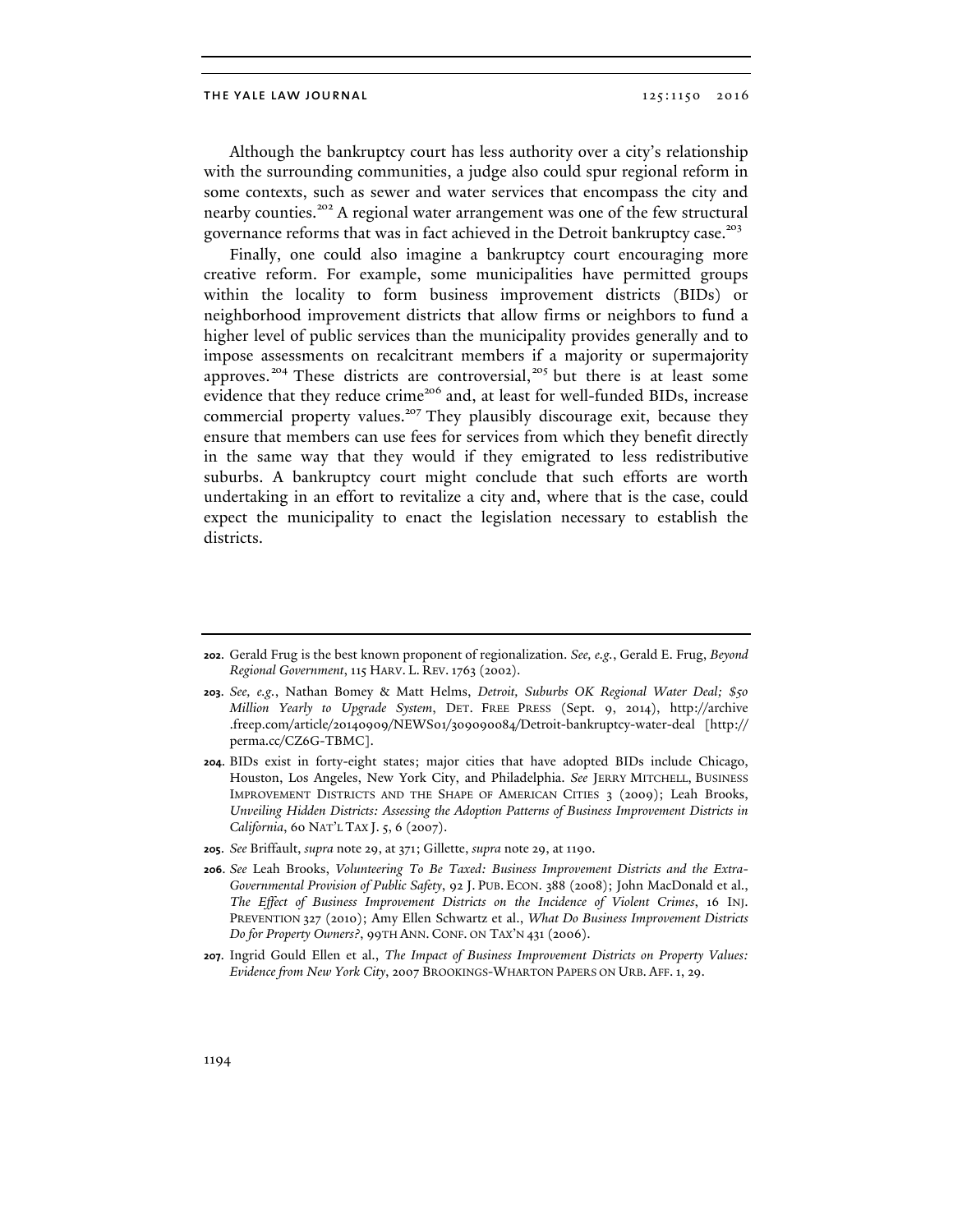Although the bankruptcy court has less authority over a city's relationship with the surrounding communities, a judge also could spur regional reform in some contexts, such as sewer and water services that encompass the city and nearby counties.[202] A regional water arrangement was one of the few structural governance reforms that was in fact achieved in the Detroit bankruptcy case.[203]

Finally, one could also imagine a bankruptcy court encouraging more creative reform. For example, some municipalities have permitted groups within the locality to form business improvement districts (BIDs) or neighborhood improvement districts that allow firms or neighbors to fund a higher level of public services than the municipality provides generally and to impose assessments on recalcitrant members if a majority or supermajority approves.[204] These districts are controversial,[205] but there is at least some evidence that they reduce crime[206] and, at least for well-funded BIDs, increase commercial property values.[207] They plausibly discourage exit, because they ensure that members can use fees for services from which they benefit directly in the same way that they would if they emigrated to less redistributive suburbs. A bankruptcy court might conclude that such efforts are worth undertaking in an effort to revitalize a city and, where that is the case, could expect the municipality to enact the legislation necessary to establish the districts.

---

**202.** Gerald Frug is the best known proponent of regionalization. *See, e.g.*, Gerald E. Frug, *Beyond Regional Government*, 115 HARV. L. REV. 1763 (2002).

**203.** *See, e.g.*, Nathan Bomey & Matt Helms, *Detroit, Suburbs OK Regional Water Deal; $50 Million Yearly to Upgrade System*, DET. FREE PRESS (Sept. 9, 2014), http://archive.freep.com/article/20140909/NEWS01/309090084/Detroit-bankruptcy-water-deal [http://perma.cc/CZ6G-TBMC].

**204.** BIDs exist in forty-eight states; major cities that have adopted BIDs include Chicago, Houston, Los Angeles, New York City, and Philadelphia. *See* JERRY MITCHELL, BUSINESS IMPROVEMENT DISTRICTS AND THE SHAPE OF AMERICAN CITIES 3 (2009); Leah Brooks, *Unveiling Hidden Districts: Assessing the Adoption Patterns of Business Improvement Districts in California*, 60 NAT'L TAX J. 5, 6 (2007).

**205.** *See* Briffault, *supra* note 29, at 371; Gillette, *supra* note 29, at 1190.

**206.** *See* Leah Brooks, *Volunteering To Be Taxed: Business Improvement Districts and the Extra-Governmental Provision of Public Safety*, 92 J. PUB. ECON. 388 (2008); John MacDonald et al., *The Effect of Business Improvement Districts on the Incidence of Violent Crimes*, 16 INJ. PREVENTION 327 (2010); Amy Ellen Schwartz et al., *What Do Business Improvement Districts Do for Property Owners?*, 99TH ANN. CONF. ON TAX'N 431 (2006).

**207.** Ingrid Gould Ellen et al., *The Impact of Business Improvement Districts on Property Values: Evidence from New York City*, 2007 BROOKINGS-WHARTON PAPERS ON URB. AFF. 1, 29.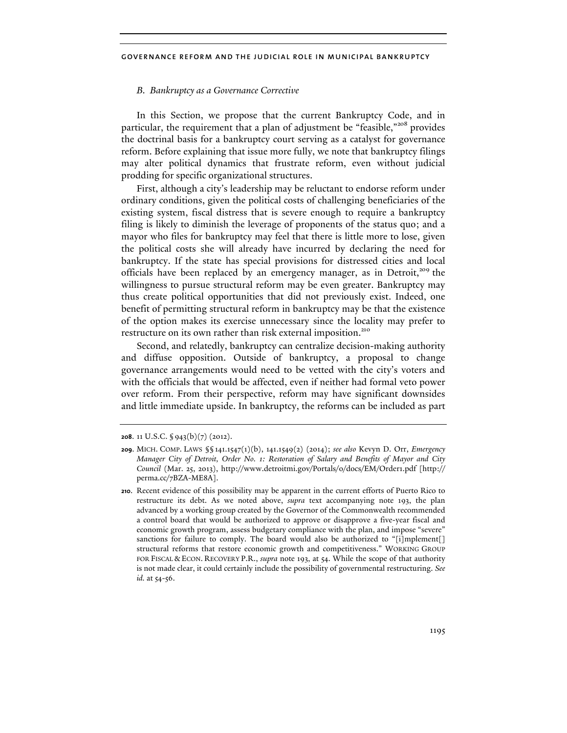### *B. Bankruptcy as a Governance Corrective*

In this Section, we propose that the current Bankruptcy Code, and in particular, the requirement that a plan of adjustment be "feasible,"[208] provides the doctrinal basis for a bankruptcy court serving as a catalyst for governance reform. Before explaining that issue more fully, we note that bankruptcy filings may alter political dynamics that frustrate reform, even without judicial prodding for specific organizational structures.

First, although a city's leadership may be reluctant to endorse reform under ordinary conditions, given the political costs of challenging beneficiaries of the existing system, fiscal distress that is severe enough to require a bankruptcy filing is likely to diminish the leverage of proponents of the status quo; and a mayor who files for bankruptcy may feel that there is little more to lose, given the political costs she will already have incurred by declaring the need for bankruptcy. If the state has special provisions for distressed cities and local officials have been replaced by an emergency manager, as in Detroit,[209] the willingness to pursue structural reform may be even greater. Bankruptcy may thus create political opportunities that did not previously exist. Indeed, one benefit of permitting structural reform in bankruptcy may be that the existence of the option makes its exercise unnecessary since the locality may prefer to restructure on its own rather than risk external imposition.[210]

Second, and relatedly, bankruptcy can centralize decision-making authority and diffuse opposition. Outside of bankruptcy, a proposal to change governance arrangements would need to be vetted with the city's voters and with the officials that would be affected, even if neither had formal veto power over reform. From their perspective, reform may have significant downsides and little immediate upside. In bankruptcy, the reforms can be included as part

---

**208.** 11 U.S.C. § 943(b)(7) (2012).

**209.** MICH. COMP. LAWS §§ 141.1547(1)(b), 141.1549(2) (2014); *see also* Kevyn D. Orr, *Emergency Manager City of Detroit, Order No. 1: Restoration of Salary and Benefits of Mayor and City Council* (Mar. 25, 2013), http://www.detroitmi.gov/Portals/0/docs/EM/Order1.pdf [http://perma.cc/7BZA-ME8A].

**210.** Recent evidence of this possibility may be apparent in the current efforts of Puerto Rico to restructure its debt. As we noted above, *supra* text accompanying note 193, the plan advanced by a working group created by the Governor of the Commonwealth recommended a control board that would be authorized to approve or disapprove a five-year fiscal and economic growth program, assess budgetary compliance with the plan, and impose "severe" sanctions for failure to comply. The board would also be authorized to "[i]mplement[] structural reforms that restore economic growth and competitiveness." WORKING GROUP FOR FISCAL & ECON. RECOVERY P.R., *supra* note 193, at 54. While the scope of that authority is not made clear, it could certainly include the possibility of governmental restructuring. *See id.* at 54-56.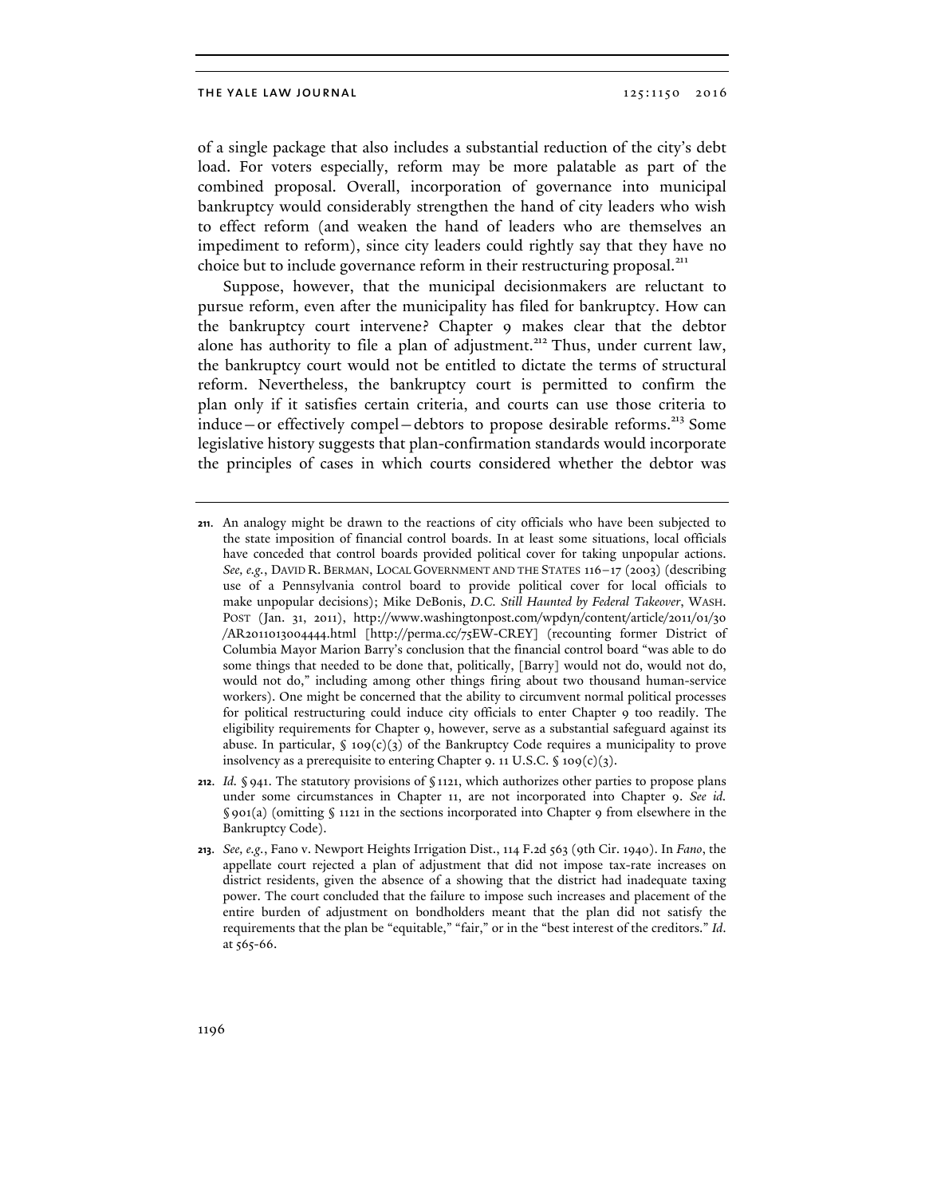of a single package that also includes a substantial reduction of the city's debt load. For voters especially, reform may be more palatable as part of the combined proposal. Overall, incorporation of governance into municipal bankruptcy would considerably strengthen the hand of city leaders who wish to effect reform (and weaken the hand of leaders who are themselves an impediment to reform), since city leaders could rightly say that they have no choice but to include governance reform in their restructuring proposal.[211]

Suppose, however, that the municipal decisionmakers are reluctant to pursue reform, even after the municipality has filed for bankruptcy. How can the bankruptcy court intervene? Chapter 9 makes clear that the debtor alone has authority to file a plan of adjustment.[212] Thus, under current law, the bankruptcy court would not be entitled to dictate the terms of structural reform. Nevertheless, the bankruptcy court is permitted to confirm the plan only if it satisfies certain criteria, and courts can use those criteria to induce—or effectively compel—debtors to propose desirable reforms.[213] Some legislative history suggests that plan-confirmation standards would incorporate the principles of cases in which courts considered whether the debtor was

---

211. An analogy might be drawn to the reactions of city officials who have been subjected to the state imposition of financial control boards. In at least some situations, local officials have conceded that control boards provided political cover for taking unpopular actions. *See, e.g.*, DAVID R. BERMAN, LOCAL GOVERNMENT AND THE STATES 116–17 (2003) (describing use of a Pennsylvania control board to provide political cover for local officials to make unpopular decisions); Mike DeBonis, *D.C. Still Haunted by Federal Takeover*, WASH. POST (Jan. 31, 2011), http://www.washingtonpost.com/wpdyn/content/article/2011/01/30/AR2011013004444.html [http://perma.cc/75EW-CREY] (recounting former District of Columbia Mayor Marion Barry's conclusion that the financial control board "was able to do some things that needed to be done that, politically, [Barry] would not do, would not do, would not do," including among other things firing about two thousand human-service workers). One might be concerned that the ability to circumvent normal political processes for political restructuring could induce city officials to enter Chapter 9 too readily. The eligibility requirements for Chapter 9, however, serve as a substantial safeguard against its abuse. In particular, § 109(c)(3) of the Bankruptcy Code requires a municipality to prove insolvency as a prerequisite to entering Chapter 9. 11 U.S.C. § 109(c)(3).

212. *Id.* § 941. The statutory provisions of § 1121, which authorizes other parties to propose plans under some circumstances in Chapter 11, are not incorporated into Chapter 9. *See id.* § 901(a) (omitting § 1121 in the sections incorporated into Chapter 9 from elsewhere in the Bankruptcy Code).

213. *See, e.g.*, Fano v. Newport Heights Irrigation Dist., 114 F.2d 563 (9th Cir. 1940). In *Fano*, the appellate court rejected a plan of adjustment that did not impose tax-rate increases on district residents, given the absence of a showing that the district had inadequate taxing power. The court concluded that the failure to impose such increases and placement of the entire burden of adjustment on bondholders meant that the plan did not satisfy the requirements that the plan be "equitable," "fair," or in the "best interest of the creditors." *Id.* at 565-66.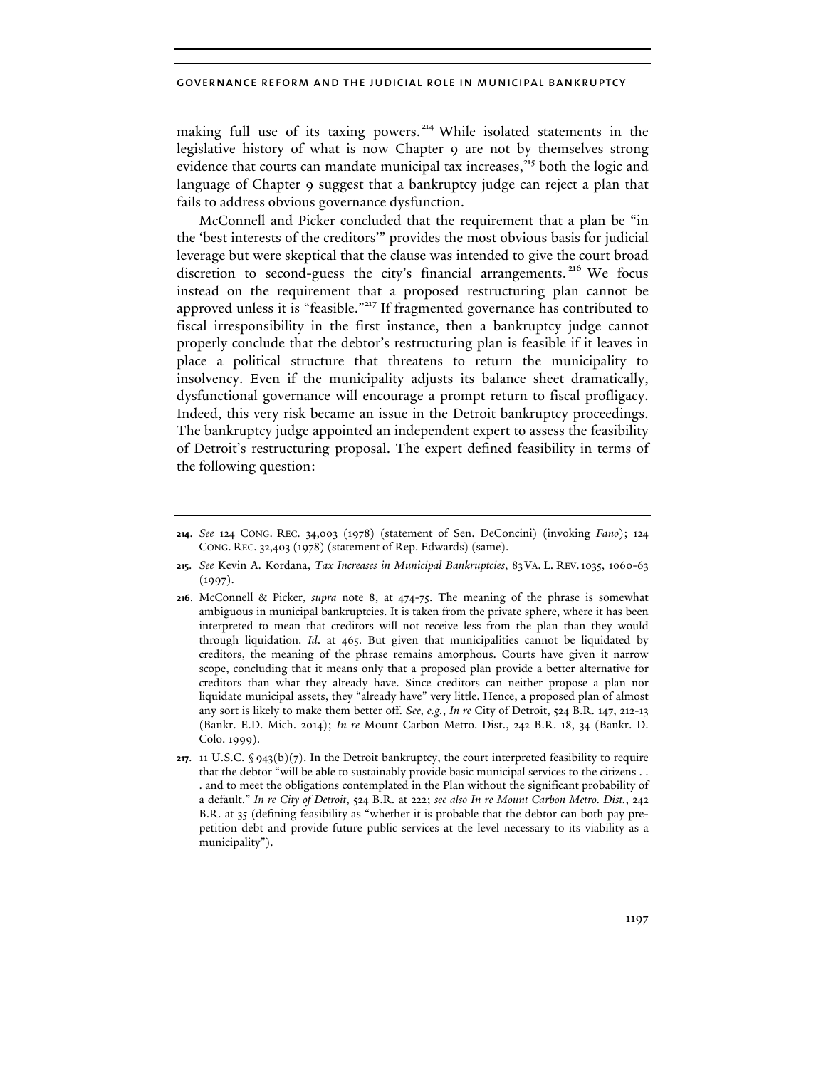making full use of its taxing powers.[214] While isolated statements in the legislative history of what is now Chapter 9 are not by themselves strong evidence that courts can mandate municipal tax increases,[215] both the logic and language of Chapter 9 suggest that a bankruptcy judge can reject a plan that fails to address obvious governance dysfunction.

McConnell and Picker concluded that the requirement that a plan be "in the 'best interests of the creditors'" provides the most obvious basis for judicial leverage but were skeptical that the clause was intended to give the court broad discretion to second-guess the city's financial arrangements.[216] We focus instead on the requirement that a proposed restructuring plan cannot be approved unless it is "feasible."[217] If fragmented governance has contributed to fiscal irresponsibility in the first instance, then a bankruptcy judge cannot properly conclude that the debtor's restructuring plan is feasible if it leaves in place a political structure that threatens to return the municipality to insolvency. Even if the municipality adjusts its balance sheet dramatically, dysfunctional governance will encourage a prompt return to fiscal profligacy. Indeed, this very risk became an issue in the Detroit bankruptcy proceedings. The bankruptcy judge appointed an independent expert to assess the feasibility of Detroit's restructuring proposal. The expert defined feasibility in terms of the following question:

---

**214.** *See* 124 CONG. REC. 34,003 (1978) (statement of Sen. DeConcini) (invoking *Fano*); 124 CONG. REC. 32,403 (1978) (statement of Rep. Edwards) (same).

**215.** *See* Kevin A. Kordana, *Tax Increases in Municipal Bankruptcies*, 83 VA. L. REV. 1035, 1060-63 (1997).

**216.** McConnell & Picker, *supra* note 8, at 474-75. The meaning of the phrase is somewhat ambiguous in municipal bankruptcies. It is taken from the private sphere, where it has been interpreted to mean that creditors will not receive less from the plan than they would through liquidation. *Id.* at 465. But given that municipalities cannot be liquidated by creditors, the meaning of the phrase remains amorphous. Courts have given it narrow scope, concluding that it means only that a proposed plan provide a better alternative for creditors than what they already have. Since creditors can neither propose a plan nor liquidate municipal assets, they "already have" very little. Hence, a proposed plan of almost any sort is likely to make them better off. *See, e.g.*, *In re* City of Detroit, 524 B.R. 147, 212-13 (Bankr. E.D. Mich. 2014); *In re* Mount Carbon Metro. Dist., 242 B.R. 18, 34 (Bankr. D. Colo. 1999).

**217.** 11 U.S.C. § 943(b)(7). In the Detroit bankruptcy, the court interpreted feasibility to require that the debtor "will be able to sustainably provide basic municipal services to the citizens . . . and to meet the obligations contemplated in the Plan without the significant probability of a default." *In re City of Detroit*, 524 B.R. at 222; *see also In re Mount Carbon Metro. Dist.*, 242 B.R. at 35 (defining feasibility as "whether it is probable that the debtor can both pay pre-petition debt and provide future public services at the level necessary to its viability as a municipality").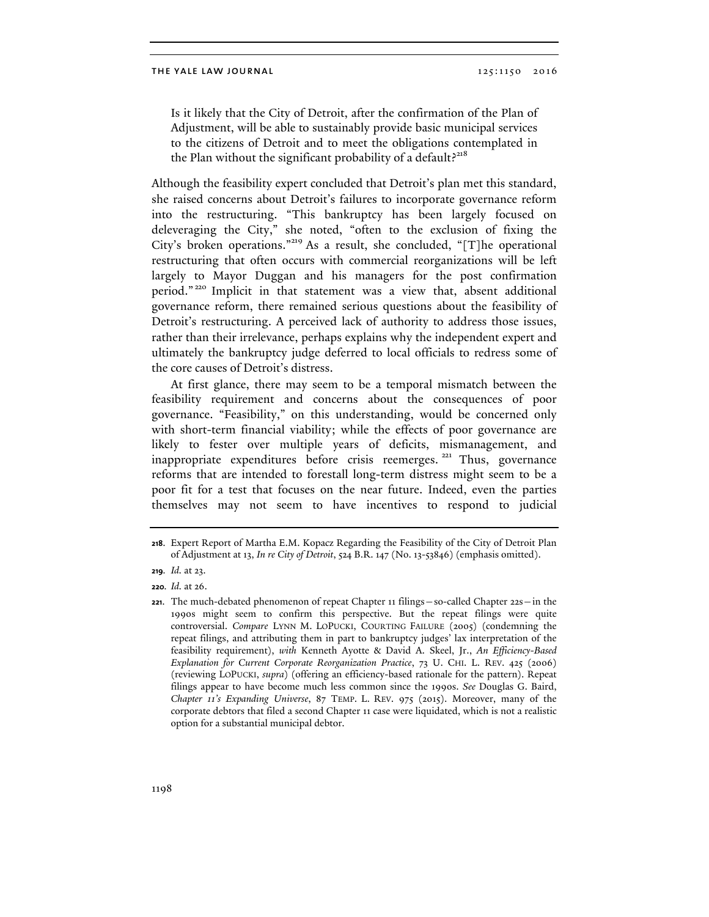> Is it likely that the City of Detroit, after the confirmation of the Plan of Adjustment, will be able to sustainably provide basic municipal services to the citizens of Detroit and to meet the obligations contemplated in the Plan without the significant probability of a default?[218]

Although the feasibility expert concluded that Detroit's plan met this standard, she raised concerns about Detroit's failures to incorporate governance reform into the restructuring. "This bankruptcy has been largely focused on deleveraging the City," she noted, "often to the exclusion of fixing the City's broken operations."[219] As a result, she concluded, "[T]he operational restructuring that often occurs with commercial reorganizations will be left largely to Mayor Duggan and his managers for the post confirmation period."[220] Implicit in that statement was a view that, absent additional governance reform, there remained serious questions about the feasibility of Detroit's restructuring. A perceived lack of authority to address those issues, rather than their irrelevance, perhaps explains why the independent expert and ultimately the bankruptcy judge deferred to local officials to redress some of the core causes of Detroit's distress.

At first glance, there may seem to be a temporal mismatch between the feasibility requirement and concerns about the consequences of poor governance. "Feasibility," on this understanding, would be concerned only with short-term financial viability; while the effects of poor governance are likely to fester over multiple years of deficits, mismanagement, and inappropriate expenditures before crisis reemerges.[221] Thus, governance reforms that are intended to forestall long-term distress might seem to be a poor fit for a test that focuses on the near future. Indeed, even the parties themselves may not seem to have incentives to respond to judicial

---

**218.** Expert Report of Martha E.M. Kopacz Regarding the Feasibility of the City of Detroit Plan of Adjustment at 13, *In re City of Detroit*, 524 B.R. 147 (No. 13-53846) (emphasis omitted).

**219.** *Id.* at 23.

**220.** *Id.* at 26.

**221.** The much-debated phenomenon of repeat Chapter 11 filings—so-called Chapter 22s—in the 1990s might seem to confirm this perspective. But the repeat filings were quite controversial. *Compare* Lynn M. LoPucki, Courting Failure (2005) (condemning the repeat filings, and attributing them in part to bankruptcy judges' lax interpretation of the feasibility requirement), *with* Kenneth Ayotte & David A. Skeel, Jr., *An Efficiency-Based Explanation for Current Corporate Reorganization Practice*, 73 U. Chi. L. Rev. 425 (2006) (reviewing LoPucki, *supra*) (offering an efficiency-based rationale for the pattern). Repeat filings appear to have become much less common since the 1990s. *See* Douglas G. Baird, *Chapter 11's Expanding Universe*, 87 Temp. L. Rev. 975 (2015). Moreover, many of the corporate debtors that filed a second Chapter 11 case were liquidated, which is not a realistic option for a substantial municipal debtor.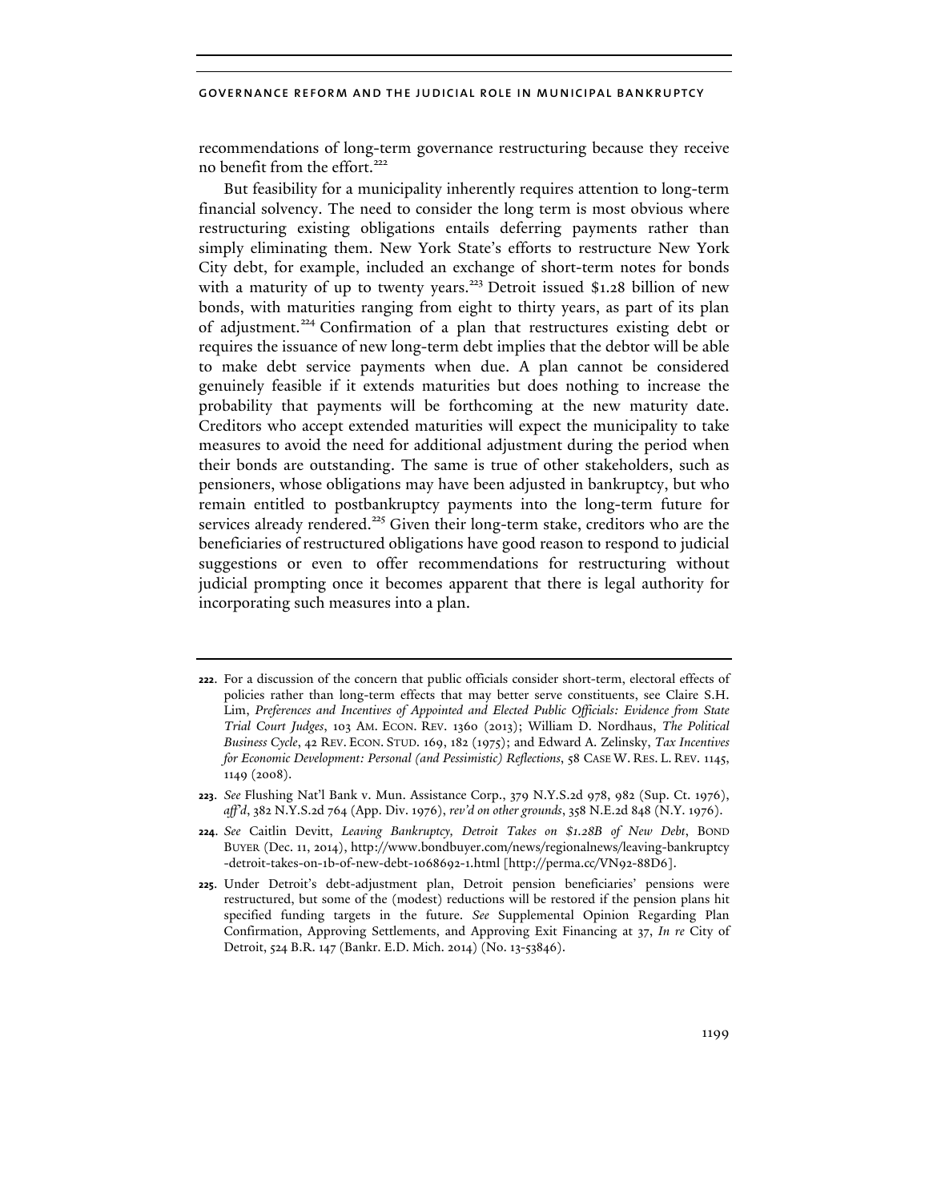recommendations of long-term governance restructuring because they receive no benefit from the effort.[222]

But feasibility for a municipality inherently requires attention to long-term financial solvency. The need to consider the long term is most obvious where restructuring existing obligations entails deferring payments rather than simply eliminating them. New York State's efforts to restructure New York City debt, for example, included an exchange of short-term notes for bonds with a maturity of up to twenty years.[223] Detroit issued $1.28 billion of new bonds, with maturities ranging from eight to thirty years, as part of its plan of adjustment.[224] Confirmation of a plan that restructures existing debt or requires the issuance of new long-term debt implies that the debtor will be able to make debt service payments when due. A plan cannot be considered genuinely feasible if it extends maturities but does nothing to increase the probability that payments will be forthcoming at the new maturity date. Creditors who accept extended maturities will expect the municipality to take measures to avoid the need for additional adjustment during the period when their bonds are outstanding. The same is true of other stakeholders, such as pensioners, whose obligations may have been adjusted in bankruptcy, but who remain entitled to postbankruptcy payments into the long-term future for services already rendered.[225] Given their long-term stake, creditors who are the beneficiaries of restructured obligations have good reason to respond to judicial suggestions or even to offer recommendations for restructuring without judicial prompting once it becomes apparent that there is legal authority for incorporating such measures into a plan.

---

**222.** For a discussion of the concern that public officials consider short-term, electoral effects of policies rather than long-term effects that may better serve constituents, see Claire S.H. Lim, *Preferences and Incentives of Appointed and Elected Public Officials: Evidence from State Trial Court Judges*, 103 AM. ECON. REV. 1360 (2013); William D. Nordhaus, *The Political Business Cycle*, 42 REV. ECON. STUD. 169, 182 (1975); and Edward A. Zelinsky, *Tax Incentives for Economic Development: Personal (and Pessimistic) Reflections*, 58 CASE W. RES. L. REV. 1145, 1149 (2008).

**223.** *See* Flushing Nat'l Bank v. Mun. Assistance Corp., 379 N.Y.S.2d 978, 982 (Sup. Ct. 1976), *aff'd*, 382 N.Y.S.2d 764 (App. Div. 1976), *rev'd on other grounds*, 358 N.E.2d 848 (N.Y. 1976).

**224.** *See* Caitlin Devitt, *Leaving Bankruptcy, Detroit Takes on $1.28B of New Debt*, BOND BUYER (Dec. 11, 2014), http://www.bondbuyer.com/news/regionalnews/leaving-bankruptcy-detroit-takes-on-1b-of-new-debt-1068692-1.html [http://perma.cc/VN92-88D6].

**225.** Under Detroit's debt-adjustment plan, Detroit pension beneficiaries' pensions were restructured, but some of the (modest) reductions will be restored if the pension plans hit specified funding targets in the future. *See* Supplemental Opinion Regarding Plan Confirmation, Approving Settlements, and Approving Exit Financing at 37, *In re* City of Detroit, 524 B.R. 147 (Bankr. E.D. Mich. 2014) (No. 13-53846).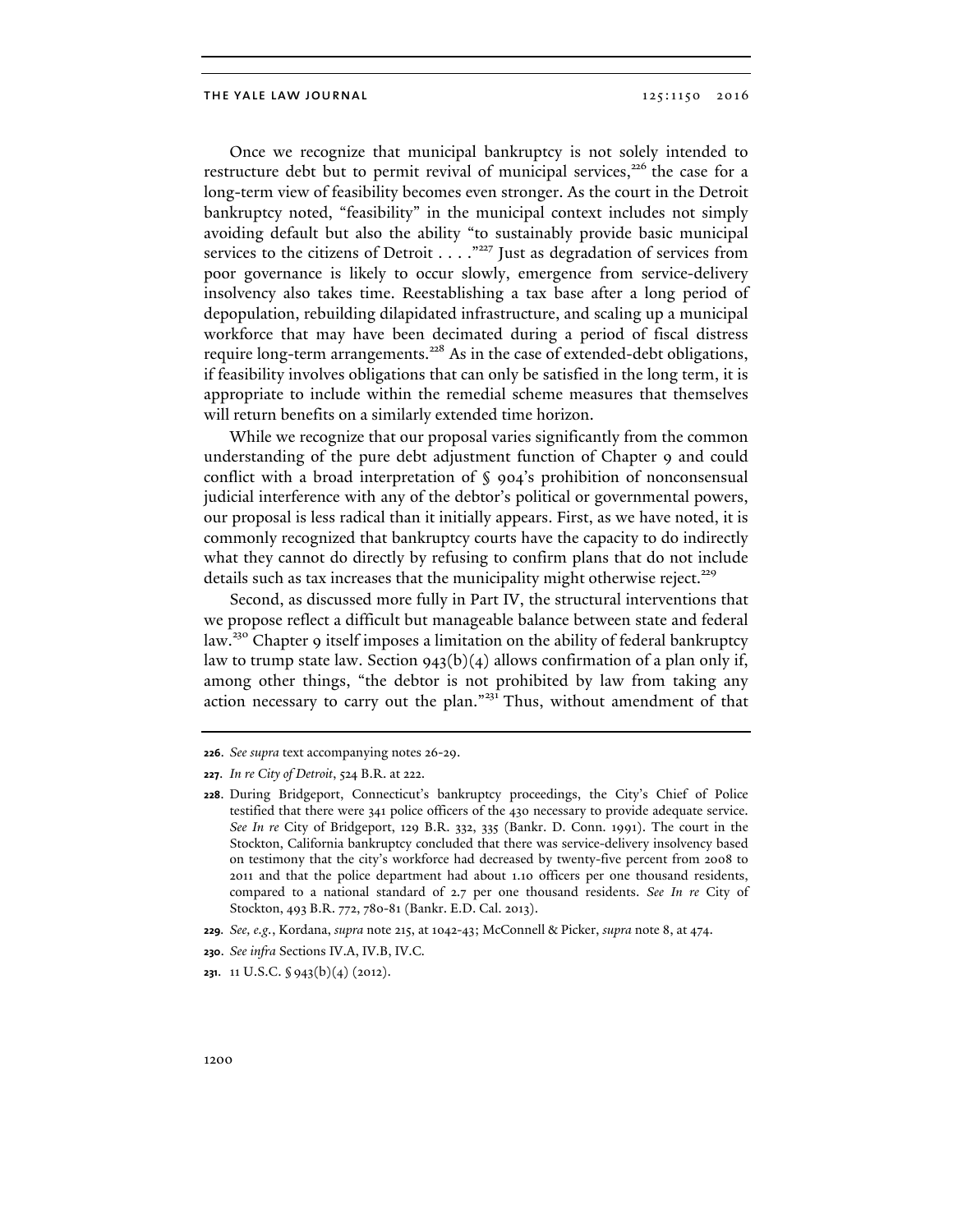Once we recognize that municipal bankruptcy is not solely intended to restructure debt but to permit revival of municipal services,[226] the case for a long-term view of feasibility becomes even stronger. As the court in the Detroit bankruptcy noted, "feasibility" in the municipal context includes not simply avoiding default but also the ability "to sustainably provide basic municipal services to the citizens of Detroit . . . ."[227] Just as degradation of services from poor governance is likely to occur slowly, emergence from service-delivery insolvency also takes time. Reestablishing a tax base after a long period of depopulation, rebuilding dilapidated infrastructure, and scaling up a municipal workforce that may have been decimated during a period of fiscal distress require long-term arrangements.[228] As in the case of extended-debt obligations, if feasibility involves obligations that can only be satisfied in the long term, it is appropriate to include within the remedial scheme measures that themselves will return benefits on a similarly extended time horizon.

While we recognize that our proposal varies significantly from the common understanding of the pure debt adjustment function of Chapter 9 and could conflict with a broad interpretation of § 904's prohibition of nonconsensual judicial interference with any of the debtor's political or governmental powers, our proposal is less radical than it initially appears. First, as we have noted, it is commonly recognized that bankruptcy courts have the capacity to do indirectly what they cannot do directly by refusing to confirm plans that do not include details such as tax increases that the municipality might otherwise reject.[229]

Second, as discussed more fully in Part IV, the structural interventions that we propose reflect a difficult but manageable balance between state and federal law.[230] Chapter 9 itself imposes a limitation on the ability of federal bankruptcy law to trump state law. Section 943(b)(4) allows confirmation of a plan only if, among other things, "the debtor is not prohibited by law from taking any action necessary to carry out the plan."[231] Thus, without amendment of that

---

**226.** *See supra* text accompanying notes 26-29.

**227.** *In re City of Detroit*, 524 B.R. at 222.

**228.** During Bridgeport, Connecticut's bankruptcy proceedings, the City's Chief of Police testified that there were 341 police officers of the 430 necessary to provide adequate service. *See In re* City of Bridgeport, 129 B.R. 332, 335 (Bankr. D. Conn. 1991). The court in the Stockton, California bankruptcy concluded that there was service-delivery insolvency based on testimony that the city's workforce had decreased by twenty-five percent from 2008 to 2011 and that the police department had about 1.10 officers per one thousand residents, compared to a national standard of 2.7 per one thousand residents. *See In re* City of Stockton, 493 B.R. 772, 780-81 (Bankr. E.D. Cal. 2013).

**229.** *See, e.g.*, Kordana, *supra* note 215, at 1042-43; McConnell & Picker, *supra* note 8, at 474.

**230.** *See infra* Sections IV.A, IV.B, IV.C.

**231.** 11 U.S.C. § 943(b)(4) (2012).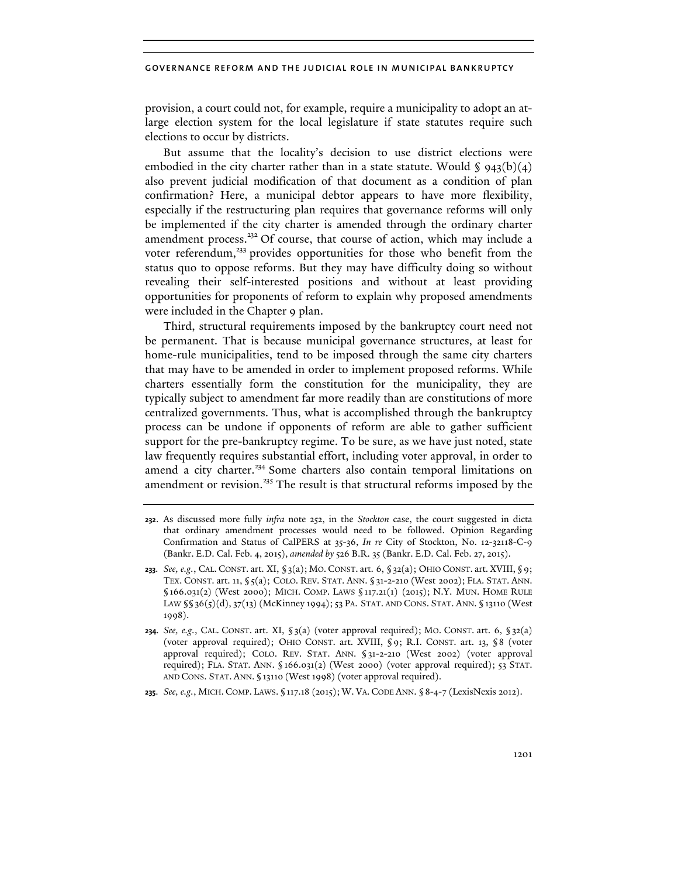provision, a court could not, for example, require a municipality to adopt an at-large election system for the local legislature if state statutes require such elections to occur by districts.

But assume that the locality's decision to use district elections were embodied in the city charter rather than in a state statute. Would § 943(b)(4) also prevent judicial modification of that document as a condition of plan confirmation? Here, a municipal debtor appears to have more flexibility, especially if the restructuring plan requires that governance reforms will only be implemented if the city charter is amended through the ordinary charter amendment process.[232] Of course, that course of action, which may include a voter referendum,[233] provides opportunities for those who benefit from the status quo to oppose reforms. But they may have difficulty doing so without revealing their self-interested positions and without at least providing opportunities for proponents of reform to explain why proposed amendments were included in the Chapter 9 plan.

Third, structural requirements imposed by the bankruptcy court need not be permanent. That is because municipal governance structures, at least for home-rule municipalities, tend to be imposed through the same city charters that may have to be amended in order to implement proposed reforms. While charters essentially form the constitution for the municipality, they are typically subject to amendment far more readily than are constitutions of more centralized governments. Thus, what is accomplished through the bankruptcy process can be undone if opponents of reform are able to gather sufficient support for the pre-bankruptcy regime. To be sure, as we have just noted, state law frequently requires substantial effort, including voter approval, in order to amend a city charter.[234] Some charters also contain temporal limitations on amendment or revision.[235] The result is that structural reforms imposed by the

---

232. As discussed more fully *infra* note 252, in the *Stockton* case, the court suggested in dicta that ordinary amendment processes would need to be followed. Opinion Regarding Confirmation and Status of CalPERS at 35-36, *In re* City of Stockton, No. 12-32118-C-9 (Bankr. E.D. Cal. Feb. 4, 2015), *amended by* 526 B.R. 35 (Bankr. E.D. Cal. Feb. 27, 2015).

233. *See, e.g.*, CAL. CONST. art. XI, § 3(a); MO. CONST. art. 6, § 32(a); OHIO CONST. art. XVIII, § 9; TEX. CONST. art. 11, § 5(a); COLO. REV. STAT. ANN. § 31-2-210 (West 2002); FLA. STAT. ANN. § 166.031(2) (West 2000); MICH. COMP. LAWS § 117.21(1) (2015); N.Y. MUN. HOME RULE LAW §§ 36(5)(d), 37(13) (McKinney 1994); 53 PA. STAT. AND CONS. STAT. ANN. § 13110 (West 1998).

234. *See, e.g.*, CAL. CONST. art. XI, § 3(a) (voter approval required); MO. CONST. art. 6, § 32(a) (voter approval required); OHIO CONST. art. XVIII, § 9; R.I. CONST. art. 13, § 8 (voter approval required); COLO. REV. STAT. ANN. § 31-2-210 (West 2002) (voter approval required); FLA. STAT. ANN. § 166.031(2) (West 2000) (voter approval required); 53 STAT. AND CONS. STAT. ANN. § 13110 (West 1998) (voter approval required).

235. *See, e.g.*, MICH. COMP. LAWS. § 117.18 (2015); W. VA. CODE ANN. § 8-4-7 (LexisNexis 2012).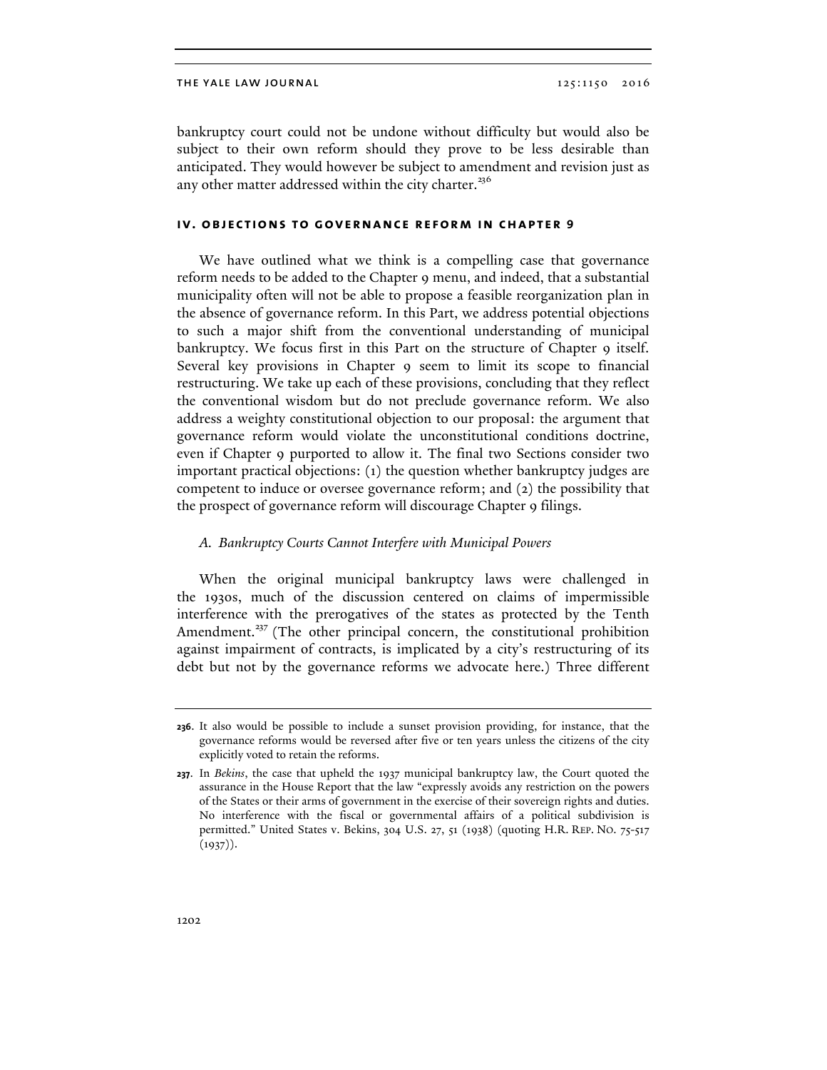bankruptcy court could not be undone without difficulty but would also be subject to their own reform should they prove to be less desirable than anticipated. They would however be subject to amendment and revision just as any other matter addressed within the city charter.[236]

## IV. OBJECTIONS TO GOVERNANCE REFORM IN CHAPTER 9

We have outlined what we think is a compelling case that governance reform needs to be added to the Chapter 9 menu, and indeed, that a substantial municipality often will not be able to propose a feasible reorganization plan in the absence of governance reform. In this Part, we address potential objections to such a major shift from the conventional understanding of municipal bankruptcy. We focus first in this Part on the structure of Chapter 9 itself. Several key provisions in Chapter 9 seem to limit its scope to financial restructuring. We take up each of these provisions, concluding that they reflect the conventional wisdom but do not preclude governance reform. We also address a weighty constitutional objection to our proposal: the argument that governance reform would violate the unconstitutional conditions doctrine, even if Chapter 9 purported to allow it. The final two Sections consider two important practical objections: (1) the question whether bankruptcy judges are competent to induce or oversee governance reform; and (2) the possibility that the prospect of governance reform will discourage Chapter 9 filings.

### *A. Bankruptcy Courts Cannot Interfere with Municipal Powers*

When the original municipal bankruptcy laws were challenged in the 1930s, much of the discussion centered on claims of impermissible interference with the prerogatives of the states as protected by the Tenth Amendment.[237] (The other principal concern, the constitutional prohibition against impairment of contracts, is implicated by a city's restructuring of its debt but not by the governance reforms we advocate here.) Three different

---

**236.** It also would be possible to include a sunset provision providing, for instance, that the governance reforms would be reversed after five or ten years unless the citizens of the city explicitly voted to retain the reforms.

**237.** In *Bekins*, the case that upheld the 1937 municipal bankruptcy law, the Court quoted the assurance in the House Report that the law "expressly avoids any restriction on the powers of the States or their arms of government in the exercise of their sovereign rights and duties. No interference with the fiscal or governmental affairs of a political subdivision is permitted." United States v. Bekins, 304 U.S. 27, 51 (1938) (quoting H.R. REP. NO. 75-517 (1937)).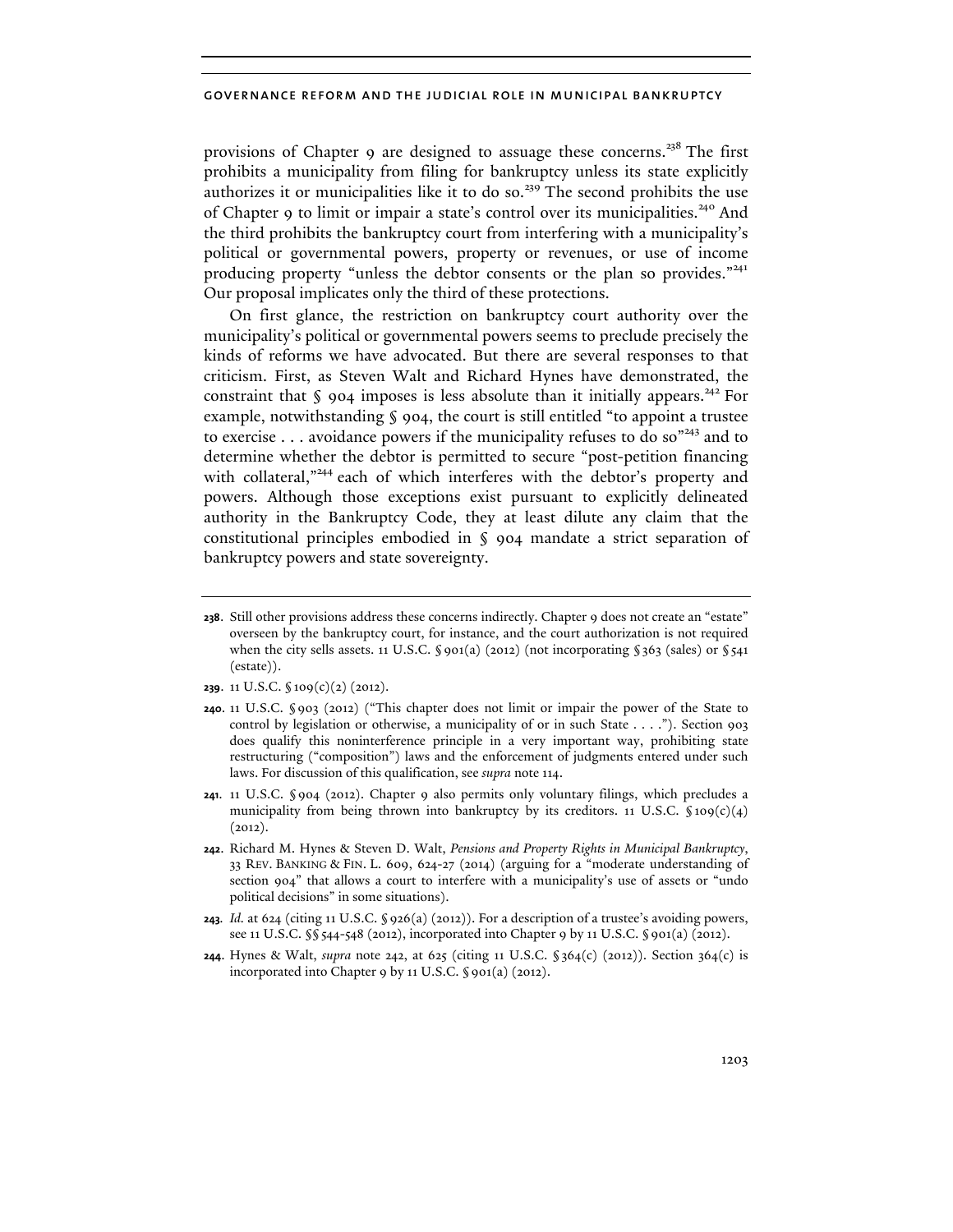provisions of Chapter 9 are designed to assuage these concerns.[238] The first prohibits a municipality from filing for bankruptcy unless its state explicitly authorizes it or municipalities like it to do so.[239] The second prohibits the use of Chapter 9 to limit or impair a state's control over its municipalities.[240] And the third prohibits the bankruptcy court from interfering with a municipality's political or governmental powers, property or revenues, or use of income producing property "unless the debtor consents or the plan so provides."[241] Our proposal implicates only the third of these protections.

On first glance, the restriction on bankruptcy court authority over the municipality's political or governmental powers seems to preclude precisely the kinds of reforms we have advocated. But there are several responses to that criticism. First, as Steven Walt and Richard Hynes have demonstrated, the constraint that § 904 imposes is less absolute than it initially appears.[242] For example, notwithstanding § 904, the court is still entitled "to appoint a trustee to exercise . . . avoidance powers if the municipality refuses to do so"[243] and to determine whether the debtor is permitted to secure "post-petition financing with collateral,"[244] each of which interferes with the debtor's property and powers. Although those exceptions exist pursuant to explicitly delineated authority in the Bankruptcy Code, they at least dilute any claim that the constitutional principles embodied in § 904 mandate a strict separation of bankruptcy powers and state sovereignty.

---

**238**. Still other provisions address these concerns indirectly. Chapter 9 does not create an "estate" overseen by the bankruptcy court, for instance, and the court authorization is not required when the city sells assets. 11 U.S.C. § 901(a) (2012) (not incorporating § 363 (sales) or § 541 (estate)).

**239**. 11 U.S.C. § 109(c)(2) (2012).

**240**. 11 U.S.C. § 903 (2012) ("This chapter does not limit or impair the power of the State to control by legislation or otherwise, a municipality of or in such State . . . ."). Section 903 does qualify this noninterference principle in a very important way, prohibiting state restructuring ("composition") laws and the enforcement of judgments entered under such laws. For discussion of this qualification, see *supra* note 114.

**241**. 11 U.S.C. § 904 (2012). Chapter 9 also permits only voluntary filings, which precludes a municipality from being thrown into bankruptcy by its creditors. 11 U.S.C. § 109(c)(4) (2012).

**242**. Richard M. Hynes & Steven D. Walt, *Pensions and Property Rights in Municipal Bankruptcy*, 33 REV. BANKING & FIN. L. 609, 624-27 (2014) (arguing for a "moderate understanding of section 904" that allows a court to interfere with a municipality's use of assets or "undo political decisions" in some situations).

**243**. *Id.* at 624 (citing 11 U.S.C. § 926(a) (2012)). For a description of a trustee's avoiding powers, see 11 U.S.C. §§ 544-548 (2012), incorporated into Chapter 9 by 11 U.S.C. § 901(a) (2012).

**244**. Hynes & Walt, *supra* note 242, at 625 (citing 11 U.S.C. § 364(c) (2012)). Section 364(c) is incorporated into Chapter 9 by 11 U.S.C. § 901(a) (2012).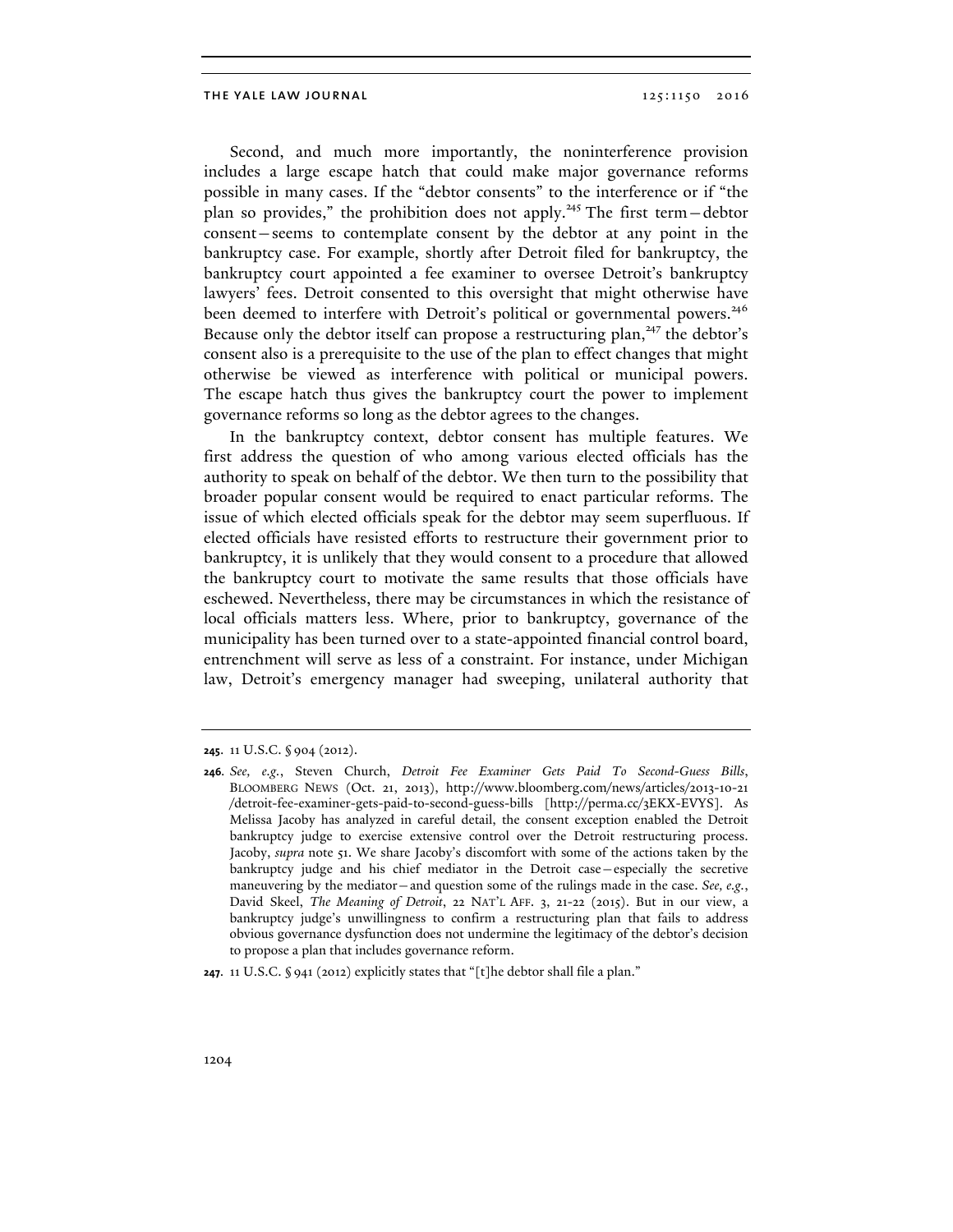Second, and much more importantly, the noninterference provision includes a large escape hatch that could make major governance reforms possible in many cases. If the "debtor consents" to the interference or if "the plan so provides," the prohibition does not apply.[245] The first term—debtor consent—seems to contemplate consent by the debtor at any point in the bankruptcy case. For example, shortly after Detroit filed for bankruptcy, the bankruptcy court appointed a fee examiner to oversee Detroit's bankruptcy lawyers' fees. Detroit consented to this oversight that might otherwise have been deemed to interfere with Detroit's political or governmental powers.[246] Because only the debtor itself can propose a restructuring plan,[247] the debtor's consent also is a prerequisite to the use of the plan to effect changes that might otherwise be viewed as interference with political or municipal powers. The escape hatch thus gives the bankruptcy court the power to implement governance reforms so long as the debtor agrees to the changes.

In the bankruptcy context, debtor consent has multiple features. We first address the question of who among various elected officials has the authority to speak on behalf of the debtor. We then turn to the possibility that broader popular consent would be required to enact particular reforms. The issue of which elected officials speak for the debtor may seem superfluous. If elected officials have resisted efforts to restructure their government prior to bankruptcy, it is unlikely that they would consent to a procedure that allowed the bankruptcy court to motivate the same results that those officials have eschewed. Nevertheless, there may be circumstances in which the resistance of local officials matters less. Where, prior to bankruptcy, governance of the municipality has been turned over to a state-appointed financial control board, entrenchment will serve as less of a constraint. For instance, under Michigan law, Detroit's emergency manager had sweeping, unilateral authority that

---

**245.** 11 U.S.C. § 904 (2012).

**246.** *See, e.g.*, Steven Church, *Detroit Fee Examiner Gets Paid To Second-Guess Bills*, BLOOMBERG NEWS (Oct. 21, 2013), http://www.bloomberg.com/news/articles/2013-10-21/detroit-fee-examiner-gets-paid-to-second-guess-bills [http://perma.cc/3EKX-EVYS]. As Melissa Jacoby has analyzed in careful detail, the consent exception enabled the Detroit bankruptcy judge to exercise extensive control over the Detroit restructuring process. Jacoby, *supra* note 51. We share Jacoby's discomfort with some of the actions taken by the bankruptcy judge and his chief mediator in the Detroit case—especially the secretive maneuvering by the mediator—and question some of the rulings made in the case. *See, e.g.*, David Skeel, *The Meaning of Detroit*, 22 NAT'L AFF. 3, 21-22 (2015). But in our view, a bankruptcy judge's unwillingness to confirm a restructuring plan that fails to address obvious governance dysfunction does not undermine the legitimacy of the debtor's decision to propose a plan that includes governance reform.

**247.** 11 U.S.C. § 941 (2012) explicitly states that "[t]he debtor shall file a plan."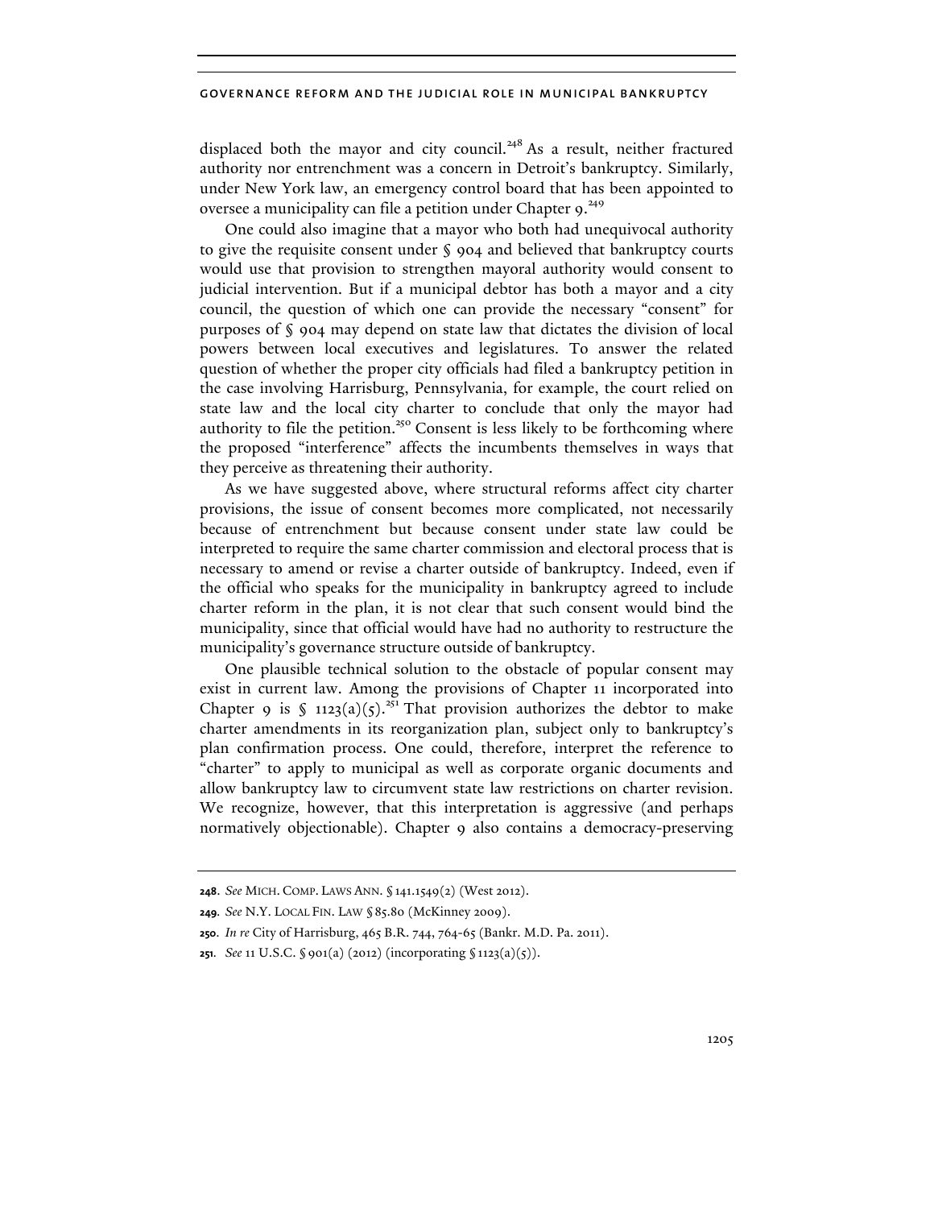displaced both the mayor and city council.[248] As a result, neither fractured authority nor entrenchment was a concern in Detroit's bankruptcy. Similarly, under New York law, an emergency control board that has been appointed to oversee a municipality can file a petition under Chapter 9.[249]

One could also imagine that a mayor who both had unequivocal authority to give the requisite consent under § 904 and believed that bankruptcy courts would use that provision to strengthen mayoral authority would consent to judicial intervention. But if a municipal debtor has both a mayor and a city council, the question of which one can provide the necessary "consent" for purposes of § 904 may depend on state law that dictates the division of local powers between local executives and legislatures. To answer the related question of whether the proper city officials had filed a bankruptcy petition in the case involving Harrisburg, Pennsylvania, for example, the court relied on state law and the local city charter to conclude that only the mayor had authority to file the petition.[250] Consent is less likely to be forthcoming where the proposed "interference" affects the incumbents themselves in ways that they perceive as threatening their authority.

As we have suggested above, where structural reforms affect city charter provisions, the issue of consent becomes more complicated, not necessarily because of entrenchment but because consent under state law could be interpreted to require the same charter commission and electoral process that is necessary to amend or revise a charter outside of bankruptcy. Indeed, even if the official who speaks for the municipality in bankruptcy agreed to include charter reform in the plan, it is not clear that such consent would bind the municipality, since that official would have had no authority to restructure the municipality's governance structure outside of bankruptcy.

One plausible technical solution to the obstacle of popular consent may exist in current law. Among the provisions of Chapter 11 incorporated into Chapter 9 is § 1123(a)(5).[251] That provision authorizes the debtor to make charter amendments in its reorganization plan, subject only to bankruptcy's plan confirmation process. One could, therefore, interpret the reference to "charter" to apply to municipal as well as corporate organic documents and allow bankruptcy law to circumvent state law restrictions on charter revision. We recognize, however, that this interpretation is aggressive (and perhaps normatively objectionable). Chapter 9 also contains a democracy-preserving

---

**248**. *See* MICH. COMP. LAWS ANN. § 141.1549(2) (West 2012).

**249**. *See* N.Y. LOCAL FIN. LAW § 85.80 (McKinney 2009).

**250**. *In re* City of Harrisburg, 465 B.R. 744, 764-65 (Bankr. M.D. Pa. 2011).

**251**. *See* 11 U.S.C. § 901(a) (2012) (incorporating § 1123(a)(5)).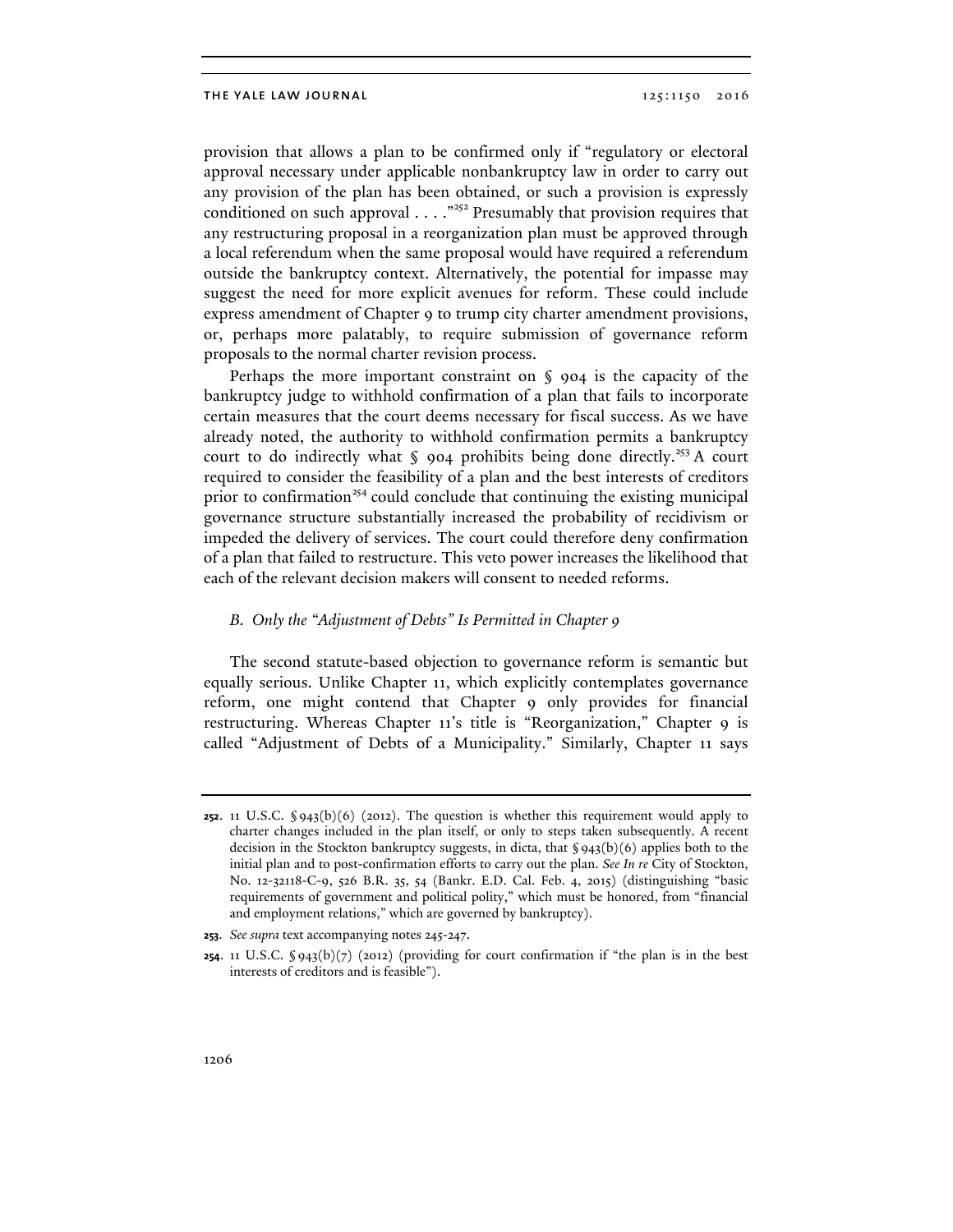provision that allows a plan to be confirmed only if "regulatory or electoral approval necessary under applicable nonbankruptcy law in order to carry out any provision of the plan has been obtained, or such a provision is expressly conditioned on such approval . . . ."[252] Presumably that provision requires that any restructuring proposal in a reorganization plan must be approved through a local referendum when the same proposal would have required a referendum outside the bankruptcy context. Alternatively, the potential for impasse may suggest the need for more explicit avenues for reform. These could include express amendment of Chapter 9 to trump city charter amendment provisions, or, perhaps more palatably, to require submission of governance reform proposals to the normal charter revision process.

Perhaps the more important constraint on § 904 is the capacity of the bankruptcy judge to withhold confirmation of a plan that fails to incorporate certain measures that the court deems necessary for fiscal success. As we have already noted, the authority to withhold confirmation permits a bankruptcy court to do indirectly what § 904 prohibits being done directly.[253] A court required to consider the feasibility of a plan and the best interests of creditors prior to confirmation[254] could conclude that continuing the existing municipal governance structure substantially increased the probability of recidivism or impeded the delivery of services. The court could therefore deny confirmation of a plan that failed to restructure. This veto power increases the likelihood that each of the relevant decision makers will consent to needed reforms.

### *B. Only the "Adjustment of Debts" Is Permitted in Chapter 9*

The second statute-based objection to governance reform is semantic but equally serious. Unlike Chapter 11, which explicitly contemplates governance reform, one might contend that Chapter 9 only provides for financial restructuring. Whereas Chapter 11's title is "Reorganization," Chapter 9 is called "Adjustment of Debts of a Municipality." Similarly, Chapter 11 says

---

**252.** 11 U.S.C. § 943(b)(6) (2012). The question is whether this requirement would apply to charter changes included in the plan itself, or only to steps taken subsequently. A recent decision in the Stockton bankruptcy suggests, in dicta, that § 943(b)(6) applies both to the initial plan and to post-confirmation efforts to carry out the plan. *See In re* City of Stockton, No. 12-32118-C-9, 526 B.R. 35, 54 (Bankr. E.D. Cal. Feb. 4, 2015) (distinguishing "basic requirements of government and political polity," which must be honored, from "financial and employment relations," which are governed by bankruptcy).

**253.** *See supra* text accompanying notes 245-247.

**254.** 11 U.S.C. § 943(b)(7) (2012) (providing for court confirmation if "the plan is in the best interests of creditors and is feasible").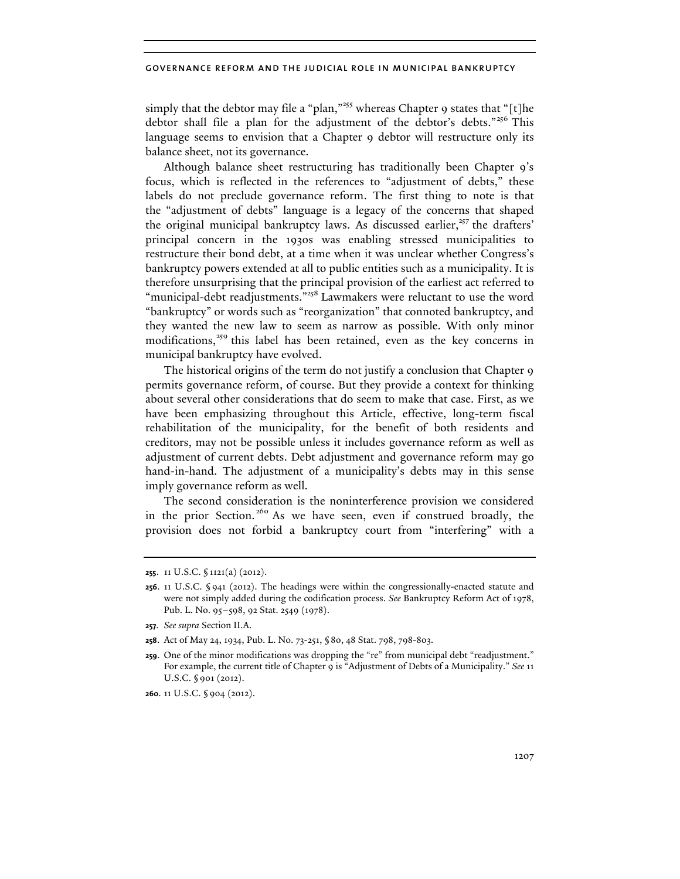simply that the debtor may file a "plan,"[255] whereas Chapter 9 states that "[t]he debtor shall file a plan for the adjustment of the debtor's debts."[256] This language seems to envision that a Chapter 9 debtor will restructure only its balance sheet, not its governance.

Although balance sheet restructuring has traditionally been Chapter 9's focus, which is reflected in the references to "adjustment of debts," these labels do not preclude governance reform. The first thing to note is that the "adjustment of debts" language is a legacy of the concerns that shaped the original municipal bankruptcy laws. As discussed earlier,[257] the drafters' principal concern in the 1930s was enabling stressed municipalities to restructure their bond debt, at a time when it was unclear whether Congress's bankruptcy powers extended at all to public entities such as a municipality. It is therefore unsurprising that the principal provision of the earliest act referred to "municipal-debt readjustments."[258] Lawmakers were reluctant to use the word "bankruptcy" or words such as "reorganization" that connoted bankruptcy, and they wanted the new law to seem as narrow as possible. With only minor modifications,[259] this label has been retained, even as the key concerns in municipal bankruptcy have evolved.

The historical origins of the term do not justify a conclusion that Chapter 9 permits governance reform, of course. But they provide a context for thinking about several other considerations that do seem to make that case. First, as we have been emphasizing throughout this Article, effective, long-term fiscal rehabilitation of the municipality, for the benefit of both residents and creditors, may not be possible unless it includes governance reform as well as adjustment of current debts. Debt adjustment and governance reform may go hand-in-hand. The adjustment of a municipality's debts may in this sense imply governance reform as well.

The second consideration is the noninterference provision we considered in the prior Section.[260] As we have seen, even if construed broadly, the provision does not forbid a bankruptcy court from "interfering" with a

---

**255.** 11 U.S.C. § 1121(a) (2012).

**256.** 11 U.S.C. § 941 (2012). The headings were within the congressionally-enacted statute and were not simply added during the codification process. *See* Bankruptcy Reform Act of 1978, Pub. L. No. 95–598, 92 Stat. 2549 (1978).

**257.** *See supra* Section II.A.

**258.** Act of May 24, 1934, Pub. L. No. 73-251, § 80, 48 Stat. 798, 798-803.

**259.** One of the minor modifications was dropping the "re" from municipal debt "readjustment." For example, the current title of Chapter 9 is "Adjustment of Debts of a Municipality." *See* 11 U.S.C. § 901 (2012).

**260.** 11 U.S.C. § 904 (2012).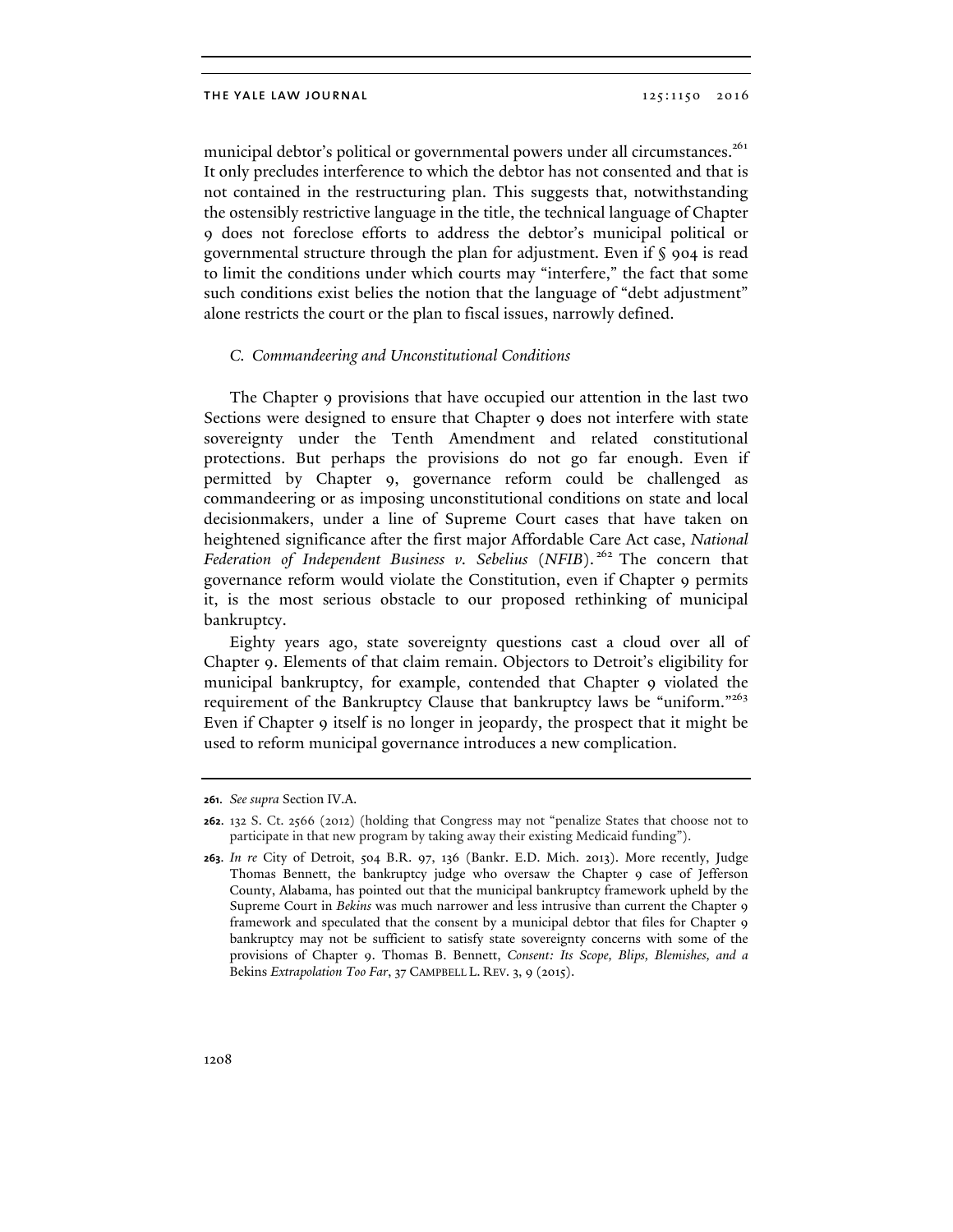municipal debtor's political or governmental powers under all circumstances.[261] It only precludes interference to which the debtor has not consented and that is not contained in the restructuring plan. This suggests that, notwithstanding the ostensibly restrictive language in the title, the technical language of Chapter 9 does not foreclose efforts to address the debtor's municipal political or governmental structure through the plan for adjustment. Even if § 904 is read to limit the conditions under which courts may "interfere," the fact that some such conditions exist belies the notion that the language of "debt adjustment" alone restricts the court or the plan to fiscal issues, narrowly defined.

### *C. Commandeering and Unconstitutional Conditions*

The Chapter 9 provisions that have occupied our attention in the last two Sections were designed to ensure that Chapter 9 does not interfere with state sovereignty under the Tenth Amendment and related constitutional protections. But perhaps the provisions do not go far enough. Even if permitted by Chapter 9, governance reform could be challenged as commandeering or as imposing unconstitutional conditions on state and local decisionmakers, under a line of Supreme Court cases that have taken on heightened significance after the first major Affordable Care Act case, *National Federation of Independent Business v. Sebelius* (*NFIB*).[262] The concern that governance reform would violate the Constitution, even if Chapter 9 permits it, is the most serious obstacle to our proposed rethinking of municipal bankruptcy.

Eighty years ago, state sovereignty questions cast a cloud over all of Chapter 9. Elements of that claim remain. Objectors to Detroit's eligibility for municipal bankruptcy, for example, contended that Chapter 9 violated the requirement of the Bankruptcy Clause that bankruptcy laws be "uniform."[263] Even if Chapter 9 itself is no longer in jeopardy, the prospect that it might be used to reform municipal governance introduces a new complication.

---

**261.** *See supra* Section IV.A.

**262.** 132 S. Ct. 2566 (2012) (holding that Congress may not "penalize States that choose not to participate in that new program by taking away their existing Medicaid funding").

**263.** *In re* City of Detroit, 504 B.R. 97, 136 (Bankr. E.D. Mich. 2013). More recently, Judge Thomas Bennett, the bankruptcy judge who oversaw the Chapter 9 case of Jefferson County, Alabama, has pointed out that the municipal bankruptcy framework upheld by the Supreme Court in *Bekins* was much narrower and less intrusive than current the Chapter 9 framework and speculated that the consent by a municipal debtor that files for Chapter 9 bankruptcy may not be sufficient to satisfy state sovereignty concerns with some of the provisions of Chapter 9. Thomas B. Bennett, *Consent: Its Scope, Blips, Blemishes, and a* Bekins *Extrapolation Too Far*, 37 CAMPBELL L. REV. 3, 9 (2015).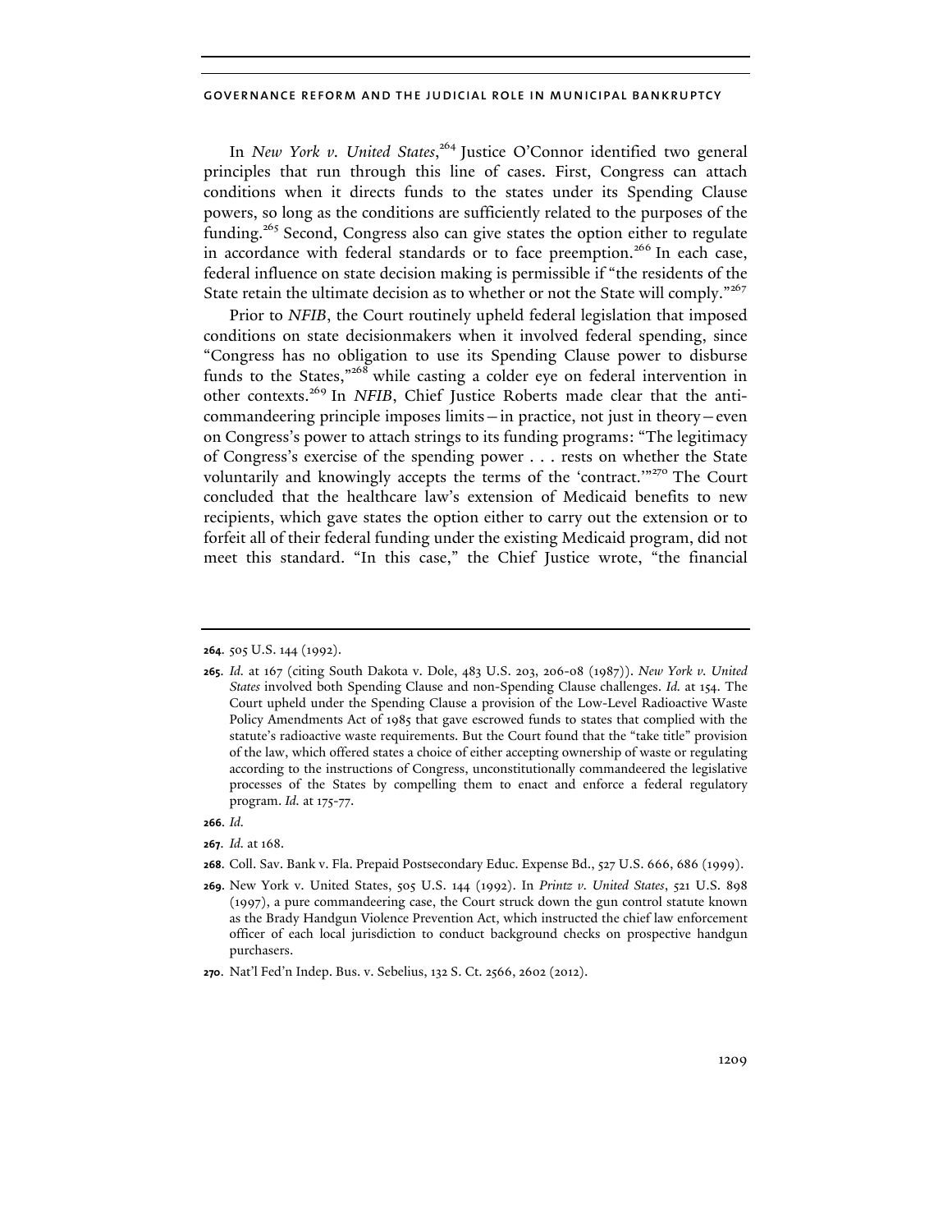In *New York v. United States*,[264] Justice O'Connor identified two general principles that run through this line of cases. First, Congress can attach conditions when it directs funds to the states under its Spending Clause powers, so long as the conditions are sufficiently related to the purposes of the funding.[265] Second, Congress also can give states the option either to regulate in accordance with federal standards or to face preemption.[266] In each case, federal influence on state decision making is permissible if "the residents of the State retain the ultimate decision as to whether or not the State will comply."[267]

Prior to *NFIB*, the Court routinely upheld federal legislation that imposed conditions on state decisionmakers when it involved federal spending, since "Congress has no obligation to use its Spending Clause power to disburse funds to the States,"[268] while casting a colder eye on federal intervention in other contexts.[269] In *NFIB*, Chief Justice Roberts made clear that the anti-commandeering principle imposes limits—in practice, not just in theory—even on Congress's power to attach strings to its funding programs: "The legitimacy of Congress's exercise of the spending power . . . rests on whether the State voluntarily and knowingly accepts the terms of the 'contract.'"[270] The Court concluded that the healthcare law's extension of Medicaid benefits to new recipients, which gave states the option either to carry out the extension or to forfeit all of their federal funding under the existing Medicaid program, did not meet this standard. "In this case," the Chief Justice wrote, "the financial

---

**264**. 505 U.S. 144 (1992).

**265**. *Id.* at 167 (citing South Dakota v. Dole, 483 U.S. 203, 206-08 (1987)). *New York v. United States* involved both Spending Clause and non-Spending Clause challenges. *Id.* at 154. The Court upheld under the Spending Clause a provision of the Low-Level Radioactive Waste Policy Amendments Act of 1985 that gave escrowed funds to states that complied with the statute's radioactive waste requirements. But the Court found that the "take title" provision of the law, which offered states a choice of either accepting ownership of waste or regulating according to the instructions of Congress, unconstitutionally commandeered the legislative processes of the States by compelling them to enact and enforce a federal regulatory program. *Id.* at 175-77.

**266**. *Id.*

**267**. *Id.* at 168.

**268**. Coll. Sav. Bank v. Fla. Prepaid Postsecondary Educ. Expense Bd., 527 U.S. 666, 686 (1999).

**269**. New York v. United States, 505 U.S. 144 (1992). In *Printz v. United States*, 521 U.S. 898 (1997), a pure commandeering case, the Court struck down the gun control statute known as the Brady Handgun Violence Prevention Act, which instructed the chief law enforcement officer of each local jurisdiction to conduct background checks on prospective handgun purchasers.

**270**. Nat'l Fed'n Indep. Bus. v. Sebelius, 132 S. Ct. 2566, 2602 (2012).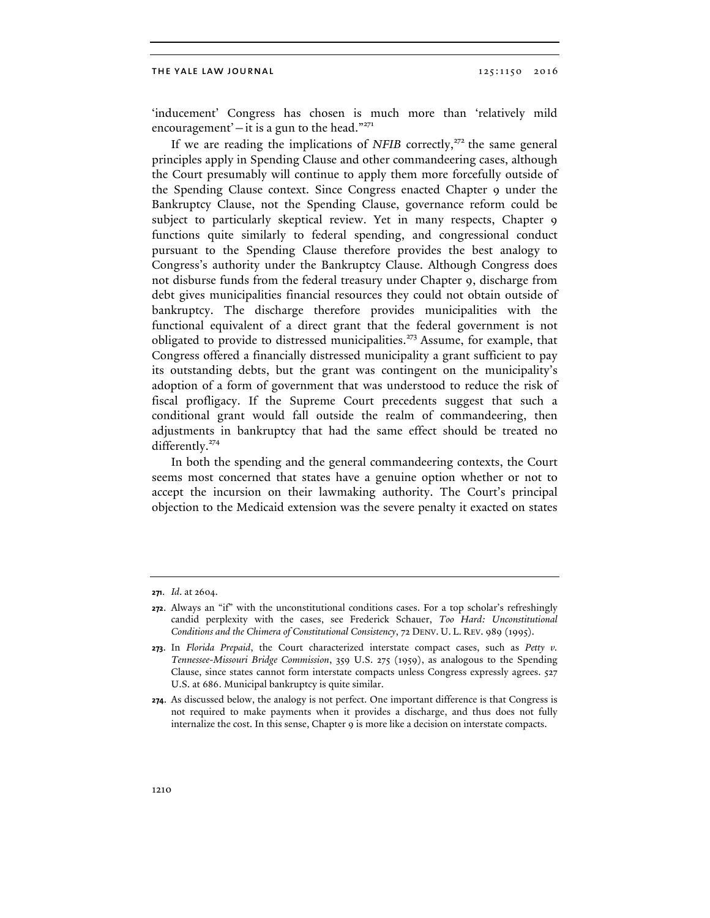'inducement' Congress has chosen is much more than 'relatively mild encouragement'—it is a gun to the head."[271]

If we are reading the implications of *NFIB* correctly,[272] the same general principles apply in Spending Clause and other commandeering cases, although the Court presumably will continue to apply them more forcefully outside of the Spending Clause context. Since Congress enacted Chapter 9 under the Bankruptcy Clause, not the Spending Clause, governance reform could be subject to particularly skeptical review. Yet in many respects, Chapter 9 functions quite similarly to federal spending, and congressional conduct pursuant to the Spending Clause therefore provides the best analogy to Congress's authority under the Bankruptcy Clause. Although Congress does not disburse funds from the federal treasury under Chapter 9, discharge from debt gives municipalities financial resources they could not obtain outside of bankruptcy. The discharge therefore provides municipalities with the functional equivalent of a direct grant that the federal government is not obligated to provide to distressed municipalities.[273] Assume, for example, that Congress offered a financially distressed municipality a grant sufficient to pay its outstanding debts, but the grant was contingent on the municipality's adoption of a form of government that was understood to reduce the risk of fiscal profligacy. If the Supreme Court precedents suggest that such a conditional grant would fall outside the realm of commandeering, then adjustments in bankruptcy that had the same effect should be treated no differently.[274]

In both the spending and the general commandeering contexts, the Court seems most concerned that states have a genuine option whether or not to accept the incursion on their lawmaking authority. The Court's principal objection to the Medicaid extension was the severe penalty it exacted on states

---

**271.** *Id.* at 2604.

**272.** Always an "if" with the unconstitutional conditions cases. For a top scholar's refreshingly candid perplexity with the cases, see Frederick Schauer, *Too Hard: Unconstitutional Conditions and the Chimera of Constitutional Consistency*, 72 DENV. U. L. REV. 989 (1995).

**273.** In *Florida Prepaid*, the Court characterized interstate compact cases, such as *Petty v. Tennessee-Missouri Bridge Commission*, 359 U.S. 275 (1959), as analogous to the Spending Clause, since states cannot form interstate compacts unless Congress expressly agrees. 527 U.S. at 686. Municipal bankruptcy is quite similar.

**274.** As discussed below, the analogy is not perfect. One important difference is that Congress is not required to make payments when it provides a discharge, and thus does not fully internalize the cost. In this sense, Chapter 9 is more like a decision on interstate compacts.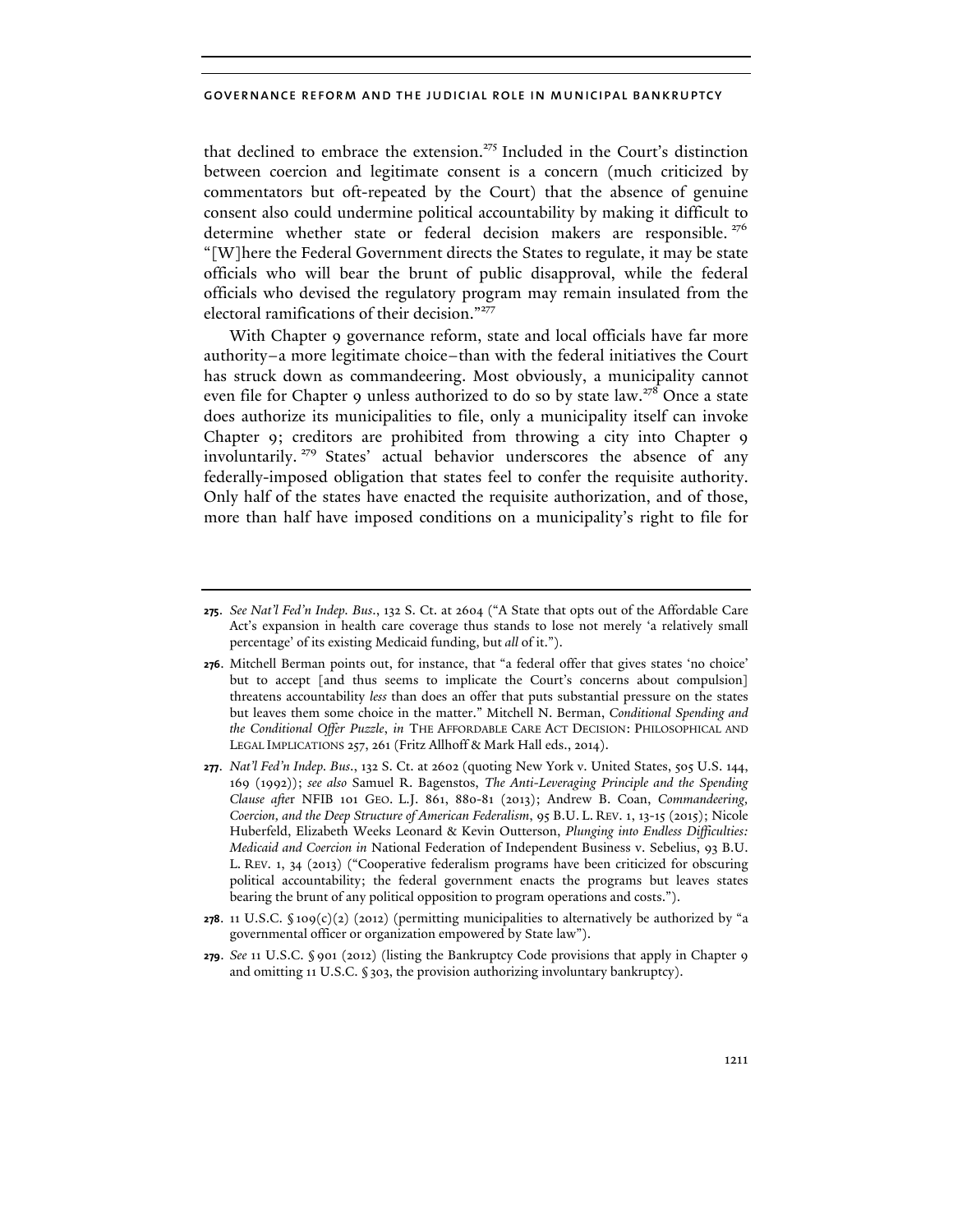that declined to embrace the extension.[275] Included in the Court's distinction between coercion and legitimate consent is a concern (much criticized by commentators but oft-repeated by the Court) that the absence of genuine consent also could undermine political accountability by making it difficult to determine whether state or federal decision makers are responsible.[276] "[W]here the Federal Government directs the States to regulate, it may be state officials who will bear the brunt of public disapproval, while the federal officials who devised the regulatory program may remain insulated from the electoral ramifications of their decision."[277]

With Chapter 9 governance reform, state and local officials have far more authority–a more legitimate choice–than with the federal initiatives the Court has struck down as commandeering. Most obviously, a municipality cannot even file for Chapter 9 unless authorized to do so by state law.[278] Once a state does authorize its municipalities to file, only a municipality itself can invoke Chapter 9; creditors are prohibited from throwing a city into Chapter 9 involuntarily.[279] States' actual behavior underscores the absence of any federally-imposed obligation that states feel to confer the requisite authority. Only half of the states have enacted the requisite authorization, and of those, more than half have imposed conditions on a municipality's right to file for

---

**275.** *See Nat'l Fed'n Indep. Bus.*, 132 S. Ct. at 2604 ("A State that opts out of the Affordable Care Act's expansion in health care coverage thus stands to lose not merely 'a relatively small percentage' of its existing Medicaid funding, but *all* of it.").

**276.** Mitchell Berman points out, for instance, that "a federal offer that gives states 'no choice' but to accept [and thus seems to implicate the Court's concerns about compulsion] threatens accountability *less* than does an offer that puts substantial pressure on the states but leaves them some choice in the matter." Mitchell N. Berman, *Conditional Spending and the Conditional Offer Puzzle*, *in* THE AFFORDABLE CARE ACT DECISION: PHILOSOPHICAL AND LEGAL IMPLICATIONS 257, 261 (Fritz Allhoff & Mark Hall eds., 2014).

**277.** *Nat'l Fed'n Indep. Bus.*, 132 S. Ct. at 2602 (quoting New York v. United States, 505 U.S. 144, 169 (1992)); *see also* Samuel R. Bagenstos, *The Anti-Leveraging Principle and the Spending Clause after* NFIB 101 GEO. L.J. 861, 880-81 (2013); Andrew B. Coan, *Commandeering, Coercion, and the Deep Structure of American Federalism*, 95 B.U. L. REV. 1, 13-15 (2015); Nicole Huberfeld, Elizabeth Weeks Leonard & Kevin Outterson, *Plunging into Endless Difficulties: Medicaid and Coercion in* National Federation of Independent Business v. Sebelius, 93 B.U. L. REV. 1, 34 (2013) ("Cooperative federalism programs have been criticized for obscuring political accountability; the federal government enacts the programs but leaves states bearing the brunt of any political opposition to program operations and costs.").

**278.** 11 U.S.C. § 109(c)(2) (2012) (permitting municipalities to alternatively be authorized by "a governmental officer or organization empowered by State law").

**279.** *See* 11 U.S.C. § 901 (2012) (listing the Bankruptcy Code provisions that apply in Chapter 9 and omitting 11 U.S.C. § 303, the provision authorizing involuntary bankruptcy).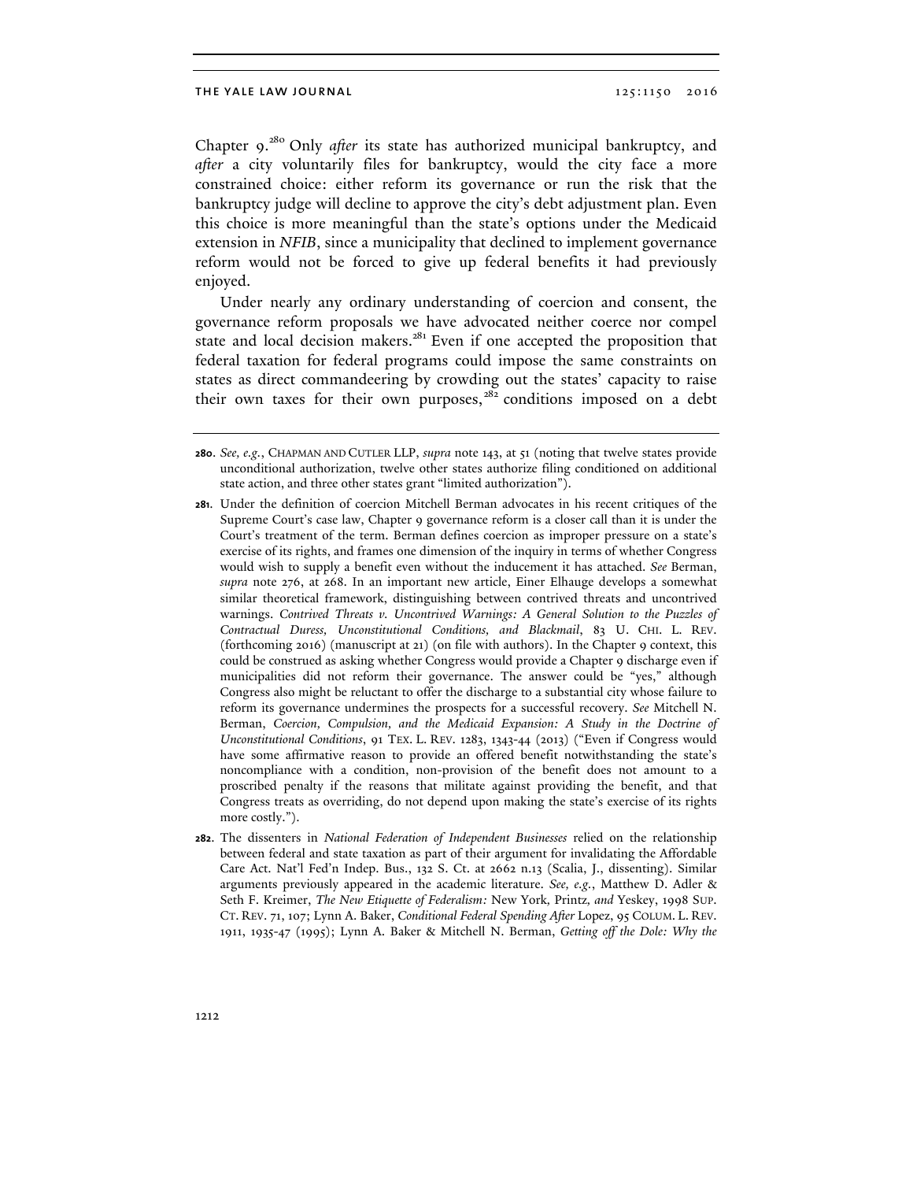Chapter 9.[280] Only *after* its state has authorized municipal bankruptcy, and *after* a city voluntarily files for bankruptcy, would the city face a more constrained choice: either reform its governance or run the risk that the bankruptcy judge will decline to approve the city's debt adjustment plan. Even this choice is more meaningful than the state's options under the Medicaid extension in *NFIB*, since a municipality that declined to implement governance reform would not be forced to give up federal benefits it had previously enjoyed.

Under nearly any ordinary understanding of coercion and consent, the governance reform proposals we have advocated neither coerce nor compel state and local decision makers.[281] Even if one accepted the proposition that federal taxation for federal programs could impose the same constraints on states as direct commandeering by crowding out the states' capacity to raise their own taxes for their own purposes,[282] conditions imposed on a debt

---

**280.** *See, e.g.*, CHAPMAN AND CUTLER LLP, *supra* note 143, at 51 (noting that twelve states provide unconditional authorization, twelve other states authorize filing conditioned on additional state action, and three other states grant "limited authorization").

**281.** Under the definition of coercion Mitchell Berman advocates in his recent critiques of the Supreme Court's case law, Chapter 9 governance reform is a closer call than it is under the Court's treatment of the term. Berman defines coercion as improper pressure on a state's exercise of its rights, and frames one dimension of the inquiry in terms of whether Congress would wish to supply a benefit even without the inducement it has attached. *See* Berman, *supra* note 276, at 268. In an important new article, Einer Elhauge develops a somewhat similar theoretical framework, distinguishing between contrived threats and uncontrived warnings. *Contrived Threats v. Uncontrived Warnings: A General Solution to the Puzzles of Contractual Duress, Unconstitutional Conditions, and Blackmail*, 83 U. CHI. L. REV. (forthcoming 2016) (manuscript at 21) (on file with authors). In the Chapter 9 context, this could be construed as asking whether Congress would provide a Chapter 9 discharge even if municipalities did not reform their governance. The answer could be "yes," although Congress also might be reluctant to offer the discharge to a substantial city whose failure to reform its governance undermines the prospects for a successful recovery. *See* Mitchell N. Berman, *Coercion, Compulsion, and the Medicaid Expansion: A Study in the Doctrine of Unconstitutional Conditions*, 91 TEX. L. REV. 1283, 1343-44 (2013) ("Even if Congress would have some affirmative reason to provide an offered benefit notwithstanding the state's noncompliance with a condition, non-provision of the benefit does not amount to a proscribed penalty if the reasons that militate against providing the benefit, and that Congress treats as overriding, do not depend upon making the state's exercise of its rights more costly.").

**282.** The dissenters in *National Federation of Independent Businesses* relied on the relationship between federal and state taxation as part of their argument for invalidating the Affordable Care Act. Nat'l Fed'n Indep. Bus., 132 S. Ct. at 2662 n.13 (Scalia, J., dissenting). Similar arguments previously appeared in the academic literature. *See, e.g.*, Matthew D. Adler & Seth F. Kreimer, *The New Etiquette of Federalism:* New York, Printz, *and* Yeskey, 1998 SUP. CT. REV. 71, 107; Lynn A. Baker, *Conditional Federal Spending After* Lopez, 95 COLUM. L. REV. 1911, 1935-47 (1995); Lynn A. Baker & Mitchell N. Berman, *Getting off the Dole: Why the*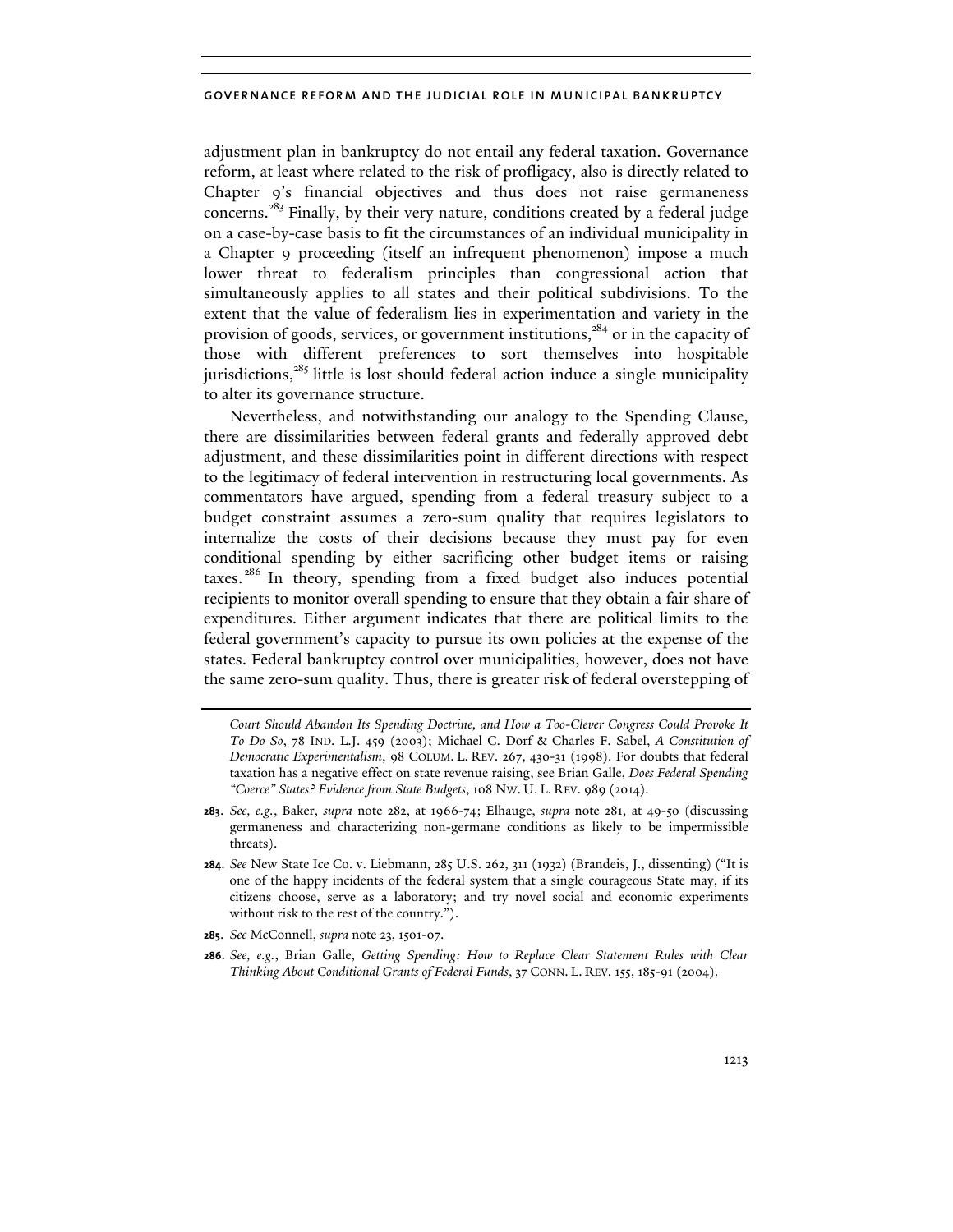adjustment plan in bankruptcy do not entail any federal taxation. Governance reform, at least where related to the risk of profligacy, also is directly related to Chapter 9's financial objectives and thus does not raise germaneness concerns.[283] Finally, by their very nature, conditions created by a federal judge on a case-by-case basis to fit the circumstances of an individual municipality in a Chapter 9 proceeding (itself an infrequent phenomenon) impose a much lower threat to federalism principles than congressional action that simultaneously applies to all states and their political subdivisions. To the extent that the value of federalism lies in experimentation and variety in the provision of goods, services, or government institutions,[284] or in the capacity of those with different preferences to sort themselves into hospitable jurisdictions,[285] little is lost should federal action induce a single municipality to alter its governance structure.

Nevertheless, and notwithstanding our analogy to the Spending Clause, there are dissimilarities between federal grants and federally approved debt adjustment, and these dissimilarities point in different directions with respect to the legitimacy of federal intervention in restructuring local governments. As commentators have argued, spending from a federal treasury subject to a budget constraint assumes a zero-sum quality that requires legislators to internalize the costs of their decisions because they must pay for even conditional spending by either sacrificing other budget items or raising taxes.[286] In theory, spending from a fixed budget also induces potential recipients to monitor overall spending to ensure that they obtain a fair share of expenditures. Either argument indicates that there are political limits to the federal government's capacity to pursue its own policies at the expense of the states. Federal bankruptcy control over municipalities, however, does not have the same zero-sum quality. Thus, there is greater risk of federal overstepping of

---

*Court Should Abandon Its Spending Doctrine, and How a Too-Clever Congress Could Provoke It To Do So*, 78 IND. L.J. 459 (2003); Michael C. Dorf & Charles F. Sabel, *A Constitution of Democratic Experimentalism*, 98 COLUM. L. REV. 267, 430-31 (1998). For doubts that federal taxation has a negative effect on state revenue raising, see Brian Galle, *Does Federal Spending "Coerce" States? Evidence from State Budgets*, 108 NW. U. L. REV. 989 (2014).

283. *See, e.g.*, Baker, *supra* note 282, at 1966-74; Elhauge, *supra* note 281, at 49-50 (discussing germaneness and characterizing non-germane conditions as likely to be impermissible threats).

284. *See* New State Ice Co. v. Liebmann, 285 U.S. 262, 311 (1932) (Brandeis, J., dissenting) ("It is one of the happy incidents of the federal system that a single courageous State may, if its citizens choose, serve as a laboratory; and try novel social and economic experiments without risk to the rest of the country.").

285. *See* McConnell, *supra* note 23, 1501-07.

286. *See, e.g.*, Brian Galle, *Getting Spending: How to Replace Clear Statement Rules with Clear Thinking About Conditional Grants of Federal Funds*, 37 CONN. L. REV. 155, 185-91 (2004).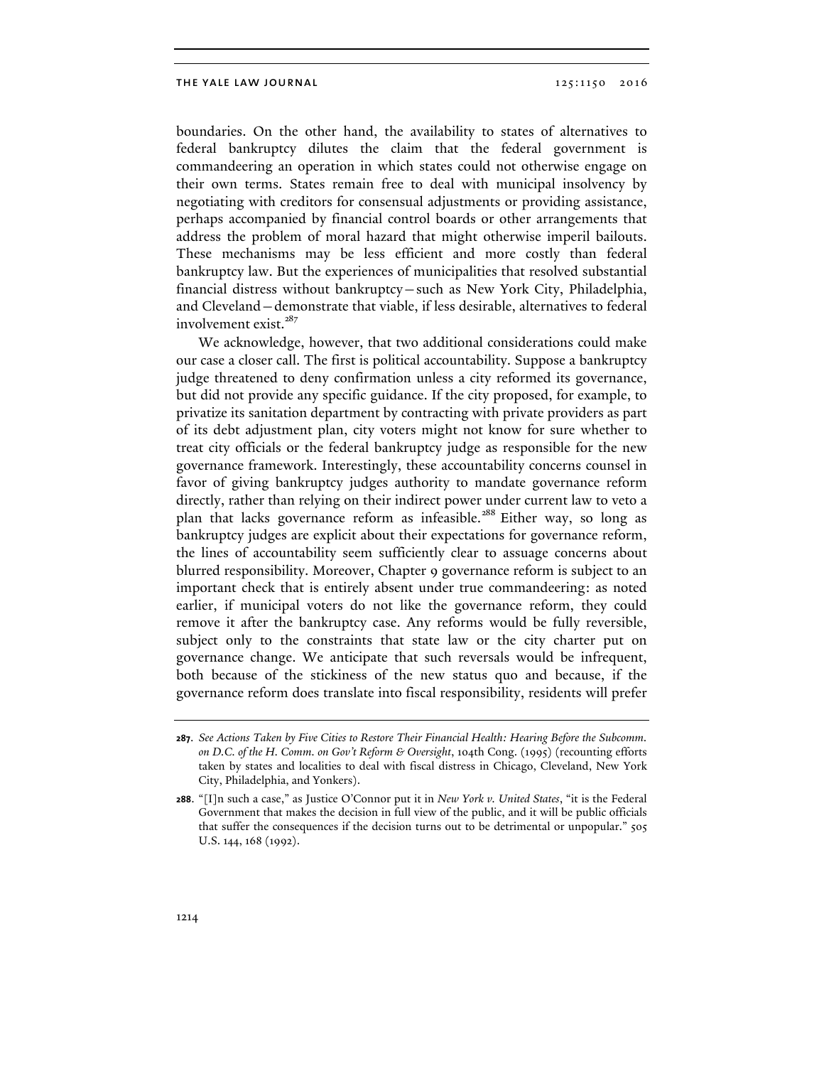boundaries. On the other hand, the availability to states of alternatives to federal bankruptcy dilutes the claim that the federal government is commandeering an operation in which states could not otherwise engage on their own terms. States remain free to deal with municipal insolvency by negotiating with creditors for consensual adjustments or providing assistance, perhaps accompanied by financial control boards or other arrangements that address the problem of moral hazard that might otherwise imperil bailouts. These mechanisms may be less efficient and more costly than federal bankruptcy law. But the experiences of municipalities that resolved substantial financial distress without bankruptcy—such as New York City, Philadelphia, and Cleveland—demonstrate that viable, if less desirable, alternatives to federal involvement exist.[287]

We acknowledge, however, that two additional considerations could make our case a closer call. The first is political accountability. Suppose a bankruptcy judge threatened to deny confirmation unless a city reformed its governance, but did not provide any specific guidance. If the city proposed, for example, to privatize its sanitation department by contracting with private providers as part of its debt adjustment plan, city voters might not know for sure whether to treat city officials or the federal bankruptcy judge as responsible for the new governance framework. Interestingly, these accountability concerns counsel in favor of giving bankruptcy judges authority to mandate governance reform directly, rather than relying on their indirect power under current law to veto a plan that lacks governance reform as infeasible.[288] Either way, so long as bankruptcy judges are explicit about their expectations for governance reform, the lines of accountability seem sufficiently clear to assuage concerns about blurred responsibility. Moreover, Chapter 9 governance reform is subject to an important check that is entirely absent under true commandeering: as noted earlier, if municipal voters do not like the governance reform, they could remove it after the bankruptcy case. Any reforms would be fully reversible, subject only to the constraints that state law or the city charter put on governance change. We anticipate that such reversals would be infrequent, both because of the stickiness of the new status quo and because, if the governance reform does translate into fiscal responsibility, residents will prefer

---

**287.** *See Actions Taken by Five Cities to Restore Their Financial Health: Hearing Before the Subcomm. on D.C. of the H. Comm. on Gov't Reform & Oversight*, 104th Cong. (1995) (recounting efforts taken by states and localities to deal with fiscal distress in Chicago, Cleveland, New York City, Philadelphia, and Yonkers).

**288.** "[I]n such a case," as Justice O'Connor put it in *New York v. United States*, "it is the Federal Government that makes the decision in full view of the public, and it will be public officials that suffer the consequences if the decision turns out to be detrimental or unpopular." 505 U.S. 144, 168 (1992).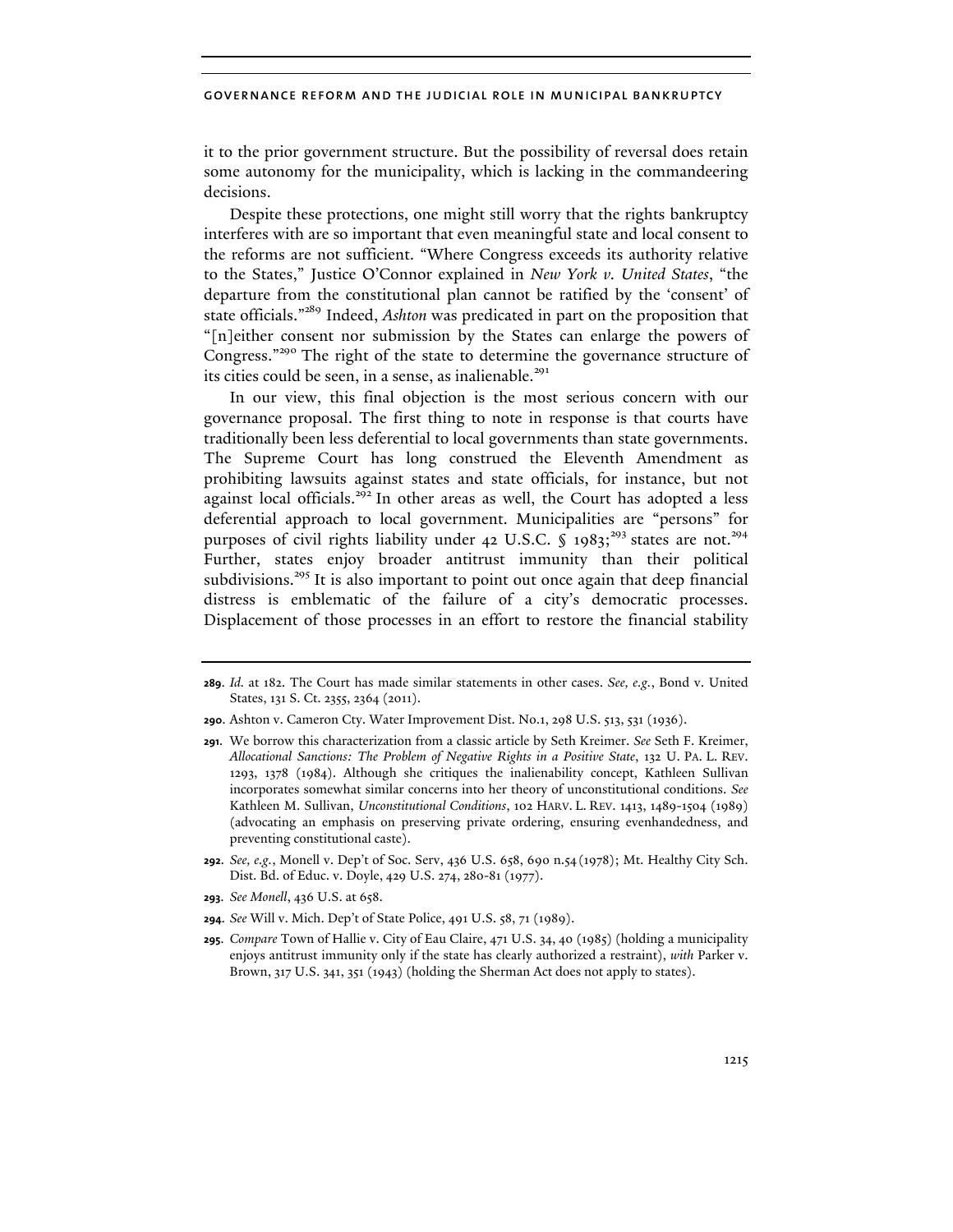it to the prior government structure. But the possibility of reversal does retain some autonomy for the municipality, which is lacking in the commandeering decisions.

Despite these protections, one might still worry that the rights bankruptcy interferes with are so important that even meaningful state and local consent to the reforms are not sufficient. "Where Congress exceeds its authority relative to the States," Justice O'Connor explained in *New York v. United States*, "the departure from the constitutional plan cannot be ratified by the 'consent' of state officials."[289] Indeed, *Ashton* was predicated in part on the proposition that "[n]either consent nor submission by the States can enlarge the powers of Congress."[290] The right of the state to determine the governance structure of its cities could be seen, in a sense, as inalienable.[291]

In our view, this final objection is the most serious concern with our governance proposal. The first thing to note in response is that courts have traditionally been less deferential to local governments than state governments. The Supreme Court has long construed the Eleventh Amendment as prohibiting lawsuits against states and state officials, for instance, but not against local officials.[292] In other areas as well, the Court has adopted a less deferential approach to local government. Municipalities are "persons" for purposes of civil rights liability under 42 U.S.C. § 1983;[293] states are not.[294] Further, states enjoy broader antitrust immunity than their political subdivisions.[295] It is also important to point out once again that deep financial distress is emblematic of the failure of a city's democratic processes. Displacement of those processes in an effort to restore the financial stability

---

**289.** *Id.* at 182. The Court has made similar statements in other cases. *See, e.g.*, Bond v. United States, 131 S. Ct. 2355, 2364 (2011).

**290.** Ashton v. Cameron Cty. Water Improvement Dist. No.1, 298 U.S. 513, 531 (1936).

**291.** We borrow this characterization from a classic article by Seth Kreimer. *See* Seth F. Kreimer, *Allocational Sanctions: The Problem of Negative Rights in a Positive State*, 132 U. PA. L. REV. 1293, 1378 (1984). Although she critiques the inalienability concept, Kathleen Sullivan incorporates somewhat similar concerns into her theory of unconstitutional conditions. *See* Kathleen M. Sullivan, *Unconstitutional Conditions*, 102 HARV. L. REV. 1413, 1489-1504 (1989) (advocating an emphasis on preserving private ordering, ensuring evenhandedness, and preventing constitutional caste).

**292.** *See, e.g.*, Monell v. Dep't of Soc. Serv, 436 U.S. 658, 690 n.54 (1978); Mt. Healthy City Sch. Dist. Bd. of Educ. v. Doyle, 429 U.S. 274, 280-81 (1977).

**293.** *See Monell*, 436 U.S. at 658.

**294.** *See* Will v. Mich. Dep't of State Police, 491 U.S. 58, 71 (1989).

**295.** *Compare* Town of Hallie v. City of Eau Claire, 471 U.S. 34, 40 (1985) (holding a municipality enjoys antitrust immunity only if the state has clearly authorized a restraint), *with* Parker v. Brown, 317 U.S. 341, 351 (1943) (holding the Sherman Act does not apply to states).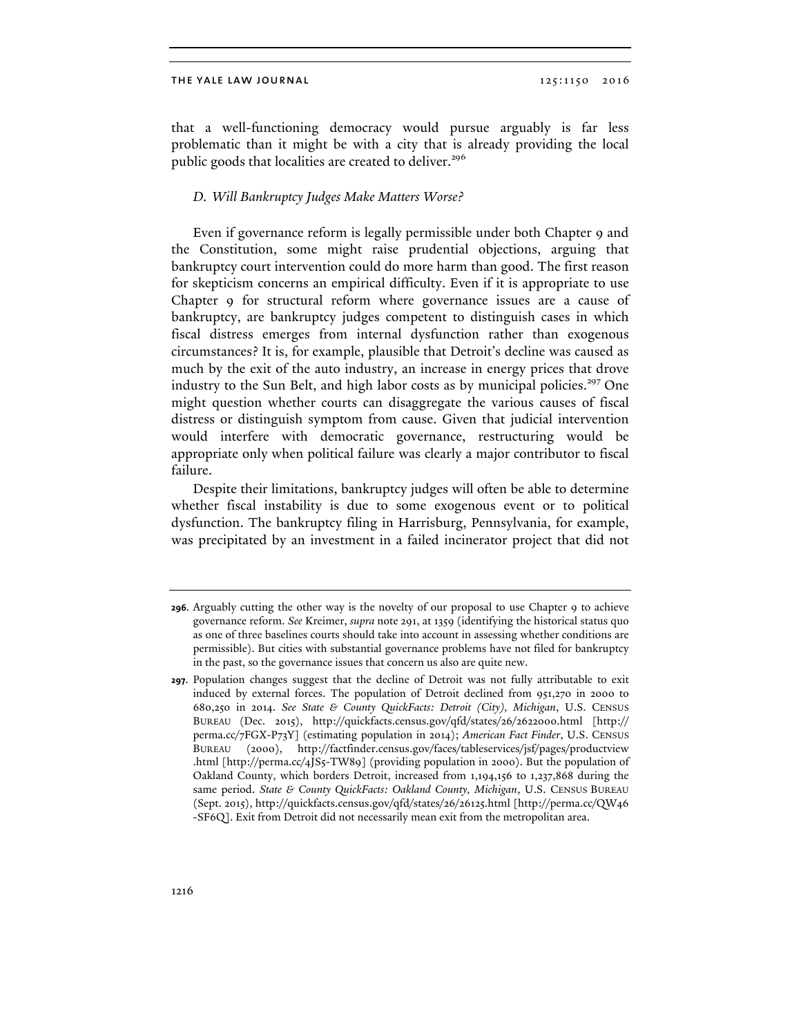that a well-functioning democracy would pursue arguably is far less problematic than it might be with a city that is already providing the local public goods that localities are created to deliver.[296]

### *D. Will Bankruptcy Judges Make Matters Worse?*

Even if governance reform is legally permissible under both Chapter 9 and the Constitution, some might raise prudential objections, arguing that bankruptcy court intervention could do more harm than good. The first reason for skepticism concerns an empirical difficulty. Even if it is appropriate to use Chapter 9 for structural reform where governance issues are a cause of bankruptcy, are bankruptcy judges competent to distinguish cases in which fiscal distress emerges from internal dysfunction rather than exogenous circumstances? It is, for example, plausible that Detroit's decline was caused as much by the exit of the auto industry, an increase in energy prices that drove industry to the Sun Belt, and high labor costs as by municipal policies.[297] One might question whether courts can disaggregate the various causes of fiscal distress or distinguish symptom from cause. Given that judicial intervention would interfere with democratic governance, restructuring would be appropriate only when political failure was clearly a major contributor to fiscal failure.

Despite their limitations, bankruptcy judges will often be able to determine whether fiscal instability is due to some exogenous event or to political dysfunction. The bankruptcy filing in Harrisburg, Pennsylvania, for example, was precipitated by an investment in a failed incinerator project that did not

---

**296.** Arguably cutting the other way is the novelty of our proposal to use Chapter 9 to achieve governance reform. *See* Kreimer, *supra* note 291, at 1359 (identifying the historical status quo as one of three baselines courts should take into account in assessing whether conditions are permissible). But cities with substantial governance problems have not filed for bankruptcy in the past, so the governance issues that concern us also are quite new.

**297.** Population changes suggest that the decline of Detroit was not fully attributable to exit induced by external forces. The population of Detroit declined from 951,270 in 2000 to 680,250 in 2014. *See State & County QuickFacts: Detroit (City), Michigan*, U.S. CENSUS BUREAU (Dec. 2015), http://quickfacts.census.gov/qfd/states/26/2622000.html [http://perma.cc/7FGX-P73Y] (estimating population in 2014); *American Fact Finder*, U.S. CENSUS BUREAU (2000), http://factfinder.census.gov/faces/tableservices/jsf/pages/productview.html [http://perma.cc/4JS5-TW89] (providing population in 2000). But the population of Oakland County, which borders Detroit, increased from 1,194,156 to 1,237,868 during the same period. *State & County QuickFacts: Oakland County, Michigan*, U.S. CENSUS BUREAU (Sept. 2015), http://quickfacts.census.gov/qfd/states/26/26125.html [http://perma.cc/QW46-SF6Q]. Exit from Detroit did not necessarily mean exit from the metropolitan area.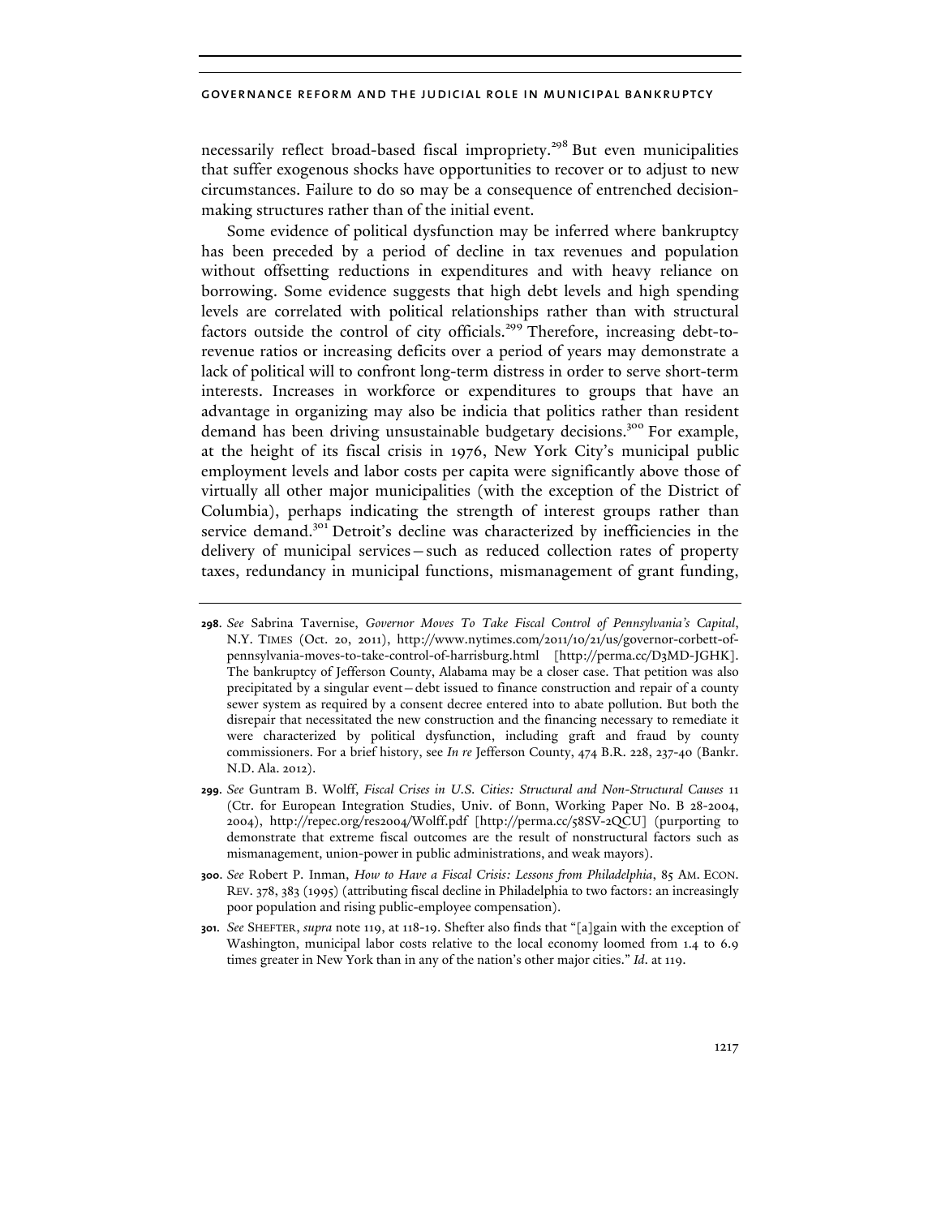necessarily reflect broad-based fiscal impropriety.[298] But even municipalities that suffer exogenous shocks have opportunities to recover or to adjust to new circumstances. Failure to do so may be a consequence of entrenched decision-making structures rather than of the initial event.

Some evidence of political dysfunction may be inferred where bankruptcy has been preceded by a period of decline in tax revenues and population without offsetting reductions in expenditures and with heavy reliance on borrowing. Some evidence suggests that high debt levels and high spending levels are correlated with political relationships rather than with structural factors outside the control of city officials.[299] Therefore, increasing debt-to-revenue ratios or increasing deficits over a period of years may demonstrate a lack of political will to confront long-term distress in order to serve short-term interests. Increases in workforce or expenditures to groups that have an advantage in organizing may also be indicia that politics rather than resident demand has been driving unsustainable budgetary decisions.[300] For example, at the height of its fiscal crisis in 1976, New York City's municipal public employment levels and labor costs per capita were significantly above those of virtually all other major municipalities (with the exception of the District of Columbia), perhaps indicating the strength of interest groups rather than service demand.[301] Detroit's decline was characterized by inefficiencies in the delivery of municipal services—such as reduced collection rates of property taxes, redundancy in municipal functions, mismanagement of grant funding,

---

**298.** *See* Sabrina Tavernise, *Governor Moves To Take Fiscal Control of Pennsylvania's Capital*, N.Y. TIMES (Oct. 20, 2011), http://www.nytimes.com/2011/10/21/us/governor-corbett-of-pennsylvania-moves-to-take-control-of-harrisburg.html [http://perma.cc/D3MD-JGHK]. The bankruptcy of Jefferson County, Alabama may be a closer case. That petition was also precipitated by a singular event—debt issued to finance construction and repair of a county sewer system as required by a consent decree entered into to abate pollution. But both the disrepair that necessitated the new construction and the financing necessary to remediate it were characterized by political dysfunction, including graft and fraud by county commissioners. For a brief history, see *In re* Jefferson County, 474 B.R. 228, 237-40 (Bankr. N.D. Ala. 2012).

**299.** *See* Guntram B. Wolff, *Fiscal Crises in U.S. Cities: Structural and Non-Structural Causes* 11 (Ctr. for European Integration Studies, Univ. of Bonn, Working Paper No. B 28-2004, 2004), http://repec.org/res2004/Wolff.pdf [http://perma.cc/58SV-2QCU] (purporting to demonstrate that extreme fiscal outcomes are the result of nonstructural factors such as mismanagement, union-power in public administrations, and weak mayors).

**300.** *See* Robert P. Inman, *How to Have a Fiscal Crisis: Lessons from Philadelphia*, 85 AM. ECON. REV. 378, 383 (1995) (attributing fiscal decline in Philadelphia to two factors: an increasingly poor population and rising public-employee compensation).

**301.** *See* SHEFTER, *supra* note 119, at 118-19. Shefter also finds that "[a]gain with the exception of Washington, municipal labor costs relative to the local economy loomed from 1.4 to 6.9 times greater in New York than in any of the nation's other major cities." *Id*. at 119.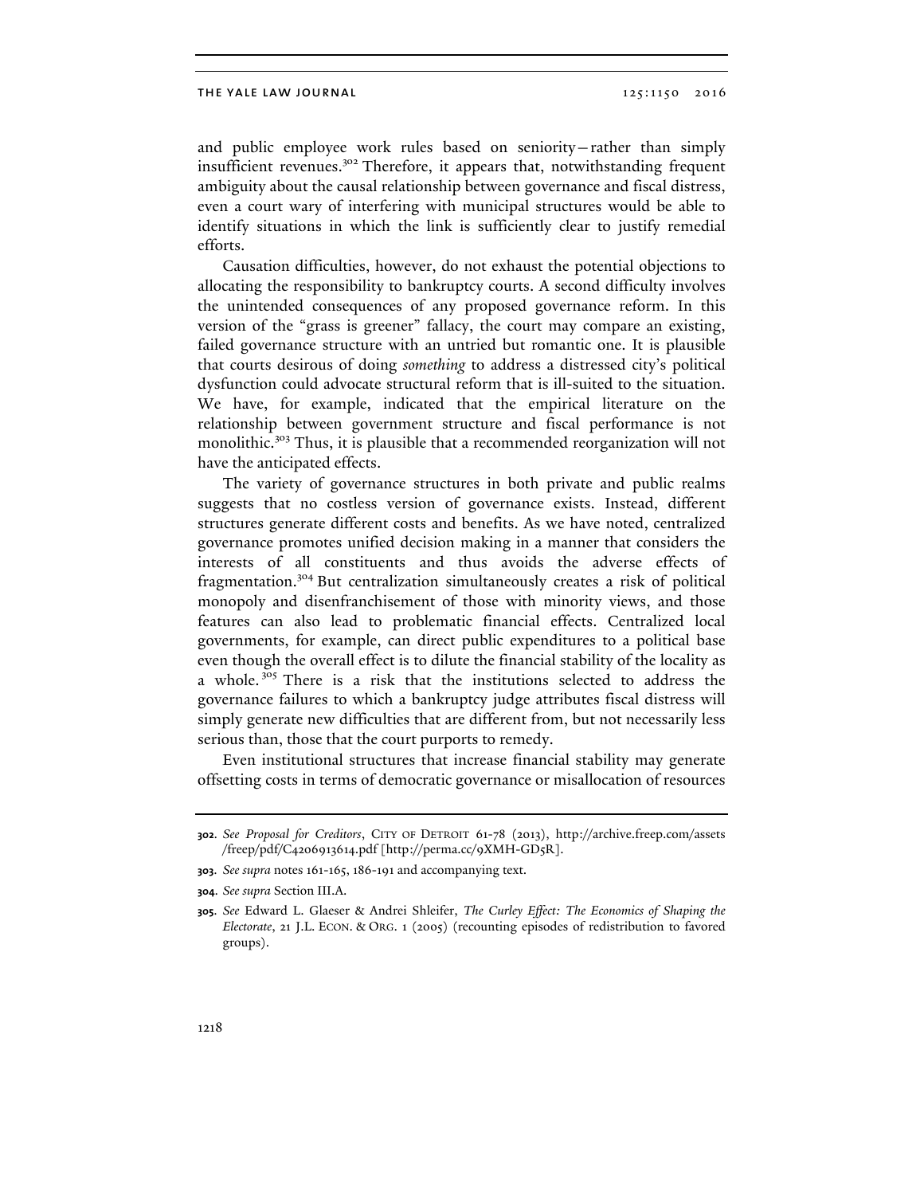and public employee work rules based on seniority—rather than simply insufficient revenues.[302] Therefore, it appears that, notwithstanding frequent ambiguity about the causal relationship between governance and fiscal distress, even a court wary of interfering with municipal structures would be able to identify situations in which the link is sufficiently clear to justify remedial efforts.

Causation difficulties, however, do not exhaust the potential objections to allocating the responsibility to bankruptcy courts. A second difficulty involves the unintended consequences of any proposed governance reform. In this version of the "grass is greener" fallacy, the court may compare an existing, failed governance structure with an untried but romantic one. It is plausible that courts desirous of doing *something* to address a distressed city's political dysfunction could advocate structural reform that is ill-suited to the situation. We have, for example, indicated that the empirical literature on the relationship between government structure and fiscal performance is not monolithic.[303] Thus, it is plausible that a recommended reorganization will not have the anticipated effects.

The variety of governance structures in both private and public realms suggests that no costless version of governance exists. Instead, different structures generate different costs and benefits. As we have noted, centralized governance promotes unified decision making in a manner that considers the interests of all constituents and thus avoids the adverse effects of fragmentation.[304] But centralization simultaneously creates a risk of political monopoly and disenfranchisement of those with minority views, and those features can also lead to problematic financial effects. Centralized local governments, for example, can direct public expenditures to a political base even though the overall effect is to dilute the financial stability of the locality as a whole.[305] There is a risk that the institutions selected to address the governance failures to which a bankruptcy judge attributes fiscal distress will simply generate new difficulties that are different from, but not necessarily less serious than, those that the court purports to remedy.

Even institutional structures that increase financial stability may generate offsetting costs in terms of democratic governance or misallocation of resources

---

**302.** *See Proposal for Creditors*, CITY OF DETROIT 61-78 (2013), http://archive.freep.com/assets/freep/pdf/C4206913614.pdf [http://perma.cc/9XMH-GD5R].

**303.** *See supra* notes 161-165, 186-191 and accompanying text.

**304.** *See supra* Section III.A.

**305.** *See* Edward L. Glaeser & Andrei Shleifer, *The Curley Effect: The Economics of Shaping the Electorate*, 21 J.L. ECON. & ORG. 1 (2005) (recounting episodes of redistribution to favored groups).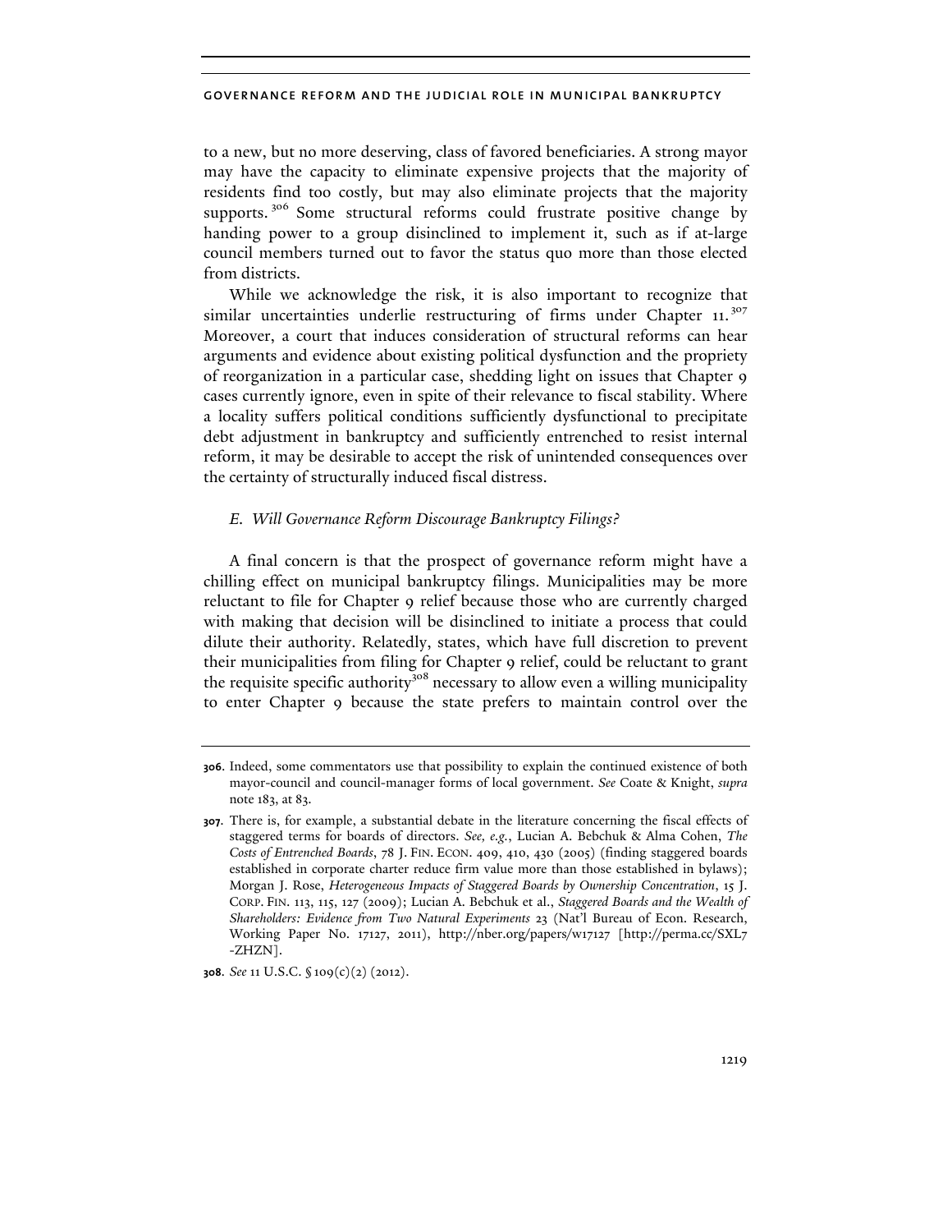to a new, but no more deserving, class of favored beneficiaries. A strong mayor may have the capacity to eliminate expensive projects that the majority of residents find too costly, but may also eliminate projects that the majority supports.[306] Some structural reforms could frustrate positive change by handing power to a group disinclined to implement it, such as if at-large council members turned out to favor the status quo more than those elected from districts.

While we acknowledge the risk, it is also important to recognize that similar uncertainties underlie restructuring of firms under Chapter 11.[307] Moreover, a court that induces consideration of structural reforms can hear arguments and evidence about existing political dysfunction and the propriety of reorganization in a particular case, shedding light on issues that Chapter 9 cases currently ignore, even in spite of their relevance to fiscal stability. Where a locality suffers political conditions sufficiently dysfunctional to precipitate debt adjustment in bankruptcy and sufficiently entrenched to resist internal reform, it may be desirable to accept the risk of unintended consequences over the certainty of structurally induced fiscal distress.

### *E. Will Governance Reform Discourage Bankruptcy Filings?*

A final concern is that the prospect of governance reform might have a chilling effect on municipal bankruptcy filings. Municipalities may be more reluctant to file for Chapter 9 relief because those who are currently charged with making that decision will be disinclined to initiate a process that could dilute their authority. Relatedly, states, which have full discretion to prevent their municipalities from filing for Chapter 9 relief, could be reluctant to grant the requisite specific authority[308] necessary to allow even a willing municipality to enter Chapter 9 because the state prefers to maintain control over the

---

**306.** Indeed, some commentators use that possibility to explain the continued existence of both mayor-council and council-manager forms of local government. *See* Coate & Knight, *supra* note 183, at 83.

**307.** There is, for example, a substantial debate in the literature concerning the fiscal effects of staggered terms for boards of directors. *See, e.g.*, Lucian A. Bebchuk & Alma Cohen, *The Costs of Entrenched Boards*, 78 J. FIN. ECON. 409, 410, 430 (2005) (finding staggered boards established in corporate charter reduce firm value more than those established in bylaws); Morgan J. Rose, *Heterogeneous Impacts of Staggered Boards by Ownership Concentration*, 15 J. CORP. FIN. 113, 115, 127 (2009); Lucian A. Bebchuk et al., *Staggered Boards and the Wealth of Shareholders: Evidence from Two Natural Experiments* 23 (Nat'l Bureau of Econ. Research, Working Paper No. 17127, 2011), http://nber.org/papers/w17127 [http://perma.cc/SXL7-ZHZN].

**308.** *See* 11 U.S.C. § 109(c)(2) (2012).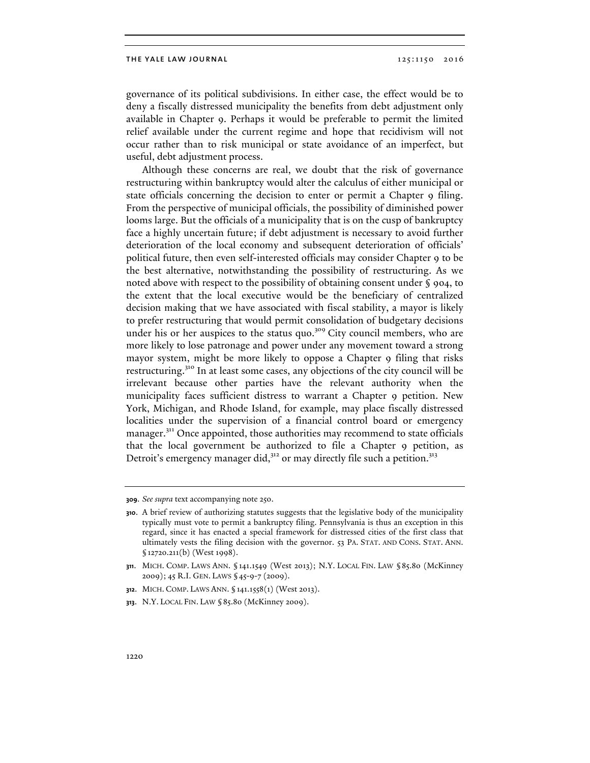governance of its political subdivisions. In either case, the effect would be to deny a fiscally distressed municipality the benefits from debt adjustment only available in Chapter 9. Perhaps it would be preferable to permit the limited relief available under the current regime and hope that recidivism will not occur rather than to risk municipal or state avoidance of an imperfect, but useful, debt adjustment process.

Although these concerns are real, we doubt that the risk of governance restructuring within bankruptcy would alter the calculus of either municipal or state officials concerning the decision to enter or permit a Chapter 9 filing. From the perspective of municipal officials, the possibility of diminished power looms large. But the officials of a municipality that is on the cusp of bankruptcy face a highly uncertain future; if debt adjustment is necessary to avoid further deterioration of the local economy and subsequent deterioration of officials' political future, then even self-interested officials may consider Chapter 9 to be the best alternative, notwithstanding the possibility of restructuring. As we noted above with respect to the possibility of obtaining consent under § 904, to the extent that the local executive would be the beneficiary of centralized decision making that we have associated with fiscal stability, a mayor is likely to prefer restructuring that would permit consolidation of budgetary decisions under his or her auspices to the status quo.[309] City council members, who are more likely to lose patronage and power under any movement toward a strong mayor system, might be more likely to oppose a Chapter 9 filing that risks restructuring.[310] In at least some cases, any objections of the city council will be irrelevant because other parties have the relevant authority when the municipality faces sufficient distress to warrant a Chapter 9 petition. New York, Michigan, and Rhode Island, for example, may place fiscally distressed localities under the supervision of a financial control board or emergency manager.[311] Once appointed, those authorities may recommend to state officials that the local government be authorized to file a Chapter 9 petition, as Detroit's emergency manager did,[312] or may directly file such a petition.[313]

---

**309.** *See supra* text accompanying note 250.

**310.** A brief review of authorizing statutes suggests that the legislative body of the municipality typically must vote to permit a bankruptcy filing. Pennsylvania is thus an exception in this regard, since it has enacted a special framework for distressed cities of the first class that ultimately vests the filing decision with the governor. 53 PA. STAT. AND CONS. STAT. ANN. § 12720.211(b) (West 1998).

**311.** MICH. COMP. LAWS ANN. § 141.1549 (West 2013); N.Y. LOCAL FIN. LAW § 85.80 (McKinney 2009); 45 R.I. GEN. LAWS § 45-9-7 (2009).

**312.** MICH. COMP. LAWS ANN. § 141.1558(1) (West 2013).

**313.** N.Y. LOCAL FIN. LAW § 85.80 (McKinney 2009).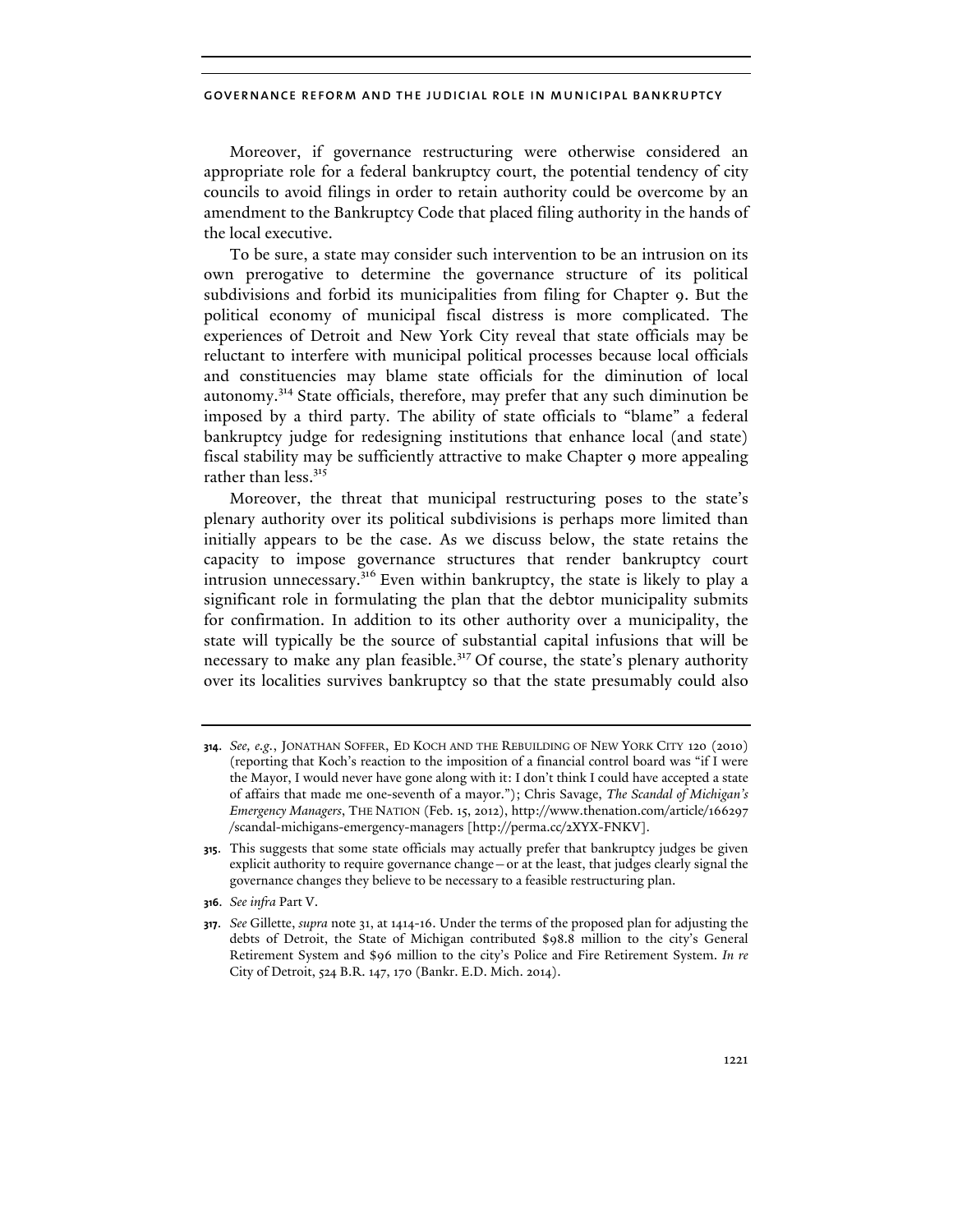Moreover, if governance restructuring were otherwise considered an appropriate role for a federal bankruptcy court, the potential tendency of city councils to avoid filings in order to retain authority could be overcome by an amendment to the Bankruptcy Code that placed filing authority in the hands of the local executive.

To be sure, a state may consider such intervention to be an intrusion on its own prerogative to determine the governance structure of its political subdivisions and forbid its municipalities from filing for Chapter 9. But the political economy of municipal fiscal distress is more complicated. The experiences of Detroit and New York City reveal that state officials may be reluctant to interfere with municipal political processes because local officials and constituencies may blame state officials for the diminution of local autonomy.[314] State officials, therefore, may prefer that any such diminution be imposed by a third party. The ability of state officials to "blame" a federal bankruptcy judge for redesigning institutions that enhance local (and state) fiscal stability may be sufficiently attractive to make Chapter 9 more appealing rather than less.[315]

Moreover, the threat that municipal restructuring poses to the state's plenary authority over its political subdivisions is perhaps more limited than initially appears to be the case. As we discuss below, the state retains the capacity to impose governance structures that render bankruptcy court intrusion unnecessary.[316] Even within bankruptcy, the state is likely to play a significant role in formulating the plan that the debtor municipality submits for confirmation. In addition to its other authority over a municipality, the state will typically be the source of substantial capital infusions that will be necessary to make any plan feasible.[317] Of course, the state's plenary authority over its localities survives bankruptcy so that the state presumably could also

---

**314.** *See, e.g.*, JONATHAN SOFFER, ED KOCH AND THE REBUILDING OF NEW YORK CITY 120 (2010) (reporting that Koch's reaction to the imposition of a financial control board was "if I were the Mayor, I would never have gone along with it: I don't think I could have accepted a state of affairs that made me one-seventh of a mayor."); Chris Savage, *The Scandal of Michigan's Emergency Managers*, THE NATION (Feb. 15, 2012), http://www.thenation.com/article/166297/scandal-michigans-emergency-managers [http://perma.cc/2XYX-FNKV].

**315.** This suggests that some state officials may actually prefer that bankruptcy judges be given explicit authority to require governance change—or at the least, that judges clearly signal the governance changes they believe to be necessary to a feasible restructuring plan.

**316.** *See infra* Part V.

**317.** *See* Gillette, *supra* note 31, at 1414-16. Under the terms of the proposed plan for adjusting the debts of Detroit, the State of Michigan contributed $98.8 million to the city's General Retirement System and $96 million to the city's Police and Fire Retirement System. *In re* City of Detroit, 524 B.R. 147, 170 (Bankr. E.D. Mich. 2014).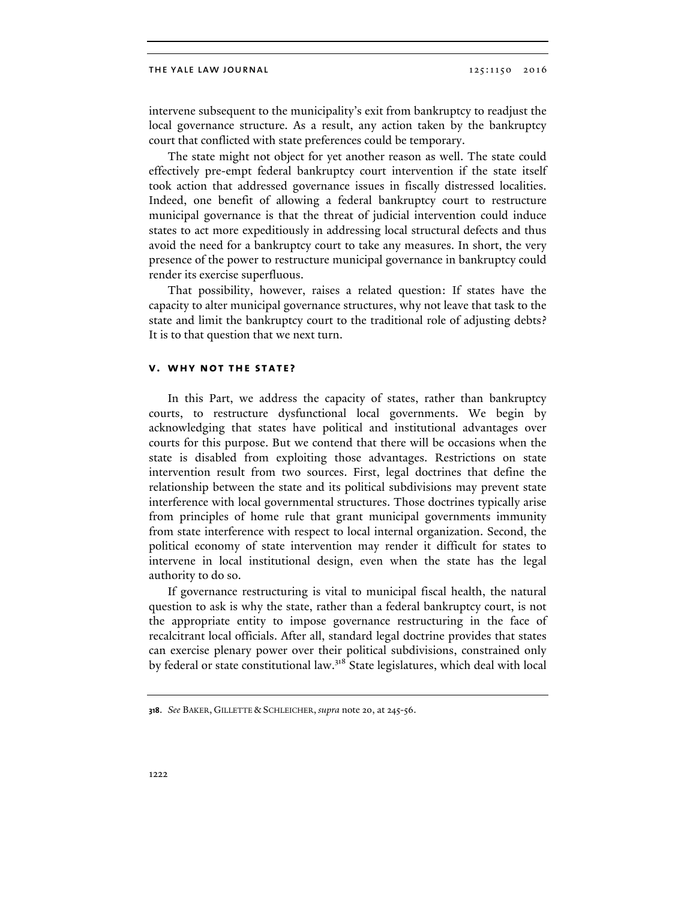intervene subsequent to the municipality's exit from bankruptcy to readjust the local governance structure. As a result, any action taken by the bankruptcy court that conflicted with state preferences could be temporary.

The state might not object for yet another reason as well. The state could effectively pre-empt federal bankruptcy court intervention if the state itself took action that addressed governance issues in fiscally distressed localities. Indeed, one benefit of allowing a federal bankruptcy court to restructure municipal governance is that the threat of judicial intervention could induce states to act more expeditiously in addressing local structural defects and thus avoid the need for a bankruptcy court to take any measures. In short, the very presence of the power to restructure municipal governance in bankruptcy could render its exercise superfluous.

That possibility, however, raises a related question: If states have the capacity to alter municipal governance structures, why not leave that task to the state and limit the bankruptcy court to the traditional role of adjusting debts? It is to that question that we next turn.

## V. WHY NOT THE STATE?

In this Part, we address the capacity of states, rather than bankruptcy courts, to restructure dysfunctional local governments. We begin by acknowledging that states have political and institutional advantages over courts for this purpose. But we contend that there will be occasions when the state is disabled from exploiting those advantages. Restrictions on state intervention result from two sources. First, legal doctrines that define the relationship between the state and its political subdivisions may prevent state interference with local governmental structures. Those doctrines typically arise from principles of home rule that grant municipal governments immunity from state interference with respect to local internal organization. Second, the political economy of state intervention may render it difficult for states to intervene in local institutional design, even when the state has the legal authority to do so.

If governance restructuring is vital to municipal fiscal health, the natural question to ask is why the state, rather than a federal bankruptcy court, is not the appropriate entity to impose governance restructuring in the face of recalcitrant local officials. After all, standard legal doctrine provides that states can exercise plenary power over their political subdivisions, constrained only by federal or state constitutional law.[318] State legislatures, which deal with local

---

**318**. *See* BAKER, GILLETTE & SCHLEICHER, *supra* note 20, at 245-56.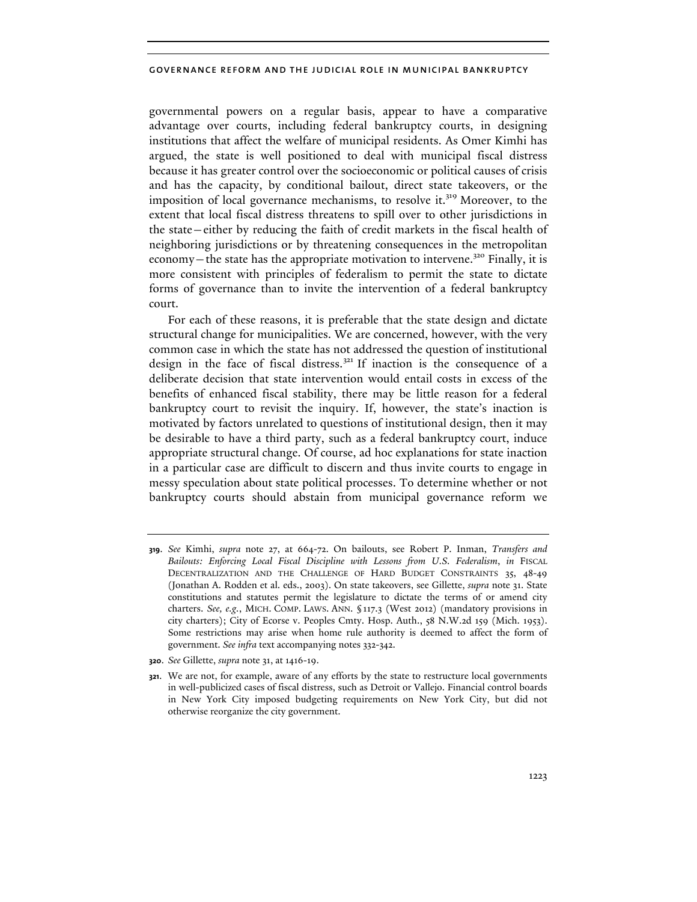governmental powers on a regular basis, appear to have a comparative advantage over courts, including federal bankruptcy courts, in designing institutions that affect the welfare of municipal residents. As Omer Kimhi has argued, the state is well positioned to deal with municipal fiscal distress because it has greater control over the socioeconomic or political causes of crisis and has the capacity, by conditional bailout, direct state takeovers, or the imposition of local governance mechanisms, to resolve it.[319] Moreover, to the extent that local fiscal distress threatens to spill over to other jurisdictions in the state—either by reducing the faith of credit markets in the fiscal health of neighboring jurisdictions or by threatening consequences in the metropolitan economy—the state has the appropriate motivation to intervene.[320] Finally, it is more consistent with principles of federalism to permit the state to dictate forms of governance than to invite the intervention of a federal bankruptcy court.

For each of these reasons, it is preferable that the state design and dictate structural change for municipalities. We are concerned, however, with the very common case in which the state has not addressed the question of institutional design in the face of fiscal distress.[321] If inaction is the consequence of a deliberate decision that state intervention would entail costs in excess of the benefits of enhanced fiscal stability, there may be little reason for a federal bankruptcy court to revisit the inquiry. If, however, the state's inaction is motivated by factors unrelated to questions of institutional design, then it may be desirable to have a third party, such as a federal bankruptcy court, induce appropriate structural change. Of course, ad hoc explanations for state inaction in a particular case are difficult to discern and thus invite courts to engage in messy speculation about state political processes. To determine whether or not bankruptcy courts should abstain from municipal governance reform we

---

**319.** *See* Kimhi, *supra* note 27, at 664-72. On bailouts, see Robert P. Inman, *Transfers and Bailouts: Enforcing Local Fiscal Discipline with Lessons from U.S. Federalism*, *in* FISCAL DECENTRALIZATION AND THE CHALLENGE OF HARD BUDGET CONSTRAINTS 35, 48-49 (Jonathan A. Rodden et al. eds., 2003). On state takeovers, see Gillette, *supra* note 31. State constitutions and statutes permit the legislature to dictate the terms of or amend city charters. *See, e.g.*, MICH. COMP. LAWS. ANN. § 117.3 (West 2012) (mandatory provisions in city charters); City of Ecorse v. Peoples Cmty. Hosp. Auth., 58 N.W.2d 159 (Mich. 1953). Some restrictions may arise when home rule authority is deemed to affect the form of government. *See infra* text accompanying notes 332-342.

**320.** *See* Gillette, *supra* note 31, at 1416-19.

**321.** We are not, for example, aware of any efforts by the state to restructure local governments in well-publicized cases of fiscal distress, such as Detroit or Vallejo. Financial control boards in New York City imposed budgeting requirements on New York City, but did not otherwise reorganize the city government.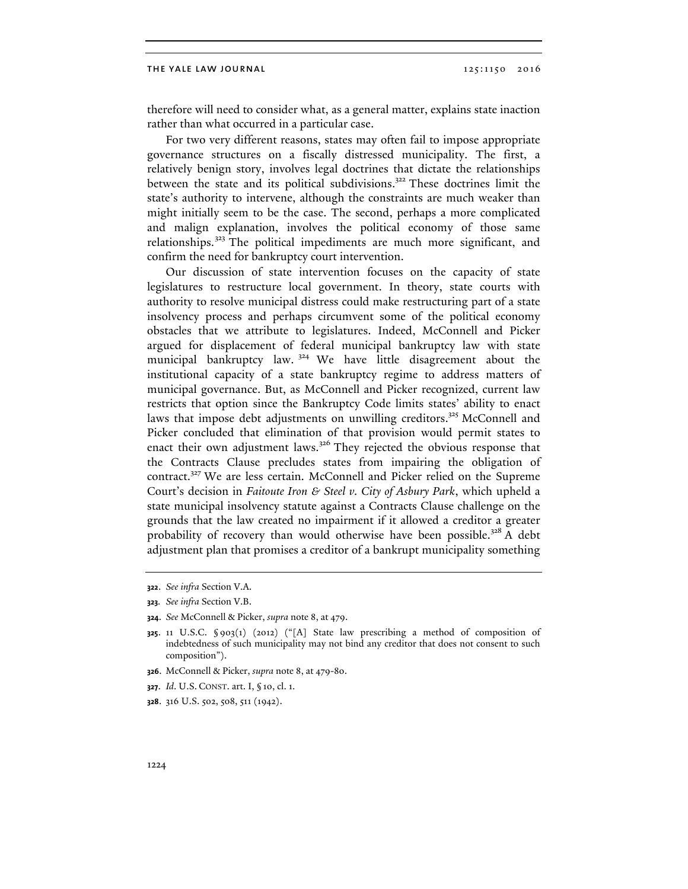therefore will need to consider what, as a general matter, explains state inaction rather than what occurred in a particular case.

For two very different reasons, states may often fail to impose appropriate governance structures on a fiscally distressed municipality. The first, a relatively benign story, involves legal doctrines that dictate the relationships between the state and its political subdivisions.[322] These doctrines limit the state's authority to intervene, although the constraints are much weaker than might initially seem to be the case. The second, perhaps a more complicated and malign explanation, involves the political economy of those same relationships.[323] The political impediments are much more significant, and confirm the need for bankruptcy court intervention.

Our discussion of state intervention focuses on the capacity of state legislatures to restructure local government. In theory, state courts with authority to resolve municipal distress could make restructuring part of a state insolvency process and perhaps circumvent some of the political economy obstacles that we attribute to legislatures. Indeed, McConnell and Picker argued for displacement of federal municipal bankruptcy law with state municipal bankruptcy law.[324] We have little disagreement about the institutional capacity of a state bankruptcy regime to address matters of municipal governance. But, as McConnell and Picker recognized, current law restricts that option since the Bankruptcy Code limits states' ability to enact laws that impose debt adjustments on unwilling creditors.[325] McConnell and Picker concluded that elimination of that provision would permit states to enact their own adjustment laws.[326] They rejected the obvious response that the Contracts Clause precludes states from impairing the obligation of contract.[327] We are less certain. McConnell and Picker relied on the Supreme Court's decision in *Faitoute Iron & Steel v. City of Asbury Park*, which upheld a state municipal insolvency statute against a Contracts Clause challenge on the grounds that the law created no impairment if it allowed a creditor a greater probability of recovery than would otherwise have been possible.[328] A debt adjustment plan that promises a creditor of a bankrupt municipality something

---

**322**. *See infra* Section V.A.

**323**. *See infra* Section V.B.

**324**. *See* McConnell & Picker, *supra* note 8, at 479.

**325**. 11 U.S.C. § 903(1) (2012) ("[A] State law prescribing a method of composition of indebtedness of such municipality may not bind any creditor that does not consent to such composition").

**326**. McConnell & Picker, *supra* note 8, at 479-80.

**327**. *Id*. U.S. CONST. art. I, § 10, cl. 1.

**328**. 316 U.S. 502, 508, 511 (1942).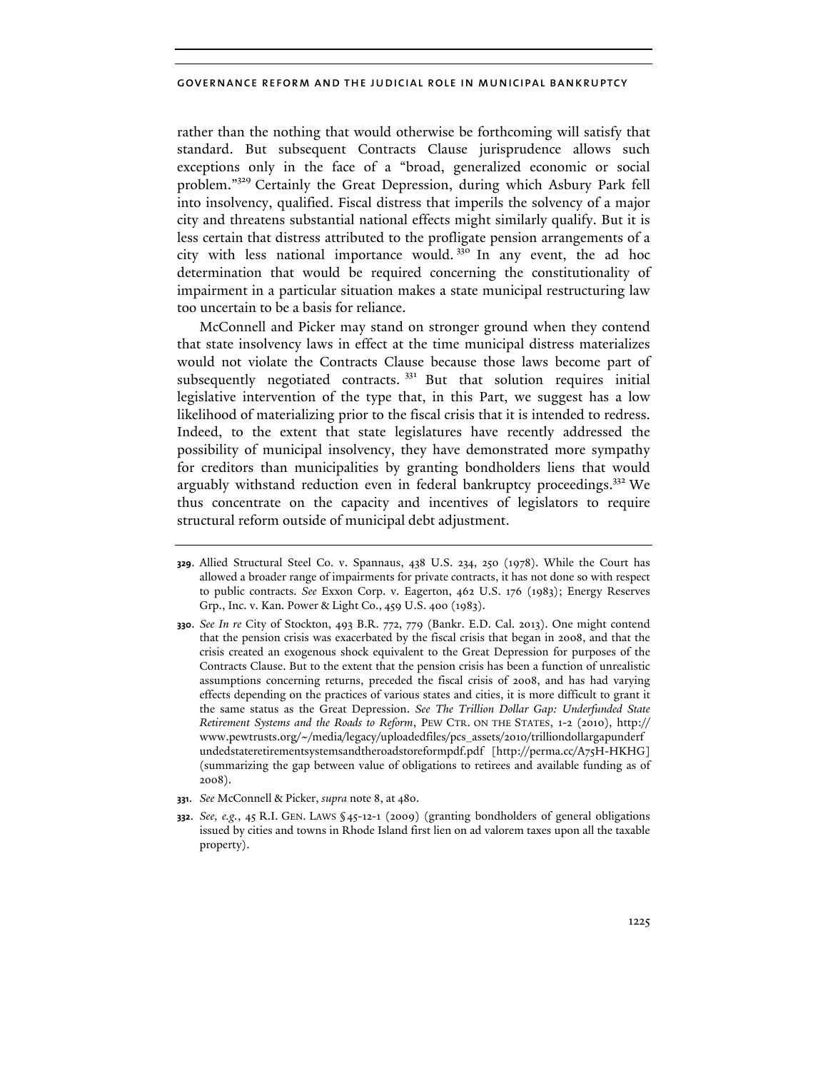rather than the nothing that would otherwise be forthcoming will satisfy that standard. But subsequent Contracts Clause jurisprudence allows such exceptions only in the face of a "broad, generalized economic or social problem."[329] Certainly the Great Depression, during which Asbury Park fell into insolvency, qualified. Fiscal distress that imperils the solvency of a major city and threatens substantial national effects might similarly qualify. But it is less certain that distress attributed to the profligate pension arrangements of a city with less national importance would.[330] In any event, the ad hoc determination that would be required concerning the constitutionality of impairment in a particular situation makes a state municipal restructuring law too uncertain to be a basis for reliance.

McConnell and Picker may stand on stronger ground when they contend that state insolvency laws in effect at the time municipal distress materializes would not violate the Contracts Clause because those laws become part of subsequently negotiated contracts.[331] But that solution requires initial legislative intervention of the type that, in this Part, we suggest has a low likelihood of materializing prior to the fiscal crisis that it is intended to redress. Indeed, to the extent that state legislatures have recently addressed the possibility of municipal insolvency, they have demonstrated more sympathy for creditors than municipalities by granting bondholders liens that would arguably withstand reduction even in federal bankruptcy proceedings.[332] We thus concentrate on the capacity and incentives of legislators to require structural reform outside of municipal debt adjustment.

---

**329**. Allied Structural Steel Co. v. Spannaus, 438 U.S. 234, 250 (1978). While the Court has allowed a broader range of impairments for private contracts, it has not done so with respect to public contracts. *See* Exxon Corp. v. Eagerton, 462 U.S. 176 (1983); Energy Reserves Grp., Inc. v. Kan. Power & Light Co., 459 U.S. 400 (1983).

**330**. *See In re* City of Stockton, 493 B.R. 772, 779 (Bankr. E.D. Cal. 2013). One might contend that the pension crisis was exacerbated by the fiscal crisis that began in 2008, and that the crisis created an exogenous shock equivalent to the Great Depression for purposes of the Contracts Clause. But to the extent that the pension crisis has been a function of unrealistic assumptions concerning returns, preceded the fiscal crisis of 2008, and has had varying effects depending on the practices of various states and cities, it is more difficult to grant it the same status as the Great Depression. *See The Trillion Dollar Gap: Underfunded State Retirement Systems and the Roads to Reform*, PEW CTR. ON THE STATES, 1-2 (2010), http://www.pewtrusts.org/~/media/legacy/uploadedfiles/pcs_assets/2010/trilliondollargapunderfundedstateretirementsystemsandtheroadstoreformpdf.pdf [http://perma.cc/A75H-HKHG] (summarizing the gap between value of obligations to retirees and available funding as of 2008).

**331**. *See* McConnell & Picker, *supra* note 8, at 480.

**332**. *See, e.g.*, 45 R.I. GEN. LAWS § 45-12-1 (2009) (granting bondholders of general obligations issued by cities and towns in Rhode Island first lien on ad valorem taxes upon all the taxable property).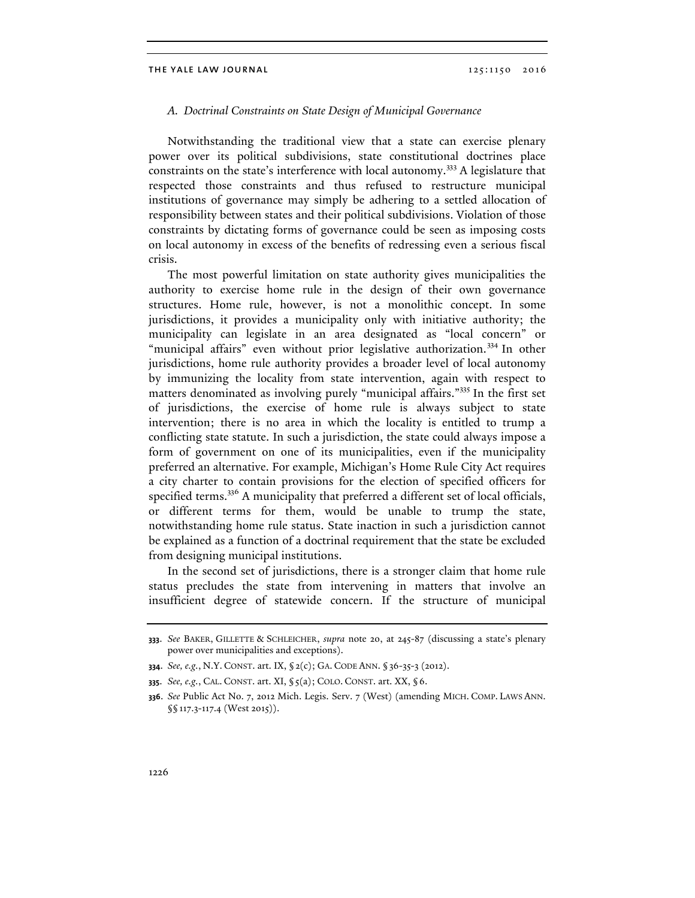### A. Doctrinal Constraints on State Design of Municipal Governance

Notwithstanding the traditional view that a state can exercise plenary power over its political subdivisions, state constitutional doctrines place constraints on the state's interference with local autonomy.[333] A legislature that respected those constraints and thus refused to restructure municipal institutions of governance may simply be adhering to a settled allocation of responsibility between states and their political subdivisions. Violation of those constraints by dictating forms of governance could be seen as imposing costs on local autonomy in excess of the benefits of redressing even a serious fiscal crisis.

The most powerful limitation on state authority gives municipalities the authority to exercise home rule in the design of their own governance structures. Home rule, however, is not a monolithic concept. In some jurisdictions, it provides a municipality only with initiative authority; the municipality can legislate in an area designated as "local concern" or "municipal affairs" even without prior legislative authorization.[334] In other jurisdictions, home rule authority provides a broader level of local autonomy by immunizing the locality from state intervention, again with respect to matters denominated as involving purely "municipal affairs."[335] In the first set of jurisdictions, the exercise of home rule is always subject to state intervention; there is no area in which the locality is entitled to trump a conflicting state statute. In such a jurisdiction, the state could always impose a form of government on one of its municipalities, even if the municipality preferred an alternative. For example, Michigan's Home Rule City Act requires a city charter to contain provisions for the election of specified officers for specified terms.[336] A municipality that preferred a different set of local officials, or different terms for them, would be unable to trump the state, notwithstanding home rule status. State inaction in such a jurisdiction cannot be explained as a function of a doctrinal requirement that the state be excluded from designing municipal institutions.

In the second set of jurisdictions, there is a stronger claim that home rule status precludes the state from intervening in matters that involve an insufficient degree of statewide concern. If the structure of municipal

---

**333.** *See* BAKER, GILLETTE & SCHLEICHER, *supra* note 20, at 245-87 (discussing a state's plenary power over municipalities and exceptions).

**334.** *See, e.g.*, N.Y. CONST. art. IX, § 2(c); GA. CODE ANN. § 36-35-3 (2012).

**335.** *See, e.g.*, CAL. CONST. art. XI, § 5(a); COLO. CONST. art. XX, § 6.

**336.** *See* Public Act No. 7, 2012 Mich. Legis. Serv. 7 (West) (amending MICH. COMP. LAWS ANN. §§ 117.3-117.4 (West 2015)).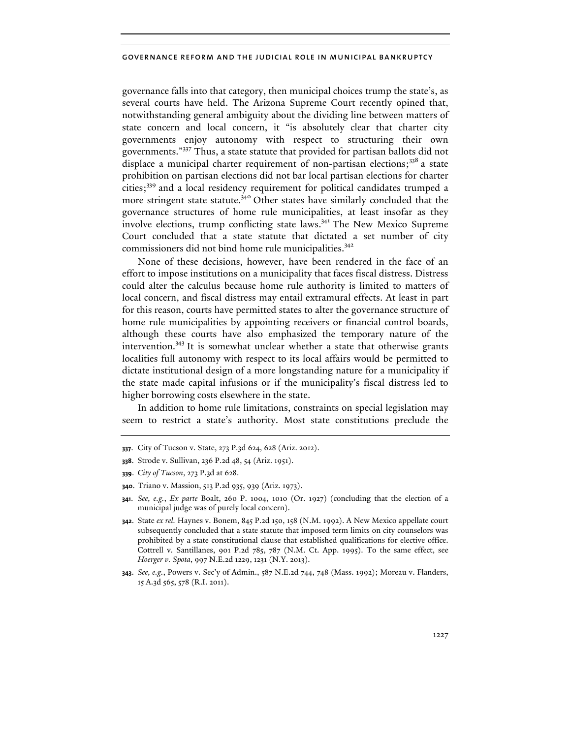governance falls into that category, then municipal choices trump the state's, as several courts have held. The Arizona Supreme Court recently opined that, notwithstanding general ambiguity about the dividing line between matters of state concern and local concern, it "is absolutely clear that charter city governments enjoy autonomy with respect to structuring their own governments."[337] Thus, a state statute that provided for partisan ballots did not displace a municipal charter requirement of non-partisan elections;[338] a state prohibition on partisan elections did not bar local partisan elections for charter cities;[339] and a local residency requirement for political candidates trumped a more stringent state statute.[340] Other states have similarly concluded that the governance structures of home rule municipalities, at least insofar as they involve elections, trump conflicting state laws.[341] The New Mexico Supreme Court concluded that a state statute that dictated a set number of city commissioners did not bind home rule municipalities.[342]

None of these decisions, however, have been rendered in the face of an effort to impose institutions on a municipality that faces fiscal distress. Distress could alter the calculus because home rule authority is limited to matters of local concern, and fiscal distress may entail extramural effects. At least in part for this reason, courts have permitted states to alter the governance structure of home rule municipalities by appointing receivers or financial control boards, although these courts have also emphasized the temporary nature of the intervention.[343] It is somewhat unclear whether a state that otherwise grants localities full autonomy with respect to its local affairs would be permitted to dictate institutional design of a more longstanding nature for a municipality if the state made capital infusions or if the municipality's fiscal distress led to higher borrowing costs elsewhere in the state.

In addition to home rule limitations, constraints on special legislation may seem to restrict a state's authority. Most state constitutions preclude the

---

**337.** City of Tucson v. State, 273 P.3d 624, 628 (Ariz. 2012).

**338.** Strode v. Sullivan, 236 P.2d 48, 54 (Ariz. 1951).

**339.** *City of Tucson*, 273 P.3d at 628.

**340.** Triano v. Massion, 513 P.2d 935, 939 (Ariz. 1973).

**341.** *See, e.g.*, *Ex parte* Boalt, 260 P. 1004, 1010 (Or. 1927) (concluding that the election of a municipal judge was of purely local concern).

**342.** State *ex rel.* Haynes v. Bonem, 845 P.2d 150, 158 (N.M. 1992). A New Mexico appellate court subsequently concluded that a state statute that imposed term limits on city counselors was prohibited by a state constitutional clause that established qualifications for elective office. Cottrell v. Santillanes, 901 P.2d 785, 787 (N.M. Ct. App. 1995). To the same effect, see *Hoerger v. Spota*, 997 N.E.2d 1229, 1231 (N.Y. 2013).

**343.** *See, e.g.*, Powers v. Sec'y of Admin., 587 N.E.2d 744, 748 (Mass. 1992); Moreau v. Flanders, 15 A.3d 565, 578 (R.I. 2011).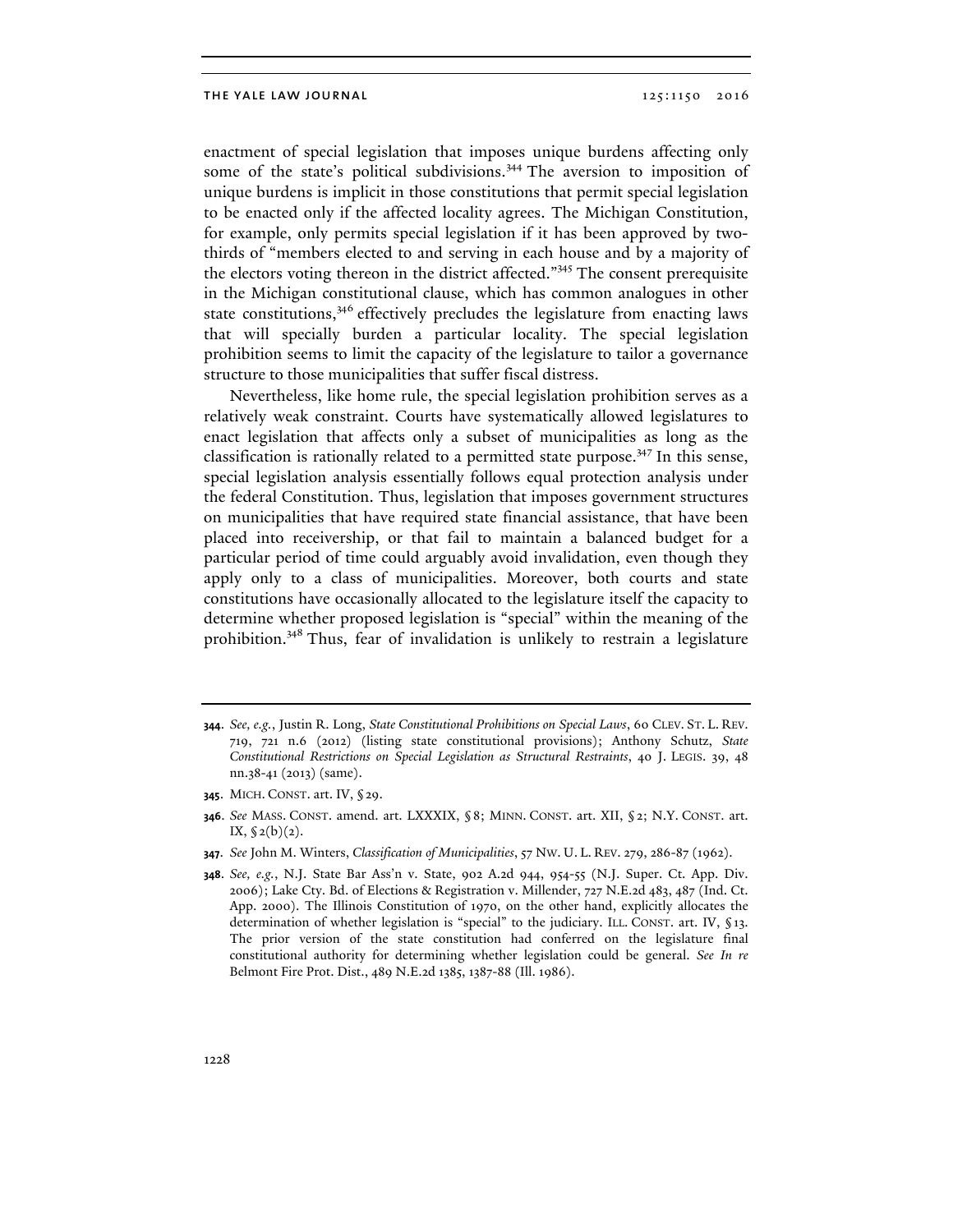enactment of special legislation that imposes unique burdens affecting only some of the state's political subdivisions.[344] The aversion to imposition of unique burdens is implicit in those constitutions that permit special legislation to be enacted only if the affected locality agrees. The Michigan Constitution, for example, only permits special legislation if it has been approved by two-thirds of "members elected to and serving in each house and by a majority of the electors voting thereon in the district affected."[345] The consent prerequisite in the Michigan constitutional clause, which has common analogues in other state constitutions,[346] effectively precludes the legislature from enacting laws that will specially burden a particular locality. The special legislation prohibition seems to limit the capacity of the legislature to tailor a governance structure to those municipalities that suffer fiscal distress.

Nevertheless, like home rule, the special legislation prohibition serves as a relatively weak constraint. Courts have systematically allowed legislatures to enact legislation that affects only a subset of municipalities as long as the classification is rationally related to a permitted state purpose.[347] In this sense, special legislation analysis essentially follows equal protection analysis under the federal Constitution. Thus, legislation that imposes government structures on municipalities that have required state financial assistance, that have been placed into receivership, or that fail to maintain a balanced budget for a particular period of time could arguably avoid invalidation, even though they apply only to a class of municipalities. Moreover, both courts and state constitutions have occasionally allocated to the legislature itself the capacity to determine whether proposed legislation is "special" within the meaning of the prohibition.[348] Thus, fear of invalidation is unlikely to restrain a legislature

---

**344.** *See, e.g.*, Justin R. Long, *State Constitutional Prohibitions on Special Laws*, 60 CLEV. ST. L. REV. 719, 721 n.6 (2012) (listing state constitutional provisions); Anthony Schutz, *State Constitutional Restrictions on Special Legislation as Structural Restraints*, 40 J. LEGIS. 39, 48 nn.38-41 (2013) (same).

**345.** MICH. CONST. art. IV, § 29.

**346.** *See* MASS. CONST. amend. art. LXXXIX, § 8; MINN. CONST. art. XII, § 2; N.Y. CONST. art. IX, § 2(b)(2).

**347.** *See* John M. Winters, *Classification of Municipalities*, 57 NW. U. L. REV. 279, 286-87 (1962).

**348.** *See, e.g.*, N.J. State Bar Ass'n v. State, 902 A.2d 944, 954-55 (N.J. Super. Ct. App. Div. 2006); Lake Cty. Bd. of Elections & Registration v. Millender, 727 N.E.2d 483, 487 (Ind. Ct. App. 2000). The Illinois Constitution of 1970, on the other hand, explicitly allocates the determination of whether legislation is "special" to the judiciary. ILL. CONST. art. IV, § 13. The prior version of the state constitution had conferred on the legislature final constitutional authority for determining whether legislation could be general. *See In re* Belmont Fire Prot. Dist., 489 N.E.2d 1385, 1387-88 (Ill. 1986).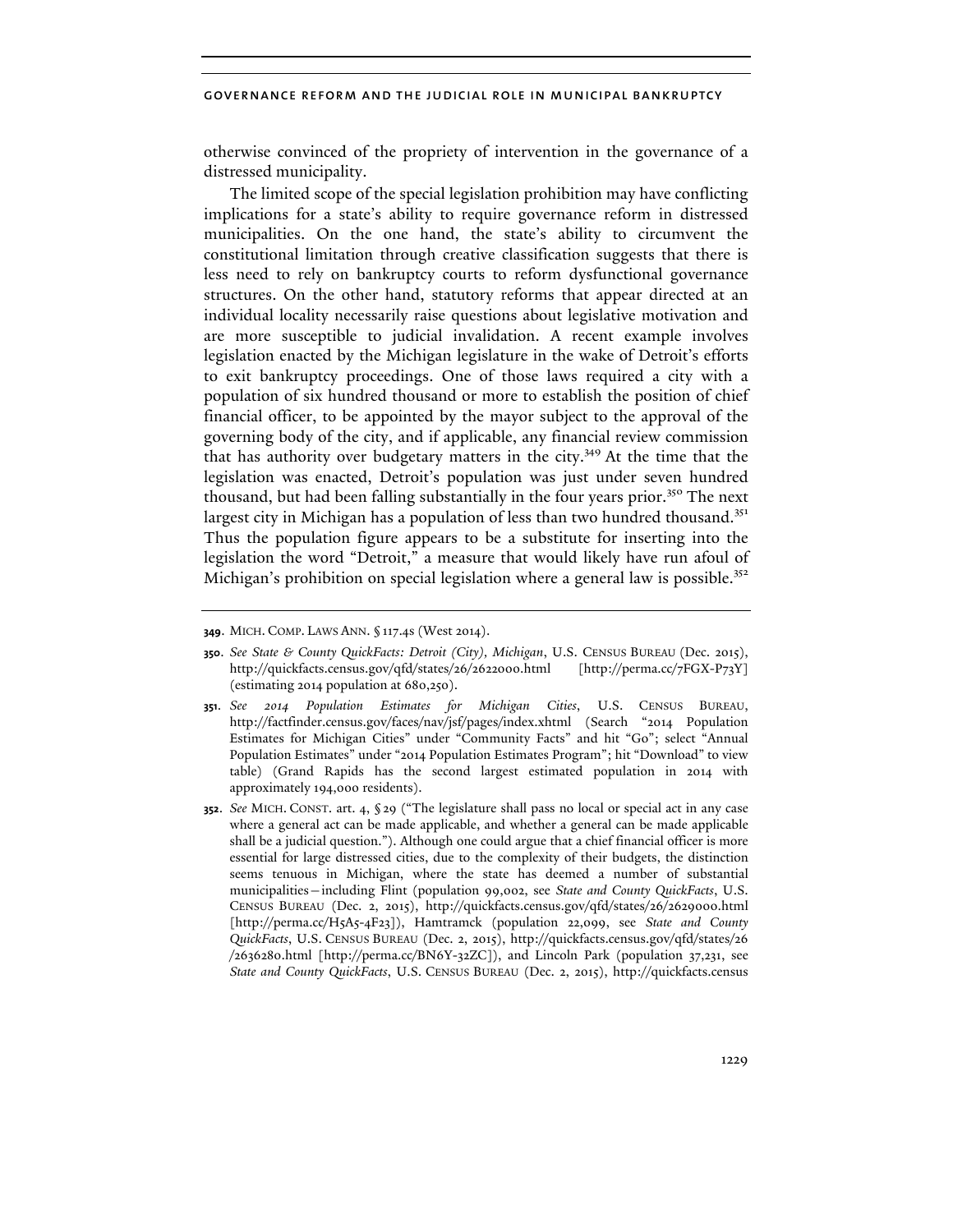otherwise convinced of the propriety of intervention in the governance of a distressed municipality.

The limited scope of the special legislation prohibition may have conflicting implications for a state's ability to require governance reform in distressed municipalities. On the one hand, the state's ability to circumvent the constitutional limitation through creative classification suggests that there is less need to rely on bankruptcy courts to reform dysfunctional governance structures. On the other hand, statutory reforms that appear directed at an individual locality necessarily raise questions about legislative motivation and are more susceptible to judicial invalidation. A recent example involves legislation enacted by the Michigan legislature in the wake of Detroit's efforts to exit bankruptcy proceedings. One of those laws required a city with a population of six hundred thousand or more to establish the position of chief financial officer, to be appointed by the mayor subject to the approval of the governing body of the city, and if applicable, any financial review commission that has authority over budgetary matters in the city.[349] At the time that the legislation was enacted, Detroit's population was just under seven hundred thousand, but had been falling substantially in the four years prior.[350] The next largest city in Michigan has a population of less than two hundred thousand.[351] Thus the population figure appears to be a substitute for inserting into the legislation the word "Detroit," a measure that would likely have run afoul of Michigan's prohibition on special legislation where a general law is possible.[352]

---

**349**. MICH. COMP. LAWS ANN. § 117.4s (West 2014).

**350**. *See State & County QuickFacts: Detroit (City), Michigan*, U.S. CENSUS BUREAU (Dec. 2015), http://quickfacts.census.gov/qfd/states/26/2622000.html [http://perma.cc/7FGX-P73Y] (estimating 2014 population at 680,250).

**351**. *See 2014 Population Estimates for Michigan Cities*, U.S. CENSUS BUREAU, http://factfinder.census.gov/faces/nav/jsf/pages/index.xhtml (Search "2014 Population Estimates for Michigan Cities" under "Community Facts" and hit "Go"; select "Annual Population Estimates" under "2014 Population Estimates Program"; hit "Download" to view table) (Grand Rapids has the second largest estimated population in 2014 with approximately 194,000 residents).

**352**. *See* MICH. CONST. art. 4, § 29 ("The legislature shall pass no local or special act in any case where a general act can be made applicable, and whether a general can be made applicable shall be a judicial question."). Although one could argue that a chief financial officer is more essential for large distressed cities, due to the complexity of their budgets, the distinction seems tenuous in Michigan, where the state has deemed a number of substantial municipalities—including Flint (population 99,002, see *State and County QuickFacts*, U.S. CENSUS BUREAU (Dec. 2, 2015), http://quickfacts.census.gov/qfd/states/26/2629000.html [http://perma.cc/H5A5-4F23]), Hamtramck (population 22,099, see *State and County QuickFacts*, U.S. CENSUS BUREAU (Dec. 2, 2015), http://quickfacts.census.gov/qfd/states/26/2636280.html [http://perma.cc/BN6Y-32ZC]), and Lincoln Park (population 37,231, see *State and County QuickFacts*, U.S. CENSUS BUREAU (Dec. 2, 2015), http://quickfacts.census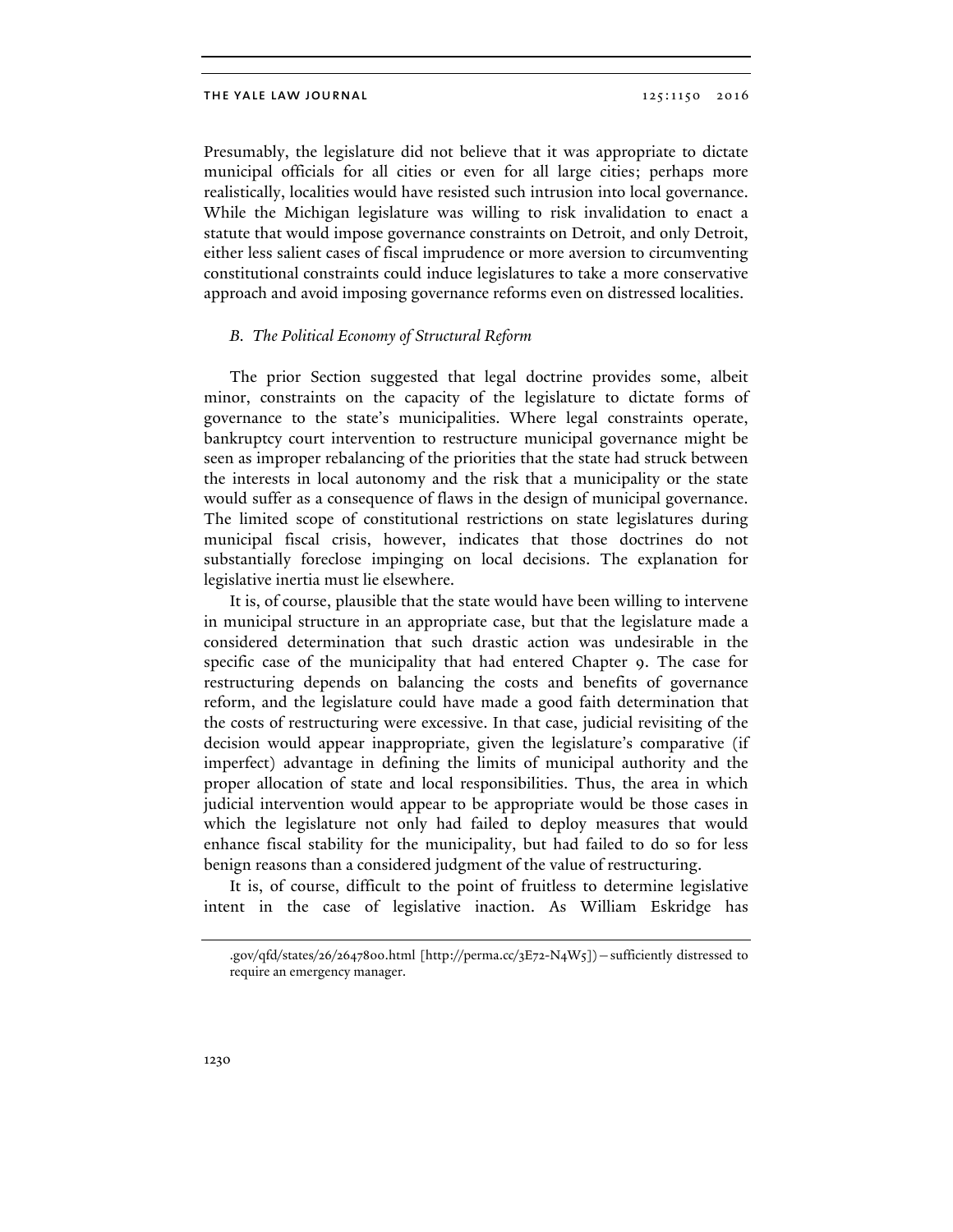Presumably, the legislature did not believe that it was appropriate to dictate municipal officials for all cities or even for all large cities; perhaps more realistically, localities would have resisted such intrusion into local governance. While the Michigan legislature was willing to risk invalidation to enact a statute that would impose governance constraints on Detroit, and only Detroit, either less salient cases of fiscal imprudence or more aversion to circumventing constitutional constraints could induce legislatures to take a more conservative approach and avoid imposing governance reforms even on distressed localities.

### *B. The Political Economy of Structural Reform*

The prior Section suggested that legal doctrine provides some, albeit minor, constraints on the capacity of the legislature to dictate forms of governance to the state's municipalities. Where legal constraints operate, bankruptcy court intervention to restructure municipal governance might be seen as improper rebalancing of the priorities that the state had struck between the interests in local autonomy and the risk that a municipality or the state would suffer as a consequence of flaws in the design of municipal governance. The limited scope of constitutional restrictions on state legislatures during municipal fiscal crisis, however, indicates that those doctrines do not substantially foreclose impinging on local decisions. The explanation for legislative inertia must lie elsewhere.

It is, of course, plausible that the state would have been willing to intervene in municipal structure in an appropriate case, but that the legislature made a considered determination that such drastic action was undesirable in the specific case of the municipality that had entered Chapter 9. The case for restructuring depends on balancing the costs and benefits of governance reform, and the legislature could have made a good faith determination that the costs of restructuring were excessive. In that case, judicial revisiting of the decision would appear inappropriate, given the legislature's comparative (if imperfect) advantage in defining the limits of municipal authority and the proper allocation of state and local responsibilities. Thus, the area in which judicial intervention would appear to be appropriate would be those cases in which the legislature not only had failed to deploy measures that would enhance fiscal stability for the municipality, but had failed to do so for less benign reasons than a considered judgment of the value of restructuring.

It is, of course, difficult to the point of fruitless to determine legislative intent in the case of legislative inaction. As William Eskridge has

.gov/qfd/states/26/2647800.html [http://perma.cc/3E72-N4W5])—sufficiently distressed to require an emergency manager.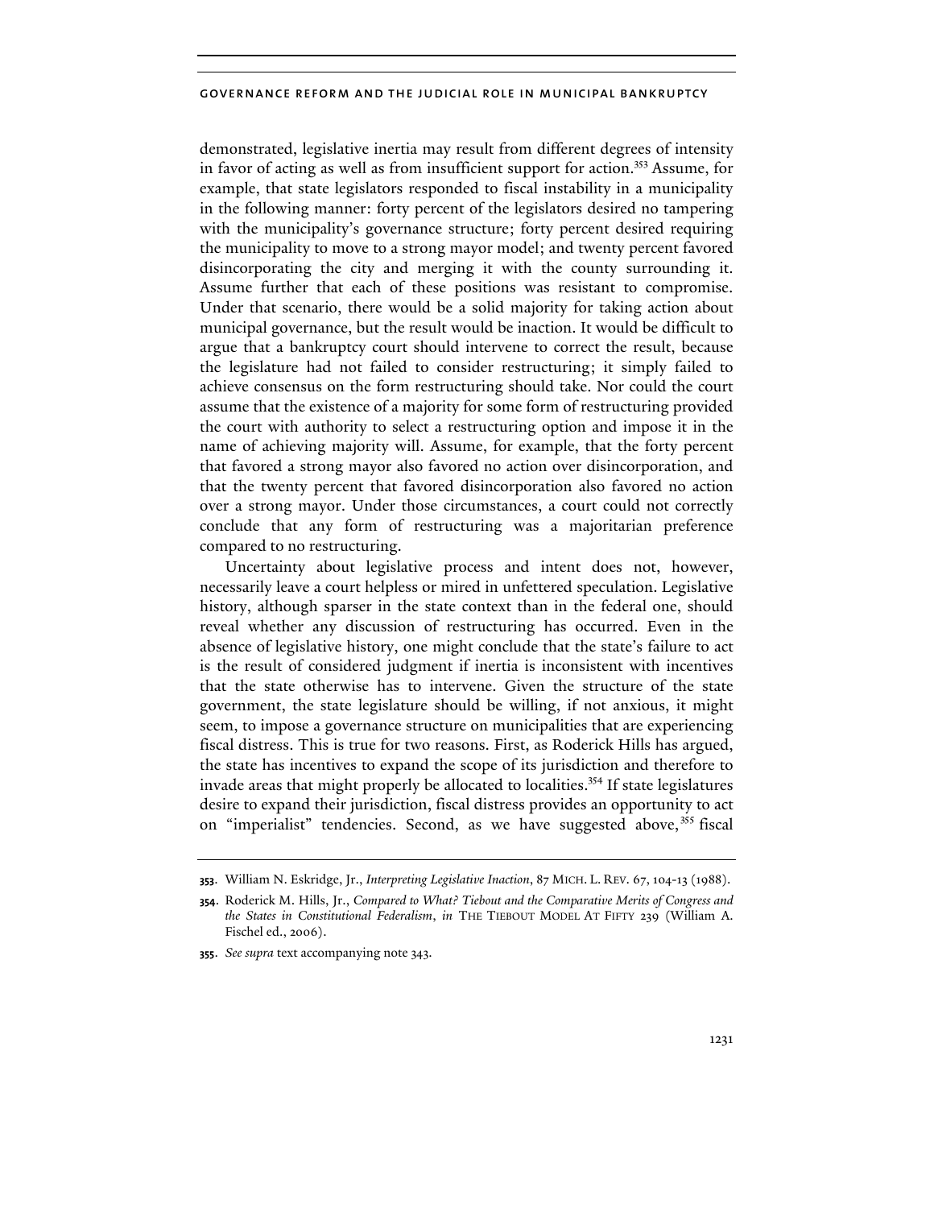demonstrated, legislative inertia may result from different degrees of intensity in favor of acting as well as from insufficient support for action.[353] Assume, for example, that state legislators responded to fiscal instability in a municipality in the following manner: forty percent of the legislators desired no tampering with the municipality's governance structure; forty percent desired requiring the municipality to move to a strong mayor model; and twenty percent favored disincorporating the city and merging it with the county surrounding it. Assume further that each of these positions was resistant to compromise. Under that scenario, there would be a solid majority for taking action about municipal governance, but the result would be inaction. It would be difficult to argue that a bankruptcy court should intervene to correct the result, because the legislature had not failed to consider restructuring; it simply failed to achieve consensus on the form restructuring should take. Nor could the court assume that the existence of a majority for some form of restructuring provided the court with authority to select a restructuring option and impose it in the name of achieving majority will. Assume, for example, that the forty percent that favored a strong mayor also favored no action over disincorporation, and that the twenty percent that favored disincorporation also favored no action over a strong mayor. Under those circumstances, a court could not correctly conclude that any form of restructuring was a majoritarian preference compared to no restructuring.

Uncertainty about legislative process and intent does not, however, necessarily leave a court helpless or mired in unfettered speculation. Legislative history, although sparser in the state context than in the federal one, should reveal whether any discussion of restructuring has occurred. Even in the absence of legislative history, one might conclude that the state's failure to act is the result of considered judgment if inertia is inconsistent with incentives that the state otherwise has to intervene. Given the structure of the state government, the state legislature should be willing, if not anxious, it might seem, to impose a governance structure on municipalities that are experiencing fiscal distress. This is true for two reasons. First, as Roderick Hills has argued, the state has incentives to expand the scope of its jurisdiction and therefore to invade areas that might properly be allocated to localities.[354] If state legislatures desire to expand their jurisdiction, fiscal distress provides an opportunity to act on "imperialist" tendencies. Second, as we have suggested above,[355] fiscal

---

353. William N. Eskridge, Jr., *Interpreting Legislative Inaction*, 87 MICH. L. REV. 67, 104-13 (1988).

354. Roderick M. Hills, Jr., *Compared to What? Tiebout and the Comparative Merits of Congress and the States in Constitutional Federalism*, *in* THE TIEBOUT MODEL AT FIFTY 239 (William A. Fischel ed., 2006).

355. *See supra* text accompanying note 343.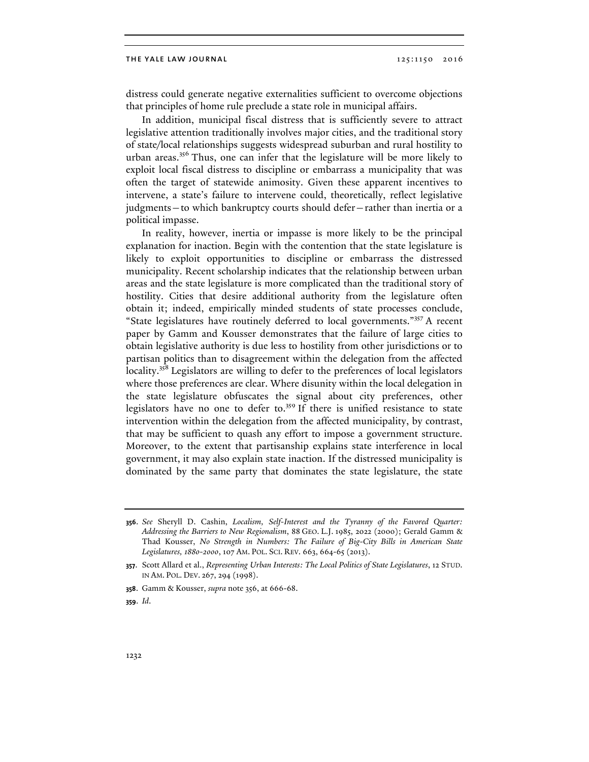distress could generate negative externalities sufficient to overcome objections that principles of home rule preclude a state role in municipal affairs.

In addition, municipal fiscal distress that is sufficiently severe to attract legislative attention traditionally involves major cities, and the traditional story of state/local relationships suggests widespread suburban and rural hostility to urban areas.[356] Thus, one can infer that the legislature will be more likely to exploit local fiscal distress to discipline or embarrass a municipality that was often the target of statewide animosity. Given these apparent incentives to intervene, a state's failure to intervene could, theoretically, reflect legislative judgments—to which bankruptcy courts should defer—rather than inertia or a political impasse.

In reality, however, inertia or impasse is more likely to be the principal explanation for inaction. Begin with the contention that the state legislature is likely to exploit opportunities to discipline or embarrass the distressed municipality. Recent scholarship indicates that the relationship between urban areas and the state legislature is more complicated than the traditional story of hostility. Cities that desire additional authority from the legislature often obtain it; indeed, empirically minded students of state processes conclude, "State legislatures have routinely deferred to local governments."[357] A recent paper by Gamm and Kousser demonstrates that the failure of large cities to obtain legislative authority is due less to hostility from other jurisdictions or to partisan politics than to disagreement within the delegation from the affected locality.[358] Legislators are willing to defer to the preferences of local legislators where those preferences are clear. Where disunity within the local delegation in the state legislature obfuscates the signal about city preferences, other legislators have no one to defer to.[359] If there is unified resistance to state intervention within the delegation from the affected municipality, by contrast, that may be sufficient to quash any effort to impose a government structure. Moreover, to the extent that partisanship explains state interference in local government, it may also explain state inaction. If the distressed municipality is dominated by the same party that dominates the state legislature, the state

---

**356.** *See* Sheryll D. Cashin, *Localism, Self-Interest and the Tyranny of the Favored Quarter: Addressing the Barriers to New Regionalism*, 88 GEO. L.J. 1985, 2022 (2000); Gerald Gamm & Thad Kousser, *No Strength in Numbers: The Failure of Big-City Bills in American State Legislatures, 1880-2000*, 107 AM. POL. SCI. REV. 663, 664-65 (2013).

**357.** Scott Allard et al., *Representing Urban Interests: The Local Politics of State Legislatures*, 12 STUD. IN AM. POL. DEV. 267, 294 (1998).

**358.** Gamm & Kousser, *supra* note 356, at 666-68.

**359.** *Id.*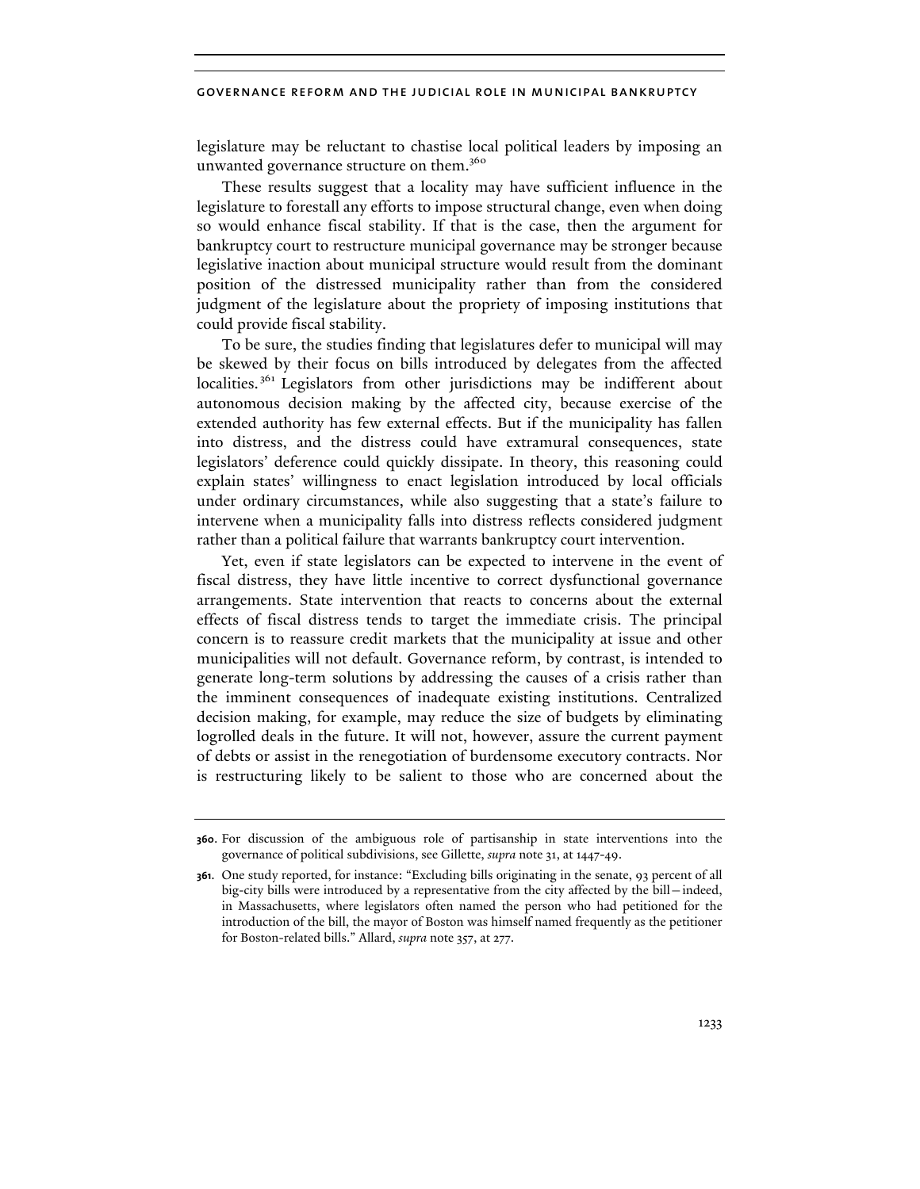legislature may be reluctant to chastise local political leaders by imposing an unwanted governance structure on them.[360]

These results suggest that a locality may have sufficient influence in the legislature to forestall any efforts to impose structural change, even when doing so would enhance fiscal stability. If that is the case, then the argument for bankruptcy court to restructure municipal governance may be stronger because legislative inaction about municipal structure would result from the dominant position of the distressed municipality rather than from the considered judgment of the legislature about the propriety of imposing institutions that could provide fiscal stability.

To be sure, the studies finding that legislatures defer to municipal will may be skewed by their focus on bills introduced by delegates from the affected localities.[361] Legislators from other jurisdictions may be indifferent about autonomous decision making by the affected city, because exercise of the extended authority has few external effects. But if the municipality has fallen into distress, and the distress could have extramural consequences, state legislators' deference could quickly dissipate. In theory, this reasoning could explain states' willingness to enact legislation introduced by local officials under ordinary circumstances, while also suggesting that a state's failure to intervene when a municipality falls into distress reflects considered judgment rather than a political failure that warrants bankruptcy court intervention.

Yet, even if state legislators can be expected to intervene in the event of fiscal distress, they have little incentive to correct dysfunctional governance arrangements. State intervention that reacts to concerns about the external effects of fiscal distress tends to target the immediate crisis. The principal concern is to reassure credit markets that the municipality at issue and other municipalities will not default. Governance reform, by contrast, is intended to generate long-term solutions by addressing the causes of a crisis rather than the imminent consequences of inadequate existing institutions. Centralized decision making, for example, may reduce the size of budgets by eliminating logrolled deals in the future. It will not, however, assure the current payment of debts or assist in the renegotiation of burdensome executory contracts. Nor is restructuring likely to be salient to those who are concerned about the

---

**360.** For discussion of the ambiguous role of partisanship in state interventions into the governance of political subdivisions, see Gillette, *supra* note 31, at 1447-49.

**361.** One study reported, for instance: "Excluding bills originating in the senate, 93 percent of all big-city bills were introduced by a representative from the city affected by the bill—indeed, in Massachusetts, where legislators often named the person who had petitioned for the introduction of the bill, the mayor of Boston was himself named frequently as the petitioner for Boston-related bills." Allard, *supra* note 357, at 277.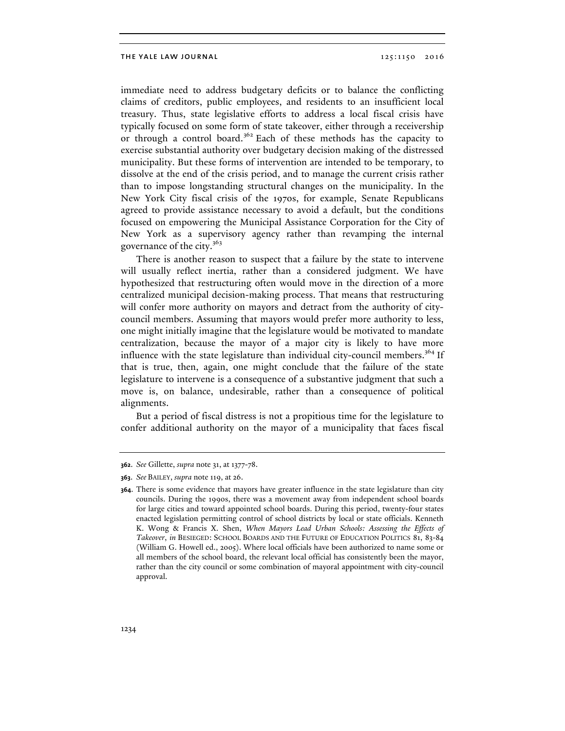immediate need to address budgetary deficits or to balance the conflicting claims of creditors, public employees, and residents to an insufficient local treasury. Thus, state legislative efforts to address a local fiscal crisis have typically focused on some form of state takeover, either through a receivership or through a control board.[362] Each of these methods has the capacity to exercise substantial authority over budgetary decision making of the distressed municipality. But these forms of intervention are intended to be temporary, to dissolve at the end of the crisis period, and to manage the current crisis rather than to impose longstanding structural changes on the municipality. In the New York City fiscal crisis of the 1970s, for example, Senate Republicans agreed to provide assistance necessary to avoid a default, but the conditions focused on empowering the Municipal Assistance Corporation for the City of New York as a supervisory agency rather than revamping the internal governance of the city.[363]

There is another reason to suspect that a failure by the state to intervene will usually reflect inertia, rather than a considered judgment. We have hypothesized that restructuring often would move in the direction of a more centralized municipal decision-making process. That means that restructuring will confer more authority on mayors and detract from the authority of city-council members. Assuming that mayors would prefer more authority to less, one might initially imagine that the legislature would be motivated to mandate centralization, because the mayor of a major city is likely to have more influence with the state legislature than individual city-council members.[364] If that is true, then, again, one might conclude that the failure of the state legislature to intervene is a consequence of a substantive judgment that such a move is, on balance, undesirable, rather than a consequence of political alignments.

But a period of fiscal distress is not a propitious time for the legislature to confer additional authority on the mayor of a municipality that faces fiscal

---

**362**. *See* Gillette, *supra* note 31, at 1377-78.

**363**. *See* BAILEY, *supra* note 119, at 26.

**364**. There is some evidence that mayors have greater influence in the state legislature than city councils. During the 1990s, there was a movement away from independent school boards for large cities and toward appointed school boards. During this period, twenty-four states enacted legislation permitting control of school districts by local or state officials. Kenneth K. Wong & Francis X. Shen, *When Mayors Lead Urban Schools: Assessing the Effects of Takeover*, *in* BESIEGED: SCHOOL BOARDS AND THE FUTURE OF EDUCATION POLITICS 81, 83-84 (William G. Howell ed., 2005). Where local officials have been authorized to name some or all members of the school board, the relevant local official has consistently been the mayor, rather than the city council or some combination of mayoral appointment with city-council approval.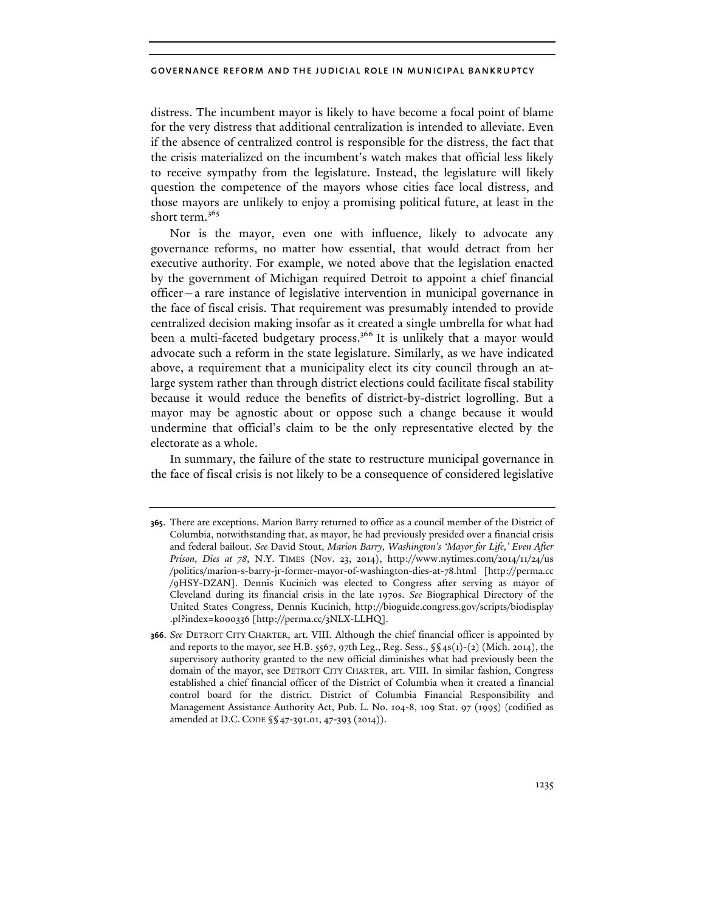distress. The incumbent mayor is likely to have become a focal point of blame for the very distress that additional centralization is intended to alleviate. Even if the absence of centralized control is responsible for the distress, the fact that the crisis materialized on the incumbent's watch makes that official less likely to receive sympathy from the legislature. Instead, the legislature will likely question the competence of the mayors whose cities face local distress, and those mayors are unlikely to enjoy a promising political future, at least in the short term.[365]

Nor is the mayor, even one with influence, likely to advocate any governance reforms, no matter how essential, that would detract from her executive authority. For example, we noted above that the legislation enacted by the government of Michigan required Detroit to appoint a chief financial officer—a rare instance of legislative intervention in municipal governance in the face of fiscal crisis. That requirement was presumably intended to provide centralized decision making insofar as it created a single umbrella for what had been a multi-faceted budgetary process.[366] It is unlikely that a mayor would advocate such a reform in the state legislature. Similarly, as we have indicated above, a requirement that a municipality elect its city council through an at-large system rather than through district elections could facilitate fiscal stability because it would reduce the benefits of district-by-district logrolling. But a mayor may be agnostic about or oppose such a change because it would undermine that official's claim to be the only representative elected by the electorate as a whole.

In summary, the failure of the state to restructure municipal governance in the face of fiscal crisis is not likely to be a consequence of considered legislative

---

**365.** There are exceptions. Marion Barry returned to office as a council member of the District of Columbia, notwithstanding that, as mayor, he had previously presided over a financial crisis and federal bailout. *See* David Stout, *Marion Barry, Washington's 'Mayor for Life,' Even After Prison, Dies at 78*, N.Y. TIMES (Nov. 23, 2014), http://www.nytimes.com/2014/11/24/us/politics/marion-s-barry-jr-former-mayor-of-washington-dies-at-78.html [http://perma.cc/9HSY-DZAN]. Dennis Kucinich was elected to Congress after serving as mayor of Cleveland during its financial crisis in the late 1970s. *See* Biographical Directory of the United States Congress, Dennis Kucinich, http://bioguide.congress.gov/scripts/biodisplay.pl?index=k000336 [http://perma.cc/3NLX-LLHQ].

**366.** *See* DETROIT CITY CHARTER, art. VIII. Although the chief financial officer is appointed by and reports to the mayor, see H.B. 5567, 97th Leg., Reg. Sess., §§ 4s(1)-(2) (Mich. 2014), the supervisory authority granted to the new official diminishes what had previously been the domain of the mayor, see DETROIT CITY CHARTER, art. VIII. In similar fashion, Congress established a chief financial officer of the District of Columbia when it created a financial control board for the district. District of Columbia Financial Responsibility and Management Assistance Authority Act, Pub. L. No. 104-8, 109 Stat. 97 (1995) (codified as amended at D.C. CODE §§ 47-391.01, 47-393 (2014)).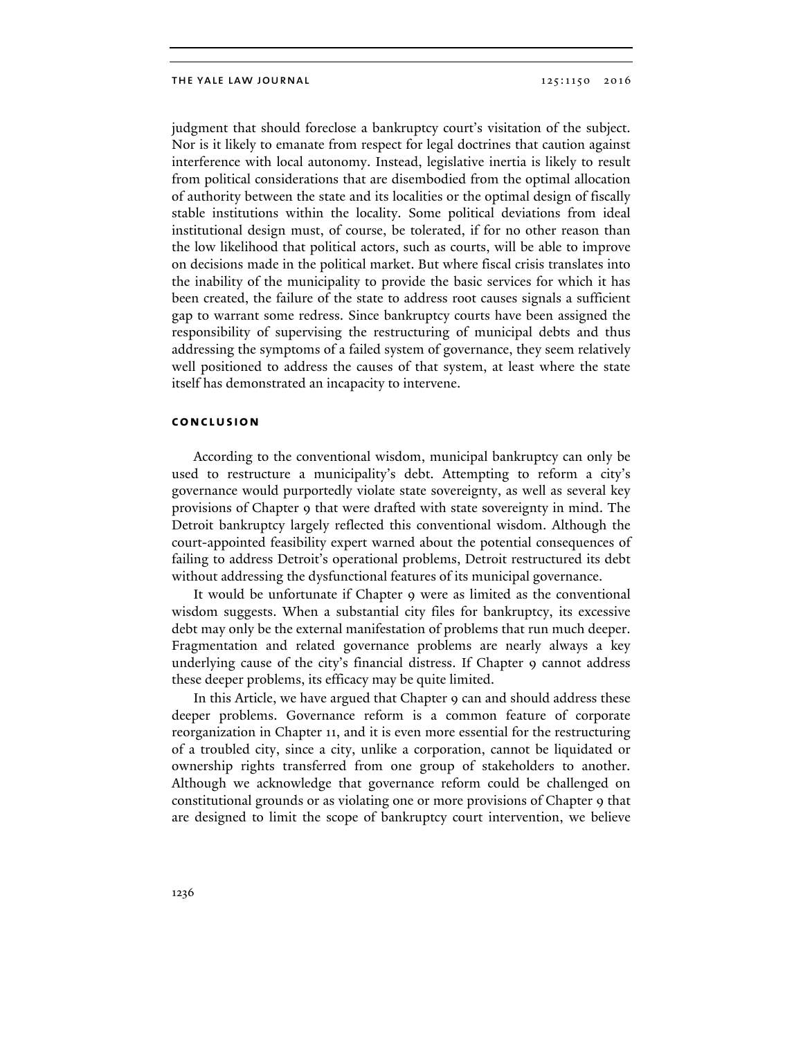judgment that should foreclose a bankruptcy court's visitation of the subject. Nor is it likely to emanate from respect for legal doctrines that caution against interference with local autonomy. Instead, legislative inertia is likely to result from political considerations that are disembodied from the optimal allocation of authority between the state and its localities or the optimal design of fiscally stable institutions within the locality. Some political deviations from ideal institutional design must, of course, be tolerated, if for no other reason than the low likelihood that political actors, such as courts, will be able to improve on decisions made in the political market. But where fiscal crisis translates into the inability of the municipality to provide the basic services for which it has been created, the failure of the state to address root causes signals a sufficient gap to warrant some redress. Since bankruptcy courts have been assigned the responsibility of supervising the restructuring of municipal debts and thus addressing the symptoms of a failed system of governance, they seem relatively well positioned to address the causes of that system, at least where the state itself has demonstrated an incapacity to intervene.

## CONCLUSION

According to the conventional wisdom, municipal bankruptcy can only be used to restructure a municipality's debt. Attempting to reform a city's governance would purportedly violate state sovereignty, as well as several key provisions of Chapter 9 that were drafted with state sovereignty in mind. The Detroit bankruptcy largely reflected this conventional wisdom. Although the court-appointed feasibility expert warned about the potential consequences of failing to address Detroit's operational problems, Detroit restructured its debt without addressing the dysfunctional features of its municipal governance.

It would be unfortunate if Chapter 9 were as limited as the conventional wisdom suggests. When a substantial city files for bankruptcy, its excessive debt may only be the external manifestation of problems that run much deeper. Fragmentation and related governance problems are nearly always a key underlying cause of the city's financial distress. If Chapter 9 cannot address these deeper problems, its efficacy may be quite limited.

In this Article, we have argued that Chapter 9 can and should address these deeper problems. Governance reform is a common feature of corporate reorganization in Chapter 11, and it is even more essential for the restructuring of a troubled city, since a city, unlike a corporation, cannot be liquidated or ownership rights transferred from one group of stakeholders to another. Although we acknowledge that governance reform could be challenged on constitutional grounds or as violating one or more provisions of Chapter 9 that are designed to limit the scope of bankruptcy court intervention, we believe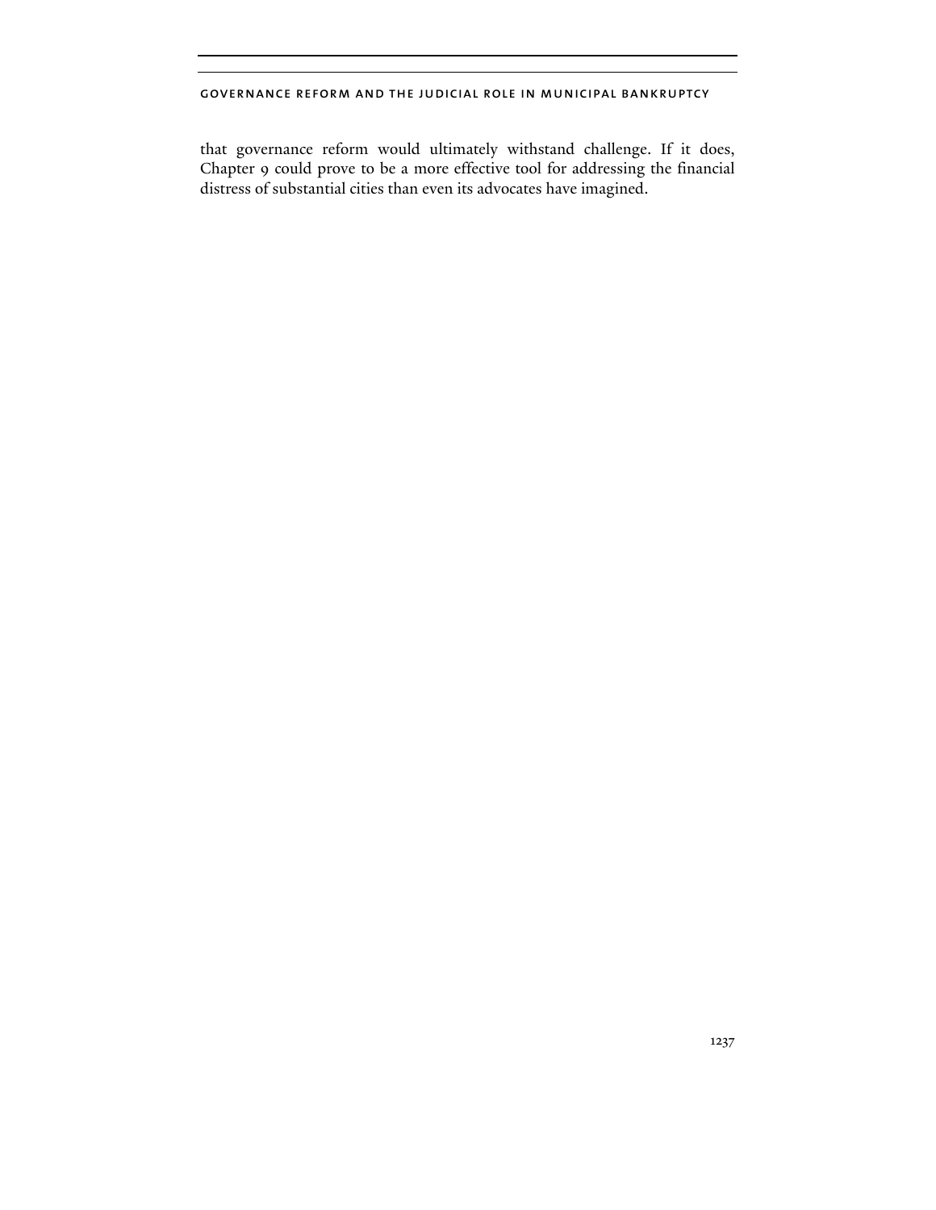that governance reform would ultimately withstand challenge. If it does, Chapter 9 could prove to be a more effective tool for addressing the financial distress of substantial cities than even its advocates have imagined.